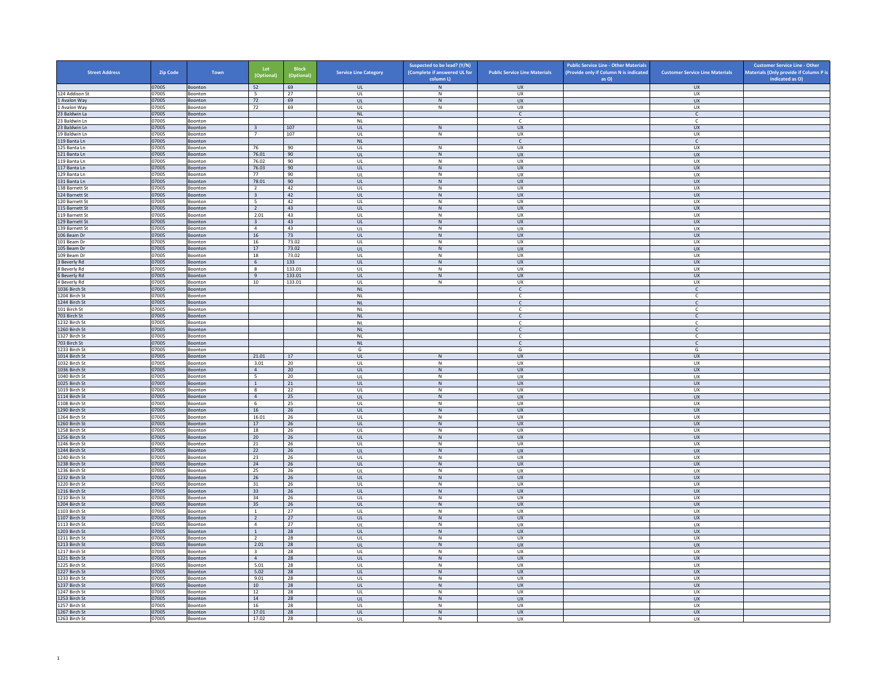| Street Address | Zip Code | Town | Lot (Optional) | Block (Optional) | Service Line Category | Suspected to be lead? (Y/N) (Complete if answered UL for column L) | Public Service Line Materials | Public Service Line - Other Materials (Provide only if Column N is indicated as O) | Customer Service Line Materials | Customer Service Line - Other Materials (Only provide if Column P is indicated as O) |
|---|---|---|---|---|---|---|---|---|---|---|
| | 07005 | Boonton | 52 | 69 | UL | N | UX | | UX | |
| 124 Addison St | 07005 | Boonton | 5 | 27 | UL | N | UX | | UX | |
| 1 Avalon Way | 07005 | Boonton | 72 | 69 | UL | N | UX | | UX | |
| 1 Avalon Way | 07005 | Boonton | 72 | 69 | UL | N | UX | | UX | |
| 23 Baldwin La | 07005 | Boonton | | | NL | | C | | C | |
| 23 Baldwin Ln | 07005 | Boonton | | | NL | | C | | C | |
| 23 Baldwin Ln | 07005 | Boonton | 3 | 107 | UL | N | UX | | UX | |
| 19 Baldwin Ln | 07005 | Boonton | 7 | 107 | UL | N | UX | | UX | |
| 119 Banta Ln | 07005 | Boonton | | | NL | | C | | C | |
| 125 Banta Ln | 07005 | Boonton | 76 | 90 | UL | N | UX | | UX | |
| 121 Banta Ln | 07005 | Boonton | 76.01 | 90 | UL | N | UX | | UX | |
| 119 Banta Ln | 07005 | Boonton | 76.02 | 90 | UL | N | UX | | UX | |
| 117 Banta Ln | 07005 | Boonton | 76.03 | 90 | UL | N | UX | | UX | |
| 129 Banta Ln | 07005 | Boonton | 77 | 90 | UL | N | UX | | UX | |
| 131 Banta Ln | 07005 | Boonton | 78.01 | 90 | UL | N | UX | | UX | |
| 138 Barnett St | 07005 | Boonton | 2 | 42 | UL | N | UX | | UX | |
| 124 Barnett St | 07005 | Boonton | 3 | 42 | UL | N | UX | | UX | |
| 120 Barnett St | 07005 | Boonton | 5 | 42 | UL | N | UX | | UX | |
| 115 Barnett St | 07005 | Boonton | 2 | 43 | UL | N | UX | | UX | |
| 119 Barnett St | 07005 | Boonton | 2.01 | 43 | UL | N | UX | | UX | |
| 129 Barnett St | 07005 | Boonton | 3 | 43 | UL | N | UX | | UX | |
| 139 Barnett St | 07005 | Boonton | 4 | 43 | UL | N | UX | | UX | |
| 106 Beam Dr | 07005 | Boonton | 16 | 73 | UL | N | UX | | UX | |
| 101 Beam Dr | 07005 | Boonton | 16 | 73.02 | UL | N | UX | | UX | |
| 105 Beam Dr | 07005 | Boonton | 17 | 73.02 | UL | N | UX | | UX | |
| 109 Beam Dr | 07005 | Boonton | 18 | 73.02 | UL | N | UX | | UX | |
| 3 Beverly Rd | 07005 | Boonton | 6 | 133 | UL | N | UX | | UX | |
| 8 Beverly Rd | 07005 | Boonton | 8 | 133.01 | UL | N | UX | | UX | |
| 6 Beverly Rd | 07005 | Boonton | 9 | 133.01 | UL | N | UX | | UX | |
| 4 Beverly Rd | 07005 | Boonton | 10 | 133.01 | UL | N | UX | | UX | |
| 1036 Birch St | 07005 | Boonton | | | NL | | C | | C | |
| 1204 Birch St | 07005 | Boonton | | | NL | | C | | C | |
| 1244 Birch St | 07005 | Boonton | | | NL | | C | | C | |
| 101 Birch St | 07005 | Boonton | | | NL | | C | | C | |
| 703 Birch St | 07005 | Boonton | | | NL | | C | | C | |
| 1232 Birch St | 07005 | Boonton | | | NL | | C | | C | |
| 1260 Birch St | 07005 | Boonton | | | NL | | C | | C | |
| 1327 Birch St | 07005 | Boonton | | | NL | | C | | C | |
| 703 Birch St | 07005 | Boonton | | | NL | | C | | C | |
| 1233 Birch St | 07005 | Boonton | | | G | | G | | G | |
| 1014 Birch St | 07005 | Boonton | 21.01 | 17 | UL | N | UX | | UX | |
| 1032 Birch St | 07005 | Boonton | 3.01 | 20 | UL | N | UX | | UX | |
| 1036 Birch St | 07005 | Boonton | 4 | 20 | UL | N | UX | | UX | |
| 1040 Birch St | 07005 | Boonton | 5 | 20 | UL | N | UX | | UX | |
| 1025 Birch St | 07005 | Boonton | 1 | 21 | UL | N | UX | | UX | |
| 1019 Birch St | 07005 | Boonton | 8 | 22 | UL | N | UX | | UX | |
| 1114 Birch St | 07005 | Boonton | 4 | 25 | UL | N | UX | | UX | |
| 1108 Birch St | 07005 | Boonton | 6 | 25 | UL | N | UX | | UX | |
| 1290 Birch St | 07005 | Boonton | 16 | 26 | UL | N | UX | | UX | |
| 1264 Birch St | 07005 | Boonton | 16.01 | 26 | UL | N | UX | | UX | |
| 1260 Birch St | 07005 | Boonton | 17 | 26 | UL | N | UX | | UX | |
| 1258 Birch St | 07005 | Boonton | 18 | 26 | UL | N | UX | | UX | |
| 1256 Birch St | 07005 | Boonton | 20 | 26 | UL | N | UX | | UX | |
| 1246 Birch St | 07005 | Boonton | 21 | 26 | UL | N | UX | | UX | |
| 1244 Birch St | 07005 | Boonton | 22 | 26 | UL | N | UX | | UX | |
| 1240 Birch St | 07005 | Boonton | 23 | 26 | UL | N | UX | | UX | |
| 1238 Birch St | 07005 | Boonton | 24 | 26 | UL | N | UX | | UX | |
| 1236 Birch St | 07005 | Boonton | 25 | 26 | UL | N | UX | | UX | |
| 1232 Birch St | 07005 | Boonton | 26 | 26 | UL | N | UX | | UX | |
| 1220 Birch St | 07005 | Boonton | 31 | 26 | UL | N | UX | | UX | |
| 1216 Birch St | 07005 | Boonton | 33 | 26 | UL | N | UX | | UX | |
| 1210 Birch St | 07005 | Boonton | 34 | 26 | UL | N | UX | | UX | |
| 1204 Birch St | 07005 | Boonton | 35 | 26 | UL | N | UX | | UX | |
| 1103 Birch St | 07005 | Boonton | 1 | 27 | UL | N | UX | | UX | |
| 1107 Birch St | 07005 | Boonton | 2 | 27 | UL | N | UX | | UX | |
| 1113 Birch St | 07005 | Boonton | 4 | 27 | UL | N | UX | | UX | |
| 1203 Birch St | 07005 | Boonton | 1 | 28 | UL | N | UX | | UX | |
| 1211 Birch St | 07005 | Boonton | 2 | 28 | UL | N | UX | | UX | |
| 1213 Birch St | 07005 | Boonton | 2.01 | 28 | UL | N | UX | | UX | |
| 1217 Birch St | 07005 | Boonton | 3 | 28 | UL | N | UX | | UX | |
| 1221 Birch St | 07005 | Boonton | 4 | 28 | UL | N | UX | | UX | |
| 1225 Birch St | 07005 | Boonton | 5.01 | 28 | UL | N | UX | | UX | |
| 1227 Birch St | 07005 | Boonton | 5.02 | 28 | UL | N | UX | | UX | |
| 1233 Birch St | 07005 | Boonton | 9.01 | 28 | UL | N | UX | | UX | |
| 1237 Birch St | 07005 | Boonton | 10 | 28 | UL | N | UX | | UX | |
| 1247 Birch St | 07005 | Boonton | 12 | 28 | UL | N | UX | | UX | |
| 1253 Birch St | 07005 | Boonton | 14 | 28 | UL | N | UX | | UX | |
| 1257 Birch St | 07005 | Boonton | 16 | 28 | UL | N | UX | | UX | |
| 1267 Birch St | 07005 | Boonton | 17.01 | 28 | UL | N | UX | | UX | |
| 1263 Birch St | 07005 | Boonton | 17.02 | 28 | UL | N | UX | | UX | |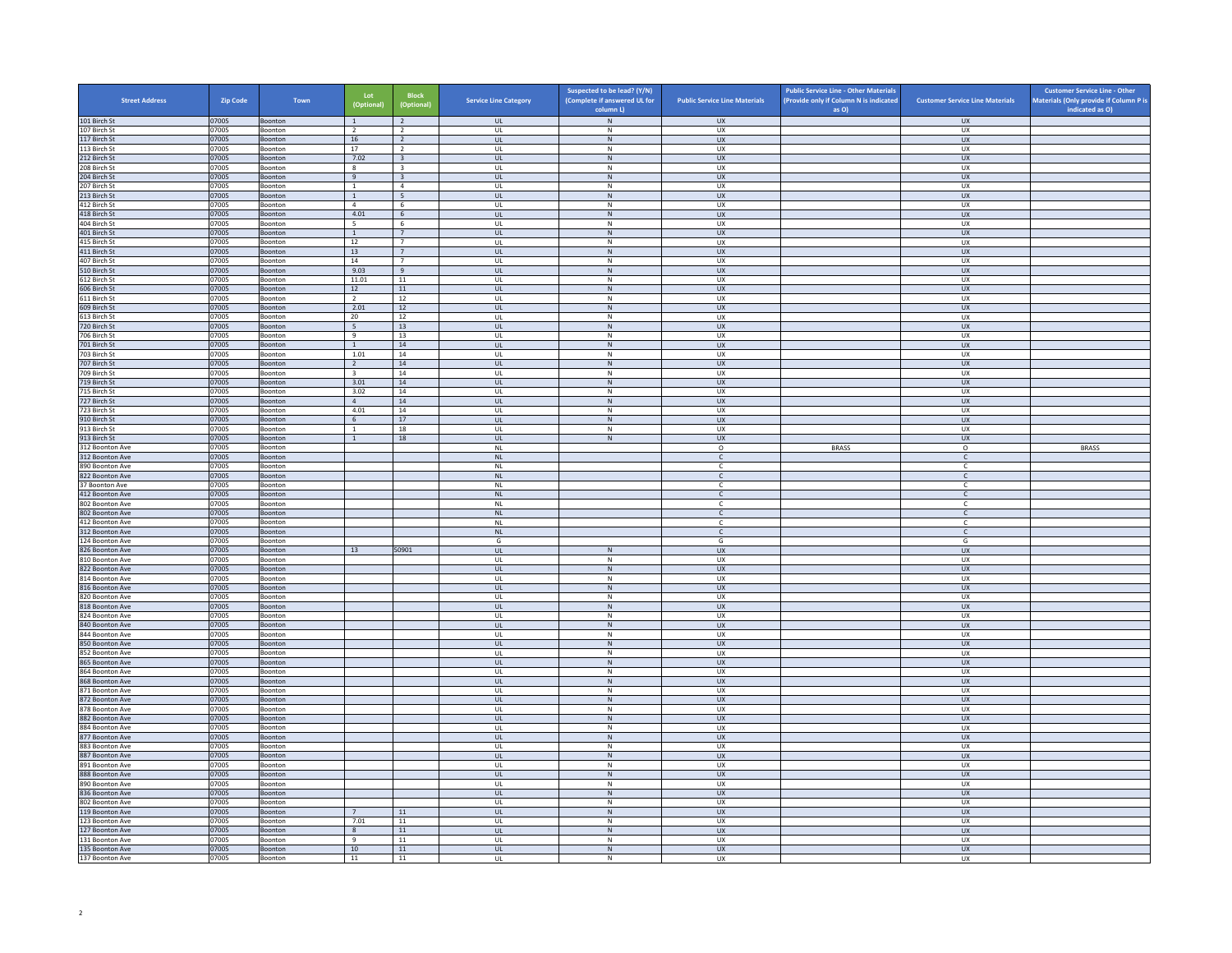| Street Address | Zip Code | Town | Lot (Optional) | Block (Optional) | Service Line Category | Suspected to be lead? (Y/N) (Complete if answered UL for column L) | Public Service Line Materials | Public Service Line - Other Materials (Provide only if Column N is indicated as O) | Customer Service Line Materials | Customer Service Line - Other Materials (Only provide if Column P is indicated as O) |
|---|---|---|---|---|---|---|---|---|---|---|
| 101 Birch St | 07005 | Boonton | 1 | 2 | UL | N | UX | | UX | |
| 107 Birch St | 07005 | Boonton | 2 | 2 | UL | N | UX | | UX | |
| 117 Birch St | 07005 | Boonton | 16 | 2 | UL | N | UX | | UX | |
| 113 Birch St | 07005 | Boonton | 17 | 2 | UL | N | UX | | UX | |
| 212 Birch St | 07005 | Boonton | 7.02 | 3 | UL | N | UX | | UX | |
| 208 Birch St | 07005 | Boonton | 8 | 3 | UL | N | UX | | UX | |
| 204 Birch St | 07005 | Boonton | 9 | 3 | UL | N | UX | | UX | |
| 207 Birch St | 07005 | Boonton | 1 | 4 | UL | N | UX | | UX | |
| 213 Birch St | 07005 | Boonton | 1 | 5 | UL | N | UX | | UX | |
| 412 Birch St | 07005 | Boonton | 4 | 6 | UL | N | UX | | UX | |
| 418 Birch St | 07005 | Boonton | 4.01 | 6 | UL | N | UX | | UX | |
| 404 Birch St | 07005 | Boonton | 5 | 6 | UL | N | UX | | UX | |
| 401 Birch St | 07005 | Boonton | 1 | 7 | UL | N | UX | | UX | |
| 415 Birch St | 07005 | Boonton | 12 | 7 | UL | N | UX | | UX | |
| 411 Birch St | 07005 | Boonton | 13 | 7 | UL | N | UX | | UX | |
| 407 Birch St | 07005 | Boonton | 14 | 7 | UL | N | UX | | UX | |
| 510 Birch St | 07005 | Boonton | 9.03 | 9 | UL | N | UX | | UX | |
| 612 Birch St | 07005 | Boonton | 11.01 | 11 | UL | N | UX | | UX | |
| 606 Birch St | 07005 | Boonton | 12 | 11 | UL | N | UX | | UX | |
| 611 Birch St | 07005 | Boonton | 2 | 12 | UL | N | UX | | UX | |
| 609 Birch St | 07005 | Boonton | 2.01 | 12 | UL | N | UX | | UX | |
| 613 Birch St | 07005 | Boonton | 20 | 12 | UL | N | UX | | UX | |
| 720 Birch St | 07005 | Boonton | 5 | 13 | UL | N | UX | | UX | |
| 706 Birch St | 07005 | Boonton | 9 | 13 | UL | N | UX | | UX | |
| 701 Birch St | 07005 | Boonton | 1 | 14 | UL | N | UX | | UX | |
| 703 Birch St | 07005 | Boonton | 1.01 | 14 | UL | N | UX | | UX | |
| 707 Birch St | 07005 | Boonton | 2 | 14 | UL | N | UX | | UX | |
| 709 Birch St | 07005 | Boonton | 3 | 14 | UL | N | UX | | UX | |
| 719 Birch St | 07005 | Boonton | 3.01 | 14 | UL | N | UX | | UX | |
| 715 Birch St | 07005 | Boonton | 3.02 | 14 | UL | N | UX | | UX | |
| 727 Birch St | 07005 | Boonton | 4 | 14 | UL | N | UX | | UX | |
| 723 Birch St | 07005 | Boonton | 4.01 | 14 | UL | N | UX | | UX | |
| 910 Birch St | 07005 | Boonton | 6 | 17 | UL | N | UX | | UX | |
| 913 Birch St | 07005 | Boonton | 1 | 18 | UL | N | UX | | UX | |
| 913 Birch St | 07005 | Boonton | 1 | 18 | UL | N | UX | | UX | |
| 312 Boonton Ave | 07005 | Boonton | | | NL | | O | BRASS | O | BRASS |
| 312 Boonton Ave | 07005 | Boonton | | | NL | | C | | C | |
| 890 Boonton Ave | 07005 | Boonton | | | NL | | C | | C | |
| 822 Boonton Ave | 07005 | Boonton | | | NL | | C | | C | |
| 37 Boonton Ave | 07005 | Boonton | | | NL | | C | | C | |
| 412 Boonton Ave | 07005 | Boonton | | | NL | | C | | C | |
| 802 Boonton Ave | 07005 | Boonton | | | NL | | C | | C | |
| 802 Boonton Ave | 07005 | Boonton | | | NL | | C | | C | |
| 412 Boonton Ave | 07005 | Boonton | | | NL | | C | | C | |
| 312 Boonton Ave | 07005 | Boonton | | | NL | | C | | C | |
| 124 Boonton Ave | 07005 | Boonton | | | G | | G | | G | |
| 826 Boonton Ave | 07005 | Boonton | 13 | 50901 | UL | N | UX | | UX | |
| 810 Boonton Ave | 07005 | Boonton | | | UL | N | UX | | UX | |
| 822 Boonton Ave | 07005 | Boonton | | | UL | N | UX | | UX | |
| 814 Boonton Ave | 07005 | Boonton | | | UL | N | UX | | UX | |
| 816 Boonton Ave | 07005 | Boonton | | | UL | N | UX | | UX | |
| 820 Boonton Ave | 07005 | Boonton | | | UL | N | UX | | UX | |
| 818 Boonton Ave | 07005 | Boonton | | | UL | N | UX | | UX | |
| 824 Boonton Ave | 07005 | Boonton | | | UL | N | UX | | UX | |
| 840 Boonton Ave | 07005 | Boonton | | | UL | N | UX | | UX | |
| 844 Boonton Ave | 07005 | Boonton | | | UL | N | UX | | UX | |
| 850 Boonton Ave | 07005 | Boonton | | | UL | N | UX | | UX | |
| 852 Boonton Ave | 07005 | Boonton | | | UL | N | UX | | UX | |
| 865 Boonton Ave | 07005 | Boonton | | | UL | N | UX | | UX | |
| 864 Boonton Ave | 07005 | Boonton | | | UL | N | UX | | UX | |
| 868 Boonton Ave | 07005 | Boonton | | | UL | N | UX | | UX | |
| 871 Boonton Ave | 07005 | Boonton | | | UL | N | UX | | UX | |
| 872 Boonton Ave | 07005 | Boonton | | | UL | N | UX | | UX | |
| 878 Boonton Ave | 07005 | Boonton | | | UL | N | UX | | UX | |
| 882 Boonton Ave | 07005 | Boonton | | | UL | N | UX | | UX | |
| 884 Boonton Ave | 07005 | Boonton | | | UL | N | UX | | UX | |
| 877 Boonton Ave | 07005 | Boonton | | | UL | N | UX | | UX | |
| 883 Boonton Ave | 07005 | Boonton | | | UL | N | UX | | UX | |
| 887 Boonton Ave | 07005 | Boonton | | | UL | N | UX | | UX | |
| 891 Boonton Ave | 07005 | Boonton | | | UL | N | UX | | UX | |
| 888 Boonton Ave | 07005 | Boonton | | | UL | N | UX | | UX | |
| 890 Boonton Ave | 07005 | Boonton | | | UL | N | UX | | UX | |
| 836 Boonton Ave | 07005 | Boonton | | | UL | N | UX | | UX | |
| 802 Boonton Ave | 07005 | Boonton | | | UL | N | UX | | UX | |
| 119 Boonton Ave | 07005 | Boonton | 7 | 11 | UL | N | UX | | UX | |
| 123 Boonton Ave | 07005 | Boonton | 7.01 | 11 | UL | N | UX | | UX | |
| 127 Boonton Ave | 07005 | Boonton | 8 | 11 | UL | N | UX | | UX | |
| 131 Boonton Ave | 07005 | Boonton | 9 | 11 | UL | N | UX | | UX | |
| 135 Boonton Ave | 07005 | Boonton | 10 | 11 | UL | N | UX | | UX | |
| 137 Boonton Ave | 07005 | Boonton | 11 | 11 | UL | N | UX | | UX | |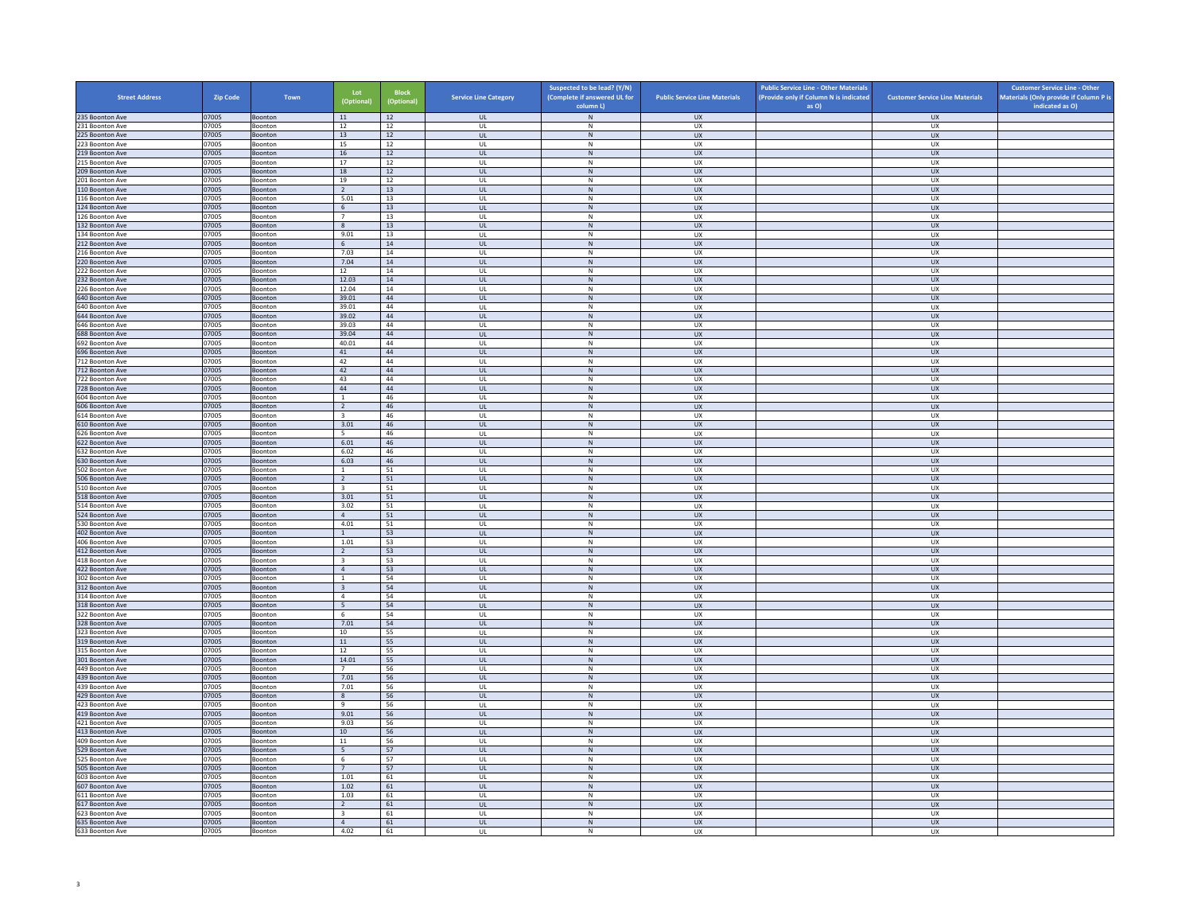| Street Address | Zip Code | Town | Lot (Optional) | Block (Optional) | Service Line Category | Suspected to be lead? (Y/N) (Complete if answered UL for column L) | Public Service Line Materials | Public Service Line - Other Materials (Provide only if Column N is indicated as O) | Customer Service Line Materials | Customer Service Line - Other Materials (Only provide if Column P is indicated as O) |
|---|---|---|---|---|---|---|---|---|---|---|
| 235 Boonton Ave | 07005 | Boonton | 11 | 12 | UL | N | UX | | UX | |
| 231 Boonton Ave | 07005 | Boonton | 12 | 12 | UL | N | UX | | UX | |
| 225 Boonton Ave | 07005 | Boonton | 13 | 12 | UL | N | UX | | UX | |
| 223 Boonton Ave | 07005 | Boonton | 15 | 12 | UL | N | UX | | UX | |
| 219 Boonton Ave | 07005 | Boonton | 16 | 12 | UL | N | UX | | UX | |
| 215 Boonton Ave | 07005 | Boonton | 17 | 12 | UL | N | UX | | UX | |
| 209 Boonton Ave | 07005 | Boonton | 18 | 12 | UL | N | UX | | UX | |
| 201 Boonton Ave | 07005 | Boonton | 19 | 12 | UL | N | UX | | UX | |
| 110 Boonton Ave | 07005 | Boonton | 2 | 13 | UL | N | UX | | UX | |
| 116 Boonton Ave | 07005 | Boonton | 5.01 | 13 | UL | N | UX | | UX | |
| 124 Boonton Ave | 07005 | Boonton | 6 | 13 | UL | N | UX | | UX | |
| 126 Boonton Ave | 07005 | Boonton | 7 | 13 | UL | N | UX | | UX | |
| 132 Boonton Ave | 07005 | Boonton | 8 | 13 | UL | N | UX | | UX | |
| 134 Boonton Ave | 07005 | Boonton | 9.01 | 13 | UL | N | UX | | UX | |
| 212 Boonton Ave | 07005 | Boonton | 6 | 14 | UL | N | UX | | UX | |
| 216 Boonton Ave | 07005 | Boonton | 7.03 | 14 | UL | N | UX | | UX | |
| 220 Boonton Ave | 07005 | Boonton | 7.04 | 14 | UL | N | UX | | UX | |
| 222 Boonton Ave | 07005 | Boonton | 12 | 14 | UL | N | UX | | UX | |
| 232 Boonton Ave | 07005 | Boonton | 12.03 | 14 | UL | N | UX | | UX | |
| 226 Boonton Ave | 07005 | Boonton | 12.04 | 14 | UL | N | UX | | UX | |
| 640 Boonton Ave | 07005 | Boonton | 39.01 | 44 | UL | N | UX | | UX | |
| 640 Boonton Ave | 07005 | Boonton | 39.01 | 44 | UL | N | UX | | UX | |
| 644 Boonton Ave | 07005 | Boonton | 39.02 | 44 | UL | N | UX | | UX | |
| 646 Boonton Ave | 07005 | Boonton | 39.03 | 44 | UL | N | UX | | UX | |
| 688 Boonton Ave | 07005 | Boonton | 39.04 | 44 | UL | N | UX | | UX | |
| 692 Boonton Ave | 07005 | Boonton | 40.01 | 44 | UL | N | UX | | UX | |
| 696 Boonton Ave | 07005 | Boonton | 41 | 44 | UL | N | UX | | UX | |
| 712 Boonton Ave | 07005 | Boonton | 42 | 44 | UL | N | UX | | UX | |
| 712 Boonton Ave | 07005 | Boonton | 42 | 44 | UL | N | UX | | UX | |
| 722 Boonton Ave | 07005 | Boonton | 43 | 44 | UL | N | UX | | UX | |
| 728 Boonton Ave | 07005 | Boonton | 44 | 44 | UL | N | UX | | UX | |
| 604 Boonton Ave | 07005 | Boonton | 1 | 46 | UL | N | UX | | UX | |
| 606 Boonton Ave | 07005 | Boonton | 2 | 46 | UL | N | UX | | UX | |
| 614 Boonton Ave | 07005 | Boonton | 3 | 46 | UL | N | UX | | UX | |
| 610 Boonton Ave | 07005 | Boonton | 3.01 | 46 | UL | N | UX | | UX | |
| 626 Boonton Ave | 07005 | Boonton | 5 | 46 | UL | N | UX | | UX | |
| 622 Boonton Ave | 07005 | Boonton | 6.01 | 46 | UL | N | UX | | UX | |
| 632 Boonton Ave | 07005 | Boonton | 6.02 | 46 | UL | N | UX | | UX | |
| 630 Boonton Ave | 07005 | Boonton | 6.03 | 46 | UL | N | UX | | UX | |
| 502 Boonton Ave | 07005 | Boonton | 1 | 51 | UL | N | UX | | UX | |
| 506 Boonton Ave | 07005 | Boonton | 2 | 51 | UL | N | UX | | UX | |
| 510 Boonton Ave | 07005 | Boonton | 3 | 51 | UL | N | UX | | UX | |
| 518 Boonton Ave | 07005 | Boonton | 3.01 | 51 | UL | N | UX | | UX | |
| 514 Boonton Ave | 07005 | Boonton | 3.02 | 51 | UL | N | UX | | UX | |
| 524 Boonton Ave | 07005 | Boonton | 4 | 51 | UL | N | UX | | UX | |
| 530 Boonton Ave | 07005 | Boonton | 4.01 | 51 | UL | N | UX | | UX | |
| 402 Boonton Ave | 07005 | Boonton | 1 | 53 | UL | N | UX | | UX | |
| 406 Boonton Ave | 07005 | Boonton | 1.01 | 53 | UL | N | UX | | UX | |
| 412 Boonton Ave | 07005 | Boonton | 2 | 53 | UL | N | UX | | UX | |
| 418 Boonton Ave | 07005 | Boonton | 3 | 53 | UL | N | UX | | UX | |
| 422 Boonton Ave | 07005 | Boonton | 4 | 53 | UL | N | UX | | UX | |
| 302 Boonton Ave | 07005 | Boonton | 1 | 54 | UL | N | UX | | UX | |
| 312 Boonton Ave | 07005 | Boonton | 3 | 54 | UL | N | UX | | UX | |
| 314 Boonton Ave | 07005 | Boonton | 4 | 54 | UL | N | UX | | UX | |
| 318 Boonton Ave | 07005 | Boonton | 5 | 54 | UL | N | UX | | UX | |
| 322 Boonton Ave | 07005 | Boonton | 6 | 54 | UL | N | UX | | UX | |
| 328 Boonton Ave | 07005 | Boonton | 7.01 | 54 | UL | N | UX | | UX | |
| 323 Boonton Ave | 07005 | Boonton | 10 | 55 | UL | N | UX | | UX | |
| 319 Boonton Ave | 07005 | Boonton | 11 | 55 | UL | N | UX | | UX | |
| 315 Boonton Ave | 07005 | Boonton | 12 | 55 | UL | N | UX | | UX | |
| 301 Boonton Ave | 07005 | Boonton | 14.01 | 55 | UL | N | UX | | UX | |
| 449 Boonton Ave | 07005 | Boonton | 7 | 56 | UL | N | UX | | UX | |
| 439 Boonton Ave | 07005 | Boonton | 7.01 | 56 | UL | N | UX | | UX | |
| 439 Boonton Ave | 07005 | Boonton | 7.01 | 56 | UL | N | UX | | UX | |
| 429 Boonton Ave | 07005 | Boonton | 8 | 56 | UL | N | UX | | UX | |
| 423 Boonton Ave | 07005 | Boonton | 9 | 56 | UL | N | UX | | UX | |
| 419 Boonton Ave | 07005 | Boonton | 9.01 | 56 | UL | N | UX | | UX | |
| 421 Boonton Ave | 07005 | Boonton | 9.03 | 56 | UL | N | UX | | UX | |
| 413 Boonton Ave | 07005 | Boonton | 10 | 56 | UL | N | UX | | UX | |
| 409 Boonton Ave | 07005 | Boonton | 11 | 56 | UL | N | UX | | UX | |
| 529 Boonton Ave | 07005 | Boonton | 5 | 57 | UL | N | UX | | UX | |
| 525 Boonton Ave | 07005 | Boonton | 6 | 57 | UL | N | UX | | UX | |
| 505 Boonton Ave | 07005 | Boonton | 7 | 57 | UL | N | UX | | UX | |
| 603 Boonton Ave | 07005 | Boonton | 1.01 | 61 | UL | N | UX | | UX | |
| 607 Boonton Ave | 07005 | Boonton | 1.02 | 61 | UL | N | UX | | UX | |
| 611 Boonton Ave | 07005 | Boonton | 1.03 | 61 | UL | N | UX | | UX | |
| 617 Boonton Ave | 07005 | Boonton | 2 | 61 | UL | N | UX | | UX | |
| 623 Boonton Ave | 07005 | Boonton | 3 | 61 | UL | N | UX | | UX | |
| 635 Boonton Ave | 07005 | Boonton | 4 | 61 | UL | N | UX | | UX | |
| 633 Boonton Ave | 07005 | Boonton | 4.02 | 61 | UL | N | UX | | UX | |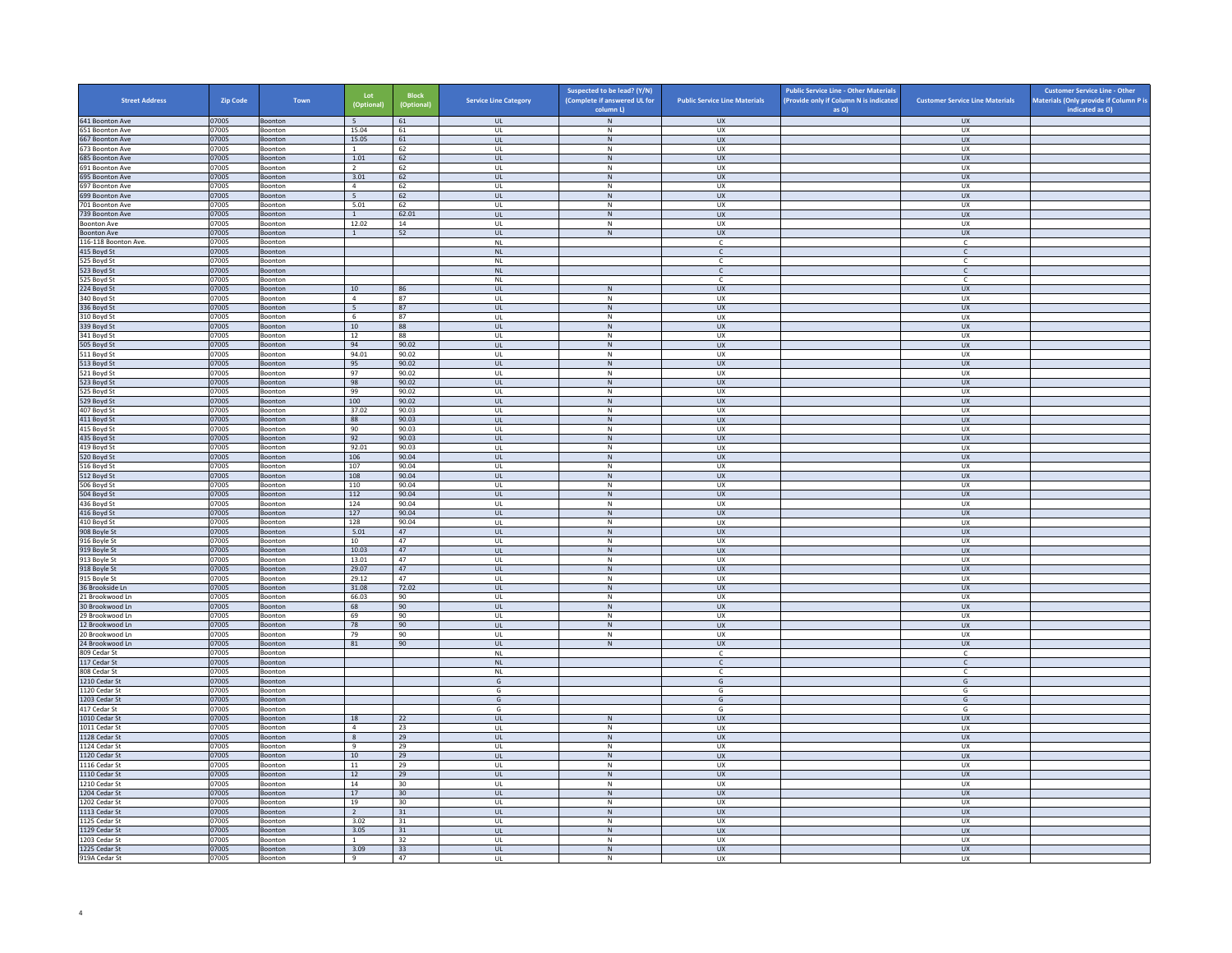| Street Address | Zip Code | Town | Lot (Optional) | Block (Optional) | Service Line Category | Suspected to be lead? (Y/N) (Complete if answered UL for column L) | Public Service Line Materials | Public Service Line - Other Materials (Provide only if Column N is indicated as O) | Customer Service Line Materials | Customer Service Line - Other Materials (Only provide if Column P is indicated as O) |
|---|---|---|---|---|---|---|---|---|---|---|
| 641 Boonton Ave | 07005 | Boonton | 5 | 61 | UL | N | UX | | UX | |
| 651 Boonton Ave | 07005 | Boonton | 15.04 | 61 | UL | N | UX | | UX | |
| 667 Boonton Ave | 07005 | Boonton | 15.05 | 61 | UL | N | UX | | UX | |
| 673 Boonton Ave | 07005 | Boonton | 1 | 62 | UL | N | UX | | UX | |
| 685 Boonton Ave | 07005 | Boonton | 1.01 | 62 | UL | N | UX | | UX | |
| 691 Boonton Ave | 07005 | Boonton | 2 | 62 | UL | N | UX | | UX | |
| 695 Boonton Ave | 07005 | Boonton | 3.01 | 62 | UL | N | UX | | UX | |
| 697 Boonton Ave | 07005 | Boonton | 4 | 62 | UL | N | UX | | UX | |
| 699 Boonton Ave | 07005 | Boonton | 5 | 62 | UL | N | UX | | UX | |
| 701 Boonton Ave | 07005 | Boonton | 5.01 | 62 | UL | N | UX | | UX | |
| 739 Boonton Ave | 07005 | Boonton | 1 | 62.01 | UL | N | UX | | UX | |
| Boonton Ave | 07005 | Boonton | 12.02 | 14 | UL | N | UX | | UX | |
| Boonton Ave | 07005 | Boonton | 1 | 52 | UL | N | UX | | UX | |
| 116-118 Boonton Ave. | 07005 | Boonton | | | NL | | C | | C | |
| 415 Boyd St | 07005 | Boonton | | | NL | | C | | C | |
| 525 Boyd St | 07005 | Boonton | | | NL | | C | | C | |
| 523 Boyd St | 07005 | Boonton | | | NL | | C | | C | |
| 525 Boyd St | 07005 | Boonton | | | NL | | C | | C | |
| 224 Boyd St | 07005 | Boonton | 10 | 86 | UL | N | UX | | UX | |
| 340 Boyd St | 07005 | Boonton | 4 | 87 | UL | N | UX | | UX | |
| 336 Boyd St | 07005 | Boonton | 5 | 87 | UL | N | UX | | UX | |
| 310 Boyd St | 07005 | Boonton | 6 | 87 | UL | N | UX | | UX | |
| 339 Boyd St | 07005 | Boonton | 10 | 88 | UL | N | UX | | UX | |
| 341 Boyd St | 07005 | Boonton | 12 | 88 | UL | N | UX | | UX | |
| 505 Boyd St | 07005 | Boonton | 94 | 90.02 | UL | N | UX | | UX | |
| 511 Boyd St | 07005 | Boonton | 94.01 | 90.02 | UL | N | UX | | UX | |
| 513 Boyd St | 07005 | Boonton | 95 | 90.02 | UL | N | UX | | UX | |
| 521 Boyd St | 07005 | Boonton | 97 | 90.02 | UL | N | UX | | UX | |
| 523 Boyd St | 07005 | Boonton | 98 | 90.02 | UL | N | UX | | UX | |
| 525 Boyd St | 07005 | Boonton | 99 | 90.02 | UL | N | UX | | UX | |
| 529 Boyd St | 07005 | Boonton | 100 | 90.02 | UL | N | UX | | UX | |
| 407 Boyd St | 07005 | Boonton | 37.02 | 90.03 | UL | N | UX | | UX | |
| 411 Boyd St | 07005 | Boonton | 88 | 90.03 | UL | N | UX | | UX | |
| 415 Boyd St | 07005 | Boonton | 90 | 90.03 | UL | N | UX | | UX | |
| 435 Boyd St | 07005 | Boonton | 92 | 90.03 | UL | N | UX | | UX | |
| 419 Boyd St | 07005 | Boonton | 92.01 | 90.03 | UL | N | UX | | UX | |
| 520 Boyd St | 07005 | Boonton | 106 | 90.04 | UL | N | UX | | UX | |
| 516 Boyd St | 07005 | Boonton | 107 | 90.04 | UL | N | UX | | UX | |
| 512 Boyd St | 07005 | Boonton | 108 | 90.04 | UL | N | UX | | UX | |
| 506 Boyd St | 07005 | Boonton | 110 | 90.04 | UL | N | UX | | UX | |
| 504 Boyd St | 07005 | Boonton | 112 | 90.04 | UL | N | UX | | UX | |
| 436 Boyd St | 07005 | Boonton | 124 | 90.04 | UL | N | UX | | UX | |
| 416 Boyd St | 07005 | Boonton | 127 | 90.04 | UL | N | UX | | UX | |
| 410 Boyd St | 07005 | Boonton | 128 | 90.04 | UL | N | UX | | UX | |
| 908 Boyle St | 07005 | Boonton | 5.01 | 47 | UL | N | UX | | UX | |
| 916 Boyle St | 07005 | Boonton | 10 | 47 | UL | N | UX | | UX | |
| 919 Boyle St | 07005 | Boonton | 10.03 | 47 | UL | N | UX | | UX | |
| 913 Boyle St | 07005 | Boonton | 13.01 | 47 | UL | N | UX | | UX | |
| 918 Boyle St | 07005 | Boonton | 29.07 | 47 | UL | N | UX | | UX | |
| 915 Boyle St | 07005 | Boonton | 29.12 | 47 | UL | N | UX | | UX | |
| 36 Brookside Ln | 07005 | Boonton | 31.08 | 72.02 | UL | N | UX | | UX | |
| 21 Brookwood Ln | 07005 | Boonton | 66.03 | 90 | UL | N | UX | | UX | |
| 30 Brookwood Ln | 07005 | Boonton | 68 | 90 | UL | N | UX | | UX | |
| 29 Brookwood Ln | 07005 | Boonton | 69 | 90 | UL | N | UX | | UX | |
| 12 Brookwood Ln | 07005 | Boonton | 78 | 90 | UL | N | UX | | UX | |
| 20 Brookwood Ln | 07005 | Boonton | 79 | 90 | UL | N | UX | | UX | |
| 24 Brookwood Ln | 07005 | Boonton | 81 | 90 | UL | N | UX | | UX | |
| 809 Cedar St | 07005 | Boonton | | | NL | | C | | C | |
| 117 Cedar St | 07005 | Boonton | | | NL | | C | | C | |
| 808 Cedar St | 07005 | Boonton | | | NL | | C | | C | |
| 1210 Cedar St | 07005 | Boonton | | | G | | G | | G | |
| 1120 Cedar St | 07005 | Boonton | | | G | | G | | G | |
| 1203 Cedar St | 07005 | Boonton | | | G | | G | | G | |
| 417 Cedar St | 07005 | Boonton | | | G | | G | | G | |
| 1010 Cedar St | 07005 | Boonton | 18 | 22 | UL | N | UX | | UX | |
| 1011 Cedar St | 07005 | Boonton | 4 | 23 | UL | N | UX | | UX | |
| 1128 Cedar St | 07005 | Boonton | 8 | 29 | UL | N | UX | | UX | |
| 1124 Cedar St | 07005 | Boonton | 9 | 29 | UL | N | UX | | UX | |
| 1120 Cedar St | 07005 | Boonton | 10 | 29 | UL | N | UX | | UX | |
| 1116 Cedar St | 07005 | Boonton | 11 | 29 | UL | N | UX | | UX | |
| 1110 Cedar St | 07005 | Boonton | 12 | 29 | UL | N | UX | | UX | |
| 1210 Cedar St | 07005 | Boonton | 14 | 30 | UL | N | UX | | UX | |
| 1204 Cedar St | 07005 | Boonton | 17 | 30 | UL | N | UX | | UX | |
| 1202 Cedar St | 07005 | Boonton | 19 | 30 | UL | N | UX | | UX | |
| 1113 Cedar St | 07005 | Boonton | 2 | 31 | UL | N | UX | | UX | |
| 1125 Cedar St | 07005 | Boonton | 3.02 | 31 | UL | N | UX | | UX | |
| 1129 Cedar St | 07005 | Boonton | 3.05 | 31 | UL | N | UX | | UX | |
| 1203 Cedar St | 07005 | Boonton | 1 | 32 | UL | N | UX | | UX | |
| 1225 Cedar St | 07005 | Boonton | 3.09 | 33 | UL | N | UX | | UX | |
| 919A Cedar St | 07005 | Boonton | 9 | 47 | UL | N | UX | | UX | |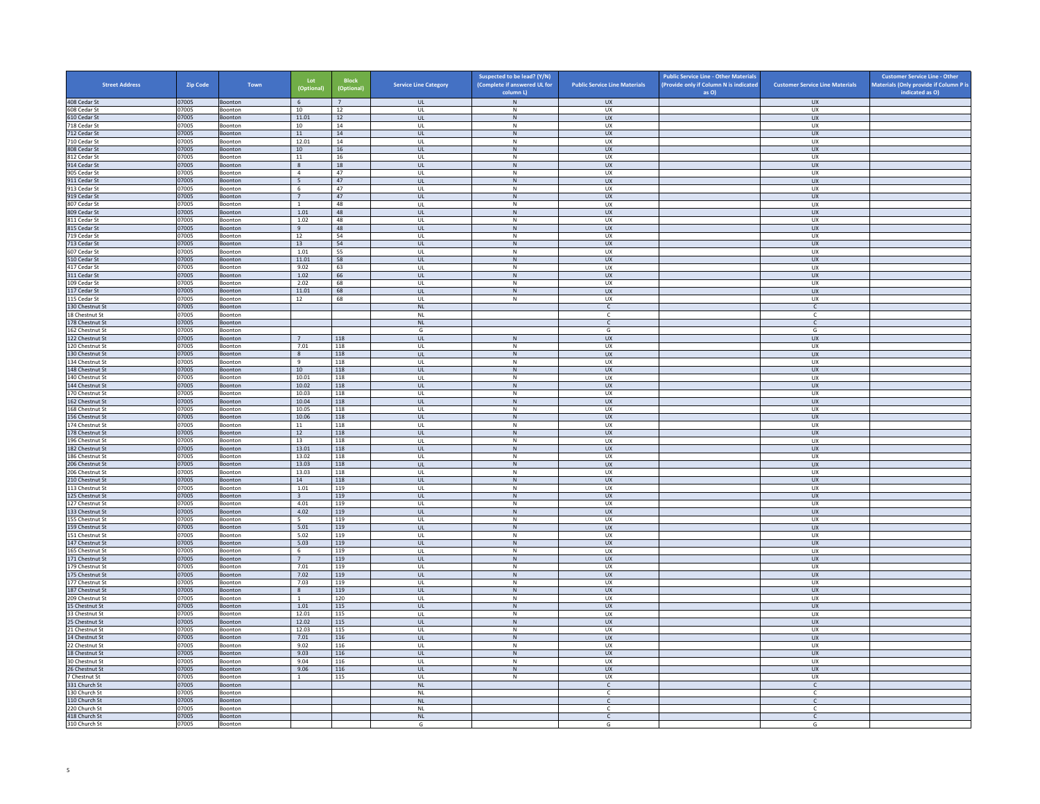| Street Address | Zip Code | Town | Lot (Optional) | Block (Optional) | Service Line Category | Suspected to be lead? (Y/N) (Complete if answered UL for column L) | Public Service Line Materials | Public Service Line - Other Materials (Provide only if Column N is indicated as O) | Customer Service Line Materials | Customer Service Line - Other Materials (Only provide if Column P is indicated as O) |
|---|---|---|---|---|---|---|---|---|---|---|
| 408 Cedar St | 07005 | Boonton | 6 | 7 | UL | N | UX | | UX | |
| 608 Cedar St | 07005 | Boonton | 10 | 12 | UL | N | UX | | UX | |
| 610 Cedar St | 07005 | Boonton | 11.01 | 12 | UL | N | UX | | UX | |
| 718 Cedar St | 07005 | Boonton | 10 | 14 | UL | N | UX | | UX | |
| 712 Cedar St | 07005 | Boonton | 11 | 14 | UL | N | UX | | UX | |
| 710 Cedar St | 07005 | Boonton | 12.01 | 14 | UL | N | UX | | UX | |
| 808 Cedar St | 07005 | Boonton | 10 | 16 | UL | N | UX | | UX | |
| 812 Cedar St | 07005 | Boonton | 11 | 16 | UL | N | UX | | UX | |
| 914 Cedar St | 07005 | Boonton | 8 | 18 | UL | N | UX | | UX | |
| 905 Cedar St | 07005 | Boonton | 4 | 47 | UL | N | UX | | UX | |
| 911 Cedar St | 07005 | Boonton | 5 | 47 | UL | N | UX | | UX | |
| 913 Cedar St | 07005 | Boonton | 6 | 47 | UL | N | UX | | UX | |
| 919 Cedar St | 07005 | Boonton | 7 | 47 | UL | N | UX | | UX | |
| 807 Cedar St | 07005 | Boonton | 1 | 48 | UL | N | UX | | UX | |
| 809 Cedar St | 07005 | Boonton | 1.01 | 48 | UL | N | UX | | UX | |
| 811 Cedar St | 07005 | Boonton | 1.02 | 48 | UL | N | UX | | UX | |
| 815 Cedar St | 07005 | Boonton | 9 | 48 | UL | N | UX | | UX | |
| 719 Cedar St | 07005 | Boonton | 12 | 54 | UL | N | UX | | UX | |
| 713 Cedar St | 07005 | Boonton | 13 | 54 | UL | N | UX | | UX | |
| 607 Cedar St | 07005 | Boonton | 1.01 | 55 | UL | N | UX | | UX | |
| 510 Cedar St | 07005 | Boonton | 11.01 | 58 | UL | N | UX | | UX | |
| 417 Cedar St | 07005 | Boonton | 9.02 | 63 | UL | N | UX | | UX | |
| 311 Cedar St | 07005 | Boonton | 1.02 | 66 | UL | N | UX | | UX | |
| 109 Cedar St | 07005 | Boonton | 2.02 | 68 | UL | N | UX | | UX | |
| 117 Cedar St | 07005 | Boonton | 11.01 | 68 | UL | N | UX | | UX | |
| 115 Cedar St | 07005 | Boonton | 12 | 68 | UL | N | UX | | UX | |
| 130 Chestnut St | 07005 | Boonton | | | NL | | C | | C | |
| 18 Chestnut St | 07005 | Boonton | | | NL | | C | | C | |
| 178 Chestnut St | 07005 | Boonton | | | NL | | C | | C | |
| 162 Chestnut St | 07005 | Boonton | | | G | | G | | G | |
| 122 Chestnut St | 07005 | Boonton | 7 | 118 | UL | N | UX | | UX | |
| 120 Chestnut St | 07005 | Boonton | 7.01 | 118 | UL | N | UX | | UX | |
| 130 Chestnut St | 07005 | Boonton | 8 | 118 | UL | N | UX | | UX | |
| 134 Chestnut St | 07005 | Boonton | 9 | 118 | UL | N | UX | | UX | |
| 148 Chestnut St | 07005 | Boonton | 10 | 118 | UL | N | UX | | UX | |
| 140 Chestnut St | 07005 | Boonton | 10.01 | 118 | UL | N | UX | | UX | |
| 144 Chestnut St | 07005 | Boonton | 10.02 | 118 | UL | N | UX | | UX | |
| 170 Chestnut St | 07005 | Boonton | 10.03 | 118 | UL | N | UX | | UX | |
| 162 Chestnut St | 07005 | Boonton | 10.04 | 118 | UL | N | UX | | UX | |
| 168 Chestnut St | 07005 | Boonton | 10.05 | 118 | UL | N | UX | | UX | |
| 156 Chestnut St | 07005 | Boonton | 10.06 | 118 | UL | N | UX | | UX | |
| 174 Chestnut St | 07005 | Boonton | 11 | 118 | UL | N | UX | | UX | |
| 178 Chestnut St | 07005 | Boonton | 12 | 118 | UL | N | UX | | UX | |
| 196 Chestnut St | 07005 | Boonton | 13 | 118 | UL | N | UX | | UX | |
| 182 Chestnut St | 07005 | Boonton | 13.01 | 118 | UL | N | UX | | UX | |
| 186 Chestnut St | 07005 | Boonton | 13.02 | 118 | UL | N | UX | | UX | |
| 206 Chestnut St | 07005 | Boonton | 13.03 | 118 | UL | N | UX | | UX | |
| 206 Chestnut St | 07005 | Boonton | 13.03 | 118 | UL | N | UX | | UX | |
| 210 Chestnut St | 07005 | Boonton | 14 | 118 | UL | N | UX | | UX | |
| 113 Chestnut St | 07005 | Boonton | 1.01 | 119 | UL | N | UX | | UX | |
| 125 Chestnut St | 07005 | Boonton | 3 | 119 | UL | N | UX | | UX | |
| 127 Chestnut St | 07005 | Boonton | 4.01 | 119 | UL | N | UX | | UX | |
| 133 Chestnut St | 07005 | Boonton | 4.02 | 119 | UL | N | UX | | UX | |
| 155 Chestnut St | 07005 | Boonton | 5 | 119 | UL | N | UX | | UX | |
| 159 Chestnut St | 07005 | Boonton | 5.01 | 119 | UL | N | UX | | UX | |
| 151 Chestnut St | 07005 | Boonton | 5.02 | 119 | UL | N | UX | | UX | |
| 147 Chestnut St | 07005 | Boonton | 5.03 | 119 | UL | N | UX | | UX | |
| 165 Chestnut St | 07005 | Boonton | 6 | 119 | UL | N | UX | | UX | |
| 171 Chestnut St | 07005 | Boonton | 7 | 119 | UL | N | UX | | UX | |
| 179 Chestnut St | 07005 | Boonton | 7.01 | 119 | UL | N | UX | | UX | |
| 175 Chestnut St | 07005 | Boonton | 7.02 | 119 | UL | N | UX | | UX | |
| 177 Chestnut St | 07005 | Boonton | 7.03 | 119 | UL | N | UX | | UX | |
| 187 Chestnut St | 07005 | Boonton | 8 | 119 | UL | N | UX | | UX | |
| 209 Chestnut St | 07005 | Boonton | 1 | 120 | UL | N | UX | | UX | |
| 15 Chestnut St | 07005 | Boonton | 1.01 | 115 | UL | N | UX | | UX | |
| 33 Chestnut St | 07005 | Boonton | 12.01 | 115 | UL | N | UX | | UX | |
| 25 Chestnut St | 07005 | Boonton | 12.02 | 115 | UL | N | UX | | UX | |
| 21 Chestnut St | 07005 | Boonton | 12.03 | 115 | UL | N | UX | | UX | |
| 14 Chestnut St | 07005 | Boonton | 7.01 | 116 | UL | N | UX | | UX | |
| 22 Chestnut St | 07005 | Boonton | 9.02 | 116 | UL | N | UX | | UX | |
| 18 Chestnut St | 07005 | Boonton | 9.03 | 116 | UL | N | UX | | UX | |
| 30 Chestnut St | 07005 | Boonton | 9.04 | 116 | UL | N | UX | | UX | |
| 26 Chestnut St | 07005 | Boonton | 9.06 | 116 | UL | N | UX | | UX | |
| 7 Chestnut St | 07005 | Boonton | 1 | 115 | UL | N | UX | | UX | |
| 331 Church St | 07005 | Boonton | | | NL | | C | | C | |
| 130 Church St | 07005 | Boonton | | | NL | | C | | C | |
| 110 Church St | 07005 | Boonton | | | NL | | C | | C | |
| 220 Church St | 07005 | Boonton | | | NL | | C | | C | |
| 418 Church St | 07005 | Boonton | | | NL | | C | | C | |
| 310 Church St | 07005 | Boonton | | | G | | G | | G | |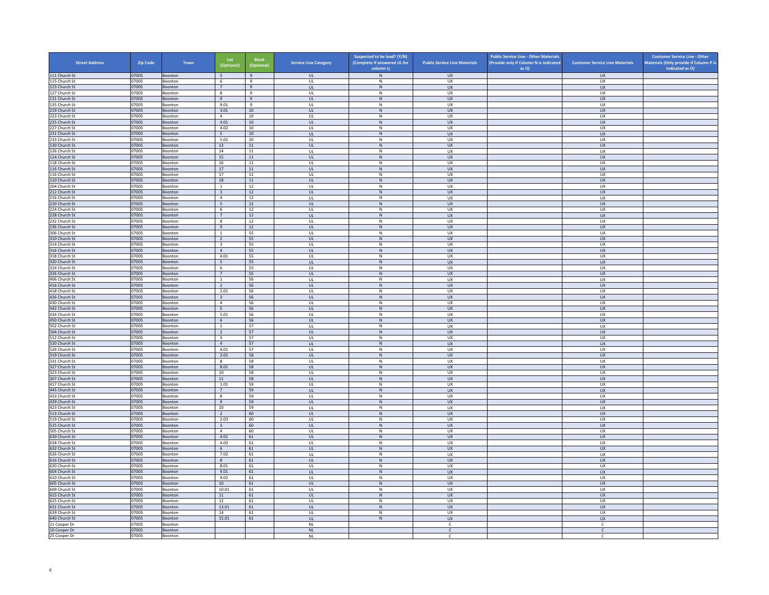| Street Address | Zip Code | Town | Lot (Optional) | Block (Optional) | Service Line Category | Suspected to be lead? (Y/N) (Complete if answered UL for column L) | Public Service Line Materials | Public Service Line - Other Materials (Provide only if Column N is indicated as O) | Customer Service Line Materials | Customer Service Line - Other Materials (Only provide if Column P is indicated as O) |
|---|---|---|---|---|---|---|---|---|---|---|
| 111 Church St | 07005 | Boonton | 5 | 9 | UL | N | UX | | UX | |
| 115 Church St | 07005 | Boonton | 6 | 9 | UL | N | UX | | UX | |
| 123 Church St | 07005 | Boonton | 7 | 9 | UL | N | UX | | UX | |
| 127 Church St | 07005 | Boonton | 8 | 9 | UL | N | UX | | UX | |
| 131 Church St | 07005 | Boonton | 9 | 9 | UL | N | UX | | UX | |
| 135 Church St | 07005 | Boonton | 9.01 | 9 | UL | N | UX | | UX | |
| 219 Church St | 07005 | Boonton | 3.01 | 10 | UL | N | UX | | UX | |
| 223 Church St | 07005 | Boonton | 4 | 10 | UL | N | UX | | UX | |
| 225 Church St | 07005 | Boonton | 4.01 | 10 | UL | N | UX | | UX | |
| 227 Church St | 07005 | Boonton | 4.02 | 10 | UL | N | UX | | UX | |
| 231 Church St | 07005 | Boonton | 5 | 10 | UL | N | UX | | UX | |
| 233 Church St | 07005 | Boonton | 5.01 | 10 | UL | N | UX | | UX | |
| 130 Church St | 07005 | Boonton | 13 | 11 | UL | N | UX | | UX | |
| 126 Church St | 07005 | Boonton | 14 | 11 | UL | N | UX | | UX | |
| 124 Church St | 07005 | Boonton | 15 | 11 | UL | N | UX | | UX | |
| 118 Church St | 07005 | Boonton | 16 | 11 | UL | N | UX | | UX | |
| 116 Church St | 07005 | Boonton | 17 | 11 | UL | N | UX | | UX | |
| 116 Church St | 07005 | Boonton | 17 | 11 | UL | N | UX | | UX | |
| 110 Church St | 07005 | Boonton | 18 | 11 | UL | N | UX | | UX | |
| 204 Church St | 07005 | Boonton | 1 | 12 | UL | N | UX | | UX | |
| 212 Church St | 07005 | Boonton | 3 | 12 | UL | N | UX | | UX | |
| 216 Church St | 07005 | Boonton | 4 | 12 | UL | N | UX | | UX | |
| 220 Church St | 07005 | Boonton | 5 | 12 | UL | N | UX | | UX | |
| 224 Church St | 07005 | Boonton | 6 | 12 | UL | N | UX | | UX | |
| 228 Church St | 07005 | Boonton | 7 | 12 | UL | N | UX | | UX | |
| 232 Church St | 07005 | Boonton | 8 | 12 | UL | N | UX | | UX | |
| 236 Church St | 07005 | Boonton | 9 | 12 | UL | N | UX | | UX | |
| 306 Church St | 07005 | Boonton | 1 | 55 | UL | N | UX | | UX | |
| 310 Church St | 07005 | Boonton | 2 | 55 | UL | N | UX | | UX | |
| 314 Church St | 07005 | Boonton | 3 | 55 | UL | N | UX | | UX | |
| 316 Church St | 07005 | Boonton | 4 | 55 | UL | N | UX | | UX | |
| 318 Church St | 07005 | Boonton | 4.01 | 55 | UL | N | UX | | UX | |
| 320 Church St | 07005 | Boonton | 5 | 55 | UL | N | UX | | UX | |
| 324 Church St | 07005 | Boonton | 6 | 55 | UL | N | UX | | UX | |
| 326 Church St | 07005 | Boonton | 7 | 55 | UL | N | UX | | UX | |
| 406 Church St | 07005 | Boonton | 1 | 56 | UL | N | UX | | UX | |
| 416 Church St | 07005 | Boonton | 2 | 56 | UL | N | UX | | UX | |
| 418 Church St | 07005 | Boonton | 2.01 | 56 | UL | N | UX | | UX | |
| 426 Church St | 07005 | Boonton | 3 | 56 | UL | N | UX | | UX | |
| 430 Church St | 07005 | Boonton | 4 | 56 | UL | N | UX | | UX | |
| 442 Church St | 07005 | Boonton | 5 | 56 | UL | N | UX | | UX | |
| 434 Church St | 07005 | Boonton | 5.01 | 56 | UL | N | UX | | UX | |
| 450 Church St | 07005 | Boonton | 6 | 56 | UL | N | UX | | UX | |
| 502 Church St | 07005 | Boonton | 1 | 57 | UL | N | UX | | UX | |
| 504 Church St | 07005 | Boonton | 2 | 57 | UL | N | UX | | UX | |
| 512 Church St | 07005 | Boonton | 3 | 57 | UL | N | UX | | UX | |
| 520 Church St | 07005 | Boonton | 4 | 57 | UL | N | UX | | UX | |
| 526 Church St | 07005 | Boonton | 4.01 | 57 | UL | N | UX | | UX | |
| 319 Church St | 07005 | Boonton | 3.01 | 58 | UL | N | UX | | UX | |
| 331 Church St | 07005 | Boonton | 8 | 58 | UL | N | UX | | UX | |
| 327 Church St | 07005 | Boonton | 8.01 | 58 | UL | N | UX | | UX | |
| 323 Church St | 07005 | Boonton | 10 | 58 | UL | N | UX | | UX | |
| 307 Church St | 07005 | Boonton | 11 | 58 | UL | N | UX | | UX | |
| 417 Church St | 07005 | Boonton | 1.01 | 59 | UL | N | UX | | UX | |
| 445 Church St | 07005 | Boonton | 7 | 59 | UL | N | UX | | UX | |
| 433 Church St | 07005 | Boonton | 8 | 59 | UL | N | UX | | UX | |
| 429 Church St | 07005 | Boonton | 9 | 59 | UL | N | UX | | UX | |
| 423 Church St | 07005 | Boonton | 10 | 59 | UL | N | UX | | UX | |
| 513 Church St | 07005 | Boonton | 2 | 60 | UL | N | UX | | UX | |
| 519 Church St | 07005 | Boonton | 2.03 | 60 | UL | N | UX | | UX | |
| 525 Church St | 07005 | Boonton | 3 | 60 | UL | N | UX | | UX | |
| 505 Church St | 07005 | Boonton | 4 | 60 | UL | N | UX | | UX | |
| 630 Church St | 07005 | Boonton | 4.01 | 61 | UL | N | UX | | UX | |
| 628 Church St | 07005 | Boonton | 4.03 | 61 | UL | N | UX | | UX | |
| 632 Church St | 07005 | Boonton | 6 | 61 | UL | N | UX | | UX | |
| 626 Church St | 07005 | Boonton | 7.02 | 61 | UL | N | UX | | UX | |
| 616 Church St | 07005 | Boonton | 8 | 61 | UL | N | UX | | UX | |
| 620 Church St | 07005 | Boonton | 8.01 | 61 | UL | N | UX | | UX | |
| 604 Church St | 07005 | Boonton | 9.01 | 61 | UL | N | UX | | UX | |
| 610 Church St | 07005 | Boonton | 9.02 | 61 | UL | N | UX | | UX | |
| 605 Church St | 07005 | Boonton | 10 | 61 | UL | N | UX | | UX | |
| 609 Church St | 07005 | Boonton | 10.01 | 61 | UL | N | UX | | UX | |
| 615 Church St | 07005 | Boonton | 11 | 61 | UL | N | UX | | UX | |
| 625 Church St | 07005 | Boonton | 12 | 61 | UL | N | UX | | UX | |
| 631 Church St | 07005 | Boonton | 13.01 | 61 | UL | N | UX | | UX | |
| 639 Church St | 07005 | Boonton | 14 | 61 | UL | N | UX | | UX | |
| 640 Church St | 07005 | Boonton | 15.01 | 61 | UL | N | UX | | UX | |
| 21 Cooper Dr | 07005 | Boonton | | | NL | | C | | C | |
| 10 Cooper Dr | 07005 | Boonton | | | NL | | C | | C | |
| 25 Cooper Dr | 07005 | Boonton | | | NL | | C | | C | |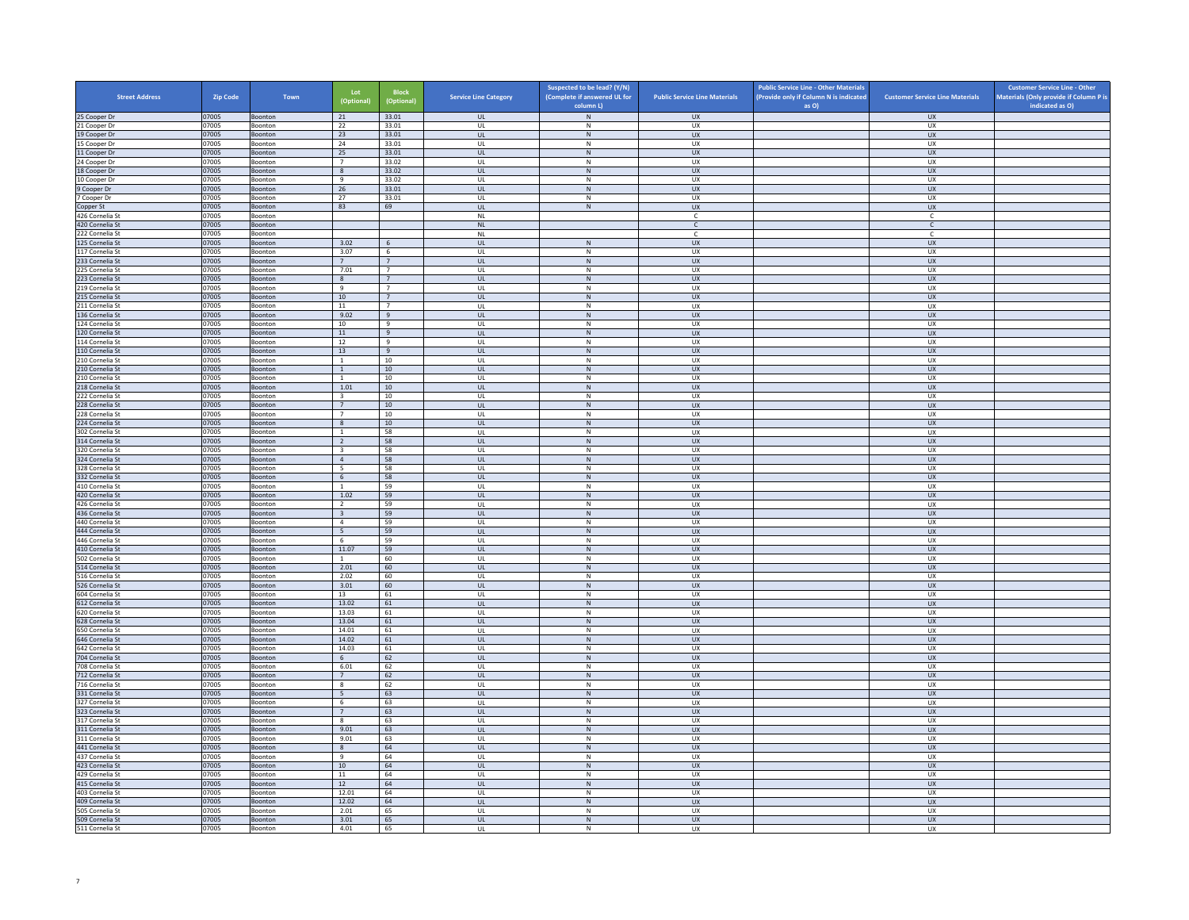| Street Address | Zip Code | Town | Lot (Optional) | Block (Optional) | Service Line Category | Suspected to be lead? (Y/N) (Complete if answered UL for column L) | Public Service Line Materials | Public Service Line - Other Materials (Provide only if Column N is indicated as O) | Customer Service Line Materials | Customer Service Line - Other Materials (Only provide if Column P is indicated as O) |
|---|---|---|---|---|---|---|---|---|---|---|
| 25 Cooper Dr | 07005 | Boonton | 21 | 33.01 | UL | N | UX | | UX | |
| 21 Cooper Dr | 07005 | Boonton | 22 | 33.01 | UL | N | UX | | UX | |
| 19 Cooper Dr | 07005 | Boonton | 23 | 33.01 | UL | N | UX | | UX | |
| 15 Cooper Dr | 07005 | Boonton | 24 | 33.01 | UL | N | UX | | UX | |
| 11 Cooper Dr | 07005 | Boonton | 25 | 33.01 | UL | N | UX | | UX | |
| 24 Cooper Dr | 07005 | Boonton | 7 | 33.02 | UL | N | UX | | UX | |
| 18 Cooper Dr | 07005 | Boonton | 8 | 33.02 | UL | N | UX | | UX | |
| 10 Cooper Dr | 07005 | Boonton | 9 | 33.02 | UL | N | UX | | UX | |
| 9 Cooper Dr | 07005 | Boonton | 26 | 33.01 | UL | N | UX | | UX | |
| 7 Cooper Dr | 07005 | Boonton | 27 | 33.01 | UL | N | UX | | UX | |
| Copper St | 07005 | Boonton | 83 | 69 | UL | N | UX | | UX | |
| 426 Cornelia St | 07005 | Boonton | | | NL | | C | | C | |
| 420 Cornelia St | 07005 | Boonton | | | NL | | C | | C | |
| 222 Cornelia St | 07005 | Boonton | | | NL | | C | | C | |
| 125 Cornelia St | 07005 | Boonton | 3.02 | 6 | UL | N | UX | | UX | |
| 117 Cornelia St | 07005 | Boonton | 3.07 | 6 | UL | N | UX | | UX | |
| 233 Cornelia St | 07005 | Boonton | 7 | 7 | UL | N | UX | | UX | |
| 225 Cornelia St | 07005 | Boonton | 7.01 | 7 | UL | N | UX | | UX | |
| 223 Cornelia St | 07005 | Boonton | 8 | 7 | UL | N | UX | | UX | |
| 219 Cornelia St | 07005 | Boonton | 9 | 7 | UL | N | UX | | UX | |
| 215 Cornelia St | 07005 | Boonton | 10 | 7 | UL | N | UX | | UX | |
| 211 Cornelia St | 07005 | Boonton | 11 | 7 | UL | N | UX | | UX | |
| 136 Cornelia St | 07005 | Boonton | 9.02 | 9 | UL | N | UX | | UX | |
| 124 Cornelia St | 07005 | Boonton | 10 | 9 | UL | N | UX | | UX | |
| 120 Cornelia St | 07005 | Boonton | 11 | 9 | UL | N | UX | | UX | |
| 114 Cornelia St | 07005 | Boonton | 12 | 9 | UL | N | UX | | UX | |
| 110 Cornelia St | 07005 | Boonton | 13 | 9 | UL | N | UX | | UX | |
| 210 Cornelia St | 07005 | Boonton | 1 | 10 | UL | N | UX | | UX | |
| 210 Cornelia St | 07005 | Boonton | 1 | 10 | UL | N | UX | | UX | |
| 210 Cornelia St | 07005 | Boonton | 1 | 10 | UL | N | UX | | UX | |
| 218 Cornelia St | 07005 | Boonton | 1.01 | 10 | UL | N | UX | | UX | |
| 222 Cornelia St | 07005 | Boonton | 3 | 10 | UL | N | UX | | UX | |
| 228 Cornelia St | 07005 | Boonton | 7 | 10 | UL | N | UX | | UX | |
| 228 Cornelia St | 07005 | Boonton | 7 | 10 | UL | N | UX | | UX | |
| 224 Cornelia St | 07005 | Boonton | 8 | 10 | UL | N | UX | | UX | |
| 302 Cornelia St | 07005 | Boonton | 1 | 58 | UL | N | UX | | UX | |
| 314 Cornelia St | 07005 | Boonton | 2 | 58 | UL | N | UX | | UX | |
| 320 Cornelia St | 07005 | Boonton | 3 | 58 | UL | N | UX | | UX | |
| 324 Cornelia St | 07005 | Boonton | 4 | 58 | UL | N | UX | | UX | |
| 328 Cornelia St | 07005 | Boonton | 5 | 58 | UL | N | UX | | UX | |
| 332 Cornelia St | 07005 | Boonton | 6 | 58 | UL | N | UX | | UX | |
| 410 Cornelia St | 07005 | Boonton | 1 | 59 | UL | N | UX | | UX | |
| 420 Cornelia St | 07005 | Boonton | 1.02 | 59 | UL | N | UX | | UX | |
| 426 Cornelia St | 07005 | Boonton | 2 | 59 | UL | N | UX | | UX | |
| 436 Cornelia St | 07005 | Boonton | 3 | 59 | UL | N | UX | | UX | |
| 440 Cornelia St | 07005 | Boonton | 4 | 59 | UL | N | UX | | UX | |
| 444 Cornelia St | 07005 | Boonton | 5 | 59 | UL | N | UX | | UX | |
| 446 Cornelia St | 07005 | Boonton | 6 | 59 | UL | N | UX | | UX | |
| 410 Cornelia St | 07005 | Boonton | 11.07 | 59 | UL | N | UX | | UX | |
| 502 Cornelia St | 07005 | Boonton | 1 | 60 | UL | N | UX | | UX | |
| 514 Cornelia St | 07005 | Boonton | 2.01 | 60 | UL | N | UX | | UX | |
| 516 Cornelia St | 07005 | Boonton | 2.02 | 60 | UL | N | UX | | UX | |
| 526 Cornelia St | 07005 | Boonton | 3.01 | 60 | UL | N | UX | | UX | |
| 604 Cornelia St | 07005 | Boonton | 13 | 61 | UL | N | UX | | UX | |
| 612 Cornelia St | 07005 | Boonton | 13.02 | 61 | UL | N | UX | | UX | |
| 620 Cornelia St | 07005 | Boonton | 13.03 | 61 | UL | N | UX | | UX | |
| 628 Cornelia St | 07005 | Boonton | 13.04 | 61 | UL | N | UX | | UX | |
| 650 Cornelia St | 07005 | Boonton | 14.01 | 61 | UL | N | UX | | UX | |
| 646 Cornelia St | 07005 | Boonton | 14.02 | 61 | UL | N | UX | | UX | |
| 642 Cornelia St | 07005 | Boonton | 14.03 | 61 | UL | N | UX | | UX | |
| 704 Cornelia St | 07005 | Boonton | 6 | 62 | UL | N | UX | | UX | |
| 708 Cornelia St | 07005 | Boonton | 6.01 | 62 | UL | N | UX | | UX | |
| 712 Cornelia St | 07005 | Boonton | 7 | 62 | UL | N | UX | | UX | |
| 716 Cornelia St | 07005 | Boonton | 8 | 62 | UL | N | UX | | UX | |
| 331 Cornelia St | 07005 | Boonton | 5 | 63 | UL | N | UX | | UX | |
| 327 Cornelia St | 07005 | Boonton | 6 | 63 | UL | N | UX | | UX | |
| 323 Cornelia St | 07005 | Boonton | 7 | 63 | UL | N | UX | | UX | |
| 317 Cornelia St | 07005 | Boonton | 8 | 63 | UL | N | UX | | UX | |
| 311 Cornelia St | 07005 | Boonton | 9.01 | 63 | UL | N | UX | | UX | |
| 311 Cornelia St | 07005 | Boonton | 9.01 | 63 | UL | N | UX | | UX | |
| 441 Cornelia St | 07005 | Boonton | 8 | 64 | UL | N | UX | | UX | |
| 437 Cornelia St | 07005 | Boonton | 9 | 64 | UL | N | UX | | UX | |
| 423 Cornelia St | 07005 | Boonton | 10 | 64 | UL | N | UX | | UX | |
| 429 Cornelia St | 07005 | Boonton | 11 | 64 | UL | N | UX | | UX | |
| 415 Cornelia St | 07005 | Boonton | 12 | 64 | UL | N | UX | | UX | |
| 403 Cornelia St | 07005 | Boonton | 12.01 | 64 | UL | N | UX | | UX | |
| 409 Cornelia St | 07005 | Boonton | 12.02 | 64 | UL | N | UX | | UX | |
| 505 Cornelia St | 07005 | Boonton | 2.01 | 65 | UL | N | UX | | UX | |
| 509 Cornelia St | 07005 | Boonton | 3.01 | 65 | UL | N | UX | | UX | |
| 511 Cornelia St | 07005 | Boonton | 4.01 | 65 | UL | N | UX | | UX | |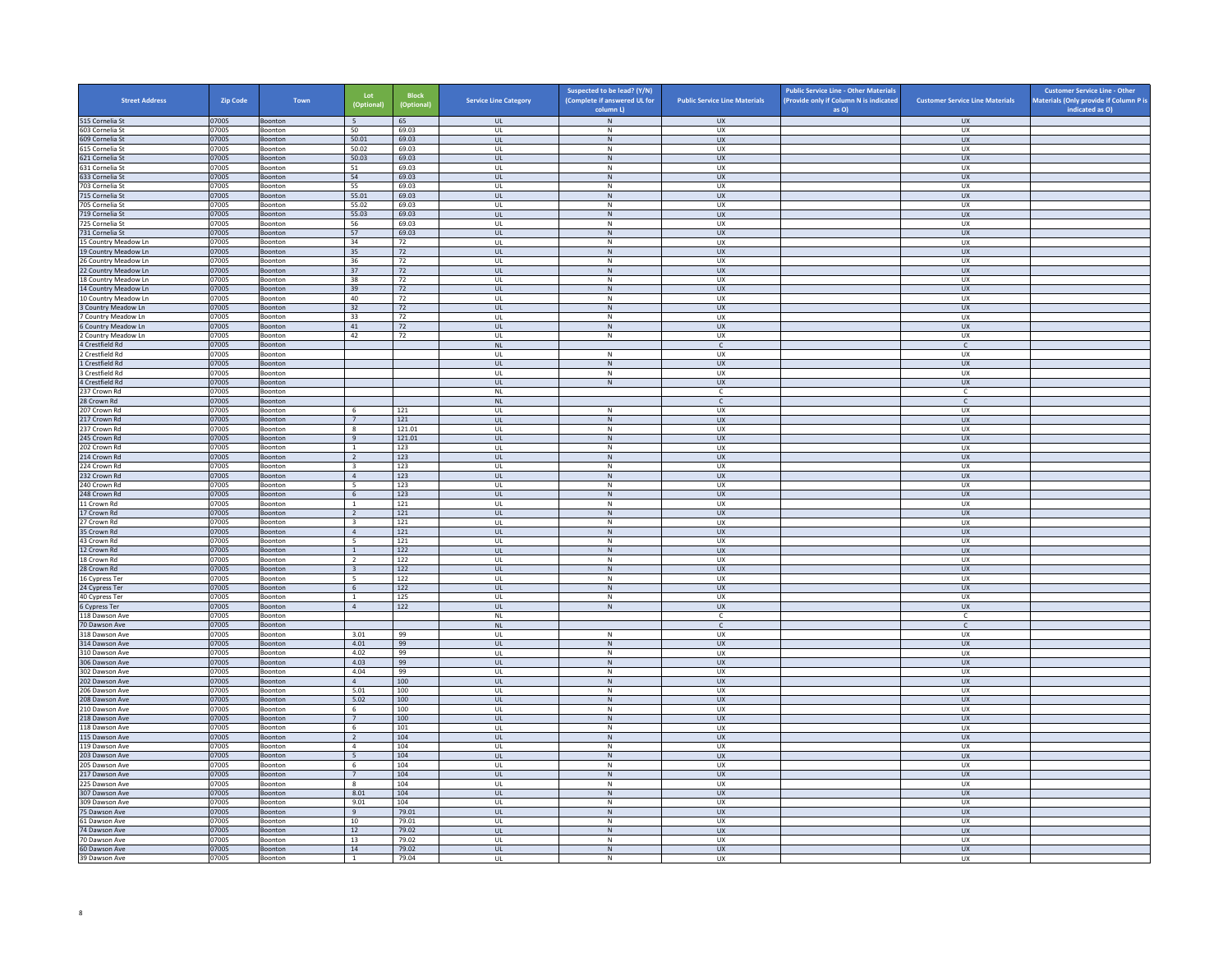| Street Address | Zip Code | Town | Lot (Optional) | Block (Optional) | Service Line Category | Suspected to be lead? (Y/N) (Complete if answered UL for column L) | Public Service Line Materials | Public Service Line - Other Materials (Provide only if Column N is indicated as O) | Customer Service Line Materials | Customer Service Line - Other Materials (Only provide if Column P is indicated as O) |
|---|---|---|---|---|---|---|---|---|---|---|
| 515 Cornelia St | 07005 | Boonton | 5 | 65 | UL | N | UX | | UX | |
| 603 Cornelia St | 07005 | Boonton | 50 | 69.03 | UL | N | UX | | UX | |
| 609 Cornelia St | 07005 | Boonton | 50.01 | 69.03 | UL | N | UX | | UX | |
| 615 Cornelia St | 07005 | Boonton | 50.02 | 69.03 | UL | N | UX | | UX | |
| 621 Cornelia St | 07005 | Boonton | 50.03 | 69.03 | UL | N | UX | | UX | |
| 631 Cornelia St | 07005 | Boonton | 51 | 69.03 | UL | N | UX | | UX | |
| 633 Cornelia St | 07005 | Boonton | 54 | 69.03 | UL | N | UX | | UX | |
| 703 Cornelia St | 07005 | Boonton | 55 | 69.03 | UL | N | UX | | UX | |
| 715 Cornelia St | 07005 | Boonton | 55.01 | 69.03 | UL | N | UX | | UX | |
| 705 Cornelia St | 07005 | Boonton | 55.02 | 69.03 | UL | N | UX | | UX | |
| 719 Cornelia St | 07005 | Boonton | 55.03 | 69.03 | UL | N | UX | | UX | |
| 725 Cornelia St | 07005 | Boonton | 56 | 69.03 | UL | N | UX | | UX | |
| 731 Cornelia St | 07005 | Boonton | 57 | 69.03 | UL | N | UX | | UX | |
| 15 Country Meadow Ln | 07005 | Boonton | 34 | 72 | UL | N | UX | | UX | |
| 19 Country Meadow Ln | 07005 | Boonton | 35 | 72 | UL | N | UX | | UX | |
| 26 Country Meadow Ln | 07005 | Boonton | 36 | 72 | UL | N | UX | | UX | |
| 22 Country Meadow Ln | 07005 | Boonton | 37 | 72 | UL | N | UX | | UX | |
| 18 Country Meadow Ln | 07005 | Boonton | 38 | 72 | UL | N | UX | | UX | |
| 14 Country Meadow Ln | 07005 | Boonton | 39 | 72 | UL | N | UX | | UX | |
| 10 Country Meadow Ln | 07005 | Boonton | 40 | 72 | UL | N | UX | | UX | |
| 3 Country Meadow Ln | 07005 | Boonton | 32 | 72 | UL | N | UX | | UX | |
| 7 Country Meadow Ln | 07005 | Boonton | 33 | 72 | UL | N | UX | | UX | |
| 6 Country Meadow Ln | 07005 | Boonton | 41 | 72 | UL | N | UX | | UX | |
| 2 Country Meadow Ln | 07005 | Boonton | 42 | 72 | UL | N | UX | | UX | |
| 4 Crestfield Rd | 07005 | Boonton | | | NL | | C | | C | |
| 2 Crestfield Rd | 07005 | Boonton | | | UL | N | UX | | UX | |
| 1 Crestfield Rd | 07005 | Boonton | | | UL | N | UX | | UX | |
| 3 Crestfield Rd | 07005 | Boonton | | | UL | N | UX | | UX | |
| 4 Crestfield Rd | 07005 | Boonton | | | UL | N | UX | | UX | |
| 237 Crown Rd | 07005 | Boonton | | | NL | | C | | C | |
| 28 Crown Rd | 07005 | Boonton | | | NL | | C | | C | |
| 207 Crown Rd | 07005 | Boonton | 6 | 121 | UL | N | UX | | UX | |
| 217 Crown Rd | 07005 | Boonton | 7 | 121 | UL | N | UX | | UX | |
| 237 Crown Rd | 07005 | Boonton | 8 | 121.01 | UL | N | UX | | UX | |
| 245 Crown Rd | 07005 | Boonton | 9 | 121.01 | UL | N | UX | | UX | |
| 202 Crown Rd | 07005 | Boonton | 1 | 123 | UL | N | UX | | UX | |
| 214 Crown Rd | 07005 | Boonton | 2 | 123 | UL | N | UX | | UX | |
| 224 Crown Rd | 07005 | Boonton | 3 | 123 | UL | N | UX | | UX | |
| 232 Crown Rd | 07005 | Boonton | 4 | 123 | UL | N | UX | | UX | |
| 240 Crown Rd | 07005 | Boonton | 5 | 123 | UL | N | UX | | UX | |
| 248 Crown Rd | 07005 | Boonton | 6 | 123 | UL | N | UX | | UX | |
| 11 Crown Rd | 07005 | Boonton | 1 | 121 | UL | N | UX | | UX | |
| 17 Crown Rd | 07005 | Boonton | 2 | 121 | UL | N | UX | | UX | |
| 27 Crown Rd | 07005 | Boonton | 3 | 121 | UL | N | UX | | UX | |
| 35 Crown Rd | 07005 | Boonton | 4 | 121 | UL | N | UX | | UX | |
| 43 Crown Rd | 07005 | Boonton | 5 | 121 | UL | N | UX | | UX | |
| 12 Crown Rd | 07005 | Boonton | 1 | 122 | UL | N | UX | | UX | |
| 18 Crown Rd | 07005 | Boonton | 2 | 122 | UL | N | UX | | UX | |
| 28 Crown Rd | 07005 | Boonton | 3 | 122 | UL | N | UX | | UX | |
| 16 Cypress Ter | 07005 | Boonton | 5 | 122 | UL | N | UX | | UX | |
| 24 Cypress Ter | 07005 | Boonton | 6 | 122 | UL | N | UX | | UX | |
| 40 Cypress Ter | 07005 | Boonton | 1 | 125 | UL | N | UX | | UX | |
| 6 Cypress Ter | 07005 | Boonton | 4 | 122 | UL | N | UX | | UX | |
| 118 Dawson Ave | 07005 | Boonton | | | NL | | C | | C | |
| 70 Dawson Ave | 07005 | Boonton | | | NL | | C | | C | |
| 318 Dawson Ave | 07005 | Boonton | 3.01 | 99 | UL | N | UX | | UX | |
| 314 Dawson Ave | 07005 | Boonton | 4.01 | 99 | UL | N | UX | | UX | |
| 310 Dawson Ave | 07005 | Boonton | 4.02 | 99 | UL | N | UX | | UX | |
| 306 Dawson Ave | 07005 | Boonton | 4.03 | 99 | UL | N | UX | | UX | |
| 302 Dawson Ave | 07005 | Boonton | 4.04 | 99 | UL | N | UX | | UX | |
| 202 Dawson Ave | 07005 | Boonton | 4 | 100 | UL | N | UX | | UX | |
| 206 Dawson Ave | 07005 | Boonton | 5.01 | 100 | UL | N | UX | | UX | |
| 208 Dawson Ave | 07005 | Boonton | 5.02 | 100 | UL | N | UX | | UX | |
| 210 Dawson Ave | 07005 | Boonton | 6 | 100 | UL | N | UX | | UX | |
| 218 Dawson Ave | 07005 | Boonton | 7 | 100 | UL | N | UX | | UX | |
| 118 Dawson Ave | 07005 | Boonton | 6 | 101 | UL | N | UX | | UX | |
| 115 Dawson Ave | 07005 | Boonton | 2 | 104 | UL | N | UX | | UX | |
| 119 Dawson Ave | 07005 | Boonton | 4 | 104 | UL | N | UX | | UX | |
| 203 Dawson Ave | 07005 | Boonton | 5 | 104 | UL | N | UX | | UX | |
| 205 Dawson Ave | 07005 | Boonton | 6 | 104 | UL | N | UX | | UX | |
| 217 Dawson Ave | 07005 | Boonton | 7 | 104 | UL | N | UX | | UX | |
| 225 Dawson Ave | 07005 | Boonton | 8 | 104 | UL | N | UX | | UX | |
| 307 Dawson Ave | 07005 | Boonton | 8.01 | 104 | UL | N | UX | | UX | |
| 309 Dawson Ave | 07005 | Boonton | 9.01 | 104 | UL | N | UX | | UX | |
| 75 Dawson Ave | 07005 | Boonton | 9 | 79.01 | UL | N | UX | | UX | |
| 61 Dawson Ave | 07005 | Boonton | 10 | 79.01 | UL | N | UX | | UX | |
| 74 Dawson Ave | 07005 | Boonton | 12 | 79.02 | UL | N | UX | | UX | |
| 70 Dawson Ave | 07005 | Boonton | 13 | 79.02 | UL | N | UX | | UX | |
| 60 Dawson Ave | 07005 | Boonton | 14 | 79.02 | UL | N | UX | | UX | |
| 39 Dawson Ave | 07005 | Boonton | 1 | 79.04 | UL | N | UX | | UX | |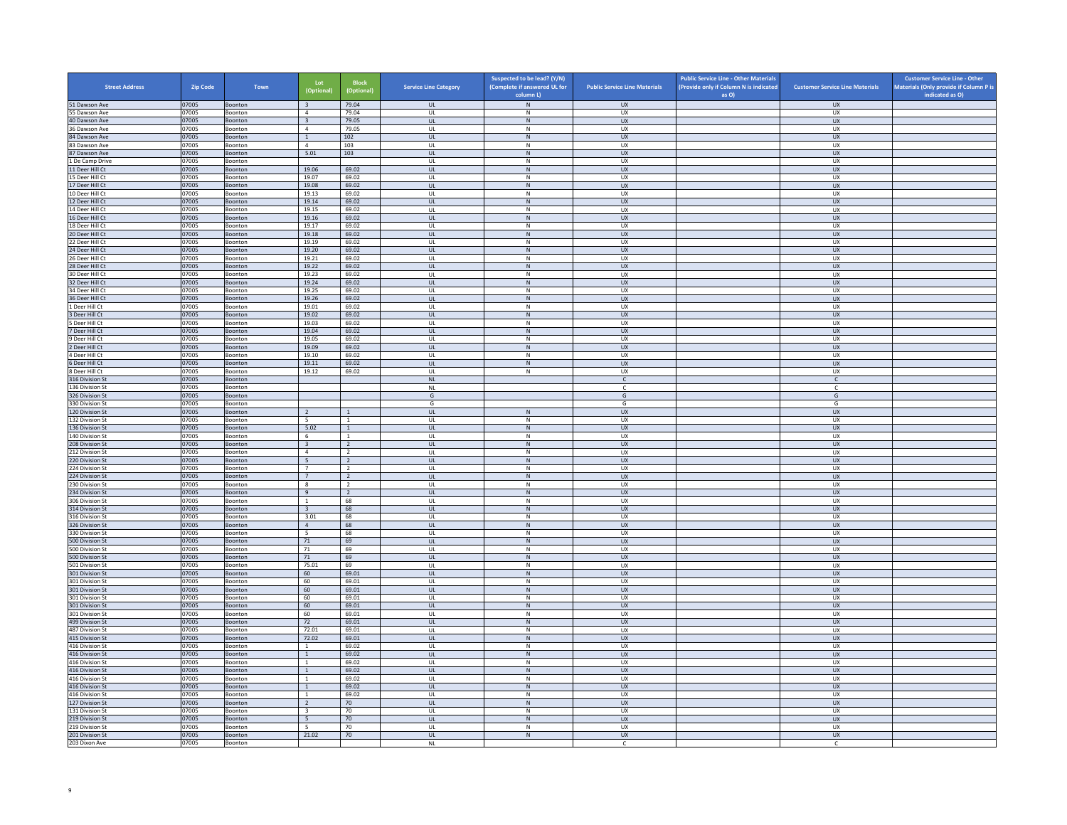| Street Address | Zip Code | Town | Lot (Optional) | Block (Optional) | Service Line Category | Suspected to be lead? (Y/N) (Complete if answered UL for column L) | Public Service Line Materials | Public Service Line - Other Materials (Provide only if Column N is indicated as O) | Customer Service Line Materials | Customer Service Line - Other Materials (Only provide if Column P is indicated as O) |
|---|---|---|---|---|---|---|---|---|---|---|
| 51 Dawson Ave | 07005 | Boonton | 3 | 79.04 | UL | N | UX | | UX | |
| 55 Dawson Ave | 07005 | Boonton | 4 | 79.04 | UL | N | UX | | UX | |
| 40 Dawson Ave | 07005 | Boonton | 3 | 79.05 | UL | N | UX | | UX | |
| 36 Dawson Ave | 07005 | Boonton | 4 | 79.05 | UL | N | UX | | UX | |
| 84 Dawson Ave | 07005 | Boonton | 1 | 102 | UL | N | UX | | UX | |
| 83 Dawson Ave | 07005 | Boonton | 4 | 103 | UL | N | UX | | UX | |
| 87 Dawson Ave | 07005 | Boonton | 5.01 | 103 | UL | N | UX | | UX | |
| 1 De Camp Drive | 07005 | Boonton | | | UL | N | UX | | UX | |
| 11 Deer Hill Ct | 07005 | Boonton | 19.06 | 69.02 | UL | N | UX | | UX | |
| 15 Deer Hill Ct | 07005 | Boonton | 19.07 | 69.02 | UL | N | UX | | UX | |
| 17 Deer Hill Ct | 07005 | Boonton | 19.08 | 69.02 | UL | N | UX | | UX | |
| 10 Deer Hill Ct | 07005 | Boonton | 19.13 | 69.02 | UL | N | UX | | UX | |
| 12 Deer Hill Ct | 07005 | Boonton | 19.14 | 69.02 | UL | N | UX | | UX | |
| 14 Deer Hill Ct | 07005 | Boonton | 19.15 | 69.02 | UL | N | UX | | UX | |
| 16 Deer Hill Ct | 07005 | Boonton | 19.16 | 69.02 | UL | N | UX | | UX | |
| 18 Deer Hill Ct | 07005 | Boonton | 19.17 | 69.02 | UL | N | UX | | UX | |
| 20 Deer Hill Ct | 07005 | Boonton | 19.18 | 69.02 | UL | N | UX | | UX | |
| 22 Deer Hill Ct | 07005 | Boonton | 19.19 | 69.02 | UL | N | UX | | UX | |
| 24 Deer Hill Ct | 07005 | Boonton | 19.20 | 69.02 | UL | N | UX | | UX | |
| 26 Deer Hill Ct | 07005 | Boonton | 19.21 | 69.02 | UL | N | UX | | UX | |
| 28 Deer Hill Ct | 07005 | Boonton | 19.22 | 69.02 | UL | N | UX | | UX | |
| 30 Deer Hill Ct | 07005 | Boonton | 19.23 | 69.02 | UL | N | UX | | UX | |
| 32 Deer Hill Ct | 07005 | Boonton | 19.24 | 69.02 | UL | N | UX | | UX | |
| 34 Deer Hill Ct | 07005 | Boonton | 19.25 | 69.02 | UL | N | UX | | UX | |
| 36 Deer Hill Ct | 07005 | Boonton | 19.26 | 69.02 | UL | N | UX | | UX | |
| 1 Deer Hill Ct | 07005 | Boonton | 19.01 | 69.02 | UL | N | UX | | UX | |
| 3 Deer Hill Ct | 07005 | Boonton | 19.02 | 69.02 | UL | N | UX | | UX | |
| 5 Deer Hill Ct | 07005 | Boonton | 19.03 | 69.02 | UL | N | UX | | UX | |
| 7 Deer Hill Ct | 07005 | Boonton | 19.04 | 69.02 | UL | N | UX | | UX | |
| 9 Deer Hill Ct | 07005 | Boonton | 19.05 | 69.02 | UL | N | UX | | UX | |
| 2 Deer Hill Ct | 07005 | Boonton | 19.09 | 69.02 | UL | N | UX | | UX | |
| 4 Deer Hill Ct | 07005 | Boonton | 19.10 | 69.02 | UL | N | UX | | UX | |
| 6 Deer Hill Ct | 07005 | Boonton | 19.11 | 69.02 | UL | N | UX | | UX | |
| 8 Deer Hill Ct | 07005 | Boonton | 19.12 | 69.02 | UL | N | UX | | UX | |
| 316 Division St | 07005 | Boonton | | | NL | | C | | C | |
| 136 Division St | 07005 | Boonton | | | NL | | C | | C | |
| 326 Division St | 07005 | Boonton | | | G | | G | | G | |
| 330 Division St | 07005 | Boonton | | | G | | G | | G | |
| 120 Division St | 07005 | Boonton | 2 | 1 | UL | N | UX | | UX | |
| 132 Division St | 07005 | Boonton | 5 | 1 | UL | N | UX | | UX | |
| 136 Division St | 07005 | Boonton | 5.02 | 1 | UL | N | UX | | UX | |
| 140 Division St | 07005 | Boonton | 6 | 1 | UL | N | UX | | UX | |
| 208 Division St | 07005 | Boonton | 3 | 2 | UL | N | UX | | UX | |
| 212 Division St | 07005 | Boonton | 4 | 2 | UL | N | UX | | UX | |
| 220 Division St | 07005 | Boonton | 5 | 2 | UL | N | UX | | UX | |
| 224 Division St | 07005 | Boonton | 7 | 2 | UL | N | UX | | UX | |
| 224 Division St | 07005 | Boonton | 7 | 2 | UL | N | UX | | UX | |
| 230 Division St | 07005 | Boonton | 8 | 2 | UL | N | UX | | UX | |
| 234 Division St | 07005 | Boonton | 9 | 2 | UL | N | UX | | UX | |
| 306 Division St | 07005 | Boonton | 1 | 68 | UL | N | UX | | UX | |
| 314 Division St | 07005 | Boonton | 3 | 68 | UL | N | UX | | UX | |
| 316 Division St | 07005 | Boonton | 3.01 | 68 | UL | N | UX | | UX | |
| 326 Division St | 07005 | Boonton | 4 | 68 | UL | N | UX | | UX | |
| 330 Division St | 07005 | Boonton | 5 | 68 | UL | N | UX | | UX | |
| 500 Division St | 07005 | Boonton | 71 | 69 | UL | N | UX | | UX | |
| 500 Division St | 07005 | Boonton | 71 | 69 | UL | N | UX | | UX | |
| 500 Division St | 07005 | Boonton | 71 | 69 | UL | N | UX | | UX | |
| 501 Division St | 07005 | Boonton | 75.01 | 69 | UL | N | UX | | UX | |
| 301 Division St | 07005 | Boonton | 60 | 69.01 | UL | N | UX | | UX | |
| 301 Division St | 07005 | Boonton | 60 | 69.01 | UL | N | UX | | UX | |
| 301 Division St | 07005 | Boonton | 60 | 69.01 | UL | N | UX | | UX | |
| 301 Division St | 07005 | Boonton | 60 | 69.01 | UL | N | UX | | UX | |
| 301 Division St | 07005 | Boonton | 60 | 69.01 | UL | N | UX | | UX | |
| 301 Division St | 07005 | Boonton | 60 | 69.01 | UL | N | UX | | UX | |
| 499 Division St | 07005 | Boonton | 72 | 69.01 | UL | N | UX | | UX | |
| 487 Division St | 07005 | Boonton | 72.01 | 69.01 | UL | N | UX | | UX | |
| 415 Division St | 07005 | Boonton | 72.02 | 69.01 | UL | N | UX | | UX | |
| 416 Division St | 07005 | Boonton | 1 | 69.02 | UL | N | UX | | UX | |
| 416 Division St | 07005 | Boonton | 1 | 69.02 | UL | N | UX | | UX | |
| 416 Division St | 07005 | Boonton | 1 | 69.02 | UL | N | UX | | UX | |
| 416 Division St | 07005 | Boonton | 1 | 69.02 | UL | N | UX | | UX | |
| 416 Division St | 07005 | Boonton | 1 | 69.02 | UL | N | UX | | UX | |
| 416 Division St | 07005 | Boonton | 1 | 69.02 | UL | N | UX | | UX | |
| 416 Division St | 07005 | Boonton | 1 | 69.02 | UL | N | UX | | UX | |
| 127 Division St | 07005 | Boonton | 2 | 70 | UL | N | UX | | UX | |
| 131 Division St | 07005 | Boonton | 3 | 70 | UL | N | UX | | UX | |
| 219 Division St | 07005 | Boonton | 5 | 70 | UL | N | UX | | UX | |
| 219 Division St | 07005 | Boonton | 5 | 70 | UL | N | UX | | UX | |
| 201 Division St | 07005 | Boonton | 21.02 | 70 | UL | N | UX | | UX | |
| 203 Dixon Ave | 07005 | Boonton | | | NL | | C | | C | |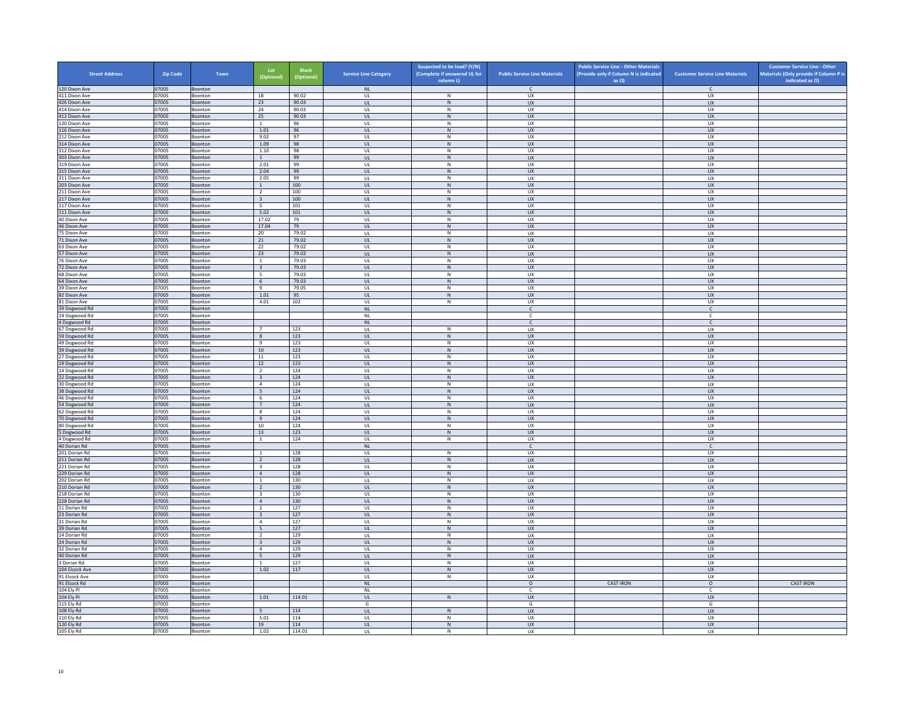| Street Address | Zip Code | Town | Lot (Optional) | Block (Optional) | Service Line Category | Suspected to be lead? (Y/N) (Complete if answered UL for column L) | Public Service Line Materials | Public Service Line - Other Materials (Provide only if Column N is indicated as O) | Customer Service Line Materials | Customer Service Line - Other Materials (Only provide if Column P is indicated as O) |
|---|---|---|---|---|---|---|---|---|---|---|
| 120 Dixon Ave | 07005 | Boonton | | | NL | | C | | C | |
| 411 Dixon Ave | 07005 | Boonton | 18 | 90.02 | UL | N | UX | | UX | |
| 426 Dixon Ave | 07005 | Boonton | 23 | 90.03 | UL | N | UX | | UX | |
| 414 Dixon Ave | 07005 | Boonton | 24 | 90.03 | UL | N | UX | | UX | |
| 412 Dixon Ave | 07005 | Boonton | 25 | 90.03 | UL | N | UX | | UX | |
| 120 Dixon Ave | 07005 | Boonton | 1 | 96 | UL | N | UX | | UX | |
| 116 Dixon Ave | 07005 | Boonton | 1.01 | 96 | UL | N | UX | | UX | |
| 212 Dixon Ave | 07005 | Boonton | 9.02 | 97 | UL | N | UX | | UX | |
| 314 Dixon Ave | 07005 | Boonton | 1.09 | 98 | UL | N | UX | | UX | |
| 312 Dixon Ave | 07005 | Boonton | 1.10 | 98 | UL | N | UX | | UX | |
| 303 Dixon Ave | 07005 | Boonton | 1 | 99 | UL | N | UX | | UX | |
| 319 Dixon Ave | 07005 | Boonton | 2.01 | 99 | UL | N | UX | | UX | |
| 315 Dixon Ave | 07005 | Boonton | 2.04 | 99 | UL | N | UX | | UX | |
| 311 Dixon Ave | 07005 | Boonton | 2.05 | 99 | UL | N | UX | | UX | |
| 203 Dixon Ave | 07005 | Boonton | 1 | 100 | UL | N | UX | | UX | |
| 211 Dixon Ave | 07005 | Boonton | 2 | 100 | UL | N | UX | | UX | |
| 217 Dixon Ave | 07005 | Boonton | 3 | 100 | UL | N | UX | | UX | |
| 117 Dixon Ave | 07005 | Boonton | 5 | 101 | UL | N | UX | | UX | |
| 111 Dixon Ave | 07005 | Boonton | 5.02 | 101 | UL | N | UX | | UX | |
| 40 Dixon Ave | 07005 | Boonton | 17.02 | 79 | UL | N | UX | | UX | |
| 46 Dixon Ave | 07005 | Boonton | 17.04 | 79 | UL | N | UX | | UX | |
| 75 Dixon Ave | 07005 | Boonton | 20 | 79.02 | UL | N | UX | | UX | |
| 71 Dixon Ave | 07005 | Boonton | 21 | 79.02 | UL | N | UX | | UX | |
| 63 Dixon Ave | 07005 | Boonton | 22 | 79.02 | UL | N | UX | | UX | |
| 57 Dixon Ave | 07005 | Boonton | 23 | 79.02 | UL | N | UX | | UX | |
| 76 Dixon Ave | 07005 | Boonton | 1 | 79.03 | UL | N | UX | | UX | |
| 72 Dixon Ave | 07005 | Boonton | 3 | 79.03 | UL | N | UX | | UX | |
| 68 Dixon Ave | 07005 | Boonton | 5 | 79.03 | UL | N | UX | | UX | |
| 64 Dixon Ave | 07005 | Boonton | 6 | 79.03 | UL | N | UX | | UX | |
| 39 Dixon Ave | 07005 | Boonton | 9 | 79.05 | UL | N | UX | | UX | |
| 82 Dixon Ave | 07005 | Boonton | 1.01 | 95 | UL | N | UX | | UX | |
| 81 Dixon Ave | 07005 | Boonton | 4.01 | 102 | UL | N | UX | | UX | |
| 39 Dogwood Rd | 07005 | Boonton | | | NL | | C | | C | |
| 14 Dogwood Rd | 07005 | Boonton | | | NL | | C | | C | |
| 4 Dogwood Rd | 07005 | Boonton | | | NL | | C | | C | |
| 67 Dogwood Rd | 07005 | Boonton | 7 | 123 | UL | N | UX | | UX | |
| 59 Dogwood Rd | 07005 | Boonton | 8 | 123 | UL | N | UX | | UX | |
| 49 Dogwood Rd | 07005 | Boonton | 9 | 123 | UL | N | UX | | UX | |
| 39 Dogwood Rd | 07005 | Boonton | 10 | 123 | UL | N | UX | | UX | |
| 27 Dogwood Rd | 07005 | Boonton | 11 | 123 | UL | N | UX | | UX | |
| 19 Dogwood Rd | 07005 | Boonton | 12 | 123 | UL | N | UX | | UX | |
| 14 Dogwood Rd | 07005 | Boonton | 2 | 124 | UL | N | UX | | UX | |
| 22 Dogwood Rd | 07005 | Boonton | 3 | 124 | UL | N | UX | | UX | |
| 30 Dogwood Rd | 07005 | Boonton | 4 | 124 | UL | N | UX | | UX | |
| 38 Dogwood Rd | 07005 | Boonton | 5 | 124 | UL | N | UX | | UX | |
| 46 Dogwood Rd | 07005 | Boonton | 6 | 124 | UL | N | UX | | UX | |
| 54 Dogwood Rd | 07005 | Boonton | 7 | 124 | UL | N | UX | | UX | |
| 62 Dogwood Rd | 07005 | Boonton | 8 | 124 | UL | N | UX | | UX | |
| 70 Dogwood Rd | 07005 | Boonton | 9 | 124 | UL | N | UX | | UX | |
| 80 Dogwood Rd | 07005 | Boonton | 10 | 124 | UL | N | UX | | UX | |
| 5 Dogwood Rd | 07005 | Boonton | 13 | 123 | UL | N | UX | | UX | |
| 4 Dogwood Rd | 07005 | Boonton | 1 | 124 | UL | N | UX | | UX | |
| 40 Dorian Rd | 07005 | Boonton | | | NL | | C | | C | |
| 201 Dorian Rd | 07005 | Boonton | 1 | 128 | UL | N | UX | | UX | |
| 211 Dorian Rd | 07005 | Boonton | 2 | 128 | UL | N | UX | | UX | |
| 221 Dorian Rd | 07005 | Boonton | 3 | 128 | UL | N | UX | | UX | |
| 229 Dorian Rd | 07005 | Boonton | 4 | 128 | UL | N | UX | | UX | |
| 202 Dorian Rd | 07005 | Boonton | 1 | 130 | UL | N | UX | | UX | |
| 210 Dorian Rd | 07005 | Boonton | 2 | 130 | UL | N | UX | | UX | |
| 218 Dorian Rd | 07005 | Boonton | 3 | 130 | UL | N | UX | | UX | |
| 228 Dorian Rd | 07005 | Boonton | 4 | 130 | UL | N | UX | | UX | |
| 11 Dorian Rd | 07005 | Boonton | 2 | 127 | UL | N | UX | | UX | |
| 23 Dorian Rd | 07005 | Boonton | 3 | 127 | UL | N | UX | | UX | |
| 31 Dorian Rd | 07005 | Boonton | 4 | 127 | UL | N | UX | | UX | |
| 39 Dorian Rd | 07005 | Boonton | 5 | 127 | UL | N | UX | | UX | |
| 14 Dorian Rd | 07005 | Boonton | 2 | 129 | UL | N | UX | | UX | |
| 24 Dorian Rd | 07005 | Boonton | 3 | 129 | UL | N | UX | | UX | |
| 32 Dorian Rd | 07005 | Boonton | 4 | 129 | UL | N | UX | | UX | |
| 40 Dorian Rd | 07005 | Boonton | 5 | 129 | UL | N | UX | | UX | |
| 3 Dorian Rd | 07005 | Boonton | 1 | 127 | UL | N | UX | | UX | |
| 104 Elcock Ave | 07005 | Boonton | 1.02 | 117 | UL | N | UX | | UX | |
| 91 Elcock Ave | 07005 | Boonton | | | UL | N | UX | | UX | |
| 91 Elcock Rd | 07005 | Boonton | | | NL | | O | CAST IRON | O | CAST IRON |
| 104 Ely Pl | 07005 | Boonton | | | NL | | C | | C | |
| 104 Ely Pl | 07005 | Boonton | 1.01 | 114.01 | UL | N | UX | | UX | |
| 115 Ely Rd | 07005 | Boonton | | | G | | G | | G | |
| 108 Ely Rd | 07005 | Boonton | 5 | 114 | UL | N | UX | | UX | |
| 110 Ely Rd | 07005 | Boonton | 5.01 | 114 | UL | N | UX | | UX | |
| 120 Ely Rd | 07005 | Boonton | 19 | 114 | UL | N | UX | | UX | |
| 105 Ely Rd | 07005 | Boonton | 1.02 | 114.01 | UL | N | UX | | UX | |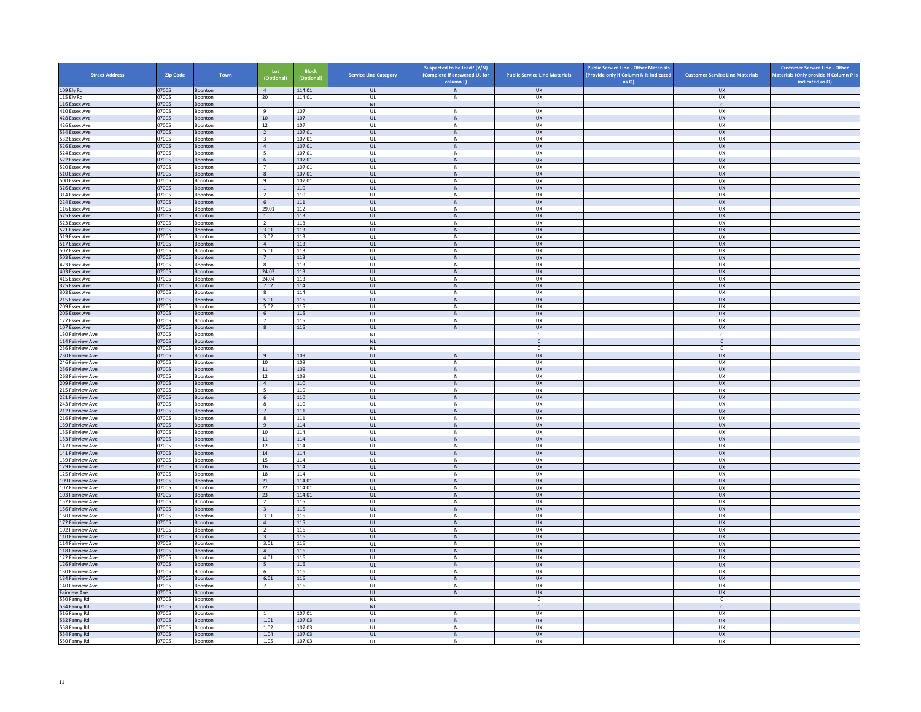| Street Address | Zip Code | Town | Lot (Optional) | Block (Optional) | Service Line Category | Suspected to be lead? (Y/N) (Complete if answered UL for column L) | Public Service Line Materials | Public Service Line - Other Materials (Provide only if Column N is indicated as O) | Customer Service Line Materials | Customer Service Line - Other Materials (Only provide if Column P is indicated as O) |
|---|---|---|---|---|---|---|---|---|---|---|
| 109 Ely Rd | 07005 | Boonton | 4 | 114.01 | UL | N | UX | | UX | |
| 115 Ely Rd | 07005 | Boonton | 20 | 114.01 | UL | N | UX | | UX | |
| 116 Essex Ave | 07005 | Boonton | | | NL | | C | | C | |
| 410 Essex Ave | 07005 | Boonton | 9 | 107 | UL | N | UX | | UX | |
| 428 Essex Ave | 07005 | Boonton | 10 | 107 | UL | N | UX | | UX | |
| 426 Essex Ave | 07005 | Boonton | 12 | 107 | UL | N | UX | | UX | |
| 534 Essex Ave | 07005 | Boonton | 2 | 107.01 | UL | N | UX | | UX | |
| 532 Essex Ave | 07005 | Boonton | 3 | 107.01 | UL | N | UX | | UX | |
| 526 Essex Ave | 07005 | Boonton | 4 | 107.01 | UL | N | UX | | UX | |
| 524 Essex Ave | 07005 | Boonton | 5 | 107.01 | UL | N | UX | | UX | |
| 522 Essex Ave | 07005 | Boonton | 6 | 107.01 | UL | N | UX | | UX | |
| 520 Essex Ave | 07005 | Boonton | 7 | 107.01 | UL | N | UX | | UX | |
| 510 Essex Ave | 07005 | Boonton | 8 | 107.01 | UL | N | UX | | UX | |
| 500 Essex Ave | 07005 | Boonton | 9 | 107.01 | UL | N | UX | | UX | |
| 326 Essex Ave | 07005 | Boonton | 1 | 110 | UL | N | UX | | UX | |
| 314 Essex Ave | 07005 | Boonton | 2 | 110 | UL | N | UX | | UX | |
| 224 Essex Ave | 07005 | Boonton | 6 | 111 | UL | N | UX | | UX | |
| 116 Essex Ave | 07005 | Boonton | 29.01 | 112 | UL | N | UX | | UX | |
| 525 Essex Ave | 07005 | Boonton | 1 | 113 | UL | N | UX | | UX | |
| 523 Essex Ave | 07005 | Boonton | 2 | 113 | UL | N | UX | | UX | |
| 521 Essex Ave | 07005 | Boonton | 3.01 | 113 | UL | N | UX | | UX | |
| 519 Essex Ave | 07005 | Boonton | 3.02 | 113 | UL | N | UX | | UX | |
| 517 Essex Ave | 07005 | Boonton | 4 | 113 | UL | N | UX | | UX | |
| 507 Essex Ave | 07005 | Boonton | 5.01 | 113 | UL | N | UX | | UX | |
| 503 Essex Ave | 07005 | Boonton | 7 | 113 | UL | N | UX | | UX | |
| 423 Essex Ave | 07005 | Boonton | 8 | 113 | UL | N | UX | | UX | |
| 403 Essex Ave | 07005 | Boonton | 24.03 | 113 | UL | N | UX | | UX | |
| 415 Essex Ave | 07005 | Boonton | 24.04 | 113 | UL | N | UX | | UX | |
| 325 Essex Ave | 07005 | Boonton | 7.02 | 114 | UL | N | UX | | UX | |
| 303 Essex Ave | 07005 | Boonton | 8 | 114 | UL | N | UX | | UX | |
| 215 Essex Ave | 07005 | Boonton | 5.01 | 115 | UL | N | UX | | UX | |
| 209 Essex Ave | 07005 | Boonton | 5.02 | 115 | UL | N | UX | | UX | |
| 205 Essex Ave | 07005 | Boonton | 6 | 115 | UL | N | UX | | UX | |
| 127 Essex Ave | 07005 | Boonton | 7 | 115 | UL | N | UX | | UX | |
| 107 Essex Ave | 07005 | Boonton | 8 | 115 | UL | N | UX | | UX | |
| 130 Fairview Ave | 07005 | Boonton | | | NL | | C | | C | |
| 114 Fairview Ave | 07005 | Boonton | | | NL | | C | | C | |
| 256 Fairview Ave | 07005 | Boonton | | | NL | | C | | C | |
| 230 Fairview Ave | 07005 | Boonton | 9 | 109 | UL | N | UX | | UX | |
| 246 Fairview Ave | 07005 | Boonton | 10 | 109 | UL | N | UX | | UX | |
| 256 Fairview Ave | 07005 | Boonton | 11 | 109 | UL | N | UX | | UX | |
| 268 Fairview Ave | 07005 | Boonton | 12 | 109 | UL | N | UX | | UX | |
| 209 Fairview Ave | 07005 | Boonton | 4 | 110 | UL | N | UX | | UX | |
| 215 Fairview Ave | 07005 | Boonton | 5 | 110 | UL | N | UX | | UX | |
| 221 Fairview Ave | 07005 | Boonton | 6 | 110 | UL | N | UX | | UX | |
| 243 Fairview Ave | 07005 | Boonton | 8 | 110 | UL | N | UX | | UX | |
| 212 Fairview Ave | 07005 | Boonton | 7 | 111 | UL | N | UX | | UX | |
| 216 Fairview Ave | 07005 | Boonton | 8 | 111 | UL | N | UX | | UX | |
| 159 Fairview Ave | 07005 | Boonton | 9 | 114 | UL | N | UX | | UX | |
| 155 Fairview Ave | 07005 | Boonton | 10 | 114 | UL | N | UX | | UX | |
| 153 Fairview Ave | 07005 | Boonton | 11 | 114 | UL | N | UX | | UX | |
| 147 Fairview Ave | 07005 | Boonton | 12 | 114 | UL | N | UX | | UX | |
| 141 Fairview Ave | 07005 | Boonton | 14 | 114 | UL | N | UX | | UX | |
| 139 Fairview Ave | 07005 | Boonton | 15 | 114 | UL | N | UX | | UX | |
| 129 Fairview Ave | 07005 | Boonton | 16 | 114 | UL | N | UX | | UX | |
| 125 Fairview Ave | 07005 | Boonton | 18 | 114 | UL | N | UX | | UX | |
| 109 Fairview Ave | 07005 | Boonton | 21 | 114.01 | UL | N | UX | | UX | |
| 107 Fairview Ave | 07005 | Boonton | 22 | 114.01 | UL | N | UX | | UX | |
| 103 Fairview Ave | 07005 | Boonton | 23 | 114.01 | UL | N | UX | | UX | |
| 152 Fairview Ave | 07005 | Boonton | 2 | 115 | UL | N | UX | | UX | |
| 156 Fairview Ave | 07005 | Boonton | 3 | 115 | UL | N | UX | | UX | |
| 160 Fairview Ave | 07005 | Boonton | 3.01 | 115 | UL | N | UX | | UX | |
| 172 Fairview Ave | 07005 | Boonton | 4 | 115 | UL | N | UX | | UX | |
| 102 Fairview Ave | 07005 | Boonton | 2 | 116 | UL | N | UX | | UX | |
| 110 Fairview Ave | 07005 | Boonton | 3 | 116 | UL | N | UX | | UX | |
| 114 Fairview Ave | 07005 | Boonton | 3.01 | 116 | UL | N | UX | | UX | |
| 118 Fairview Ave | 07005 | Boonton | 4 | 116 | UL | N | UX | | UX | |
| 122 Fairview Ave | 07005 | Boonton | 4.01 | 116 | UL | N | UX | | UX | |
| 126 Fairview Ave | 07005 | Boonton | 5 | 116 | UL | N | UX | | UX | |
| 130 Fairview Ave | 07005 | Boonton | 6 | 116 | UL | N | UX | | UX | |
| 134 Fairview Ave | 07005 | Boonton | 6.01 | 116 | UL | N | UX | | UX | |
| 140 Fairview Ave | 07005 | Boonton | 7 | 116 | UL | N | UX | | UX | |
| Fairview Ave | 07005 | Boonton | | | UL | N | UX | | UX | |
| 550 Fanny Rd | 07005 | Boonton | | | NL | | C | | C | |
| 534 Fanny Rd | 07005 | Boonton | | | NL | | C | | C | |
| 516 Fanny Rd | 07005 | Boonton | 1 | 107.01 | UL | N | UX | | UX | |
| 562 Fanny Rd | 07005 | Boonton | 1.01 | 107.03 | UL | N | UX | | UX | |
| 558 Fanny Rd | 07005 | Boonton | 1.02 | 107.03 | UL | N | UX | | UX | |
| 554 Fanny Rd | 07005 | Boonton | 1.04 | 107.03 | UL | N | UX | | UX | |
| 550 Fanny Rd | 07005 | Boonton | 1.05 | 107.03 | UL | N | UX | | UX | |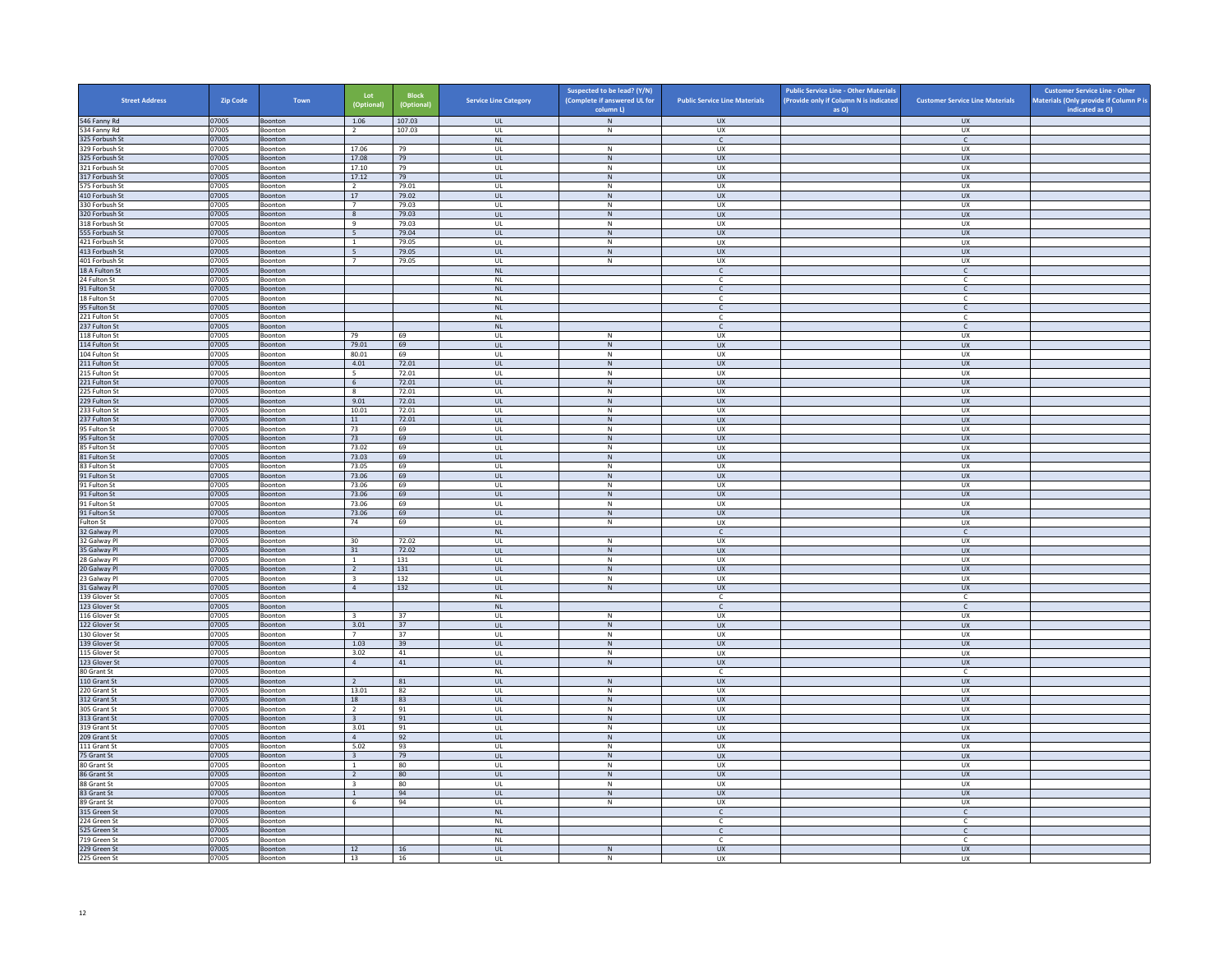| Street Address | Zip Code | Town | Lot (Optional) | Block (Optional) | Service Line Category | Suspected to be lead? (Y/N) (Complete if answered UL for column L) | Public Service Line Materials | Public Service Line - Other Materials (Provide only if Column N is indicated as O) | Customer Service Line Materials | Customer Service Line - Other Materials (Only provide if Column P is indicated as O) |
|---|---|---|---|---|---|---|---|---|---|---|
| 546 Fanny Rd | 07005 | Boonton | 1.06 | 107.03 | UL | N | UX | | UX | |
| 534 Fanny Rd | 07005 | Boonton | 2 | 107.03 | UL | N | UX | | UX | |
| 325 Forbush St | 07005 | Boonton | | | NL | | C | | C | |
| 329 Forbush St | 07005 | Boonton | 17.06 | 79 | UL | N | UX | | UX | |
| 325 Forbush St | 07005 | Boonton | 17.08 | 79 | UL | N | UX | | UX | |
| 321 Forbush St | 07005 | Boonton | 17.10 | 79 | UL | N | UX | | UX | |
| 317 Forbush St | 07005 | Boonton | 17.12 | 79 | UL | N | UX | | UX | |
| 575 Forbush St | 07005 | Boonton | 2 | 79.01 | UL | N | UX | | UX | |
| 410 Forbush St | 07005 | Boonton | 17 | 79.02 | UL | N | UX | | UX | |
| 330 Forbush St | 07005 | Boonton | 7 | 79.03 | UL | N | UX | | UX | |
| 320 Forbush St | 07005 | Boonton | 8 | 79.03 | UL | N | UX | | UX | |
| 318 Forbush St | 07005 | Boonton | 9 | 79.03 | UL | N | UX | | UX | |
| 555 Forbush St | 07005 | Boonton | 5 | 79.04 | UL | N | UX | | UX | |
| 421 Forbush St | 07005 | Boonton | 1 | 79.05 | UL | N | UX | | UX | |
| 413 Forbush St | 07005 | Boonton | 5 | 79.05 | UL | N | UX | | UX | |
| 401 Forbush St | 07005 | Boonton | 7 | 79.05 | UL | N | UX | | UX | |
| 18 A Fulton St | 07005 | Boonton | | | NL | | C | | C | |
| 24 Fulton St | 07005 | Boonton | | | NL | | C | | C | |
| 91 Fulton St | 07005 | Boonton | | | NL | | C | | C | |
| 18 Fulton St | 07005 | Boonton | | | NL | | C | | C | |
| 95 Fulton St | 07005 | Boonton | | | NL | | C | | C | |
| 221 Fulton St | 07005 | Boonton | | | NL | | C | | C | |
| 237 Fulton St | 07005 | Boonton | | | NL | | C | | C | |
| 118 Fulton St | 07005 | Boonton | 79 | 69 | UL | N | UX | | UX | |
| 114 Fulton St | 07005 | Boonton | 79.01 | 69 | UL | N | UX | | UX | |
| 104 Fulton St | 07005 | Boonton | 80.01 | 69 | UL | N | UX | | UX | |
| 211 Fulton St | 07005 | Boonton | 4.01 | 72.01 | UL | N | UX | | UX | |
| 215 Fulton St | 07005 | Boonton | 5 | 72.01 | UL | N | UX | | UX | |
| 221 Fulton St | 07005 | Boonton | 6 | 72.01 | UL | N | UX | | UX | |
| 225 Fulton St | 07005 | Boonton | 8 | 72.01 | UL | N | UX | | UX | |
| 229 Fulton St | 07005 | Boonton | 9.01 | 72.01 | UL | N | UX | | UX | |
| 233 Fulton St | 07005 | Boonton | 10.01 | 72.01 | UL | N | UX | | UX | |
| 237 Fulton St | 07005 | Boonton | 11 | 72.01 | UL | N | UX | | UX | |
| 95 Fulton St | 07005 | Boonton | 73 | 69 | UL | N | UX | | UX | |
| 95 Fulton St | 07005 | Boonton | 73 | 69 | UL | N | UX | | UX | |
| 85 Fulton St | 07005 | Boonton | 73.02 | 69 | UL | N | UX | | UX | |
| 81 Fulton St | 07005 | Boonton | 73.03 | 69 | UL | N | UX | | UX | |
| 83 Fulton St | 07005 | Boonton | 73.05 | 69 | UL | N | UX | | UX | |
| 91 Fulton St | 07005 | Boonton | 73.06 | 69 | UL | N | UX | | UX | |
| 91 Fulton St | 07005 | Boonton | 73.06 | 69 | UL | N | UX | | UX | |
| 91 Fulton St | 07005 | Boonton | 73.06 | 69 | UL | N | UX | | UX | |
| 91 Fulton St | 07005 | Boonton | 73.06 | 69 | UL | N | UX | | UX | |
| 91 Fulton St | 07005 | Boonton | 73.06 | 69 | UL | N | UX | | UX | |
| Fulton St | 07005 | Boonton | 74 | 69 | UL | N | UX | | UX | |
| 32 Galway Pl | 07005 | Boonton | | | NL | | C | | C | |
| 32 Galway Pl | 07005 | Boonton | 30 | 72.02 | UL | N | UX | | UX | |
| 35 Galway Pl | 07005 | Boonton | 31 | 72.02 | UL | N | UX | | UX | |
| 28 Galway Pl | 07005 | Boonton | 1 | 131 | UL | N | UX | | UX | |
| 20 Galway Pl | 07005 | Boonton | 2 | 131 | UL | N | UX | | UX | |
| 23 Galway Pl | 07005 | Boonton | 3 | 132 | UL | N | UX | | UX | |
| 31 Galway Pl | 07005 | Boonton | 4 | 132 | UL | N | UX | | UX | |
| 139 Glover St | 07005 | Boonton | | | NL | | C | | C | |
| 123 Glover St | 07005 | Boonton | | | NL | | C | | C | |
| 116 Glover St | 07005 | Boonton | 3 | 37 | UL | N | UX | | UX | |
| 122 Glover St | 07005 | Boonton | 3.01 | 37 | UL | N | UX | | UX | |
| 130 Glover St | 07005 | Boonton | 7 | 37 | UL | N | UX | | UX | |
| 139 Glover St | 07005 | Boonton | 1.03 | 39 | UL | N | UX | | UX | |
| 115 Glover St | 07005 | Boonton | 3.02 | 41 | UL | N | UX | | UX | |
| 123 Glover St | 07005 | Boonton | 4 | 41 | UL | N | UX | | UX | |
| 80 Grant St | 07005 | Boonton | | | NL | | C | | C | |
| 110 Grant St | 07005 | Boonton | 2 | 81 | UL | N | UX | | UX | |
| 220 Grant St | 07005 | Boonton | 13.01 | 82 | UL | N | UX | | UX | |
| 312 Grant St | 07005 | Boonton | 18 | 83 | UL | N | UX | | UX | |
| 305 Grant St | 07005 | Boonton | 2 | 91 | UL | N | UX | | UX | |
| 313 Grant St | 07005 | Boonton | 3 | 91 | UL | N | UX | | UX | |
| 319 Grant St | 07005 | Boonton | 3.01 | 91 | UL | N | UX | | UX | |
| 209 Grant St | 07005 | Boonton | 4 | 92 | UL | N | UX | | UX | |
| 111 Grant St | 07005 | Boonton | 5.02 | 93 | UL | N | UX | | UX | |
| 75 Grant St | 07005 | Boonton | 3 | 79 | UL | N | UX | | UX | |
| 80 Grant St | 07005 | Boonton | 1 | 80 | UL | N | UX | | UX | |
| 86 Grant St | 07005 | Boonton | 2 | 80 | UL | N | UX | | UX | |
| 88 Grant St | 07005 | Boonton | 3 | 80 | UL | N | UX | | UX | |
| 83 Grant St | 07005 | Boonton | 1 | 94 | UL | N | UX | | UX | |
| 89 Grant St | 07005 | Boonton | 6 | 94 | UL | N | UX | | UX | |
| 315 Green St | 07005 | Boonton | | | NL | | C | | C | |
| 224 Green St | 07005 | Boonton | | | NL | | C | | C | |
| 525 Green St | 07005 | Boonton | | | NL | | C | | C | |
| 719 Green St | 07005 | Boonton | | | NL | | C | | C | |
| 229 Green St | 07005 | Boonton | 12 | 16 | UL | N | UX | | UX | |
| 225 Green St | 07005 | Boonton | 13 | 16 | UL | N | UX | | UX | |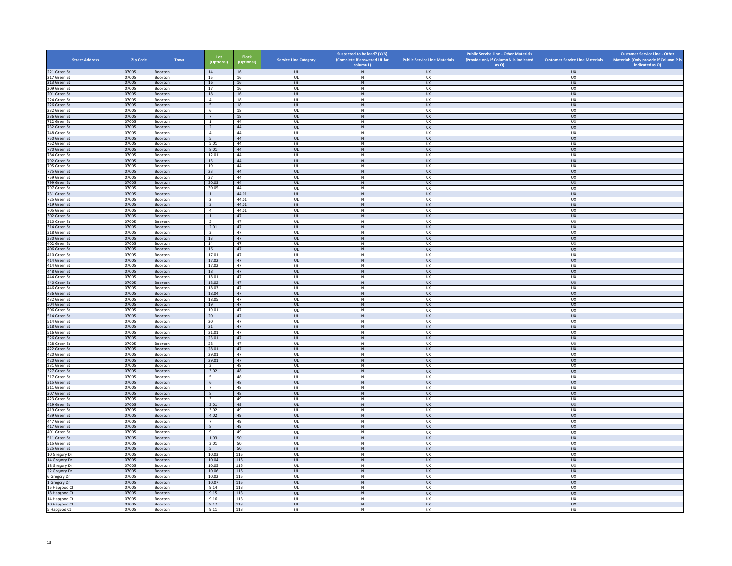| Street Address | Zip Code | Town | Lot (Optional) | Block (Optional) | Service Line Category | Suspected to be lead? (Y/N) (Complete if answered UL for column L) | Public Service Line Materials | Public Service Line - Other Materials (Provide only if Column N is indicated as O) | Customer Service Line Materials | Customer Service Line - Other Materials (Only provide if Column P is indicated as O) |
|---|---|---|---|---|---|---|---|---|---|---|
| 221 Green St | 07005 | Boonton | 14 | 16 | UL | N | UX | | UX | |
| 217 Green St | 07005 | Boonton | 15 | 16 | UL | N | UX | | UX | |
| 213 Green St | 07005 | Boonton | 16 | 16 | UL | N | UX | | UX | |
| 209 Green St | 07005 | Boonton | 17 | 16 | UL | N | UX | | UX | |
| 201 Green St | 07005 | Boonton | 18 | 16 | UL | N | UX | | UX | |
| 224 Green St | 07005 | Boonton | 4 | 18 | UL | N | UX | | UX | |
| 226 Green St | 07005 | Boonton | 5 | 18 | UL | N | UX | | UX | |
| 232 Green St | 07005 | Boonton | 6 | 18 | UL | N | UX | | UX | |
| 236 Green St | 07005 | Boonton | 7 | 18 | UL | N | UX | | UX | |
| 712 Green St | 07005 | Boonton | 1 | 44 | UL | N | UX | | UX | |
| 732 Green St | 07005 | Boonton | 2 | 44 | UL | N | UX | | UX | |
| 748 Green St | 07005 | Boonton | 4 | 44 | UL | N | UX | | UX | |
| 750 Green St | 07005 | Boonton | 5 | 44 | UL | N | UX | | UX | |
| 752 Green St | 07005 | Boonton | 5.01 | 44 | UL | N | UX | | UX | |
| 770 Green St | 07005 | Boonton | 8.01 | 44 | UL | N | UX | | UX | |
| 784 Green St | 07005 | Boonton | 12.01 | 44 | UL | N | UX | | UX | |
| 792 Green St | 07005 | Boonton | 15 | 44 | UL | N | UX | | UX | |
| 795 Green St | 07005 | Boonton | 19 | 44 | UL | N | UX | | UX | |
| 775 Green St | 07005 | Boonton | 23 | 44 | UL | N | UX | | UX | |
| 759 Green St | 07005 | Boonton | 27 | 44 | UL | N | UX | | UX | |
| 799 Green St | 07005 | Boonton | 30.03 | 44 | UL | N | UX | | UX | |
| 797 Green St | 07005 | Boonton | 30.05 | 44 | UL | N | UX | | UX | |
| 731 Green St | 07005 | Boonton | 1 | 44.01 | UL | N | UX | | UX | |
| 725 Green St | 07005 | Boonton | 2 | 44.01 | UL | N | UX | | UX | |
| 719 Green St | 07005 | Boonton | 3 | 44.01 | UL | N | UX | | UX | |
| 705 Green St | 07005 | Boonton | 4 | 44.01 | UL | N | UX | | UX | |
| 302 Green St | 07005 | Boonton | 1 | 47 | UL | N | UX | | UX | |
| 310 Green St | 07005 | Boonton | 2 | 47 | UL | N | UX | | UX | |
| 314 Green St | 07005 | Boonton | 2.01 | 47 | UL | N | UX | | UX | |
| 318 Green St | 07005 | Boonton | 3 | 47 | UL | N | UX | | UX | |
| 330 Green St | 07005 | Boonton | 13 | 47 | UL | N | UX | | UX | |
| 402 Green St | 07005 | Boonton | 14 | 47 | UL | N | UX | | UX | |
| 406 Green St | 07005 | Boonton | 16 | 47 | UL | N | UX | | UX | |
| 410 Green St | 07005 | Boonton | 17.01 | 47 | UL | N | UX | | UX | |
| 414 Green St | 07005 | Boonton | 17.02 | 47 | UL | N | UX | | UX | |
| 414 Green St | 07005 | Boonton | 17.02 | 47 | UL | N | UX | | UX | |
| 448 Green St | 07005 | Boonton | 18 | 47 | UL | N | UX | | UX | |
| 444 Green St | 07005 | Boonton | 18.01 | 47 | UL | N | UX | | UX | |
| 440 Green St | 07005 | Boonton | 18.02 | 47 | UL | N | UX | | UX | |
| 446 Green St | 07005 | Boonton | 18.03 | 47 | UL | N | UX | | UX | |
| 436 Green St | 07005 | Boonton | 18.04 | 47 | UL | N | UX | | UX | |
| 432 Green St | 07005 | Boonton | 18.05 | 47 | UL | N | UX | | UX | |
| 504 Green St | 07005 | Boonton | 19 | 47 | UL | N | UX | | UX | |
| 506 Green St | 07005 | Boonton | 19.01 | 47 | UL | N | UX | | UX | |
| 514 Green St | 07005 | Boonton | 20 | 47 | UL | N | UX | | UX | |
| 514 Green St | 07005 | Boonton | 20 | 47 | UL | N | UX | | UX | |
| 518 Green St | 07005 | Boonton | 21 | 47 | UL | N | UX | | UX | |
| 516 Green St | 07005 | Boonton | 21.01 | 47 | UL | N | UX | | UX | |
| 526 Green St | 07005 | Boonton | 23.01 | 47 | UL | N | UX | | UX | |
| 428 Green St | 07005 | Boonton | 28 | 47 | UL | N | UX | | UX | |
| 422 Green St | 07005 | Boonton | 28.01 | 47 | UL | N | UX | | UX | |
| 420 Green St | 07005 | Boonton | 29.01 | 47 | UL | N | UX | | UX | |
| 420 Green St | 07005 | Boonton | 29.01 | 47 | UL | N | UX | | UX | |
| 331 Green St | 07005 | Boonton | 3 | 48 | UL | N | UX | | UX | |
| 327 Green St | 07005 | Boonton | 3.02 | 48 | UL | N | UX | | UX | |
| 317 Green St | 07005 | Boonton | 5 | 48 | UL | N | UX | | UX | |
| 315 Green St | 07005 | Boonton | 6 | 48 | UL | N | UX | | UX | |
| 311 Green St | 07005 | Boonton | 7 | 48 | UL | N | UX | | UX | |
| 307 Green St | 07005 | Boonton | 8 | 48 | UL | N | UX | | UX | |
| 423 Green St | 07005 | Boonton | 3 | 49 | UL | N | UX | | UX | |
| 429 Green St | 07005 | Boonton | 3.01 | 49 | UL | N | UX | | UX | |
| 419 Green St | 07005 | Boonton | 3.02 | 49 | UL | N | UX | | UX | |
| 439 Green St | 07005 | Boonton | 4.02 | 49 | UL | N | UX | | UX | |
| 447 Green St | 07005 | Boonton | 7 | 49 | UL | N | UX | | UX | |
| 417 Green St | 07005 | Boonton | 8 | 49 | UL | N | UX | | UX | |
| 401 Green St | 07005 | Boonton | 9 | 49 | UL | N | UX | | UX | |
| 511 Green St | 07005 | Boonton | 1.03 | 50 | UL | N | UX | | UX | |
| 515 Green St | 07005 | Boonton | 3.01 | 50 | UL | N | UX | | UX | |
| 525 Green St | 07005 | Boonton | 5 | 50 | UL | N | UX | | UX | |
| 10 Gregory Dr | 07005 | Boonton | 10.03 | 115 | UL | N | UX | | UX | |
| 14 Gregory Dr | 07005 | Boonton | 10.04 | 115 | UL | N | UX | | UX | |
| 18 Gregory Dr | 07005 | Boonton | 10.05 | 115 | UL | N | UX | | UX | |
| 22 Gregory Dr | 07005 | Boonton | 10.06 | 115 | UL | N | UX | | UX | |
| 6 Gregory Dr | 07005 | Boonton | 10.02 | 115 | UL | N | UX | | UX | |
| 1 Gregory Dr | 07005 | Boonton | 10.07 | 115 | UL | N | UX | | UX | |
| 15 Hapgood Ct | 07005 | Boonton | 9.14 | 113 | UL | N | UX | | UX | |
| 18 Hapgood Ct | 07005 | Boonton | 9.15 | 113 | UL | N | UX | | UX | |
| 14 Hapgood Ct | 07005 | Boonton | 9.16 | 113 | UL | N | UX | | UX | |
| 10 Hapgood Ct | 07005 | Boonton | 9.17 | 113 | UL | N | UX | | UX | |
| 5 Hapgood Ct | 07005 | Boonton | 9.11 | 113 | UL | N | UX | | UX | |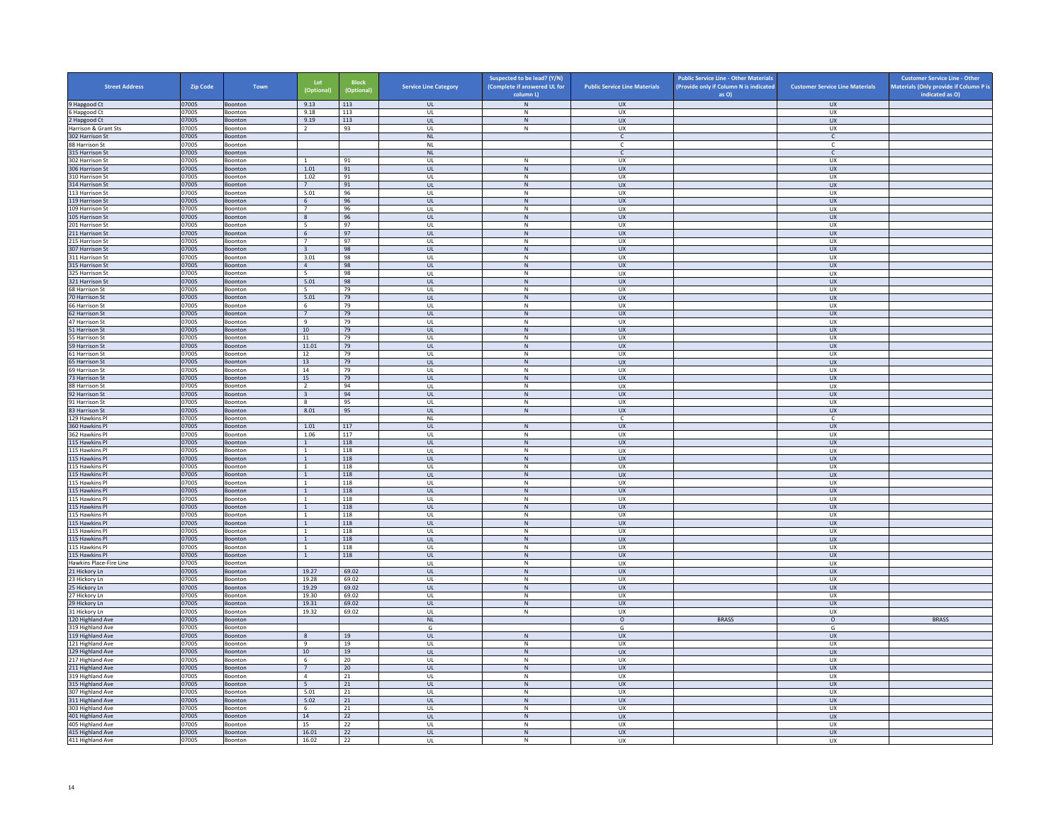| Street Address | Zip Code | Town | Lot (Optional) | Block (Optional) | Service Line Category | Suspected to be lead? (Y/N) (Complete if answered UL for column L) | Public Service Line Materials | Public Service Line - Other Materials (Provide only if Column N is indicated as O) | Customer Service Line Materials | Customer Service Line - Other Materials (Only provide if Column P is indicated as O) |
|---|---|---|---|---|---|---|---|---|---|---|
| 9 Hapgood Ct | 07005 | Boonton | 9.13 | 113 | UL | N | UX | | UX | |
| 6 Hapgood Ct | 07005 | Boonton | 9.18 | 113 | UL | N | UX | | UX | |
| 2 Hapgood Ct | 07005 | Boonton | 9.19 | 113 | UL | N | UX | | UX | |
| Harrison & Grant Sts | 07005 | Boonton | 2 | 93 | UL | N | UX | | UX | |
| 302 Harrison St | 07005 | Boonton | | | NL | | C | | C | |
| 88 Harrison St | 07005 | Boonton | | | NL | | C | | C | |
| 315 Harrison St | 07005 | Boonton | | | NL | | C | | C | |
| 302 Harrison St | 07005 | Boonton | 1 | 91 | UL | N | UX | | UX | |
| 306 Harrison St | 07005 | Boonton | 1.01 | 91 | UL | N | UX | | UX | |
| 310 Harrison St | 07005 | Boonton | 1.02 | 91 | UL | N | UX | | UX | |
| 314 Harrison St | 07005 | Boonton | 7 | 91 | UL | N | UX | | UX | |
| 113 Harrison St | 07005 | Boonton | 5.01 | 96 | UL | N | UX | | UX | |
| 119 Harrison St | 07005 | Boonton | 6 | 96 | UL | N | UX | | UX | |
| 109 Harrison St | 07005 | Boonton | 7 | 96 | UL | N | UX | | UX | |
| 105 Harrison St | 07005 | Boonton | 8 | 96 | UL | N | UX | | UX | |
| 201 Harrison St | 07005 | Boonton | 5 | 97 | UL | N | UX | | UX | |
| 211 Harrison St | 07005 | Boonton | 6 | 97 | UL | N | UX | | UX | |
| 215 Harrison St | 07005 | Boonton | 7 | 97 | UL | N | UX | | UX | |
| 307 Harrison St | 07005 | Boonton | 3 | 98 | UL | N | UX | | UX | |
| 311 Harrison St | 07005 | Boonton | 3.01 | 98 | UL | N | UX | | UX | |
| 315 Harrison St | 07005 | Boonton | 4 | 98 | UL | N | UX | | UX | |
| 325 Harrison St | 07005 | Boonton | 5 | 98 | UL | N | UX | | UX | |
| 321 Harrison St | 07005 | Boonton | 5.01 | 98 | UL | N | UX | | UX | |
| 68 Harrison St | 07005 | Boonton | 5 | 79 | UL | N | UX | | UX | |
| 70 Harrison St | 07005 | Boonton | 5.01 | 79 | UL | N | UX | | UX | |
| 66 Harrison St | 07005 | Boonton | 6 | 79 | UL | N | UX | | UX | |
| 62 Harrison St | 07005 | Boonton | 7 | 79 | UL | N | UX | | UX | |
| 47 Harrison St | 07005 | Boonton | 9 | 79 | UL | N | UX | | UX | |
| 51 Harrison St | 07005 | Boonton | 10 | 79 | UL | N | UX | | UX | |
| 55 Harrison St | 07005 | Boonton | 11 | 79 | UL | N | UX | | UX | |
| 59 Harrison St | 07005 | Boonton | 11.01 | 79 | UL | N | UX | | UX | |
| 61 Harrison St | 07005 | Boonton | 12 | 79 | UL | N | UX | | UX | |
| 65 Harrison St | 07005 | Boonton | 13 | 79 | UL | N | UX | | UX | |
| 69 Harrison St | 07005 | Boonton | 14 | 79 | UL | N | UX | | UX | |
| 73 Harrison St | 07005 | Boonton | 15 | 79 | UL | N | UX | | UX | |
| 88 Harrison St | 07005 | Boonton | 2 | 94 | UL | N | UX | | UX | |
| 92 Harrison St | 07005 | Boonton | 3 | 94 | UL | N | UX | | UX | |
| 91 Harrison St | 07005 | Boonton | 8 | 95 | UL | N | UX | | UX | |
| 83 Harrison St | 07005 | Boonton | 8.01 | 95 | UL | N | UX | | UX | |
| 129 Hawkins Pl | 07005 | Boonton | | | NL | | C | | C | |
| 360 Hawkins Pl | 07005 | Boonton | 1.01 | 117 | UL | N | UX | | UX | |
| 362 Hawkins Pl | 07005 | Boonton | 1.06 | 117 | UL | N | UX | | UX | |
| 115 Hawkins Pl | 07005 | Boonton | 1 | 118 | UL | N | UX | | UX | |
| 115 Hawkins Pl | 07005 | Boonton | 1 | 118 | UL | N | UX | | UX | |
| 115 Hawkins Pl | 07005 | Boonton | 1 | 118 | UL | N | UX | | UX | |
| 115 Hawkins Pl | 07005 | Boonton | 1 | 118 | UL | N | UX | | UX | |
| 115 Hawkins Pl | 07005 | Boonton | 1 | 118 | UL | N | UX | | UX | |
| 115 Hawkins Pl | 07005 | Boonton | 1 | 118 | UL | N | UX | | UX | |
| 115 Hawkins Pl | 07005 | Boonton | 1 | 118 | UL | N | UX | | UX | |
| 115 Hawkins Pl | 07005 | Boonton | 1 | 118 | UL | N | UX | | UX | |
| 115 Hawkins Pl | 07005 | Boonton | 1 | 118 | UL | N | UX | | UX | |
| 115 Hawkins Pl | 07005 | Boonton | 1 | 118 | UL | N | UX | | UX | |
| 115 Hawkins Pl | 07005 | Boonton | 1 | 118 | UL | N | UX | | UX | |
| 115 Hawkins Pl | 07005 | Boonton | 1 | 118 | UL | N | UX | | UX | |
| 115 Hawkins Pl | 07005 | Boonton | 1 | 118 | UL | N | UX | | UX | |
| 115 Hawkins Pl | 07005 | Boonton | 1 | 118 | UL | N | UX | | UX | |
| 115 Hawkins Pl | 07005 | Boonton | 1 | 118 | UL | N | UX | | UX | |
| Hawkins Place-Fire Line | 07005 | Boonton | | | UL | N | UX | | UX | |
| 21 Hickory Ln | 07005 | Boonton | 19.27 | 69.02 | UL | N | UX | | UX | |
| 23 Hickory Ln | 07005 | Boonton | 19.28 | 69.02 | UL | N | UX | | UX | |
| 25 Hickory Ln | 07005 | Boonton | 19.29 | 69.02 | UL | N | UX | | UX | |
| 27 Hickory Ln | 07005 | Boonton | 19.30 | 69.02 | UL | N | UX | | UX | |
| 29 Hickory Ln | 07005 | Boonton | 19.31 | 69.02 | UL | N | UX | | UX | |
| 31 Hickory Ln | 07005 | Boonton | 19.32 | 69.02 | UL | N | UX | | UX | |
| 120 Highland Ave | 07005 | Boonton | | | NL | | O | BRASS | O | BRASS |
| 319 Highland Ave | 07005 | Boonton | | | G | | G | | G | |
| 119 Highland Ave | 07005 | Boonton | 8 | 19 | UL | N | UX | | UX | |
| 121 Highland Ave | 07005 | Boonton | 9 | 19 | UL | N | UX | | UX | |
| 129 Highland Ave | 07005 | Boonton | 10 | 19 | UL | N | UX | | UX | |
| 217 Highland Ave | 07005 | Boonton | 6 | 20 | UL | N | UX | | UX | |
| 211 Highland Ave | 07005 | Boonton | 7 | 20 | UL | N | UX | | UX | |
| 319 Highland Ave | 07005 | Boonton | 4 | 21 | UL | N | UX | | UX | |
| 315 Highland Ave | 07005 | Boonton | 5 | 21 | UL | N | UX | | UX | |
| 307 Highland Ave | 07005 | Boonton | 5.01 | 21 | UL | N | UX | | UX | |
| 311 Highland Ave | 07005 | Boonton | 5.02 | 21 | UL | N | UX | | UX | |
| 303 Highland Ave | 07005 | Boonton | 6 | 21 | UL | N | UX | | UX | |
| 401 Highland Ave | 07005 | Boonton | 14 | 22 | UL | N | UX | | UX | |
| 405 Highland Ave | 07005 | Boonton | 15 | 22 | UL | N | UX | | UX | |
| 415 Highland Ave | 07005 | Boonton | 16.01 | 22 | UL | N | UX | | UX | |
| 411 Highland Ave | 07005 | Boonton | 16.02 | 22 | UL | N | UX | | UX | |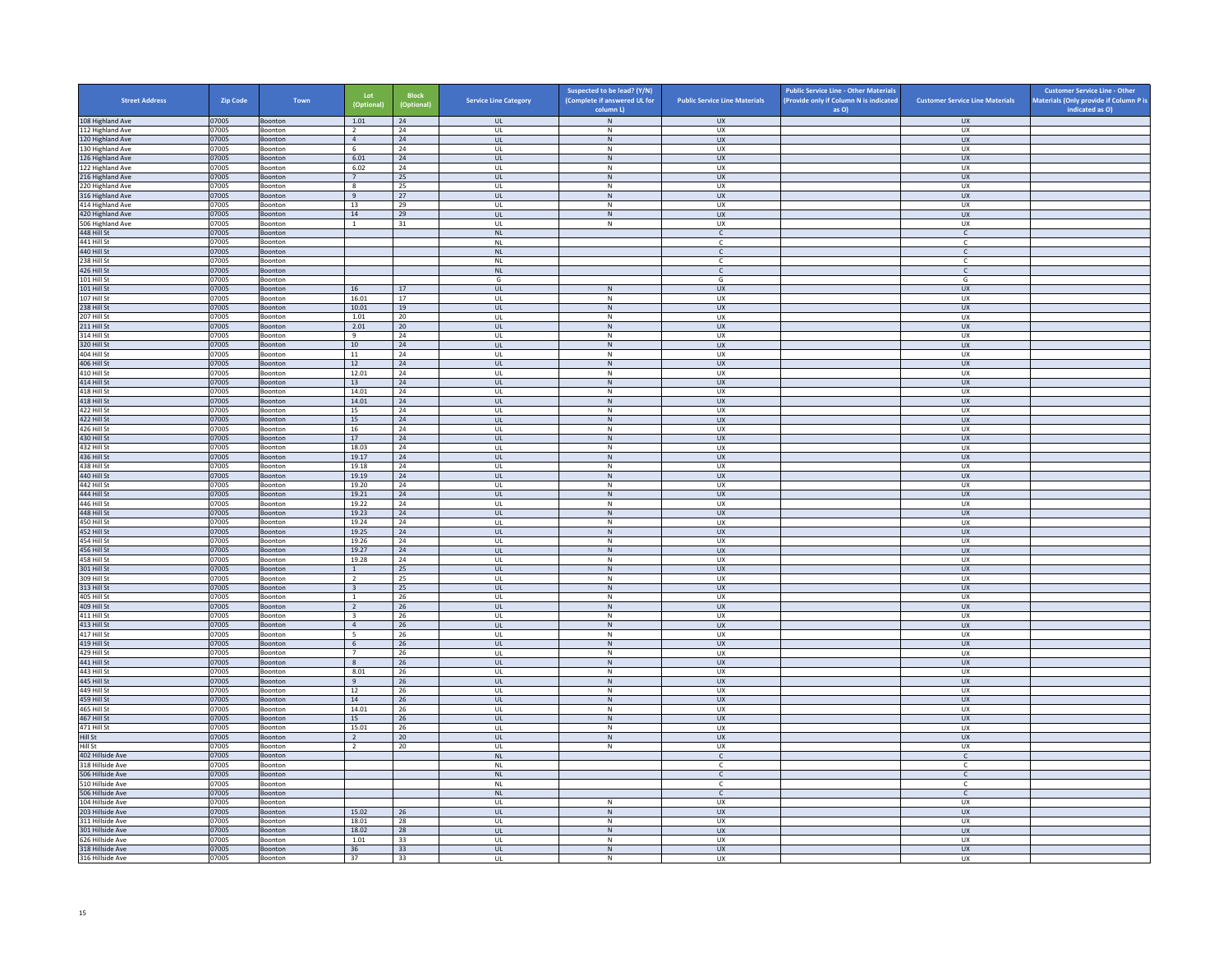| Street Address | Zip Code | Town | Lot (Optional) | Block (Optional) | Service Line Category | Suspected to be lead? (Y/N) (Complete if answered UL for column L) | Public Service Line Materials | Public Service Line - Other Materials (Provide only if Column N is indicated as O) | Customer Service Line Materials | Customer Service Line - Other Materials (Only provide if Column P is indicated as O) |
|---|---|---|---|---|---|---|---|---|---|---|
| 108 Highland Ave | 07005 | Boonton | 1.01 | 24 | UL | N | UX | | UX | |
| 112 Highland Ave | 07005 | Boonton | 2 | 24 | UL | N | UX | | UX | |
| 120 Highland Ave | 07005 | Boonton | 4 | 24 | UL | N | UX | | UX | |
| 130 Highland Ave | 07005 | Boonton | 6 | 24 | UL | N | UX | | UX | |
| 126 Highland Ave | 07005 | Boonton | 6.01 | 24 | UL | N | UX | | UX | |
| 122 Highland Ave | 07005 | Boonton | 6.02 | 24 | UL | N | UX | | UX | |
| 216 Highland Ave | 07005 | Boonton | 7 | 25 | UL | N | UX | | UX | |
| 220 Highland Ave | 07005 | Boonton | 8 | 25 | UL | N | UX | | UX | |
| 316 Highland Ave | 07005 | Boonton | 9 | 27 | UL | N | UX | | UX | |
| 414 Highland Ave | 07005 | Boonton | 13 | 29 | UL | N | UX | | UX | |
| 420 Highland Ave | 07005 | Boonton | 14 | 29 | UL | N | UX | | UX | |
| 506 Highland Ave | 07005 | Boonton | 1 | 31 | UL | N | UX | | UX | |
| 448 Hill St | 07005 | Boonton | | | NL | | C | | C | |
| 441 Hill St | 07005 | Boonton | | | NL | | C | | C | |
| 440 Hill St | 07005 | Boonton | | | NL | | C | | C | |
| 238 Hill St | 07005 | Boonton | | | NL | | C | | C | |
| 426 Hill St | 07005 | Boonton | | | NL | | C | | C | |
| 101 Hill St | 07005 | Boonton | | | G | | G | | G | |
| 101 Hill St | 07005 | Boonton | 16 | 17 | UL | N | UX | | UX | |
| 107 Hill St | 07005 | Boonton | 16.01 | 17 | UL | N | UX | | UX | |
| 238 Hill St | 07005 | Boonton | 10.01 | 19 | UL | N | UX | | UX | |
| 207 Hill St | 07005 | Boonton | 1.01 | 20 | UL | N | UX | | UX | |
| 211 Hill St | 07005 | Boonton | 2.01 | 20 | UL | N | UX | | UX | |
| 314 Hill St | 07005 | Boonton | 9 | 24 | UL | N | UX | | UX | |
| 320 Hill St | 07005 | Boonton | 10 | 24 | UL | N | UX | | UX | |
| 404 Hill St | 07005 | Boonton | 11 | 24 | UL | N | UX | | UX | |
| 406 Hill St | 07005 | Boonton | 12 | 24 | UL | N | UX | | UX | |
| 410 Hill St | 07005 | Boonton | 12.01 | 24 | UL | N | UX | | UX | |
| 414 Hill St | 07005 | Boonton | 13 | 24 | UL | N | UX | | UX | |
| 418 Hill St | 07005 | Boonton | 14.01 | 24 | UL | N | UX | | UX | |
| 418 Hill St | 07005 | Boonton | 14.01 | 24 | UL | N | UX | | UX | |
| 422 Hill St | 07005 | Boonton | 15 | 24 | UL | N | UX | | UX | |
| 422 Hill St | 07005 | Boonton | 15 | 24 | UL | N | UX | | UX | |
| 426 Hill St | 07005 | Boonton | 16 | 24 | UL | N | UX | | UX | |
| 430 Hill St | 07005 | Boonton | 17 | 24 | UL | N | UX | | UX | |
| 432 Hill St | 07005 | Boonton | 18.03 | 24 | UL | N | UX | | UX | |
| 436 Hill St | 07005 | Boonton | 19.17 | 24 | UL | N | UX | | UX | |
| 438 Hill St | 07005 | Boonton | 19.18 | 24 | UL | N | UX | | UX | |
| 440 Hill St | 07005 | Boonton | 19.19 | 24 | UL | N | UX | | UX | |
| 442 Hill St | 07005 | Boonton | 19.20 | 24 | UL | N | UX | | UX | |
| 444 Hill St | 07005 | Boonton | 19.21 | 24 | UL | N | UX | | UX | |
| 446 Hill St | 07005 | Boonton | 19.22 | 24 | UL | N | UX | | UX | |
| 448 Hill St | 07005 | Boonton | 19.23 | 24 | UL | N | UX | | UX | |
| 450 Hill St | 07005 | Boonton | 19.24 | 24 | UL | N | UX | | UX | |
| 452 Hill St | 07005 | Boonton | 19.25 | 24 | UL | N | UX | | UX | |
| 454 Hill St | 07005 | Boonton | 19.26 | 24 | UL | N | UX | | UX | |
| 456 Hill St | 07005 | Boonton | 19.27 | 24 | UL | N | UX | | UX | |
| 458 Hill St | 07005 | Boonton | 19.28 | 24 | UL | N | UX | | UX | |
| 301 Hill St | 07005 | Boonton | 1 | 25 | UL | N | UX | | UX | |
| 309 Hill St | 07005 | Boonton | 2 | 25 | UL | N | UX | | UX | |
| 313 Hill St | 07005 | Boonton | 3 | 25 | UL | N | UX | | UX | |
| 405 Hill St | 07005 | Boonton | 1 | 26 | UL | N | UX | | UX | |
| 409 Hill St | 07005 | Boonton | 2 | 26 | UL | N | UX | | UX | |
| 411 Hill St | 07005 | Boonton | 3 | 26 | UL | N | UX | | UX | |
| 413 Hill St | 07005 | Boonton | 4 | 26 | UL | N | UX | | UX | |
| 417 Hill St | 07005 | Boonton | 5 | 26 | UL | N | UX | | UX | |
| 419 Hill St | 07005 | Boonton | 6 | 26 | UL | N | UX | | UX | |
| 429 Hill St | 07005 | Boonton | 7 | 26 | UL | N | UX | | UX | |
| 441 Hill St | 07005 | Boonton | 8 | 26 | UL | N | UX | | UX | |
| 443 Hill St | 07005 | Boonton | 8.01 | 26 | UL | N | UX | | UX | |
| 445 Hill St | 07005 | Boonton | 9 | 26 | UL | N | UX | | UX | |
| 449 Hill St | 07005 | Boonton | 12 | 26 | UL | N | UX | | UX | |
| 459 Hill St | 07005 | Boonton | 14 | 26 | UL | N | UX | | UX | |
| 465 Hill St | 07005 | Boonton | 14.01 | 26 | UL | N | UX | | UX | |
| 467 Hill St | 07005 | Boonton | 15 | 26 | UL | N | UX | | UX | |
| 471 Hill St | 07005 | Boonton | 15.01 | 26 | UL | N | UX | | UX | |
| Hill St | 07005 | Boonton | 2 | 20 | UL | N | UX | | UX | |
| Hill St | 07005 | Boonton | 2 | 20 | UL | N | UX | | UX | |
| 402 Hillside Ave | 07005 | Boonton | | | NL | | C | | C | |
| 318 Hillside Ave | 07005 | Boonton | | | NL | | C | | C | |
| 506 Hillside Ave | 07005 | Boonton | | | NL | | C | | C | |
| 510 Hillside Ave | 07005 | Boonton | | | NL | | C | | C | |
| 506 Hillside Ave | 07005 | Boonton | | | NL | | C | | C | |
| 104 Hillside Ave | 07005 | Boonton | | | UL | N | UX | | UX | |
| 203 Hillside Ave | 07005 | Boonton | 15.02 | 26 | UL | N | UX | | UX | |
| 311 Hillside Ave | 07005 | Boonton | 18.01 | 28 | UL | N | UX | | UX | |
| 301 Hillside Ave | 07005 | Boonton | 18.02 | 28 | UL | N | UX | | UX | |
| 626 Hillside Ave | 07005 | Boonton | 1.01 | 33 | UL | N | UX | | UX | |
| 318 Hillside Ave | 07005 | Boonton | 36 | 33 | UL | N | UX | | UX | |
| 316 Hillside Ave | 07005 | Boonton | 37 | 33 | UL | N | UX | | UX | |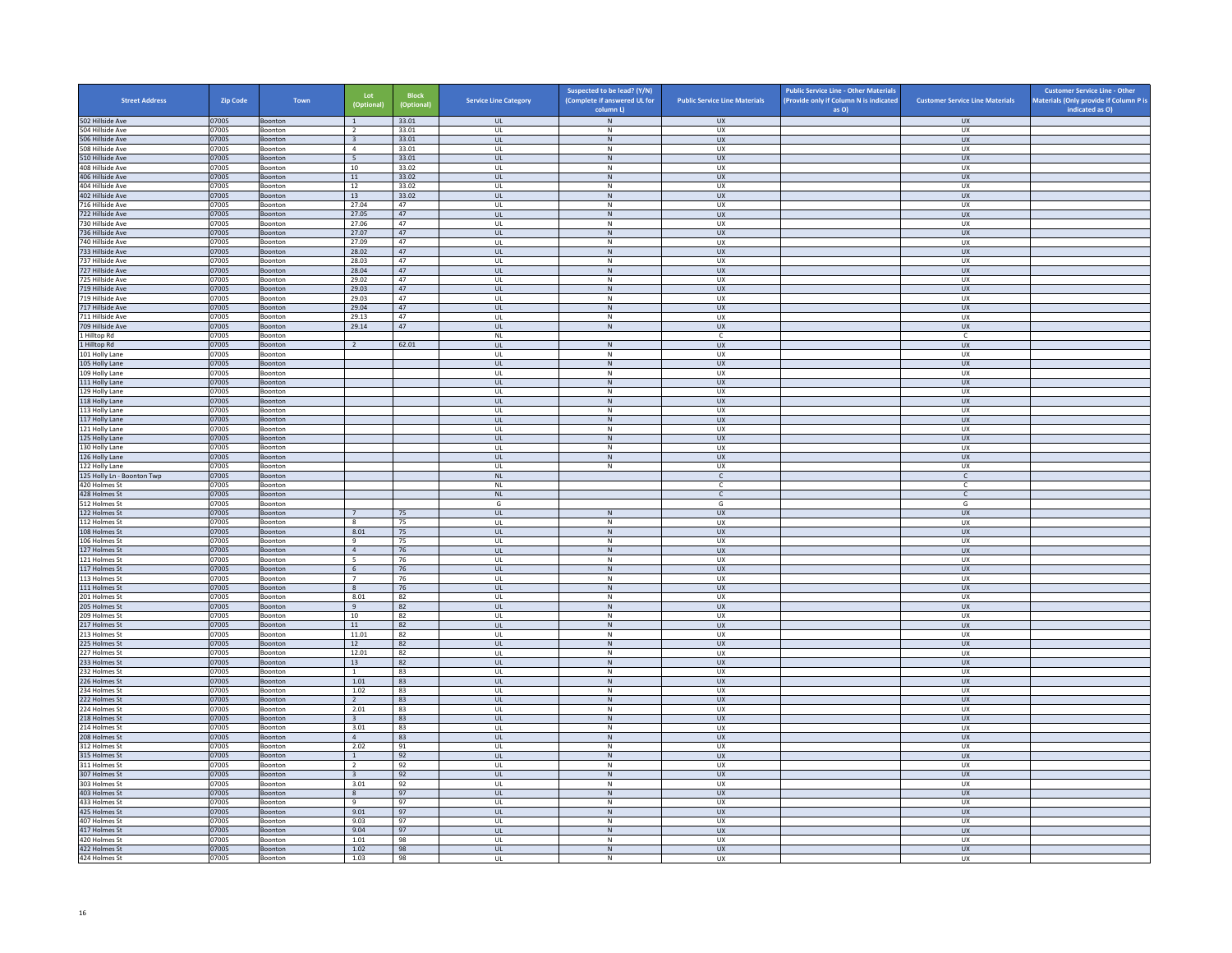| Street Address | Zip Code | Town | Lot (Optional) | Block (Optional) | Service Line Category | Suspected to be lead? (Y/N) (Complete if answered UL for column L) | Public Service Line Materials | Public Service Line - Other Materials (Provide only if Column N is indicated as O) | Customer Service Line Materials | Customer Service Line - Other Materials (Only provide if Column P is indicated as O) |
|---|---|---|---|---|---|---|---|---|---|---|
| 502 Hillside Ave | 07005 | Boonton | 1 | 33.01 | UL | N | UX | | UX | |
| 504 Hillside Ave | 07005 | Boonton | 2 | 33.01 | UL | N | UX | | UX | |
| 506 Hillside Ave | 07005 | Boonton | 3 | 33.01 | UL | N | UX | | UX | |
| 508 Hillside Ave | 07005 | Boonton | 4 | 33.01 | UL | N | UX | | UX | |
| 510 Hillside Ave | 07005 | Boonton | 5 | 33.01 | UL | N | UX | | UX | |
| 408 Hillside Ave | 07005 | Boonton | 10 | 33.02 | UL | N | UX | | UX | |
| 406 Hillside Ave | 07005 | Boonton | 11 | 33.02 | UL | N | UX | | UX | |
| 404 Hillside Ave | 07005 | Boonton | 12 | 33.02 | UL | N | UX | | UX | |
| 402 Hillside Ave | 07005 | Boonton | 13 | 33.02 | UL | N | UX | | UX | |
| 716 Hillside Ave | 07005 | Boonton | 27.04 | 47 | UL | N | UX | | UX | |
| 722 Hillside Ave | 07005 | Boonton | 27.05 | 47 | UL | N | UX | | UX | |
| 730 Hillside Ave | 07005 | Boonton | 27.06 | 47 | UL | N | UX | | UX | |
| 736 Hillside Ave | 07005 | Boonton | 27.07 | 47 | UL | N | UX | | UX | |
| 740 Hillside Ave | 07005 | Boonton | 27.09 | 47 | UL | N | UX | | UX | |
| 733 Hillside Ave | 07005 | Boonton | 28.02 | 47 | UL | N | UX | | UX | |
| 737 Hillside Ave | 07005 | Boonton | 28.03 | 47 | UL | N | UX | | UX | |
| 727 Hillside Ave | 07005 | Boonton | 28.04 | 47 | UL | N | UX | | UX | |
| 725 Hillside Ave | 07005 | Boonton | 29.02 | 47 | UL | N | UX | | UX | |
| 719 Hillside Ave | 07005 | Boonton | 29.03 | 47 | UL | N | UX | | UX | |
| 719 Hillside Ave | 07005 | Boonton | 29.03 | 47 | UL | N | UX | | UX | |
| 717 Hillside Ave | 07005 | Boonton | 29.04 | 47 | UL | N | UX | | UX | |
| 711 Hillside Ave | 07005 | Boonton | 29.13 | 47 | UL | N | UX | | UX | |
| 709 Hillside Ave | 07005 | Boonton | 29.14 | 47 | UL | N | UX | | UX | |
| 1 Hilltop Rd | 07005 | Boonton | | | NL | | C | | C | |
| 1 Hilltop Rd | 07005 | Boonton | 2 | 62.01 | UL | N | UX | | UX | |
| 101 Holly Lane | 07005 | Boonton | | | UL | N | UX | | UX | |
| 105 Holly Lane | 07005 | Boonton | | | UL | N | UX | | UX | |
| 109 Holly Lane | 07005 | Boonton | | | UL | N | UX | | UX | |
| 111 Holly Lane | 07005 | Boonton | | | UL | N | UX | | UX | |
| 129 Holly Lane | 07005 | Boonton | | | UL | N | UX | | UX | |
| 118 Holly Lane | 07005 | Boonton | | | UL | N | UX | | UX | |
| 113 Holly Lane | 07005 | Boonton | | | UL | N | UX | | UX | |
| 117 Holly Lane | 07005 | Boonton | | | UL | N | UX | | UX | |
| 121 Holly Lane | 07005 | Boonton | | | UL | N | UX | | UX | |
| 125 Holly Lane | 07005 | Boonton | | | UL | N | UX | | UX | |
| 130 Holly Lane | 07005 | Boonton | | | UL | N | UX | | UX | |
| 126 Holly Lane | 07005 | Boonton | | | UL | N | UX | | UX | |
| 122 Holly Lane | 07005 | Boonton | | | UL | N | UX | | UX | |
| 125 Holly Ln - Boonton Twp | 07005 | Boonton | | | NL | | C | | C | |
| 420 Holmes St | 07005 | Boonton | | | NL | | C | | C | |
| 428 Holmes St | 07005 | Boonton | | | NL | | C | | C | |
| 512 Holmes St | 07005 | Boonton | | | G | | G | | G | |
| 122 Holmes St | 07005 | Boonton | 7 | 75 | UL | N | UX | | UX | |
| 112 Holmes St | 07005 | Boonton | 8 | 75 | UL | N | UX | | UX | |
| 108 Holmes St | 07005 | Boonton | 8.01 | 75 | UL | N | UX | | UX | |
| 106 Holmes St | 07005 | Boonton | 9 | 75 | UL | N | UX | | UX | |
| 127 Holmes St | 07005 | Boonton | 4 | 76 | UL | N | UX | | UX | |
| 121 Holmes St | 07005 | Boonton | 5 | 76 | UL | N | UX | | UX | |
| 117 Holmes St | 07005 | Boonton | 6 | 76 | UL | N | UX | | UX | |
| 113 Holmes St | 07005 | Boonton | 7 | 76 | UL | N | UX | | UX | |
| 111 Holmes St | 07005 | Boonton | 8 | 76 | UL | N | UX | | UX | |
| 201 Holmes St | 07005 | Boonton | 8.01 | 82 | UL | N | UX | | UX | |
| 205 Holmes St | 07005 | Boonton | 9 | 82 | UL | N | UX | | UX | |
| 209 Holmes St | 07005 | Boonton | 10 | 82 | UL | N | UX | | UX | |
| 217 Holmes St | 07005 | Boonton | 11 | 82 | UL | N | UX | | UX | |
| 213 Holmes St | 07005 | Boonton | 11.01 | 82 | UL | N | UX | | UX | |
| 225 Holmes St | 07005 | Boonton | 12 | 82 | UL | N | UX | | UX | |
| 227 Holmes St | 07005 | Boonton | 12.01 | 82 | UL | N | UX | | UX | |
| 233 Holmes St | 07005 | Boonton | 13 | 82 | UL | N | UX | | UX | |
| 232 Holmes St | 07005 | Boonton | 1 | 83 | UL | N | UX | | UX | |
| 226 Holmes St | 07005 | Boonton | 1.01 | 83 | UL | N | UX | | UX | |
| 234 Holmes St | 07005 | Boonton | 1.02 | 83 | UL | N | UX | | UX | |
| 222 Holmes St | 07005 | Boonton | 2 | 83 | UL | N | UX | | UX | |
| 224 Holmes St | 07005 | Boonton | 2.01 | 83 | UL | N | UX | | UX | |
| 218 Holmes St | 07005 | Boonton | 3 | 83 | UL | N | UX | | UX | |
| 214 Holmes St | 07005 | Boonton | 3.01 | 83 | UL | N | UX | | UX | |
| 208 Holmes St | 07005 | Boonton | 4 | 83 | UL | N | UX | | UX | |
| 312 Holmes St | 07005 | Boonton | 2.02 | 91 | UL | N | UX | | UX | |
| 315 Holmes St | 07005 | Boonton | 1 | 92 | UL | N | UX | | UX | |
| 311 Holmes St | 07005 | Boonton | 2 | 92 | UL | N | UX | | UX | |
| 307 Holmes St | 07005 | Boonton | 3 | 92 | UL | N | UX | | UX | |
| 303 Holmes St | 07005 | Boonton | 3.01 | 92 | UL | N | UX | | UX | |
| 403 Holmes St | 07005 | Boonton | 8 | 97 | UL | N | UX | | UX | |
| 433 Holmes St | 07005 | Boonton | 9 | 97 | UL | N | UX | | UX | |
| 425 Holmes St | 07005 | Boonton | 9.01 | 97 | UL | N | UX | | UX | |
| 407 Holmes St | 07005 | Boonton | 9.03 | 97 | UL | N | UX | | UX | |
| 417 Holmes St | 07005 | Boonton | 9.04 | 97 | UL | N | UX | | UX | |
| 420 Holmes St | 07005 | Boonton | 1.01 | 98 | UL | N | UX | | UX | |
| 422 Holmes St | 07005 | Boonton | 1.02 | 98 | UL | N | UX | | UX | |
| 424 Holmes St | 07005 | Boonton | 1.03 | 98 | UL | N | UX | | UX | |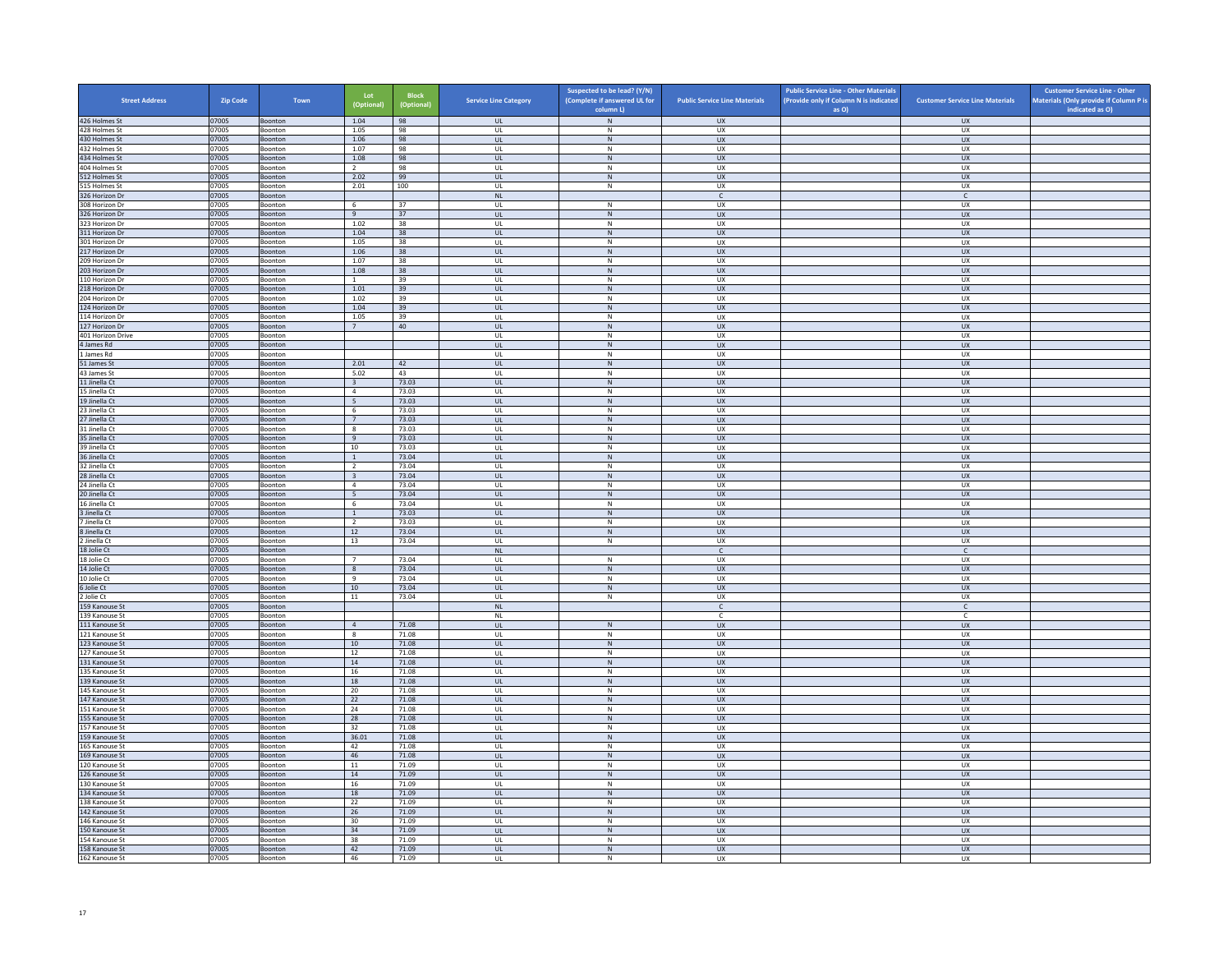| Street Address | Zip Code | Town | Lot (Optional) | Block (Optional) | Service Line Category | Suspected to be lead? (Y/N) (Complete if answered UL for column L) | Public Service Line Materials | Public Service Line - Other Materials (Provide only if Column N is indicated as O) | Customer Service Line Materials | Customer Service Line - Other Materials (Only provide if Column P is indicated as O) |
|---|---|---|---|---|---|---|---|---|---|---|
| 426 Holmes St | 07005 | Boonton | 1.04 | 98 | UL | N | UX | | UX | |
| 428 Holmes St | 07005 | Boonton | 1.05 | 98 | UL | N | UX | | UX | |
| 430 Holmes St | 07005 | Boonton | 1.06 | 98 | UL | N | UX | | UX | |
| 432 Holmes St | 07005 | Boonton | 1.07 | 98 | UL | N | UX | | UX | |
| 434 Holmes St | 07005 | Boonton | 1.08 | 98 | UL | N | UX | | UX | |
| 404 Holmes St | 07005 | Boonton | 2 | 98 | UL | N | UX | | UX | |
| 512 Holmes St | 07005 | Boonton | 2.02 | 99 | UL | N | UX | | UX | |
| 515 Holmes St | 07005 | Boonton | 2.01 | 100 | UL | N | UX | | UX | |
| 326 Horizon Dr | 07005 | Boonton | | | NL | | C | | C | |
| 308 Horizon Dr | 07005 | Boonton | 6 | 37 | UL | N | UX | | UX | |
| 326 Horizon Dr | 07005 | Boonton | 9 | 37 | UL | N | UX | | UX | |
| 323 Horizon Dr | 07005 | Boonton | 1.02 | 38 | UL | N | UX | | UX | |
| 311 Horizon Dr | 07005 | Boonton | 1.04 | 38 | UL | N | UX | | UX | |
| 301 Horizon Dr | 07005 | Boonton | 1.05 | 38 | UL | N | UX | | UX | |
| 217 Horizon Dr | 07005 | Boonton | 1.06 | 38 | UL | N | UX | | UX | |
| 209 Horizon Dr | 07005 | Boonton | 1.07 | 38 | UL | N | UX | | UX | |
| 203 Horizon Dr | 07005 | Boonton | 1.08 | 38 | UL | N | UX | | UX | |
| 110 Horizon Dr | 07005 | Boonton | 1 | 39 | UL | N | UX | | UX | |
| 218 Horizon Dr | 07005 | Boonton | 1.01 | 39 | UL | N | UX | | UX | |
| 204 Horizon Dr | 07005 | Boonton | 1.02 | 39 | UL | N | UX | | UX | |
| 124 Horizon Dr | 07005 | Boonton | 1.04 | 39 | UL | N | UX | | UX | |
| 114 Horizon Dr | 07005 | Boonton | 1.05 | 39 | UL | N | UX | | UX | |
| 127 Horizon Dr | 07005 | Boonton | 7 | 40 | UL | N | UX | | UX | |
| 401 Horizon Drive | 07005 | Boonton | | | UL | N | UX | | UX | |
| 4 James Rd | 07005 | Boonton | | | UL | N | UX | | UX | |
| 1 James Rd | 07005 | Boonton | | | UL | N | UX | | UX | |
| 51 James St | 07005 | Boonton | 2.01 | 42 | UL | N | UX | | UX | |
| 43 James St | 07005 | Boonton | 5.02 | 43 | UL | N | UX | | UX | |
| 11 Jinella Ct | 07005 | Boonton | 3 | 73.03 | UL | N | UX | | UX | |
| 15 Jinella Ct | 07005 | Boonton | 4 | 73.03 | UL | N | UX | | UX | |
| 19 Jinella Ct | 07005 | Boonton | 5 | 73.03 | UL | N | UX | | UX | |
| 23 Jinella Ct | 07005 | Boonton | 6 | 73.03 | UL | N | UX | | UX | |
| 27 Jinella Ct | 07005 | Boonton | 7 | 73.03 | UL | N | UX | | UX | |
| 31 Jinella Ct | 07005 | Boonton | 8 | 73.03 | UL | N | UX | | UX | |
| 35 Jinella Ct | 07005 | Boonton | 9 | 73.03 | UL | N | UX | | UX | |
| 39 Jinella Ct | 07005 | Boonton | 10 | 73.03 | UL | N | UX | | UX | |
| 36 Jinella Ct | 07005 | Boonton | 1 | 73.04 | UL | N | UX | | UX | |
| 32 Jinella Ct | 07005 | Boonton | 2 | 73.04 | UL | N | UX | | UX | |
| 28 Jinella Ct | 07005 | Boonton | 3 | 73.04 | UL | N | UX | | UX | |
| 24 Jinella Ct | 07005 | Boonton | 4 | 73.04 | UL | N | UX | | UX | |
| 20 Jinella Ct | 07005 | Boonton | 5 | 73.04 | UL | N | UX | | UX | |
| 16 Jinella Ct | 07005 | Boonton | 6 | 73.04 | UL | N | UX | | UX | |
| 3 Jinella Ct | 07005 | Boonton | 1 | 73.03 | UL | N | UX | | UX | |
| 7 Jinella Ct | 07005 | Boonton | 2 | 73.03 | UL | N | UX | | UX | |
| 8 Jinella Ct | 07005 | Boonton | 12 | 73.04 | UL | N | UX | | UX | |
| 2 Jinella Ct | 07005 | Boonton | 13 | 73.04 | UL | N | UX | | UX | |
| 18 Jolie Ct | 07005 | Boonton | | | NL | | C | | C | |
| 18 Jolie Ct | 07005 | Boonton | 7 | 73.04 | UL | N | UX | | UX | |
| 14 Jolie Ct | 07005 | Boonton | 8 | 73.04 | UL | N | UX | | UX | |
| 10 Jolie Ct | 07005 | Boonton | 9 | 73.04 | UL | N | UX | | UX | |
| 6 Jolie Ct | 07005 | Boonton | 10 | 73.04 | UL | N | UX | | UX | |
| 2 Jolie Ct | 07005 | Boonton | 11 | 73.04 | UL | N | UX | | UX | |
| 159 Kanouse St | 07005 | Boonton | | | NL | | C | | C | |
| 139 Kanouse St | 07005 | Boonton | | | NL | | C | | C | |
| 111 Kanouse St | 07005 | Boonton | 4 | 71.08 | UL | N | UX | | UX | |
| 121 Kanouse St | 07005 | Boonton | 8 | 71.08 | UL | N | UX | | UX | |
| 123 Kanouse St | 07005 | Boonton | 10 | 71.08 | UL | N | UX | | UX | |
| 127 Kanouse St | 07005 | Boonton | 12 | 71.08 | UL | N | UX | | UX | |
| 131 Kanouse St | 07005 | Boonton | 14 | 71.08 | UL | N | UX | | UX | |
| 135 Kanouse St | 07005 | Boonton | 16 | 71.08 | UL | N | UX | | UX | |
| 139 Kanouse St | 07005 | Boonton | 18 | 71.08 | UL | N | UX | | UX | |
| 145 Kanouse St | 07005 | Boonton | 20 | 71.08 | UL | N | UX | | UX | |
| 147 Kanouse St | 07005 | Boonton | 22 | 71.08 | UL | N | UX | | UX | |
| 151 Kanouse St | 07005 | Boonton | 24 | 71.08 | UL | N | UX | | UX | |
| 155 Kanouse St | 07005 | Boonton | 28 | 71.08 | UL | N | UX | | UX | |
| 157 Kanouse St | 07005 | Boonton | 32 | 71.08 | UL | N | UX | | UX | |
| 159 Kanouse St | 07005 | Boonton | 36.01 | 71.08 | UL | N | UX | | UX | |
| 165 Kanouse St | 07005 | Boonton | 42 | 71.08 | UL | N | UX | | UX | |
| 169 Kanouse St | 07005 | Boonton | 46 | 71.08 | UL | N | UX | | UX | |
| 120 Kanouse St | 07005 | Boonton | 11 | 71.09 | UL | N | UX | | UX | |
| 126 Kanouse St | 07005 | Boonton | 14 | 71.09 | UL | N | UX | | UX | |
| 130 Kanouse St | 07005 | Boonton | 16 | 71.09 | UL | N | UX | | UX | |
| 134 Kanouse St | 07005 | Boonton | 18 | 71.09 | UL | N | UX | | UX | |
| 138 Kanouse St | 07005 | Boonton | 22 | 71.09 | UL | N | UX | | UX | |
| 142 Kanouse St | 07005 | Boonton | 26 | 71.09 | UL | N | UX | | UX | |
| 146 Kanouse St | 07005 | Boonton | 30 | 71.09 | UL | N | UX | | UX | |
| 150 Kanouse St | 07005 | Boonton | 34 | 71.09 | UL | N | UX | | UX | |
| 154 Kanouse St | 07005 | Boonton | 38 | 71.09 | UL | N | UX | | UX | |
| 158 Kanouse St | 07005 | Boonton | 42 | 71.09 | UL | N | UX | | UX | |
| 162 Kanouse St | 07005 | Boonton | 46 | 71.09 | UL | N | UX | | UX | |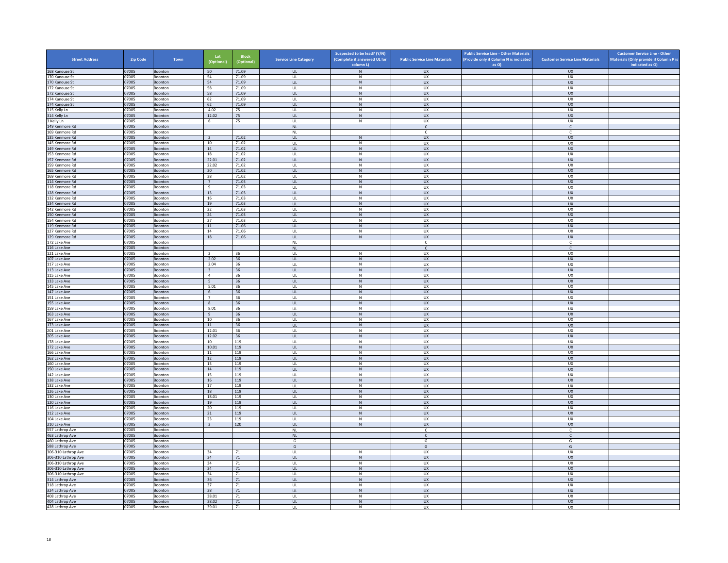| Street Address | Zip Code | Town | Lot (Optional) | Block (Optional) | Service Line Category | Suspected to be lead? (Y/N) (Complete if answered UL for column L) | Public Service Line Materials | Public Service Line - Other Materials (Provide only if Column N is indicated as O) | Customer Service Line Materials | Customer Service Line - Other Materials (Only provide if Column P is indicated as O) |
|---|---|---|---|---|---|---|---|---|---|---|
| 168 Kanouse St | 07005 | Boonton | 50 | 71.09 | UL | N | UX | | UX | |
| 170 Kanouse St | 07005 | Boonton | 54 | 71.09 | UL | N | UX | | UX | |
| 170 Kanouse St | 07005 | Boonton | 54 | 71.09 | UL | N | UX | | UX | |
| 172 Kanouse St | 07005 | Boonton | 58 | 71.09 | UL | N | UX | | UX | |
| 172 Kanouse St | 07005 | Boonton | 58 | 71.09 | UL | N | UX | | UX | |
| 174 Kanouse St | 07005 | Boonton | 62 | 71.09 | UL | N | UX | | UX | |
| 174 Kanouse St | 07005 | Boonton | 62 | 71.09 | UL | N | UX | | UX | |
| 315 Kelly Ln | 07005 | Boonton | 4.02 | 75 | UL | N | UX | | UX | |
| 314 Kelly Ln | 07005 | Boonton | 12.02 | 75 | UL | N | UX | | UX | |
| 3 Kelly Ln | 07005 | Boonton | 6 | 75 | UL | N | UX | | UX | |
| 149 Kenmore Rd | 07005 | Boonton | | | NL | | C | | C | |
| 169 Kenmore Rd | 07005 | Boonton | | | NL | | C | | C | |
| 135 Kenmore Rd | 07005 | Boonton | 2 | 71.02 | UL | N | UX | | UX | |
| 145 Kenmore Rd | 07005 | Boonton | 10 | 71.02 | UL | N | UX | | UX | |
| 149 Kenmore Rd | 07005 | Boonton | 14 | 71.02 | UL | N | UX | | UX | |
| 153 Kenmore Rd | 07005 | Boonton | 18 | 71.02 | UL | N | UX | | UX | |
| 157 Kenmore Rd | 07005 | Boonton | 22.01 | 71.02 | UL | N | UX | | UX | |
| 159 Kenmore Rd | 07005 | Boonton | 22.02 | 71.02 | UL | N | UX | | UX | |
| 165 Kenmore Rd | 07005 | Boonton | 30 | 71.02 | UL | N | UX | | UX | |
| 169 Kenmore Rd | 07005 | Boonton | 38 | 71.02 | UL | N | UX | | UX | |
| 114 Kenmore Rd | 07005 | Boonton | 7 | 71.03 | UL | N | UX | | UX | |
| 118 Kenmore Rd | 07005 | Boonton | 9 | 71.03 | UL | N | UX | | UX | |
| 128 Kenmore Rd | 07005 | Boonton | 13 | 71.03 | UL | N | UX | | UX | |
| 132 Kenmore Rd | 07005 | Boonton | 16 | 71.03 | UL | N | UX | | UX | |
| 134 Kenmore Rd | 07005 | Boonton | 19 | 71.03 | UL | N | UX | | UX | |
| 142 Kenmore Rd | 07005 | Boonton | 22 | 71.03 | UL | N | UX | | UX | |
| 150 Kenmore Rd | 07005 | Boonton | 24 | 71.03 | UL | N | UX | | UX | |
| 154 Kenmore Rd | 07005 | Boonton | 27 | 71.03 | UL | N | UX | | UX | |
| 119 Kenmore Rd | 07005 | Boonton | 11 | 71.06 | UL | N | UX | | UX | |
| 127 Kenmore Rd | 07005 | Boonton | 14 | 71.06 | UL | N | UX | | UX | |
| 129 Kenmore Rd | 07005 | Boonton | 18 | 71.06 | UL | N | UX | | UX | |
| 172 Lake Ave | 07005 | Boonton | | | NL | | C | | C | |
| 116 Lake Ave | 07005 | Boonton | | | NL | | C | | C | |
| 121 Lake Ave | 07005 | Boonton | 2 | 36 | UL | N | UX | | UX | |
| 107 Lake Ave | 07005 | Boonton | 2.02 | 36 | UL | N | UX | | UX | |
| 117 Lake Ave | 07005 | Boonton | 2.04 | 36 | UL | N | UX | | UX | |
| 113 Lake Ave | 07005 | Boonton | 3 | 36 | UL | N | UX | | UX | |
| 115 Lake Ave | 07005 | Boonton | 4 | 36 | UL | N | UX | | UX | |
| 133 Lake Ave | 07005 | Boonton | 5 | 36 | UL | N | UX | | UX | |
| 145 Lake Ave | 07005 | Boonton | 5.01 | 36 | UL | N | UX | | UX | |
| 147 Lake Ave | 07005 | Boonton | 6 | 36 | UL | N | UX | | UX | |
| 151 Lake Ave | 07005 | Boonton | 7 | 36 | UL | N | UX | | UX | |
| 155 Lake Ave | 07005 | Boonton | 8 | 36 | UL | N | UX | | UX | |
| 159 Lake Ave | 07005 | Boonton | 8.01 | 36 | UL | N | UX | | UX | |
| 163 Lake Ave | 07005 | Boonton | 9 | 36 | UL | N | UX | | UX | |
| 167 Lake Ave | 07005 | Boonton | 10 | 36 | UL | N | UX | | UX | |
| 173 Lake Ave | 07005 | Boonton | 11 | 36 | UL | N | UX | | UX | |
| 201 Lake Ave | 07005 | Boonton | 12.01 | 36 | UL | N | UX | | UX | |
| 205 Lake Ave | 07005 | Boonton | 12.02 | 36 | UL | N | UX | | UX | |
| 178 Lake Ave | 07005 | Boonton | 10 | 119 | UL | N | UX | | UX | |
| 172 Lake Ave | 07005 | Boonton | 10.01 | 119 | UL | N | UX | | UX | |
| 166 Lake Ave | 07005 | Boonton | 11 | 119 | UL | N | UX | | UX | |
| 162 Lake Ave | 07005 | Boonton | 12 | 119 | UL | N | UX | | UX | |
| 160 Lake Ave | 07005 | Boonton | 13 | 119 | UL | N | UX | | UX | |
| 150 Lake Ave | 07005 | Boonton | 14 | 119 | UL | N | UX | | UX | |
| 142 Lake Ave | 07005 | Boonton | 15 | 119 | UL | N | UX | | UX | |
| 138 Lake Ave | 07005 | Boonton | 16 | 119 | UL | N | UX | | UX | |
| 132 Lake Ave | 07005 | Boonton | 17 | 119 | UL | N | UX | | UX | |
| 126 Lake Ave | 07005 | Boonton | 18 | 119 | UL | N | UX | | UX | |
| 130 Lake Ave | 07005 | Boonton | 18.01 | 119 | UL | N | UX | | UX | |
| 120 Lake Ave | 07005 | Boonton | 19 | 119 | UL | N | UX | | UX | |
| 116 Lake Ave | 07005 | Boonton | 20 | 119 | UL | N | UX | | UX | |
| 112 Lake Ave | 07005 | Boonton | 21 | 119 | UL | N | UX | | UX | |
| 104 Lake Ave | 07005 | Boonton | 23 | 119 | UL | N | UX | | UX | |
| 210 Lake Ave | 07005 | Boonton | 3 | 120 | UL | N | UX | | UX | |
| 557 Lathrop Ave | 07005 | Boonton | | | NL | | C | | C | |
| 463 Lathrop Ave | 07005 | Boonton | | | NL | | C | | C | |
| 460 Lathrop Ave | 07005 | Boonton | | | G | | G | | G | |
| 588 Lathrop Ave | 07005 | Boonton | | | G | | G | | G | |
| 306-310 Lathrop Ave | 07005 | Boonton | 34 | 71 | UL | N | UX | | UX | |
| 306-310 Lathrop Ave | 07005 | Boonton | 34 | 71 | UL | N | UX | | UX | |
| 306-310 Lathrop Ave | 07005 | Boonton | 34 | 71 | UL | N | UX | | UX | |
| 306-310 Lathrop Ave | 07005 | Boonton | 34 | 71 | UL | N | UX | | UX | |
| 306-310 Lathrop Ave | 07005 | Boonton | 34 | 71 | UL | N | UX | | UX | |
| 314 Lathrop Ave | 07005 | Boonton | 36 | 71 | UL | N | UX | | UX | |
| 318 Lathrop Ave | 07005 | Boonton | 37 | 71 | UL | N | UX | | UX | |
| 324 Lathrop Ave | 07005 | Boonton | 38 | 71 | UL | N | UX | | UX | |
| 408 Lathrop Ave | 07005 | Boonton | 38.01 | 71 | UL | N | UX | | UX | |
| 404 Lathrop Ave | 07005 | Boonton | 38.02 | 71 | UL | N | UX | | UX | |
| 428 Lathrop Ave | 07005 | Boonton | 39.01 | 71 | UL | N | UX | | UX | |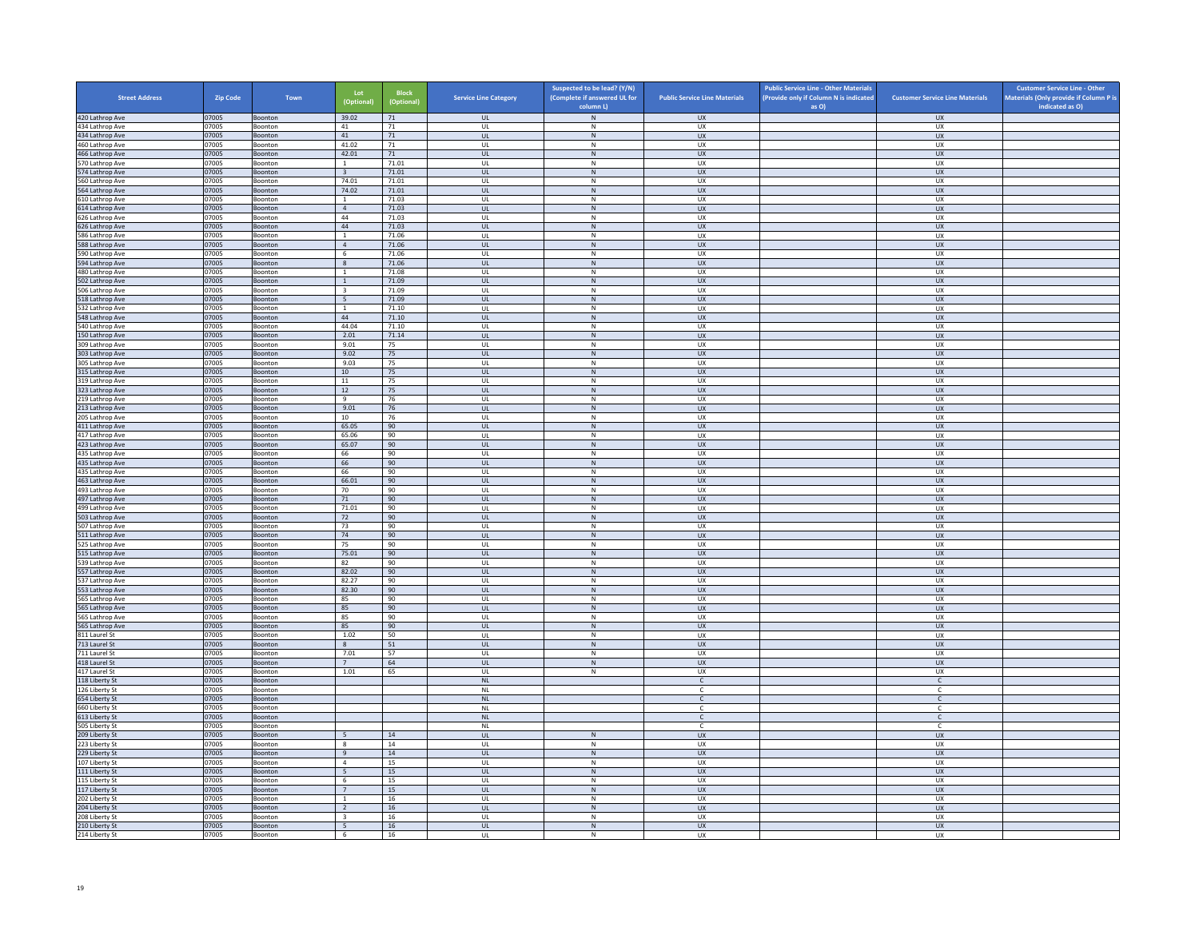| Street Address | Zip Code | Town | Lot (Optional) | Block (Optional) | Service Line Category | Suspected to be lead? (Y/N) (Complete if answered UL for column L) | Public Service Line Materials | Public Service Line - Other Materials (Provide only if Column N is indicated as O) | Customer Service Line Materials | Customer Service Line - Other Materials (Only provide if Column P is indicated as O) |
|---|---|---|---|---|---|---|---|---|---|---|
| 420 Lathrop Ave | 07005 | Boonton | 39.02 | 71 | UL | N | UX | | UX | |
| 434 Lathrop Ave | 07005 | Boonton | 41 | 71 | UL | N | UX | | UX | |
| 434 Lathrop Ave | 07005 | Boonton | 41 | 71 | UL | N | UX | | UX | |
| 460 Lathrop Ave | 07005 | Boonton | 41.02 | 71 | UL | N | UX | | UX | |
| 466 Lathrop Ave | 07005 | Boonton | 42.01 | 71 | UL | N | UX | | UX | |
| 570 Lathrop Ave | 07005 | Boonton | 1 | 71.01 | UL | N | UX | | UX | |
| 574 Lathrop Ave | 07005 | Boonton | 3 | 71.01 | UL | N | UX | | UX | |
| 560 Lathrop Ave | 07005 | Boonton | 74.01 | 71.01 | UL | N | UX | | UX | |
| 564 Lathrop Ave | 07005 | Boonton | 74.02 | 71.01 | UL | N | UX | | UX | |
| 610 Lathrop Ave | 07005 | Boonton | 1 | 71.03 | UL | N | UX | | UX | |
| 614 Lathrop Ave | 07005 | Boonton | 4 | 71.03 | UL | N | UX | | UX | |
| 626 Lathrop Ave | 07005 | Boonton | 44 | 71.03 | UL | N | UX | | UX | |
| 626 Lathrop Ave | 07005 | Boonton | 44 | 71.03 | UL | N | UX | | UX | |
| 586 Lathrop Ave | 07005 | Boonton | 1 | 71.06 | UL | N | UX | | UX | |
| 588 Lathrop Ave | 07005 | Boonton | 4 | 71.06 | UL | N | UX | | UX | |
| 590 Lathrop Ave | 07005 | Boonton | 6 | 71.06 | UL | N | UX | | UX | |
| 594 Lathrop Ave | 07005 | Boonton | 8 | 71.06 | UL | N | UX | | UX | |
| 480 Lathrop Ave | 07005 | Boonton | 1 | 71.08 | UL | N | UX | | UX | |
| 502 Lathrop Ave | 07005 | Boonton | 1 | 71.09 | UL | N | UX | | UX | |
| 506 Lathrop Ave | 07005 | Boonton | 3 | 71.09 | UL | N | UX | | UX | |
| 518 Lathrop Ave | 07005 | Boonton | 5 | 71.09 | UL | N | UX | | UX | |
| 532 Lathrop Ave | 07005 | Boonton | 1 | 71.10 | UL | N | UX | | UX | |
| 548 Lathrop Ave | 07005 | Boonton | 44 | 71.10 | UL | N | UX | | UX | |
| 540 Lathrop Ave | 07005 | Boonton | 44.04 | 71.10 | UL | N | UX | | UX | |
| 150 Lathrop Ave | 07005 | Boonton | 2.01 | 71.14 | UL | N | UX | | UX | |
| 309 Lathrop Ave | 07005 | Boonton | 9.01 | 75 | UL | N | UX | | UX | |
| 303 Lathrop Ave | 07005 | Boonton | 9.02 | 75 | UL | N | UX | | UX | |
| 305 Lathrop Ave | 07005 | Boonton | 9.03 | 75 | UL | N | UX | | UX | |
| 315 Lathrop Ave | 07005 | Boonton | 10 | 75 | UL | N | UX | | UX | |
| 319 Lathrop Ave | 07005 | Boonton | 11 | 75 | UL | N | UX | | UX | |
| 323 Lathrop Ave | 07005 | Boonton | 12 | 75 | UL | N | UX | | UX | |
| 219 Lathrop Ave | 07005 | Boonton | 9 | 76 | UL | N | UX | | UX | |
| 213 Lathrop Ave | 07005 | Boonton | 9.01 | 76 | UL | N | UX | | UX | |
| 205 Lathrop Ave | 07005 | Boonton | 10 | 76 | UL | N | UX | | UX | |
| 411 Lathrop Ave | 07005 | Boonton | 65.05 | 90 | UL | N | UX | | UX | |
| 417 Lathrop Ave | 07005 | Boonton | 65.06 | 90 | UL | N | UX | | UX | |
| 423 Lathrop Ave | 07005 | Boonton | 65.07 | 90 | UL | N | UX | | UX | |
| 435 Lathrop Ave | 07005 | Boonton | 66 | 90 | UL | N | UX | | UX | |
| 435 Lathrop Ave | 07005 | Boonton | 66 | 90 | UL | N | UX | | UX | |
| 435 Lathrop Ave | 07005 | Boonton | 66 | 90 | UL | N | UX | | UX | |
| 463 Lathrop Ave | 07005 | Boonton | 66.01 | 90 | UL | N | UX | | UX | |
| 493 Lathrop Ave | 07005 | Boonton | 70 | 90 | UL | N | UX | | UX | |
| 497 Lathrop Ave | 07005 | Boonton | 71 | 90 | UL | N | UX | | UX | |
| 499 Lathrop Ave | 07005 | Boonton | 71.01 | 90 | UL | N | UX | | UX | |
| 503 Lathrop Ave | 07005 | Boonton | 72 | 90 | UL | N | UX | | UX | |
| 507 Lathrop Ave | 07005 | Boonton | 73 | 90 | UL | N | UX | | UX | |
| 511 Lathrop Ave | 07005 | Boonton | 74 | 90 | UL | N | UX | | UX | |
| 525 Lathrop Ave | 07005 | Boonton | 75 | 90 | UL | N | UX | | UX | |
| 515 Lathrop Ave | 07005 | Boonton | 75.01 | 90 | UL | N | UX | | UX | |
| 539 Lathrop Ave | 07005 | Boonton | 82 | 90 | UL | N | UX | | UX | |
| 557 Lathrop Ave | 07005 | Boonton | 82.02 | 90 | UL | N | UX | | UX | |
| 537 Lathrop Ave | 07005 | Boonton | 82.27 | 90 | UL | N | UX | | UX | |
| 553 Lathrop Ave | 07005 | Boonton | 82.30 | 90 | UL | N | UX | | UX | |
| 565 Lathrop Ave | 07005 | Boonton | 85 | 90 | UL | N | UX | | UX | |
| 565 Lathrop Ave | 07005 | Boonton | 85 | 90 | UL | N | UX | | UX | |
| 565 Lathrop Ave | 07005 | Boonton | 85 | 90 | UL | N | UX | | UX | |
| 565 Lathrop Ave | 07005 | Boonton | 85 | 90 | UL | N | UX | | UX | |
| 811 Laurel St | 07005 | Boonton | 1.02 | 50 | UL | N | UX | | UX | |
| 713 Laurel St | 07005 | Boonton | 8 | 51 | UL | N | UX | | UX | |
| 711 Laurel St | 07005 | Boonton | 7.01 | 57 | UL | N | UX | | UX | |
| 418 Laurel St | 07005 | Boonton | 7 | 64 | UL | N | UX | | UX | |
| 417 Laurel St | 07005 | Boonton | 1.01 | 65 | UL | N | UX | | UX | |
| 118 Liberty St | 07005 | Boonton | | | NL | | C | | C | |
| 126 Liberty St | 07005 | Boonton | | | NL | | C | | C | |
| 654 Liberty St | 07005 | Boonton | | | NL | | C | | C | |
| 660 Liberty St | 07005 | Boonton | | | NL | | C | | C | |
| 613 Liberty St | 07005 | Boonton | | | NL | | C | | C | |
| 505 Liberty St | 07005 | Boonton | | | NL | | C | | C | |
| 209 Liberty St | 07005 | Boonton | 5 | 14 | UL | N | UX | | UX | |
| 223 Liberty St | 07005 | Boonton | 8 | 14 | UL | N | UX | | UX | |
| 229 Liberty St | 07005 | Boonton | 9 | 14 | UL | N | UX | | UX | |
| 107 Liberty St | 07005 | Boonton | 4 | 15 | UL | N | UX | | UX | |
| 111 Liberty St | 07005 | Boonton | 5 | 15 | UL | N | UX | | UX | |
| 115 Liberty St | 07005 | Boonton | 6 | 15 | UL | N | UX | | UX | |
| 117 Liberty St | 07005 | Boonton | 7 | 15 | UL | N | UX | | UX | |
| 202 Liberty St | 07005 | Boonton | 1 | 16 | UL | N | UX | | UX | |
| 204 Liberty St | 07005 | Boonton | 2 | 16 | UL | N | UX | | UX | |
| 208 Liberty St | 07005 | Boonton | 3 | 16 | UL | N | UX | | UX | |
| 210 Liberty St | 07005 | Boonton | 5 | 16 | UL | N | UX | | UX | |
| 214 Liberty St | 07005 | Boonton | 6 | 16 | UL | N | UX | | UX | |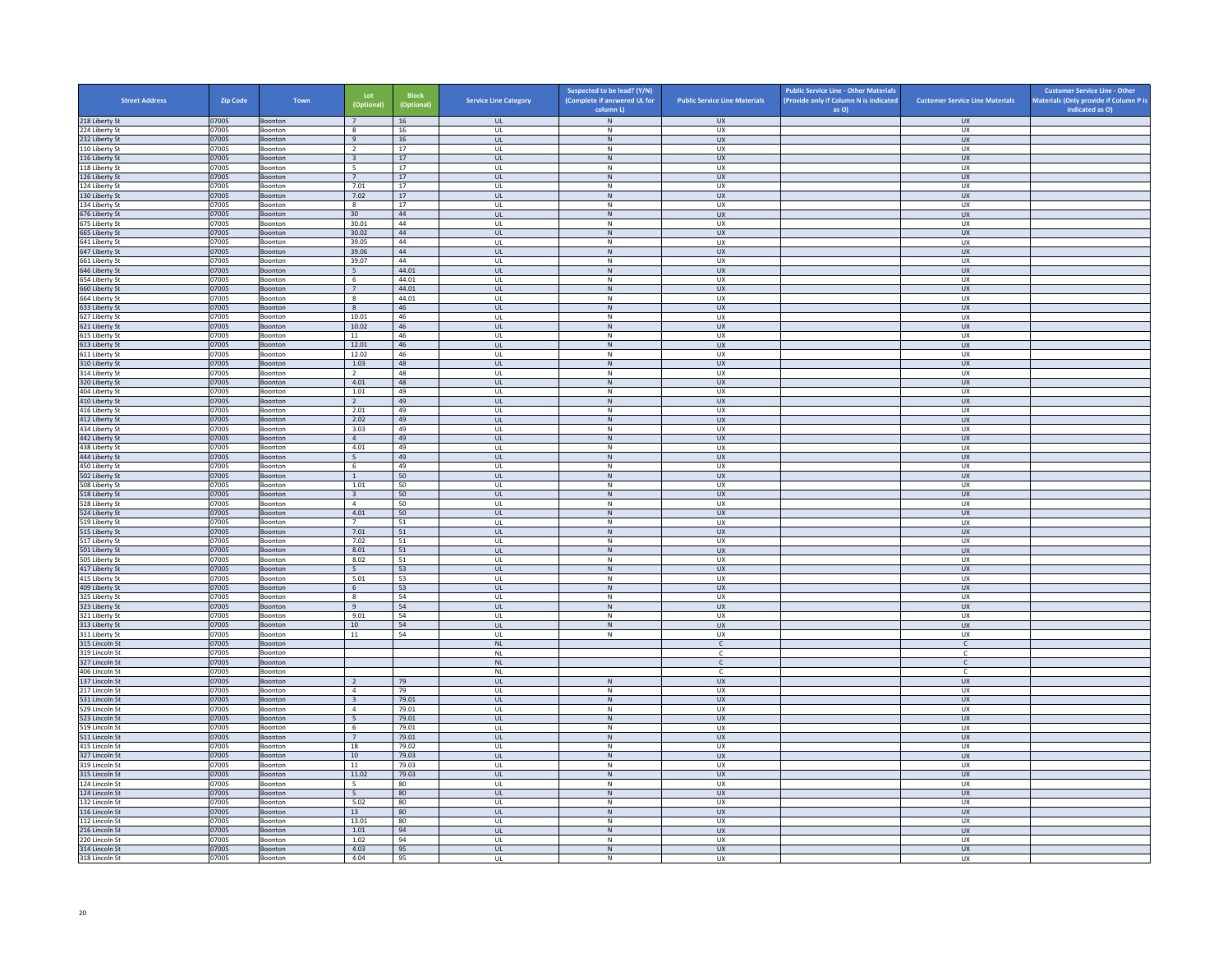| Street Address | Zip Code | Town | Lot (Optional) | Block (Optional) | Service Line Category | Suspected to be lead? (Y/N) (Complete if answered UL for column L) | Public Service Line Materials | Public Service Line - Other Materials (Provide only if Column N is indicated as O) | Customer Service Line Materials | Customer Service Line - Other Materials (Only provide if Column P is indicated as O) |
|---|---|---|---|---|---|---|---|---|---|---|
| 218 Liberty St | 07005 | Boonton | 7 | 16 | UL | N | UX | | UX | |
| 224 Liberty St | 07005 | Boonton | 8 | 16 | UL | N | UX | | UX | |
| 232 Liberty St | 07005 | Boonton | 9 | 16 | UL | N | UX | | UX | |
| 110 Liberty St | 07005 | Boonton | 2 | 17 | UL | N | UX | | UX | |
| 116 Liberty St | 07005 | Boonton | 3 | 17 | UL | N | UX | | UX | |
| 118 Liberty St | 07005 | Boonton | 5 | 17 | UL | N | UX | | UX | |
| 126 Liberty St | 07005 | Boonton | 7 | 17 | UL | N | UX | | UX | |
| 124 Liberty St | 07005 | Boonton | 7.01 | 17 | UL | N | UX | | UX | |
| 130 Liberty St | 07005 | Boonton | 7.02 | 17 | UL | N | UX | | UX | |
| 134 Liberty St | 07005 | Boonton | 8 | 17 | UL | N | UX | | UX | |
| 676 Liberty St | 07005 | Boonton | 30 | 44 | UL | N | UX | | UX | |
| 675 Liberty St | 07005 | Boonton | 30.01 | 44 | UL | N | UX | | UX | |
| 665 Liberty St | 07005 | Boonton | 30.02 | 44 | UL | N | UX | | UX | |
| 641 Liberty St | 07005 | Boonton | 39.05 | 44 | UL | N | UX | | UX | |
| 647 Liberty St | 07005 | Boonton | 39.06 | 44 | UL | N | UX | | UX | |
| 661 Liberty St | 07005 | Boonton | 39.07 | 44 | UL | N | UX | | UX | |
| 646 Liberty St | 07005 | Boonton | 5 | 44.01 | UL | N | UX | | UX | |
| 654 Liberty St | 07005 | Boonton | 6 | 44.01 | UL | N | UX | | UX | |
| 660 Liberty St | 07005 | Boonton | 7 | 44.01 | UL | N | UX | | UX | |
| 664 Liberty St | 07005 | Boonton | 8 | 44.01 | UL | N | UX | | UX | |
| 633 Liberty St | 07005 | Boonton | 8 | 46 | UL | N | UX | | UX | |
| 627 Liberty St | 07005 | Boonton | 10.01 | 46 | UL | N | UX | | UX | |
| 621 Liberty St | 07005 | Boonton | 10.02 | 46 | UL | N | UX | | UX | |
| 615 Liberty St | 07005 | Boonton | 11 | 46 | UL | N | UX | | UX | |
| 613 Liberty St | 07005 | Boonton | 12.01 | 46 | UL | N | UX | | UX | |
| 611 Liberty St | 07005 | Boonton | 12.02 | 46 | UL | N | UX | | UX | |
| 310 Liberty St | 07005 | Boonton | 1.03 | 48 | UL | N | UX | | UX | |
| 314 Liberty St | 07005 | Boonton | 2 | 48 | UL | N | UX | | UX | |
| 320 Liberty St | 07005 | Boonton | 4.01 | 48 | UL | N | UX | | UX | |
| 404 Liberty St | 07005 | Boonton | 1.01 | 49 | UL | N | UX | | UX | |
| 410 Liberty St | 07005 | Boonton | 2 | 49 | UL | N | UX | | UX | |
| 416 Liberty St | 07005 | Boonton | 2.01 | 49 | UL | N | UX | | UX | |
| 412 Liberty St | 07005 | Boonton | 2.02 | 49 | UL | N | UX | | UX | |
| 434 Liberty St | 07005 | Boonton | 3.03 | 49 | UL | N | UX | | UX | |
| 442 Liberty St | 07005 | Boonton | 4 | 49 | UL | N | UX | | UX | |
| 438 Liberty St | 07005 | Boonton | 4.01 | 49 | UL | N | UX | | UX | |
| 444 Liberty St | 07005 | Boonton | 5 | 49 | UL | N | UX | | UX | |
| 450 Liberty St | 07005 | Boonton | 6 | 49 | UL | N | UX | | UX | |
| 502 Liberty St | 07005 | Boonton | 1 | 50 | UL | N | UX | | UX | |
| 508 Liberty St | 07005 | Boonton | 1.01 | 50 | UL | N | UX | | UX | |
| 518 Liberty St | 07005 | Boonton | 3 | 50 | UL | N | UX | | UX | |
| 528 Liberty St | 07005 | Boonton | 4 | 50 | UL | N | UX | | UX | |
| 524 Liberty St | 07005 | Boonton | 4.01 | 50 | UL | N | UX | | UX | |
| 519 Liberty St | 07005 | Boonton | 7 | 51 | UL | N | UX | | UX | |
| 515 Liberty St | 07005 | Boonton | 7.01 | 51 | UL | N | UX | | UX | |
| 517 Liberty St | 07005 | Boonton | 7.02 | 51 | UL | N | UX | | UX | |
| 501 Liberty St | 07005 | Boonton | 8.01 | 51 | UL | N | UX | | UX | |
| 505 Liberty St | 07005 | Boonton | 8.02 | 51 | UL | N | UX | | UX | |
| 417 Liberty St | 07005 | Boonton | 5 | 53 | UL | N | UX | | UX | |
| 415 Liberty St | 07005 | Boonton | 5.01 | 53 | UL | N | UX | | UX | |
| 409 Liberty St | 07005 | Boonton | 6 | 53 | UL | N | UX | | UX | |
| 325 Liberty St | 07005 | Boonton | 8 | 54 | UL | N | UX | | UX | |
| 323 Liberty St | 07005 | Boonton | 9 | 54 | UL | N | UX | | UX | |
| 321 Liberty St | 07005 | Boonton | 9.01 | 54 | UL | N | UX | | UX | |
| 313 Liberty St | 07005 | Boonton | 10 | 54 | UL | N | UX | | UX | |
| 311 Liberty St | 07005 | Boonton | 11 | 54 | UL | N | UX | | UX | |
| 315 Lincoln St | 07005 | Boonton | | | NL | | C | | C | |
| 319 Lincoln St | 07005 | Boonton | | | NL | | C | | C | |
| 327 Lincoln St | 07005 | Boonton | | | NL | | C | | C | |
| 406 Lincoln St | 07005 | Boonton | | | NL | | C | | C | |
| 137 Lincoln St | 07005 | Boonton | 2 | 79 | UL | N | UX | | UX | |
| 217 Lincoln St | 07005 | Boonton | 4 | 79 | UL | N | UX | | UX | |
| 531 Lincoln St | 07005 | Boonton | 3 | 79.01 | UL | N | UX | | UX | |
| 529 Lincoln St | 07005 | Boonton | 4 | 79.01 | UL | N | UX | | UX | |
| 523 Lincoln St | 07005 | Boonton | 5 | 79.01 | UL | N | UX | | UX | |
| 519 Lincoln St | 07005 | Boonton | 6 | 79.01 | UL | N | UX | | UX | |
| 511 Lincoln St | 07005 | Boonton | 7 | 79.01 | UL | N | UX | | UX | |
| 415 Lincoln St | 07005 | Boonton | 18 | 79.02 | UL | N | UX | | UX | |
| 327 Lincoln St | 07005 | Boonton | 10 | 79.03 | UL | N | UX | | UX | |
| 319 Lincoln St | 07005 | Boonton | 11 | 79.03 | UL | N | UX | | UX | |
| 315 Lincoln St | 07005 | Boonton | 11.02 | 79.03 | UL | N | UX | | UX | |
| 124 Lincoln St | 07005 | Boonton | 5 | 80 | UL | N | UX | | UX | |
| 124 Lincoln St | 07005 | Boonton | 5 | 80 | UL | N | UX | | UX | |
| 132 Lincoln St | 07005 | Boonton | 5.02 | 80 | UL | N | UX | | UX | |
| 116 Lincoln St | 07005 | Boonton | 13 | 80 | UL | N | UX | | UX | |
| 112 Lincoln St | 07005 | Boonton | 13.01 | 80 | UL | N | UX | | UX | |
| 216 Lincoln St | 07005 | Boonton | 1.01 | 94 | UL | N | UX | | UX | |
| 220 Lincoln St | 07005 | Boonton | 1.02 | 94 | UL | N | UX | | UX | |
| 314 Lincoln St | 07005 | Boonton | 4.03 | 95 | UL | N | UX | | UX | |
| 318 Lincoln St | 07005 | Boonton | 4.04 | 95 | UL | N | UX | | UX | |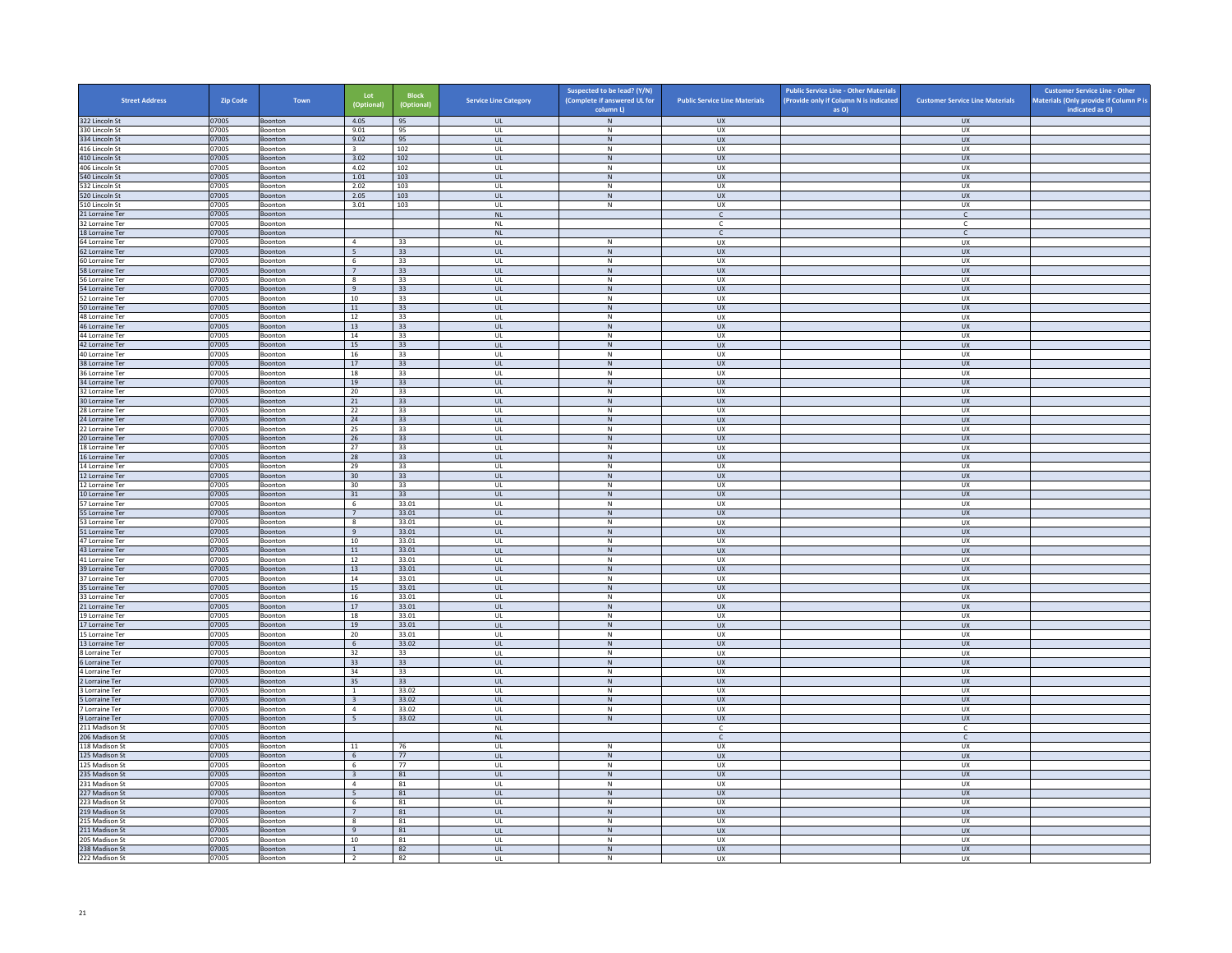| Street Address | Zip Code | Town | Lot (Optional) | Block (Optional) | Service Line Category | Suspected to be lead? (Y/N) (Complete if answered UL for column L) | Public Service Line Materials | Public Service Line - Other Materials (Provide only if Column N is indicated as O) | Customer Service Line Materials | Customer Service Line - Other Materials (Only provide if Column P is indicated as O) |
|---|---|---|---|---|---|---|---|---|---|---|
| 322 Lincoln St | 07005 | Boonton | 4.05 | 95 | UL | N | UX | | UX | |
| 330 Lincoln St | 07005 | Boonton | 9.01 | 95 | UL | N | UX | | UX | |
| 334 Lincoln St | 07005 | Boonton | 9.02 | 95 | UL | N | UX | | UX | |
| 416 Lincoln St | 07005 | Boonton | 3 | 102 | UL | N | UX | | UX | |
| 410 Lincoln St | 07005 | Boonton | 3.02 | 102 | UL | N | UX | | UX | |
| 406 Lincoln St | 07005 | Boonton | 4.02 | 102 | UL | N | UX | | UX | |
| 540 Lincoln St | 07005 | Boonton | 1.01 | 103 | UL | N | UX | | UX | |
| 532 Lincoln St | 07005 | Boonton | 2.02 | 103 | UL | N | UX | | UX | |
| 520 Lincoln St | 07005 | Boonton | 2.05 | 103 | UL | N | UX | | UX | |
| 510 Lincoln St | 07005 | Boonton | 3.01 | 103 | UL | N | UX | | UX | |
| 21 Lorraine Ter | 07005 | Boonton | | | NL | | C | | C | |
| 32 Lorraine Ter | 07005 | Boonton | | | NL | | C | | C | |
| 18 Lorraine Ter | 07005 | Boonton | | | NL | | C | | C | |
| 64 Lorraine Ter | 07005 | Boonton | 4 | 33 | UL | N | UX | | UX | |
| 62 Lorraine Ter | 07005 | Boonton | 5 | 33 | UL | N | UX | | UX | |
| 60 Lorraine Ter | 07005 | Boonton | 6 | 33 | UL | N | UX | | UX | |
| 58 Lorraine Ter | 07005 | Boonton | 7 | 33 | UL | N | UX | | UX | |
| 56 Lorraine Ter | 07005 | Boonton | 8 | 33 | UL | N | UX | | UX | |
| 54 Lorraine Ter | 07005 | Boonton | 9 | 33 | UL | N | UX | | UX | |
| 52 Lorraine Ter | 07005 | Boonton | 10 | 33 | UL | N | UX | | UX | |
| 50 Lorraine Ter | 07005 | Boonton | 11 | 33 | UL | N | UX | | UX | |
| 48 Lorraine Ter | 07005 | Boonton | 12 | 33 | UL | N | UX | | UX | |
| 46 Lorraine Ter | 07005 | Boonton | 13 | 33 | UL | N | UX | | UX | |
| 44 Lorraine Ter | 07005 | Boonton | 14 | 33 | UL | N | UX | | UX | |
| 42 Lorraine Ter | 07005 | Boonton | 15 | 33 | UL | N | UX | | UX | |
| 40 Lorraine Ter | 07005 | Boonton | 16 | 33 | UL | N | UX | | UX | |
| 38 Lorraine Ter | 07005 | Boonton | 17 | 33 | UL | N | UX | | UX | |
| 36 Lorraine Ter | 07005 | Boonton | 18 | 33 | UL | N | UX | | UX | |
| 34 Lorraine Ter | 07005 | Boonton | 19 | 33 | UL | N | UX | | UX | |
| 32 Lorraine Ter | 07005 | Boonton | 20 | 33 | UL | N | UX | | UX | |
| 30 Lorraine Ter | 07005 | Boonton | 21 | 33 | UL | N | UX | | UX | |
| 28 Lorraine Ter | 07005 | Boonton | 22 | 33 | UL | N | UX | | UX | |
| 24 Lorraine Ter | 07005 | Boonton | 24 | 33 | UL | N | UX | | UX | |
| 22 Lorraine Ter | 07005 | Boonton | 25 | 33 | UL | N | UX | | UX | |
| 20 Lorraine Ter | 07005 | Boonton | 26 | 33 | UL | N | UX | | UX | |
| 18 Lorraine Ter | 07005 | Boonton | 27 | 33 | UL | N | UX | | UX | |
| 16 Lorraine Ter | 07005 | Boonton | 28 | 33 | UL | N | UX | | UX | |
| 14 Lorraine Ter | 07005 | Boonton | 29 | 33 | UL | N | UX | | UX | |
| 12 Lorraine Ter | 07005 | Boonton | 30 | 33 | UL | N | UX | | UX | |
| 12 Lorraine Ter | 07005 | Boonton | 30 | 33 | UL | N | UX | | UX | |
| 10 Lorraine Ter | 07005 | Boonton | 31 | 33 | UL | N | UX | | UX | |
| 57 Lorraine Ter | 07005 | Boonton | 6 | 33.01 | UL | N | UX | | UX | |
| 55 Lorraine Ter | 07005 | Boonton | 7 | 33.01 | UL | N | UX | | UX | |
| 53 Lorraine Ter | 07005 | Boonton | 8 | 33.01 | UL | N | UX | | UX | |
| 51 Lorraine Ter | 07005 | Boonton | 9 | 33.01 | UL | N | UX | | UX | |
| 47 Lorraine Ter | 07005 | Boonton | 10 | 33.01 | UL | N | UX | | UX | |
| 43 Lorraine Ter | 07005 | Boonton | 11 | 33.01 | UL | N | UX | | UX | |
| 41 Lorraine Ter | 07005 | Boonton | 12 | 33.01 | UL | N | UX | | UX | |
| 39 Lorraine Ter | 07005 | Boonton | 13 | 33.01 | UL | N | UX | | UX | |
| 37 Lorraine Ter | 07005 | Boonton | 14 | 33.01 | UL | N | UX | | UX | |
| 35 Lorraine Ter | 07005 | Boonton | 15 | 33.01 | UL | N | UX | | UX | |
| 33 Lorraine Ter | 07005 | Boonton | 16 | 33.01 | UL | N | UX | | UX | |
| 21 Lorraine Ter | 07005 | Boonton | 17 | 33.01 | UL | N | UX | | UX | |
| 19 Lorraine Ter | 07005 | Boonton | 18 | 33.01 | UL | N | UX | | UX | |
| 17 Lorraine Ter | 07005 | Boonton | 19 | 33.01 | UL | N | UX | | UX | |
| 15 Lorraine Ter | 07005 | Boonton | 20 | 33.01 | UL | N | UX | | UX | |
| 13 Lorraine Ter | 07005 | Boonton | 6 | 33.02 | UL | N | UX | | UX | |
| 8 Lorraine Ter | 07005 | Boonton | 32 | 33 | UL | N | UX | | UX | |
| 6 Lorraine Ter | 07005 | Boonton | 33 | 33 | UL | N | UX | | UX | |
| 4 Lorraine Ter | 07005 | Boonton | 34 | 33 | UL | N | UX | | UX | |
| 2 Lorraine Ter | 07005 | Boonton | 35 | 33 | UL | N | UX | | UX | |
| 3 Lorraine Ter | 07005 | Boonton | 1 | 33.02 | UL | N | UX | | UX | |
| 5 Lorraine Ter | 07005 | Boonton | 3 | 33.02 | UL | N | UX | | UX | |
| 7 Lorraine Ter | 07005 | Boonton | 4 | 33.02 | UL | N | UX | | UX | |
| 9 Lorraine Ter | 07005 | Boonton | 5 | 33.02 | UL | N | UX | | UX | |
| 211 Madison St | 07005 | Boonton | | | NL | | C | | C | |
| 206 Madison St | 07005 | Boonton | | | NL | | C | | C | |
| 118 Madison St | 07005 | Boonton | 11 | 76 | UL | N | UX | | UX | |
| 125 Madison St | 07005 | Boonton | 6 | 77 | UL | N | UX | | UX | |
| 125 Madison St | 07005 | Boonton | 6 | 77 | UL | N | UX | | UX | |
| 235 Madison St | 07005 | Boonton | 3 | 81 | UL | N | UX | | UX | |
| 231 Madison St | 07005 | Boonton | 4 | 81 | UL | N | UX | | UX | |
| 227 Madison St | 07005 | Boonton | 5 | 81 | UL | N | UX | | UX | |
| 223 Madison St | 07005 | Boonton | 6 | 81 | UL | N | UX | | UX | |
| 219 Madison St | 07005 | Boonton | 7 | 81 | UL | N | UX | | UX | |
| 215 Madison St | 07005 | Boonton | 8 | 81 | UL | N | UX | | UX | |
| 211 Madison St | 07005 | Boonton | 9 | 81 | UL | N | UX | | UX | |
| 205 Madison St | 07005 | Boonton | 10 | 81 | UL | N | UX | | UX | |
| 238 Madison St | 07005 | Boonton | 1 | 82 | UL | N | UX | | UX | |
| 222 Madison St | 07005 | Boonton | 2 | 82 | UL | N | UX | | UX | |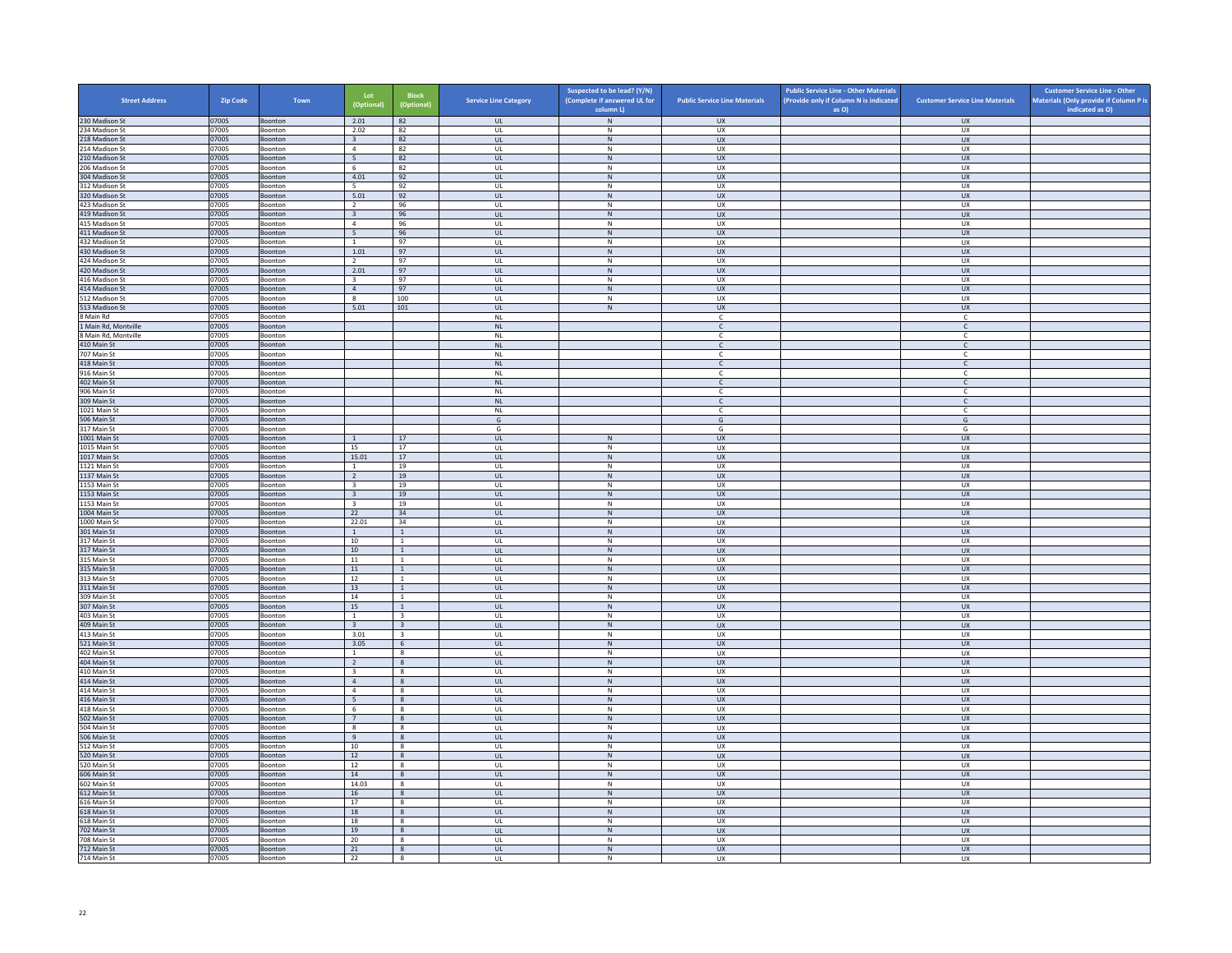| Street Address | Zip Code | Town | Lot (Optional) | Block (Optional) | Service Line Category | Suspected to be lead? (Y/N) (Complete if answered UL for column L) | Public Service Line Materials | Public Service Line - Other Materials (Provide only if Column N is indicated as O) | Customer Service Line Materials | Customer Service Line - Other Materials (Only provide if Column P is indicated as O) |
|---|---|---|---|---|---|---|---|---|---|---|
| 230 Madison St | 07005 | Boonton | 2.01 | 82 | UL | N | UX | | UX | |
| 234 Madison St | 07005 | Boonton | 2.02 | 82 | UL | N | UX | | UX | |
| 218 Madison St | 07005 | Boonton | 3 | 82 | UL | N | UX | | UX | |
| 214 Madison St | 07005 | Boonton | 4 | 82 | UL | N | UX | | UX | |
| 210 Madison St | 07005 | Boonton | 5 | 82 | UL | N | UX | | UX | |
| 206 Madison St | 07005 | Boonton | 6 | 82 | UL | N | UX | | UX | |
| 304 Madison St | 07005 | Boonton | 4.01 | 92 | UL | N | UX | | UX | |
| 312 Madison St | 07005 | Boonton | 5 | 92 | UL | N | UX | | UX | |
| 320 Madison St | 07005 | Boonton | 5.01 | 92 | UL | N | UX | | UX | |
| 423 Madison St | 07005 | Boonton | 2 | 96 | UL | N | UX | | UX | |
| 419 Madison St | 07005 | Boonton | 3 | 96 | UL | N | UX | | UX | |
| 415 Madison St | 07005 | Boonton | 4 | 96 | UL | N | UX | | UX | |
| 411 Madison St | 07005 | Boonton | 5 | 96 | UL | N | UX | | UX | |
| 432 Madison St | 07005 | Boonton | 1 | 97 | UL | N | UX | | UX | |
| 430 Madison St | 07005 | Boonton | 1.01 | 97 | UL | N | UX | | UX | |
| 424 Madison St | 07005 | Boonton | 2 | 97 | UL | N | UX | | UX | |
| 420 Madison St | 07005 | Boonton | 2.01 | 97 | UL | N | UX | | UX | |
| 416 Madison St | 07005 | Boonton | 3 | 97 | UL | N | UX | | UX | |
| 414 Madison St | 07005 | Boonton | 4 | 97 | UL | N | UX | | UX | |
| 512 Madison St | 07005 | Boonton | 8 | 100 | UL | N | UX | | UX | |
| 513 Madison St | 07005 | Boonton | 5.01 | 101 | UL | N | UX | | UX | |
| 8 Main Rd | 07005 | Boonton | | | NL | | C | | C | |
| 1 Main Rd, Montville | 07005 | Boonton | | | NL | | C | | C | |
| 8 Main Rd, Montville | 07005 | Boonton | | | NL | | C | | C | |
| 410 Main St | 07005 | Boonton | | | NL | | C | | C | |
| 707 Main St | 07005 | Boonton | | | NL | | C | | C | |
| 418 Main St | 07005 | Boonton | | | NL | | C | | C | |
| 916 Main St | 07005 | Boonton | | | NL | | C | | C | |
| 402 Main St | 07005 | Boonton | | | NL | | C | | C | |
| 906 Main St | 07005 | Boonton | | | NL | | C | | C | |
| 309 Main St | 07005 | Boonton | | | NL | | C | | C | |
| 1021 Main St | 07005 | Boonton | | | NL | | C | | C | |
| 506 Main St | 07005 | Boonton | | | G | | G | | G | |
| 317 Main St | 07005 | Boonton | | | G | | G | | G | |
| 1001 Main St | 07005 | Boonton | 1 | 17 | UL | N | UX | | UX | |
| 1015 Main St | 07005 | Boonton | 15 | 17 | UL | N | UX | | UX | |
| 1017 Main St | 07005 | Boonton | 15.01 | 17 | UL | N | UX | | UX | |
| 1121 Main St | 07005 | Boonton | 1 | 19 | UL | N | UX | | UX | |
| 1137 Main St | 07005 | Boonton | 2 | 19 | UL | N | UX | | UX | |
| 1153 Main St | 07005 | Boonton | 3 | 19 | UL | N | UX | | UX | |
| 1153 Main St | 07005 | Boonton | 3 | 19 | UL | N | UX | | UX | |
| 1153 Main St | 07005 | Boonton | 3 | 19 | UL | N | UX | | UX | |
| 1004 Main St | 07005 | Boonton | 22 | 34 | UL | N | UX | | UX | |
| 1000 Main St | 07005 | Boonton | 22.01 | 34 | UL | N | UX | | UX | |
| 301 Main St | 07005 | Boonton | 1 | 1 | UL | N | UX | | UX | |
| 317 Main St | 07005 | Boonton | 10 | 1 | UL | N | UX | | UX | |
| 317 Main St | 07005 | Boonton | 10 | 1 | UL | N | UX | | UX | |
| 315 Main St | 07005 | Boonton | 11 | 1 | UL | N | UX | | UX | |
| 315 Main St | 07005 | Boonton | 11 | 1 | UL | N | UX | | UX | |
| 313 Main St | 07005 | Boonton | 12 | 1 | UL | N | UX | | UX | |
| 311 Main St | 07005 | Boonton | 13 | 1 | UL | N | UX | | UX | |
| 309 Main St | 07005 | Boonton | 14 | 1 | UL | N | UX | | UX | |
| 307 Main St | 07005 | Boonton | 15 | 1 | UL | N | UX | | UX | |
| 403 Main St | 07005 | Boonton | 1 | 3 | UL | N | UX | | UX | |
| 409 Main St | 07005 | Boonton | 3 | 3 | UL | N | UX | | UX | |
| 413 Main St | 07005 | Boonton | 3.01 | 3 | UL | N | UX | | UX | |
| 521 Main St | 07005 | Boonton | 3.05 | 6 | UL | N | UX | | UX | |
| 402 Main St | 07005 | Boonton | 1 | 8 | UL | N | UX | | UX | |
| 404 Main St | 07005 | Boonton | 2 | 8 | UL | N | UX | | UX | |
| 410 Main St | 07005 | Boonton | 3 | 8 | UL | N | UX | | UX | |
| 414 Main St | 07005 | Boonton | 4 | 8 | UL | N | UX | | UX | |
| 414 Main St | 07005 | Boonton | 4 | 8 | UL | N | UX | | UX | |
| 416 Main St | 07005 | Boonton | 5 | 8 | UL | N | UX | | UX | |
| 418 Main St | 07005 | Boonton | 6 | 8 | UL | N | UX | | UX | |
| 502 Main St | 07005 | Boonton | 7 | 8 | UL | N | UX | | UX | |
| 504 Main St | 07005 | Boonton | 8 | 8 | UL | N | UX | | UX | |
| 506 Main St | 07005 | Boonton | 9 | 8 | UL | N | UX | | UX | |
| 512 Main St | 07005 | Boonton | 10 | 8 | UL | N | UX | | UX | |
| 520 Main St | 07005 | Boonton | 12 | 8 | UL | N | UX | | UX | |
| 520 Main St | 07005 | Boonton | 12 | 8 | UL | N | UX | | UX | |
| 606 Main St | 07005 | Boonton | 14 | 8 | UL | N | UX | | UX | |
| 602 Main St | 07005 | Boonton | 14.03 | 8 | UL | N | UX | | UX | |
| 612 Main St | 07005 | Boonton | 16 | 8 | UL | N | UX | | UX | |
| 616 Main St | 07005 | Boonton | 17 | 8 | UL | N | UX | | UX | |
| 618 Main St | 07005 | Boonton | 18 | 8 | UL | N | UX | | UX | |
| 618 Main St | 07005 | Boonton | 18 | 8 | UL | N | UX | | UX | |
| 702 Main St | 07005 | Boonton | 19 | 8 | UL | N | UX | | UX | |
| 708 Main St | 07005 | Boonton | 20 | 8 | UL | N | UX | | UX | |
| 712 Main St | 07005 | Boonton | 21 | 8 | UL | N | UX | | UX | |
| 714 Main St | 07005 | Boonton | 22 | 8 | UL | N | UX | | UX | |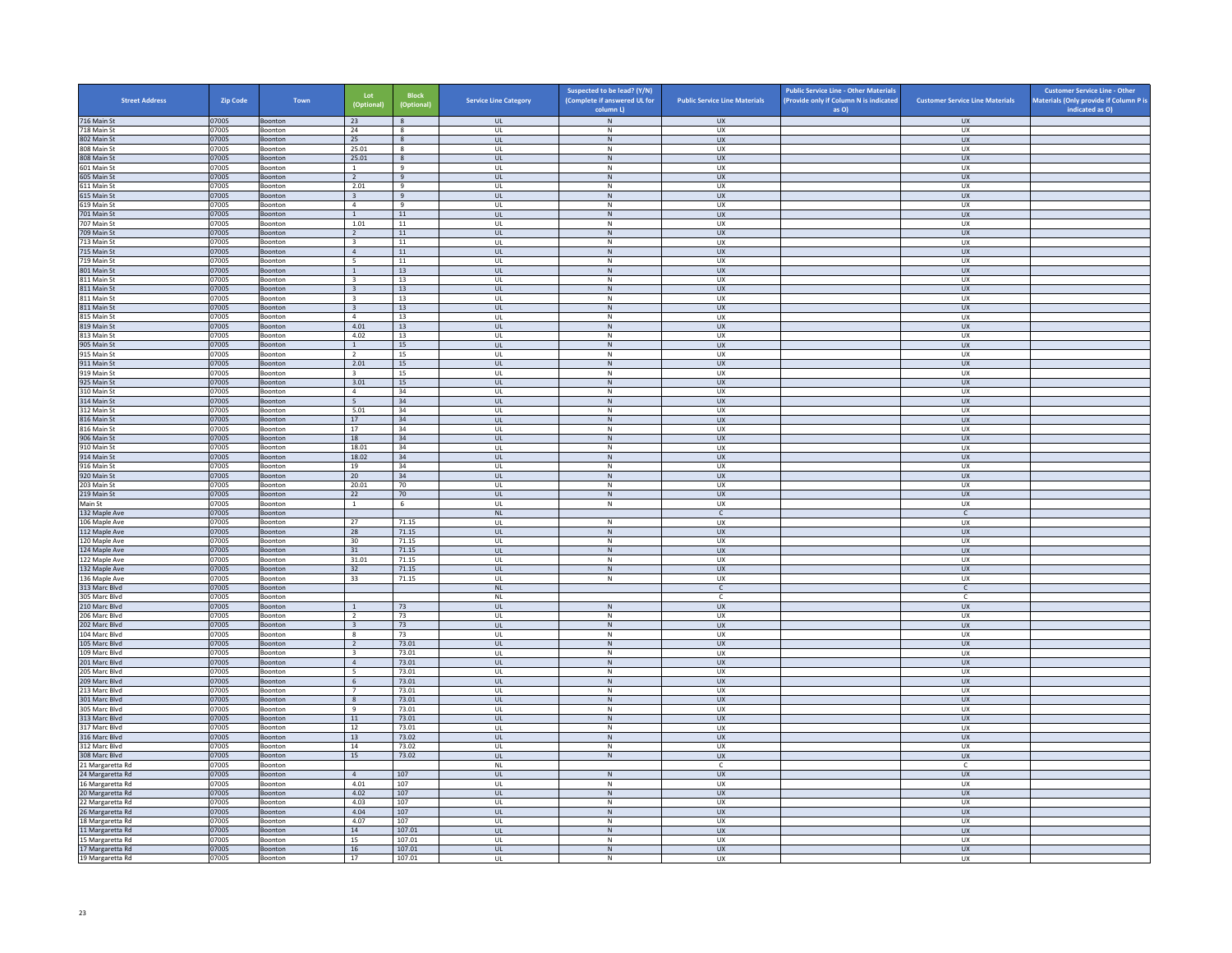| Street Address | Zip Code | Town | Lot (Optional) | Block (Optional) | Service Line Category | Suspected to be lead? (Y/N) (Complete if answered UL for column L) | Public Service Line Materials | Public Service Line - Other Materials (Provide only if Column N is indicated as O) | Customer Service Line Materials | Customer Service Line - Other Materials (Only provide if Column P is indicated as O) |
|---|---|---|---|---|---|---|---|---|---|---|
| 716 Main St | 07005 | Boonton | 23 | 8 | UL | N | UX | | UX | |
| 718 Main St | 07005 | Boonton | 24 | 8 | UL | N | UX | | UX | |
| 802 Main St | 07005 | Boonton | 25 | 8 | UL | N | UX | | UX | |
| 808 Main St | 07005 | Boonton | 25.01 | 8 | UL | N | UX | | UX | |
| 808 Main St | 07005 | Boonton | 25.01 | 8 | UL | N | UX | | UX | |
| 601 Main St | 07005 | Boonton | 1 | 9 | UL | N | UX | | UX | |
| 605 Main St | 07005 | Boonton | 2 | 9 | UL | N | UX | | UX | |
| 611 Main St | 07005 | Boonton | 2.01 | 9 | UL | N | UX | | UX | |
| 615 Main St | 07005 | Boonton | 3 | 9 | UL | N | UX | | UX | |
| 619 Main St | 07005 | Boonton | 4 | 9 | UL | N | UX | | UX | |
| 701 Main St | 07005 | Boonton | 1 | 11 | UL | N | UX | | UX | |
| 707 Main St | 07005 | Boonton | 1.01 | 11 | UL | N | UX | | UX | |
| 709 Main St | 07005 | Boonton | 2 | 11 | UL | N | UX | | UX | |
| 713 Main St | 07005 | Boonton | 3 | 11 | UL | N | UX | | UX | |
| 715 Main St | 07005 | Boonton | 4 | 11 | UL | N | UX | | UX | |
| 719 Main St | 07005 | Boonton | 5 | 11 | UL | N | UX | | UX | |
| 801 Main St | 07005 | Boonton | 1 | 13 | UL | N | UX | | UX | |
| 811 Main St | 07005 | Boonton | 3 | 13 | UL | N | UX | | UX | |
| 811 Main St | 07005 | Boonton | 3 | 13 | UL | N | UX | | UX | |
| 811 Main St | 07005 | Boonton | 3 | 13 | UL | N | UX | | UX | |
| 811 Main St | 07005 | Boonton | 3 | 13 | UL | N | UX | | UX | |
| 815 Main St | 07005 | Boonton | 4 | 13 | UL | N | UX | | UX | |
| 819 Main St | 07005 | Boonton | 4.01 | 13 | UL | N | UX | | UX | |
| 813 Main St | 07005 | Boonton | 4.02 | 13 | UL | N | UX | | UX | |
| 905 Main St | 07005 | Boonton | 1 | 15 | UL | N | UX | | UX | |
| 915 Main St | 07005 | Boonton | 2 | 15 | UL | N | UX | | UX | |
| 911 Main St | 07005 | Boonton | 2.01 | 15 | UL | N | UX | | UX | |
| 919 Main St | 07005 | Boonton | 3 | 15 | UL | N | UX | | UX | |
| 925 Main St | 07005 | Boonton | 3.01 | 15 | UL | N | UX | | UX | |
| 310 Main St | 07005 | Boonton | 4 | 34 | UL | N | UX | | UX | |
| 314 Main St | 07005 | Boonton | 5 | 34 | UL | N | UX | | UX | |
| 312 Main St | 07005 | Boonton | 5.01 | 34 | UL | N | UX | | UX | |
| 816 Main St | 07005 | Boonton | 17 | 34 | UL | N | UX | | UX | |
| 816 Main St | 07005 | Boonton | 17 | 34 | UL | N | UX | | UX | |
| 906 Main St | 07005 | Boonton | 18 | 34 | UL | N | UX | | UX | |
| 910 Main St | 07005 | Boonton | 18.01 | 34 | UL | N | UX | | UX | |
| 914 Main St | 07005 | Boonton | 18.02 | 34 | UL | N | UX | | UX | |
| 916 Main St | 07005 | Boonton | 19 | 34 | UL | N | UX | | UX | |
| 920 Main St | 07005 | Boonton | 20 | 34 | UL | N | UX | | UX | |
| 203 Main St | 07005 | Boonton | 20.01 | 70 | UL | N | UX | | UX | |
| 219 Main St | 07005 | Boonton | 22 | 70 | UL | N | UX | | UX | |
| Main St | 07005 | Boonton | 1 | 6 | UL | N | UX | | UX | |
| 132 Maple Ave | 07005 | Boonton | | | NL | | C | | C | |
| 106 Maple Ave | 07005 | Boonton | 27 | 71.15 | UL | N | UX | | UX | |
| 112 Maple Ave | 07005 | Boonton | 28 | 71.15 | UL | N | UX | | UX | |
| 120 Maple Ave | 07005 | Boonton | 30 | 71.15 | UL | N | UX | | UX | |
| 124 Maple Ave | 07005 | Boonton | 31 | 71.15 | UL | N | UX | | UX | |
| 122 Maple Ave | 07005 | Boonton | 31.01 | 71.15 | UL | N | UX | | UX | |
| 132 Maple Ave | 07005 | Boonton | 32 | 71.15 | UL | N | UX | | UX | |
| 136 Maple Ave | 07005 | Boonton | 33 | 71.15 | UL | N | UX | | UX | |
| 313 Marc Blvd | 07005 | Boonton | | | NL | | C | | C | |
| 305 Marc Blvd | 07005 | Boonton | | | NL | | C | | C | |
| 210 Marc Blvd | 07005 | Boonton | 1 | 73 | UL | N | UX | | UX | |
| 206 Marc Blvd | 07005 | Boonton | 2 | 73 | UL | N | UX | | UX | |
| 202 Marc Blvd | 07005 | Boonton | 3 | 73 | UL | N | UX | | UX | |
| 104 Marc Blvd | 07005 | Boonton | 8 | 73 | UL | N | UX | | UX | |
| 105 Marc Blvd | 07005 | Boonton | 2 | 73.01 | UL | N | UX | | UX | |
| 109 Marc Blvd | 07005 | Boonton | 3 | 73.01 | UL | N | UX | | UX | |
| 201 Marc Blvd | 07005 | Boonton | 4 | 73.01 | UL | N | UX | | UX | |
| 205 Marc Blvd | 07005 | Boonton | 5 | 73.01 | UL | N | UX | | UX | |
| 209 Marc Blvd | 07005 | Boonton | 6 | 73.01 | UL | N | UX | | UX | |
| 213 Marc Blvd | 07005 | Boonton | 7 | 73.01 | UL | N | UX | | UX | |
| 301 Marc Blvd | 07005 | Boonton | 8 | 73.01 | UL | N | UX | | UX | |
| 305 Marc Blvd | 07005 | Boonton | 9 | 73.01 | UL | N | UX | | UX | |
| 313 Marc Blvd | 07005 | Boonton | 11 | 73.01 | UL | N | UX | | UX | |
| 317 Marc Blvd | 07005 | Boonton | 12 | 73.01 | UL | N | UX | | UX | |
| 316 Marc Blvd | 07005 | Boonton | 13 | 73.02 | UL | N | UX | | UX | |
| 312 Marc Blvd | 07005 | Boonton | 14 | 73.02 | UL | N | UX | | UX | |
| 308 Marc Blvd | 07005 | Boonton | 15 | 73.02 | UL | N | UX | | UX | |
| 21 Margaretta Rd | 07005 | Boonton | | | NL | | C | | C | |
| 24 Margaretta Rd | 07005 | Boonton | 4 | 107 | UL | N | UX | | UX | |
| 16 Margaretta Rd | 07005 | Boonton | 4.01 | 107 | UL | N | UX | | UX | |
| 20 Margaretta Rd | 07005 | Boonton | 4.02 | 107 | UL | N | UX | | UX | |
| 22 Margaretta Rd | 07005 | Boonton | 4.03 | 107 | UL | N | UX | | UX | |
| 26 Margaretta Rd | 07005 | Boonton | 4.04 | 107 | UL | N | UX | | UX | |
| 18 Margaretta Rd | 07005 | Boonton | 4.07 | 107 | UL | N | UX | | UX | |
| 11 Margaretta Rd | 07005 | Boonton | 14 | 107.01 | UL | N | UX | | UX | |
| 15 Margaretta Rd | 07005 | Boonton | 15 | 107.01 | UL | N | UX | | UX | |
| 17 Margaretta Rd | 07005 | Boonton | 16 | 107.01 | UL | N | UX | | UX | |
| 19 Margaretta Rd | 07005 | Boonton | 17 | 107.01 | UL | N | UX | | UX | |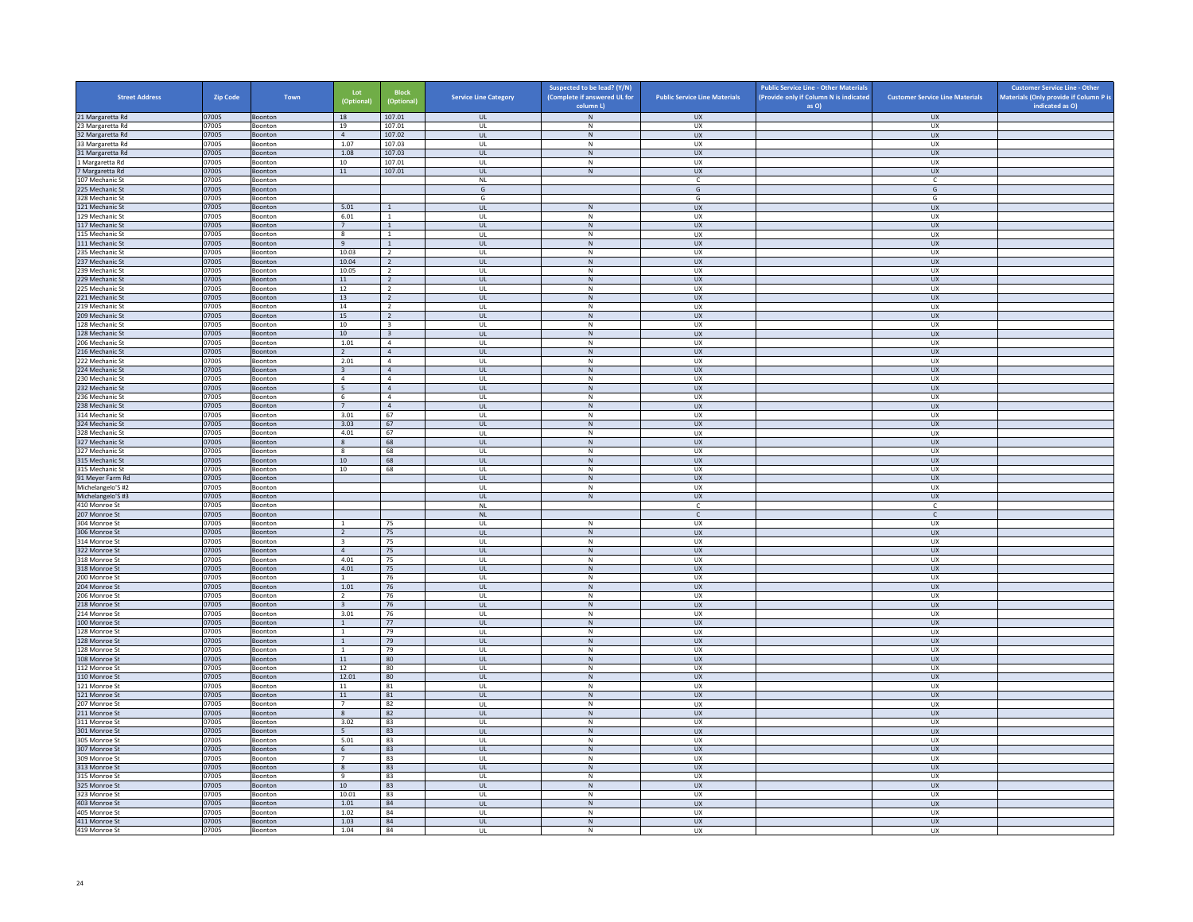| Street Address | Zip Code | Town | Lot (Optional) | Block (Optional) | Service Line Category | Suspected to be lead? (Y/N) (Complete if answered UL for column L) | Public Service Line Materials | Public Service Line - Other Materials (Provide only if Column N is indicated as O) | Customer Service Line Materials | Customer Service Line - Other Materials (Only provide if Column P is indicated as O) |
|---|---|---|---|---|---|---|---|---|---|---|
| 21 Margaretta Rd | 07005 | Boonton | 18 | 107.01 | UL | N | UX | | UX | |
| 23 Margaretta Rd | 07005 | Boonton | 19 | 107.01 | UL | N | UX | | UX | |
| 32 Margaretta Rd | 07005 | Boonton | 4 | 107.02 | UL | N | UX | | UX | |
| 33 Margaretta Rd | 07005 | Boonton | 1.07 | 107.03 | UL | N | UX | | UX | |
| 31 Margaretta Rd | 07005 | Boonton | 1.08 | 107.03 | UL | N | UX | | UX | |
| 1 Margaretta Rd | 07005 | Boonton | 10 | 107.01 | UL | N | UX | | UX | |
| 7 Margaretta Rd | 07005 | Boonton | 11 | 107.01 | UL | N | UX | | UX | |
| 107 Mechanic St | 07005 | Boonton | | | NL | | C | | C | |
| 225 Mechanic St | 07005 | Boonton | | | G | | G | | G | |
| 328 Mechanic St | 07005 | Boonton | | | G | | G | | G | |
| 121 Mechanic St | 07005 | Boonton | 5.01 | 1 | UL | N | UX | | UX | |
| 129 Mechanic St | 07005 | Boonton | 6.01 | 1 | UL | N | UX | | UX | |
| 117 Mechanic St | 07005 | Boonton | 7 | 1 | UL | N | UX | | UX | |
| 115 Mechanic St | 07005 | Boonton | 8 | 1 | UL | N | UX | | UX | |
| 111 Mechanic St | 07005 | Boonton | 9 | 1 | UL | N | UX | | UX | |
| 235 Mechanic St | 07005 | Boonton | 10.03 | 2 | UL | N | UX | | UX | |
| 237 Mechanic St | 07005 | Boonton | 10.04 | 2 | UL | N | UX | | UX | |
| 239 Mechanic St | 07005 | Boonton | 10.05 | 2 | UL | N | UX | | UX | |
| 229 Mechanic St | 07005 | Boonton | 11 | 2 | UL | N | UX | | UX | |
| 225 Mechanic St | 07005 | Boonton | 12 | 2 | UL | N | UX | | UX | |
| 221 Mechanic St | 07005 | Boonton | 13 | 2 | UL | N | UX | | UX | |
| 219 Mechanic St | 07005 | Boonton | 14 | 2 | UL | N | UX | | UX | |
| 209 Mechanic St | 07005 | Boonton | 15 | 2 | UL | N | UX | | UX | |
| 128 Mechanic St | 07005 | Boonton | 10 | 3 | UL | N | UX | | UX | |
| 128 Mechanic St | 07005 | Boonton | 10 | 3 | UL | N | UX | | UX | |
| 206 Mechanic St | 07005 | Boonton | 1.01 | 4 | UL | N | UX | | UX | |
| 216 Mechanic St | 07005 | Boonton | 2 | 4 | UL | N | UX | | UX | |
| 222 Mechanic St | 07005 | Boonton | 2.01 | 4 | UL | N | UX | | UX | |
| 224 Mechanic St | 07005 | Boonton | 3 | 4 | UL | N | UX | | UX | |
| 230 Mechanic St | 07005 | Boonton | 4 | 4 | UL | N | UX | | UX | |
| 232 Mechanic St | 07005 | Boonton | 5 | 4 | UL | N | UX | | UX | |
| 236 Mechanic St | 07005 | Boonton | 6 | 4 | UL | N | UX | | UX | |
| 238 Mechanic St | 07005 | Boonton | 7 | 4 | UL | N | UX | | UX | |
| 314 Mechanic St | 07005 | Boonton | 3.01 | 67 | UL | N | UX | | UX | |
| 324 Mechanic St | 07005 | Boonton | 3.03 | 67 | UL | N | UX | | UX | |
| 328 Mechanic St | 07005 | Boonton | 4.01 | 67 | UL | N | UX | | UX | |
| 327 Mechanic St | 07005 | Boonton | 8 | 68 | UL | N | UX | | UX | |
| 327 Mechanic St | 07005 | Boonton | 8 | 68 | UL | N | UX | | UX | |
| 315 Mechanic St | 07005 | Boonton | 10 | 68 | UL | N | UX | | UX | |
| 315 Mechanic St | 07005 | Boonton | 10 | 68 | UL | N | UX | | UX | |
| 91 Meyer Farm Rd | 07005 | Boonton | | | UL | N | UX | | UX | |
| Michelangelo'S #2 | 07005 | Boonton | | | UL | N | UX | | UX | |
| Michelangelo'S #3 | 07005 | Boonton | | | UL | N | UX | | UX | |
| 410 Monroe St | 07005 | Boonton | | | NL | | C | | C | |
| 207 Monroe St | 07005 | Boonton | | | NL | | C | | C | |
| 304 Monroe St | 07005 | Boonton | 1 | 75 | UL | N | UX | | UX | |
| 306 Monroe St | 07005 | Boonton | 2 | 75 | UL | N | UX | | UX | |
| 314 Monroe St | 07005 | Boonton | 3 | 75 | UL | N | UX | | UX | |
| 322 Monroe St | 07005 | Boonton | 4 | 75 | UL | N | UX | | UX | |
| 318 Monroe St | 07005 | Boonton | 4.01 | 75 | UL | N | UX | | UX | |
| 318 Monroe St | 07005 | Boonton | 4.01 | 75 | UL | N | UX | | UX | |
| 200 Monroe St | 07005 | Boonton | 1 | 76 | UL | N | UX | | UX | |
| 204 Monroe St | 07005 | Boonton | 1.01 | 76 | UL | N | UX | | UX | |
| 206 Monroe St | 07005 | Boonton | 2 | 76 | UL | N | UX | | UX | |
| 218 Monroe St | 07005 | Boonton | 3 | 76 | UL | N | UX | | UX | |
| 214 Monroe St | 07005 | Boonton | 3.01 | 76 | UL | N | UX | | UX | |
| 100 Monroe St | 07005 | Boonton | 1 | 77 | UL | N | UX | | UX | |
| 128 Monroe St | 07005 | Boonton | 1 | 79 | UL | N | UX | | UX | |
| 128 Monroe St | 07005 | Boonton | 1 | 79 | UL | N | UX | | UX | |
| 128 Monroe St | 07005 | Boonton | 1 | 79 | UL | N | UX | | UX | |
| 108 Monroe St | 07005 | Boonton | 11 | 80 | UL | N | UX | | UX | |
| 112 Monroe St | 07005 | Boonton | 12 | 80 | UL | N | UX | | UX | |
| 110 Monroe St | 07005 | Boonton | 12.01 | 80 | UL | N | UX | | UX | |
| 121 Monroe St | 07005 | Boonton | 11 | 81 | UL | N | UX | | UX | |
| 121 Monroe St | 07005 | Boonton | 11 | 81 | UL | N | UX | | UX | |
| 207 Monroe St | 07005 | Boonton | 7 | 82 | UL | N | UX | | UX | |
| 211 Monroe St | 07005 | Boonton | 8 | 82 | UL | N | UX | | UX | |
| 311 Monroe St | 07005 | Boonton | 3.02 | 83 | UL | N | UX | | UX | |
| 301 Monroe St | 07005 | Boonton | 5 | 83 | UL | N | UX | | UX | |
| 305 Monroe St | 07005 | Boonton | 5.01 | 83 | UL | N | UX | | UX | |
| 307 Monroe St | 07005 | Boonton | 6 | 83 | UL | N | UX | | UX | |
| 309 Monroe St | 07005 | Boonton | 7 | 83 | UL | N | UX | | UX | |
| 313 Monroe St | 07005 | Boonton | 8 | 83 | UL | N | UX | | UX | |
| 315 Monroe St | 07005 | Boonton | 9 | 83 | UL | N | UX | | UX | |
| 325 Monroe St | 07005 | Boonton | 10 | 83 | UL | N | UX | | UX | |
| 323 Monroe St | 07005 | Boonton | 10.01 | 83 | UL | N | UX | | UX | |
| 403 Monroe St | 07005 | Boonton | 1.01 | 84 | UL | N | UX | | UX | |
| 405 Monroe St | 07005 | Boonton | 1.02 | 84 | UL | N | UX | | UX | |
| 411 Monroe St | 07005 | Boonton | 1.03 | 84 | UL | N | UX | | UX | |
| 419 Monroe St | 07005 | Boonton | 1.04 | 84 | UL | N | UX | | UX | |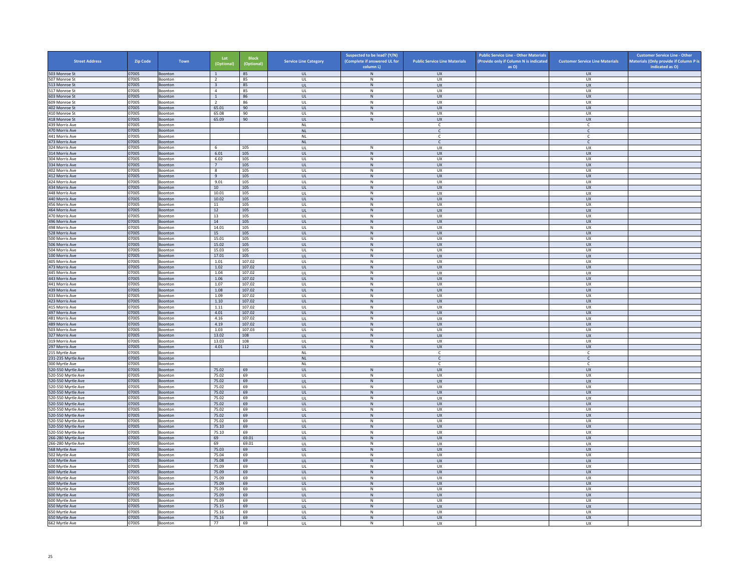| Street Address | Zip Code | Town | Lot (Optional) | Block (Optional) | Service Line Category | Suspected to be lead? (Y/N) (Complete if answered UL for column L) | Public Service Line Materials | Public Service Line - Other Materials (Provide only if Column N is indicated as O) | Customer Service Line Materials | Customer Service Line - Other Materials (Only provide if Column P is indicated as O) |
|---|---|---|---|---|---|---|---|---|---|---|
| 503 Monroe St | 07005 | Boonton | 1 | 85 | UL | N | UX | | UX | |
| 507 Monroe St | 07005 | Boonton | 2 | 85 | UL | N | UX | | UX | |
| 513 Monroe St | 07005 | Boonton | 3 | 85 | UL | N | UX | | UX | |
| 517 Monroe St | 07005 | Boonton | 4 | 85 | UL | N | UX | | UX | |
| 603 Monroe St | 07005 | Boonton | 1 | 86 | UL | N | UX | | UX | |
| 609 Monroe St | 07005 | Boonton | 2 | 86 | UL | N | UX | | UX | |
| 402 Monroe St | 07005 | Boonton | 65.01 | 90 | UL | N | UX | | UX | |
| 410 Monroe St | 07005 | Boonton | 65.08 | 90 | UL | N | UX | | UX | |
| 418 Monroe St | 07005 | Boonton | 65.09 | 90 | UL | N | UX | | UX | |
| 439 Morris Ave | 07005 | Boonton | | | NL | | C | | C | |
| 470 Morris Ave | 07005 | Boonton | | | NL | | C | | C | |
| 441 Morris Ave | 07005 | Boonton | | | NL | | C | | C | |
| 473 Morris Ave | 07005 | Boonton | | | NL | | C | | C | |
| 324 Morris Ave | 07005 | Boonton | 6 | 105 | UL | N | UX | | UX | |
| 314 Morris Ave | 07005 | Boonton | 6.01 | 105 | UL | N | UX | | UX | |
| 304 Morris Ave | 07005 | Boonton | 6.02 | 105 | UL | N | UX | | UX | |
| 334 Morris Ave | 07005 | Boonton | 7 | 105 | UL | N | UX | | UX | |
| 402 Morris Ave | 07005 | Boonton | 8 | 105 | UL | N | UX | | UX | |
| 412 Morris Ave | 07005 | Boonton | 9 | 105 | UL | N | UX | | UX | |
| 424 Morris Ave | 07005 | Boonton | 9.01 | 105 | UL | N | UX | | UX | |
| 434 Morris Ave | 07005 | Boonton | 10 | 105 | UL | N | UX | | UX | |
| 448 Morris Ave | 07005 | Boonton | 10.01 | 105 | UL | N | UX | | UX | |
| 440 Morris Ave | 07005 | Boonton | 10.02 | 105 | UL | N | UX | | UX | |
| 456 Morris Ave | 07005 | Boonton | 11 | 105 | UL | N | UX | | UX | |
| 464 Morris Ave | 07005 | Boonton | 12 | 105 | UL | N | UX | | UX | |
| 470 Morris Ave | 07005 | Boonton | 13 | 105 | UL | N | UX | | UX | |
| 496 Morris Ave | 07005 | Boonton | 14 | 105 | UL | N | UX | | UX | |
| 498 Morris Ave | 07005 | Boonton | 14.01 | 105 | UL | N | UX | | UX | |
| 528 Morris Ave | 07005 | Boonton | 15 | 105 | UL | N | UX | | UX | |
| 500 Morris Ave | 07005 | Boonton | 15.01 | 105 | UL | N | UX | | UX | |
| 506 Morris Ave | 07005 | Boonton | 15.02 | 105 | UL | N | UX | | UX | |
| 504 Morris Ave | 07005 | Boonton | 15.03 | 105 | UL | N | UX | | UX | |
| 100 Morris Ave | 07005 | Boonton | 17.01 | 105 | UL | N | UX | | UX | |
| 405 Morris Ave | 07005 | Boonton | 1.01 | 107.02 | UL | N | UX | | UX | |
| 473 Morris Ave | 07005 | Boonton | 1.02 | 107.02 | UL | N | UX | | UX | |
| 445 Morris Ave | 07005 | Boonton | 1.04 | 107.02 | UL | N | UX | | UX | |
| 443 Morris Ave | 07005 | Boonton | 1.06 | 107.02 | UL | N | UX | | UX | |
| 441 Morris Ave | 07005 | Boonton | 1.07 | 107.02 | UL | N | UX | | UX | |
| 439 Morris Ave | 07005 | Boonton | 1.08 | 107.02 | UL | N | UX | | UX | |
| 433 Morris Ave | 07005 | Boonton | 1.09 | 107.02 | UL | N | UX | | UX | |
| 423 Morris Ave | 07005 | Boonton | 1.10 | 107.02 | UL | N | UX | | UX | |
| 415 Morris Ave | 07005 | Boonton | 1.11 | 107.02 | UL | N | UX | | UX | |
| 497 Morris Ave | 07005 | Boonton | 4.01 | 107.02 | UL | N | UX | | UX | |
| 481 Morris Ave | 07005 | Boonton | 4.16 | 107.02 | UL | N | UX | | UX | |
| 489 Morris Ave | 07005 | Boonton | 4.19 | 107.02 | UL | N | UX | | UX | |
| 503 Morris Ave | 07005 | Boonton | 1.03 | 107.03 | UL | N | UX | | UX | |
| 327 Morris Ave | 07005 | Boonton | 13.02 | 108 | UL | N | UX | | UX | |
| 319 Morris Ave | 07005 | Boonton | 13.03 | 108 | UL | N | UX | | UX | |
| 297 Morris Ave | 07005 | Boonton | 4.01 | 112 | UL | N | UX | | UX | |
| 215 Myrtle Ave | 07005 | Boonton | | | NL | | C | | C | |
| 231-235 Myrtle Ave | 07005 | Boonton | | | NL | | C | | C | |
| 300 Myrtle Ave | 07005 | Boonton | | | NL | | C | | C | |
| 520-550 Myrtle Ave | 07005 | Boonton | 75.02 | 69 | UL | N | UX | | UX | |
| 520-550 Myrtle Ave | 07005 | Boonton | 75.02 | 69 | UL | N | UX | | UX | |
| 520-550 Myrtle Ave | 07005 | Boonton | 75.02 | 69 | UL | N | UX | | UX | |
| 520-550 Myrtle Ave | 07005 | Boonton | 75.02 | 69 | UL | N | UX | | UX | |
| 520-550 Myrtle Ave | 07005 | Boonton | 75.02 | 69 | UL | N | UX | | UX | |
| 520-550 Myrtle Ave | 07005 | Boonton | 75.02 | 69 | UL | N | UX | | UX | |
| 520-550 Myrtle Ave | 07005 | Boonton | 75.02 | 69 | UL | N | UX | | UX | |
| 520-550 Myrtle Ave | 07005 | Boonton | 75.02 | 69 | UL | N | UX | | UX | |
| 520-550 Myrtle Ave | 07005 | Boonton | 75.02 | 69 | UL | N | UX | | UX | |
| 520-550 Myrtle Ave | 07005 | Boonton | 75.02 | 69 | UL | N | UX | | UX | |
| 520-550 Myrtle Ave | 07005 | Boonton | 75.10 | 69 | UL | N | UX | | UX | |
| 520-550 Myrtle Ave | 07005 | Boonton | 75.10 | 69 | UL | N | UX | | UX | |
| 266-280 Myrtle Ave | 07005 | Boonton | 69 | 69.01 | UL | N | UX | | UX | |
| 266-280 Myrtle Ave | 07005 | Boonton | 69 | 69.01 | UL | N | UX | | UX | |
| 568 Myrtle Ave | 07005 | Boonton | 75.03 | 69 | UL | N | UX | | UX | |
| 502 Myrtle Ave | 07005 | Boonton | 75.04 | 69 | UL | N | UX | | UX | |
| 556 Myrtle Ave | 07005 | Boonton | 75.08 | 69 | UL | N | UX | | UX | |
| 600 Myrtle Ave | 07005 | Boonton | 75.09 | 69 | UL | N | UX | | UX | |
| 600 Myrtle Ave | 07005 | Boonton | 75.09 | 69 | UL | N | UX | | UX | |
| 600 Myrtle Ave | 07005 | Boonton | 75.09 | 69 | UL | N | UX | | UX | |
| 600 Myrtle Ave | 07005 | Boonton | 75.09 | 69 | UL | N | UX | | UX | |
| 600 Myrtle Ave | 07005 | Boonton | 75.09 | 69 | UL | N | UX | | UX | |
| 600 Myrtle Ave | 07005 | Boonton | 75.09 | 69 | UL | N | UX | | UX | |
| 600 Myrtle Ave | 07005 | Boonton | 75.09 | 69 | UL | N | UX | | UX | |
| 650 Myrtle Ave | 07005 | Boonton | 75.15 | 69 | UL | N | UX | | UX | |
| 650 Myrtle Ave | 07005 | Boonton | 75.16 | 69 | UL | N | UX | | UX | |
| 650 Myrtle Ave | 07005 | Boonton | 75.16 | 69 | UL | N | UX | | UX | |
| 662 Myrtle Ave | 07005 | Boonton | 77 | 69 | UL | N | UX | | UX | |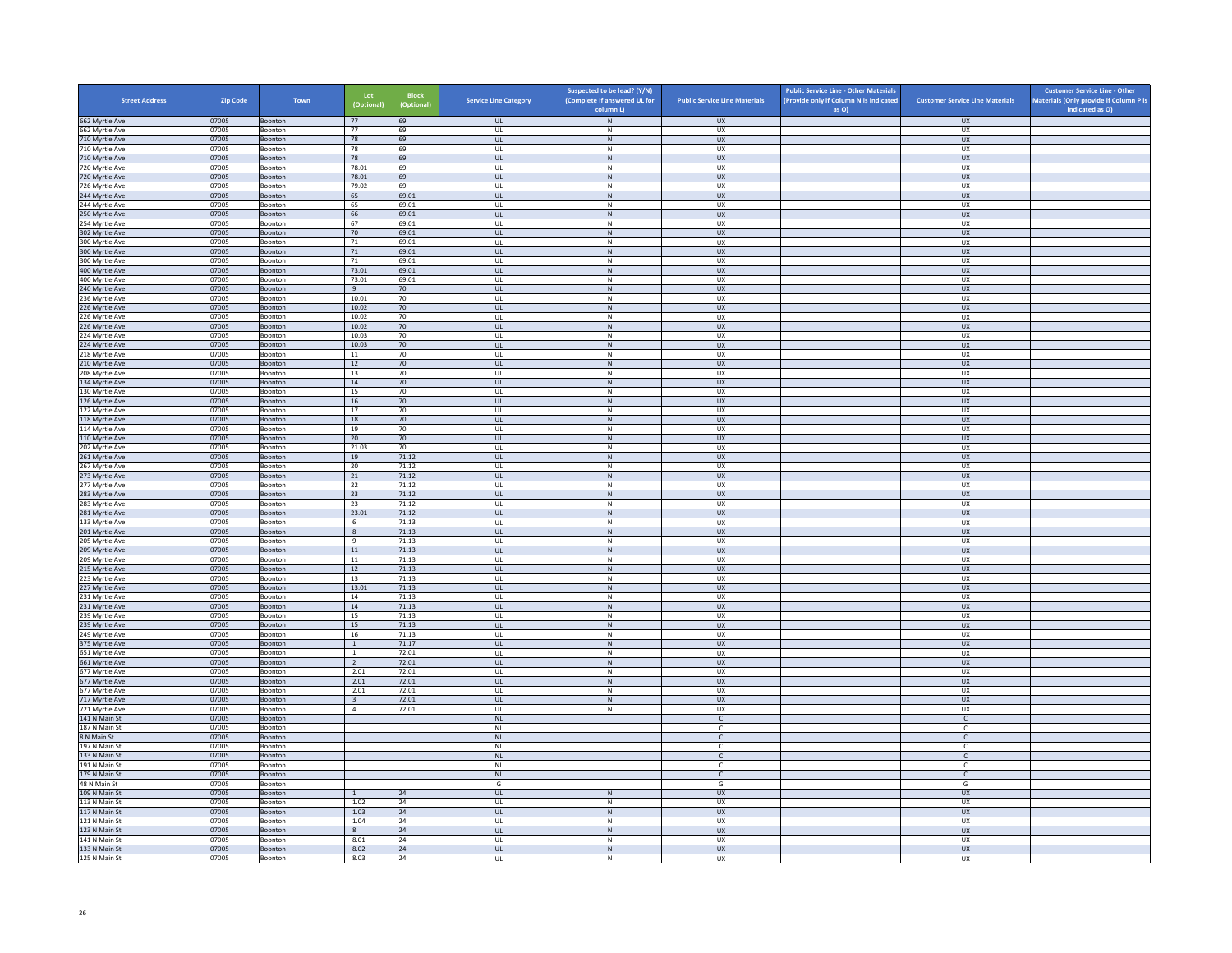| Street Address | Zip Code | Town | Lot (Optional) | Block (Optional) | Service Line Category | Suspected to be lead? (Y/N) (Complete if answered UL for column L) | Public Service Line Materials | Public Service Line - Other Materials (Provide only if Column N is indicated as O) | Customer Service Line Materials | Customer Service Line - Other Materials (Only provide if Column P is indicated as O) |
|---|---|---|---|---|---|---|---|---|---|---|
| 662 Myrtle Ave | 07005 | Boonton | 77 | 69 | UL | N | UX | | UX | |
| 662 Myrtle Ave | 07005 | Boonton | 77 | 69 | UL | N | UX | | UX | |
| 710 Myrtle Ave | 07005 | Boonton | 78 | 69 | UL | N | UX | | UX | |
| 710 Myrtle Ave | 07005 | Boonton | 78 | 69 | UL | N | UX | | UX | |
| 710 Myrtle Ave | 07005 | Boonton | 78 | 69 | UL | N | UX | | UX | |
| 720 Myrtle Ave | 07005 | Boonton | 78.01 | 69 | UL | N | UX | | UX | |
| 720 Myrtle Ave | 07005 | Boonton | 78.01 | 69 | UL | N | UX | | UX | |
| 726 Myrtle Ave | 07005 | Boonton | 79.02 | 69 | UL | N | UX | | UX | |
| 244 Myrtle Ave | 07005 | Boonton | 65 | 69.01 | UL | N | UX | | UX | |
| 244 Myrtle Ave | 07005 | Boonton | 65 | 69.01 | UL | N | UX | | UX | |
| 250 Myrtle Ave | 07005 | Boonton | 66 | 69.01 | UL | N | UX | | UX | |
| 254 Myrtle Ave | 07005 | Boonton | 67 | 69.01 | UL | N | UX | | UX | |
| 302 Myrtle Ave | 07005 | Boonton | 70 | 69.01 | UL | N | UX | | UX | |
| 300 Myrtle Ave | 07005 | Boonton | 71 | 69.01 | UL | N | UX | | UX | |
| 300 Myrtle Ave | 07005 | Boonton | 71 | 69.01 | UL | N | UX | | UX | |
| 300 Myrtle Ave | 07005 | Boonton | 71 | 69.01 | UL | N | UX | | UX | |
| 400 Myrtle Ave | 07005 | Boonton | 73.01 | 69.01 | UL | N | UX | | UX | |
| 400 Myrtle Ave | 07005 | Boonton | 73.01 | 69.01 | UL | N | UX | | UX | |
| 240 Myrtle Ave | 07005 | Boonton | 9 | 70 | UL | N | UX | | UX | |
| 236 Myrtle Ave | 07005 | Boonton | 10.01 | 70 | UL | N | UX | | UX | |
| 226 Myrtle Ave | 07005 | Boonton | 10.02 | 70 | UL | N | UX | | UX | |
| 226 Myrtle Ave | 07005 | Boonton | 10.02 | 70 | UL | N | UX | | UX | |
| 226 Myrtle Ave | 07005 | Boonton | 10.02 | 70 | UL | N | UX | | UX | |
| 224 Myrtle Ave | 07005 | Boonton | 10.03 | 70 | UL | N | UX | | UX | |
| 224 Myrtle Ave | 07005 | Boonton | 10.03 | 70 | UL | N | UX | | UX | |
| 218 Myrtle Ave | 07005 | Boonton | 11 | 70 | UL | N | UX | | UX | |
| 210 Myrtle Ave | 07005 | Boonton | 12 | 70 | UL | N | UX | | UX | |
| 208 Myrtle Ave | 07005 | Boonton | 13 | 70 | UL | N | UX | | UX | |
| 134 Myrtle Ave | 07005 | Boonton | 14 | 70 | UL | N | UX | | UX | |
| 130 Myrtle Ave | 07005 | Boonton | 15 | 70 | UL | N | UX | | UX | |
| 126 Myrtle Ave | 07005 | Boonton | 16 | 70 | UL | N | UX | | UX | |
| 122 Myrtle Ave | 07005 | Boonton | 17 | 70 | UL | N | UX | | UX | |
| 118 Myrtle Ave | 07005 | Boonton | 18 | 70 | UL | N | UX | | UX | |
| 114 Myrtle Ave | 07005 | Boonton | 19 | 70 | UL | N | UX | | UX | |
| 110 Myrtle Ave | 07005 | Boonton | 20 | 70 | UL | N | UX | | UX | |
| 202 Myrtle Ave | 07005 | Boonton | 21.03 | 70 | UL | N | UX | | UX | |
| 261 Myrtle Ave | 07005 | Boonton | 19 | 71.12 | UL | N | UX | | UX | |
| 267 Myrtle Ave | 07005 | Boonton | 20 | 71.12 | UL | N | UX | | UX | |
| 273 Myrtle Ave | 07005 | Boonton | 21 | 71.12 | UL | N | UX | | UX | |
| 277 Myrtle Ave | 07005 | Boonton | 22 | 71.12 | UL | N | UX | | UX | |
| 283 Myrtle Ave | 07005 | Boonton | 23 | 71.12 | UL | N | UX | | UX | |
| 283 Myrtle Ave | 07005 | Boonton | 23 | 71.12 | UL | N | UX | | UX | |
| 281 Myrtle Ave | 07005 | Boonton | 23.01 | 71.12 | UL | N | UX | | UX | |
| 133 Myrtle Ave | 07005 | Boonton | 6 | 71.13 | UL | N | UX | | UX | |
| 201 Myrtle Ave | 07005 | Boonton | 8 | 71.13 | UL | N | UX | | UX | |
| 205 Myrtle Ave | 07005 | Boonton | 9 | 71.13 | UL | N | UX | | UX | |
| 209 Myrtle Ave | 07005 | Boonton | 11 | 71.13 | UL | N | UX | | UX | |
| 209 Myrtle Ave | 07005 | Boonton | 11 | 71.13 | UL | N | UX | | UX | |
| 215 Myrtle Ave | 07005 | Boonton | 12 | 71.13 | UL | N | UX | | UX | |
| 223 Myrtle Ave | 07005 | Boonton | 13 | 71.13 | UL | N | UX | | UX | |
| 227 Myrtle Ave | 07005 | Boonton | 13.01 | 71.13 | UL | N | UX | | UX | |
| 231 Myrtle Ave | 07005 | Boonton | 14 | 71.13 | UL | N | UX | | UX | |
| 231 Myrtle Ave | 07005 | Boonton | 14 | 71.13 | UL | N | UX | | UX | |
| 239 Myrtle Ave | 07005 | Boonton | 15 | 71.13 | UL | N | UX | | UX | |
| 239 Myrtle Ave | 07005 | Boonton | 15 | 71.13 | UL | N | UX | | UX | |
| 249 Myrtle Ave | 07005 | Boonton | 16 | 71.13 | UL | N | UX | | UX | |
| 375 Myrtle Ave | 07005 | Boonton | 1 | 71.17 | UL | N | UX | | UX | |
| 651 Myrtle Ave | 07005 | Boonton | 1 | 72.01 | UL | N | UX | | UX | |
| 661 Myrtle Ave | 07005 | Boonton | 2 | 72.01 | UL | N | UX | | UX | |
| 677 Myrtle Ave | 07005 | Boonton | 2.01 | 72.01 | UL | N | UX | | UX | |
| 677 Myrtle Ave | 07005 | Boonton | 2.01 | 72.01 | UL | N | UX | | UX | |
| 677 Myrtle Ave | 07005 | Boonton | 2.01 | 72.01 | UL | N | UX | | UX | |
| 717 Myrtle Ave | 07005 | Boonton | 3 | 72.01 | UL | N | UX | | UX | |
| 721 Myrtle Ave | 07005 | Boonton | 4 | 72.01 | UL | N | UX | | UX | |
| 141 N Main St | 07005 | Boonton | | | NL | | C | | C | |
| 187 N Main St | 07005 | Boonton | | | NL | | C | | C | |
| 8 N Main St | 07005 | Boonton | | | NL | | C | | C | |
| 197 N Main St | 07005 | Boonton | | | NL | | C | | C | |
| 133 N Main St | 07005 | Boonton | | | NL | | C | | C | |
| 191 N Main St | 07005 | Boonton | | | NL | | C | | C | |
| 179 N Main St | 07005 | Boonton | | | NL | | C | | C | |
| 48 N Main St | 07005 | Boonton | | | G | | G | | G | |
| 109 N Main St | 07005 | Boonton | 1 | 24 | UL | N | UX | | UX | |
| 113 N Main St | 07005 | Boonton | 1.02 | 24 | UL | N | UX | | UX | |
| 117 N Main St | 07005 | Boonton | 1.03 | 24 | UL | N | UX | | UX | |
| 121 N Main St | 07005 | Boonton | 1.04 | 24 | UL | N | UX | | UX | |
| 123 N Main St | 07005 | Boonton | 8 | 24 | UL | N | UX | | UX | |
| 141 N Main St | 07005 | Boonton | 8.01 | 24 | UL | N | UX | | UX | |
| 133 N Main St | 07005 | Boonton | 8.02 | 24 | UL | N | UX | | UX | |
| 125 N Main St | 07005 | Boonton | 8.03 | 24 | UL | N | UX | | UX | |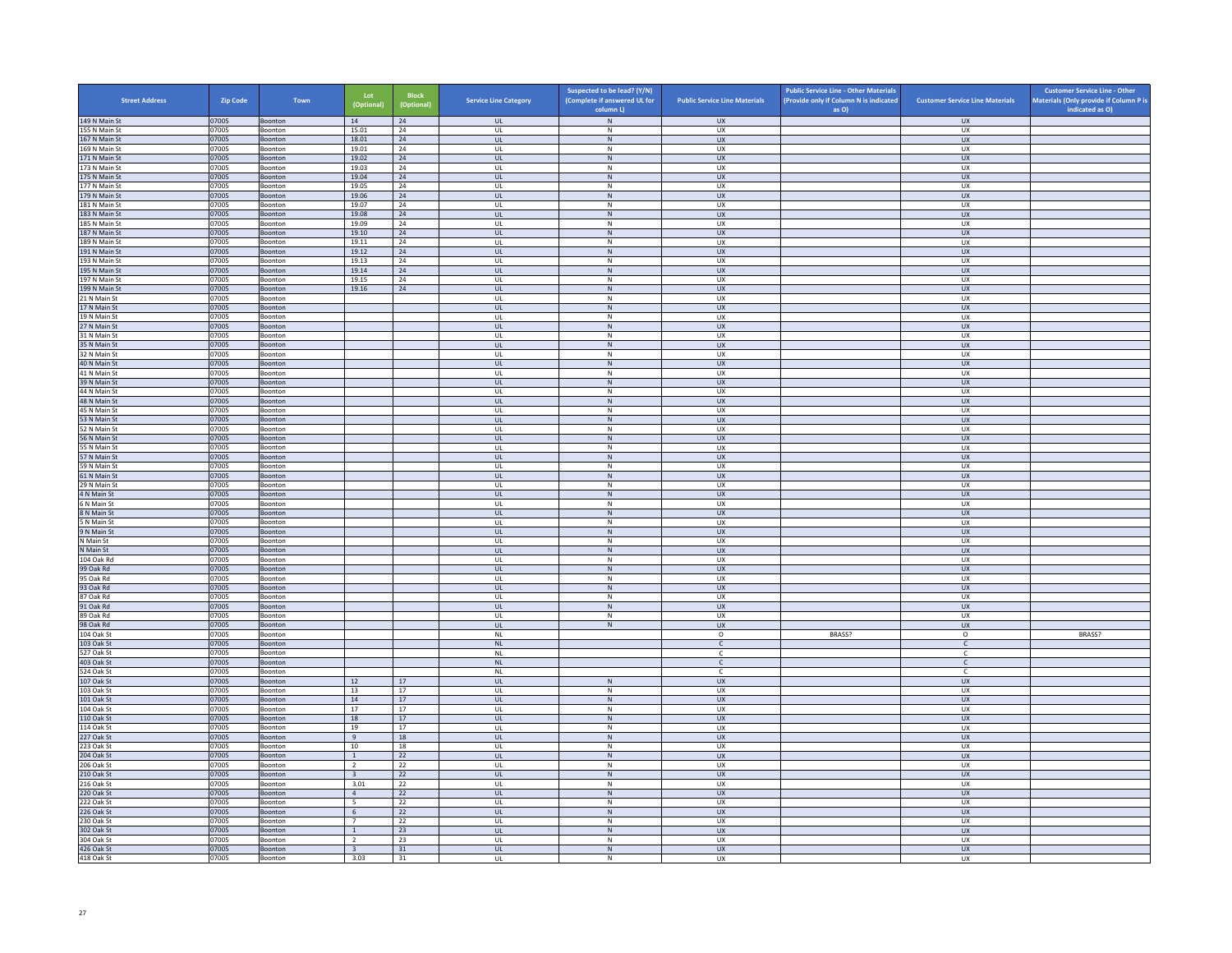| Street Address | Zip Code | Town | Lot (Optional) | Block (Optional) | Service Line Category | Suspected to be lead? (Y/N) (Complete if answered UL for column L) | Public Service Line Materials | Public Service Line - Other Materials (Provide only if Column N is indicated as O) | Customer Service Line Materials | Customer Service Line - Other Materials (Only provide if Column P is indicated as O) |
|---|---|---|---|---|---|---|---|---|---|---|
| 149 N Main St | 07005 | Boonton | 14 | 24 | UL | N | UX | | UX | |
| 155 N Main St | 07005 | Boonton | 15.01 | 24 | UL | N | UX | | UX | |
| 167 N Main St | 07005 | Boonton | 18.01 | 24 | UL | N | UX | | UX | |
| 169 N Main St | 07005 | Boonton | 19.01 | 24 | UL | N | UX | | UX | |
| 171 N Main St | 07005 | Boonton | 19.02 | 24 | UL | N | UX | | UX | |
| 173 N Main St | 07005 | Boonton | 19.03 | 24 | UL | N | UX | | UX | |
| 175 N Main St | 07005 | Boonton | 19.04 | 24 | UL | N | UX | | UX | |
| 177 N Main St | 07005 | Boonton | 19.05 | 24 | UL | N | UX | | UX | |
| 179 N Main St | 07005 | Boonton | 19.06 | 24 | UL | N | UX | | UX | |
| 181 N Main St | 07005 | Boonton | 19.07 | 24 | UL | N | UX | | UX | |
| 183 N Main St | 07005 | Boonton | 19.08 | 24 | UL | N | UX | | UX | |
| 185 N Main St | 07005 | Boonton | 19.09 | 24 | UL | N | UX | | UX | |
| 187 N Main St | 07005 | Boonton | 19.10 | 24 | UL | N | UX | | UX | |
| 189 N Main St | 07005 | Boonton | 19.11 | 24 | UL | N | UX | | UX | |
| 191 N Main St | 07005 | Boonton | 19.12 | 24 | UL | N | UX | | UX | |
| 193 N Main St | 07005 | Boonton | 19.13 | 24 | UL | N | UX | | UX | |
| 195 N Main St | 07005 | Boonton | 19.14 | 24 | UL | N | UX | | UX | |
| 197 N Main St | 07005 | Boonton | 19.15 | 24 | UL | N | UX | | UX | |
| 199 N Main St | 07005 | Boonton | 19.16 | 24 | UL | N | UX | | UX | |
| 21 N Main St | 07005 | Boonton | | | UL | N | UX | | UX | |
| 17 N Main St | 07005 | Boonton | | | UL | N | UX | | UX | |
| 19 N Main St | 07005 | Boonton | | | UL | N | UX | | UX | |
| 27 N Main St | 07005 | Boonton | | | UL | N | UX | | UX | |
| 31 N Main St | 07005 | Boonton | | | UL | N | UX | | UX | |
| 35 N Main St | 07005 | Boonton | | | UL | N | UX | | UX | |
| 32 N Main St | 07005 | Boonton | | | UL | N | UX | | UX | |
| 40 N Main St | 07005 | Boonton | | | UL | N | UX | | UX | |
| 41 N Main St | 07005 | Boonton | | | UL | N | UX | | UX | |
| 39 N Main St | 07005 | Boonton | | | UL | N | UX | | UX | |
| 44 N Main St | 07005 | Boonton | | | UL | N | UX | | UX | |
| 48 N Main St | 07005 | Boonton | | | UL | N | UX | | UX | |
| 45 N Main St | 07005 | Boonton | | | UL | N | UX | | UX | |
| 53 N Main St | 07005 | Boonton | | | UL | N | UX | | UX | |
| 52 N Main St | 07005 | Boonton | | | UL | N | UX | | UX | |
| 56 N Main St | 07005 | Boonton | | | UL | N | UX | | UX | |
| 55 N Main St | 07005 | Boonton | | | UL | N | UX | | UX | |
| 57 N Main St | 07005 | Boonton | | | UL | N | UX | | UX | |
| 59 N Main St | 07005 | Boonton | | | UL | N | UX | | UX | |
| 61 N Main St | 07005 | Boonton | | | UL | N | UX | | UX | |
| 29 N Main St | 07005 | Boonton | | | UL | N | UX | | UX | |
| 4 N Main St | 07005 | Boonton | | | UL | N | UX | | UX | |
| 6 N Main St | 07005 | Boonton | | | UL | N | UX | | UX | |
| 8 N Main St | 07005 | Boonton | | | UL | N | UX | | UX | |
| 5 N Main St | 07005 | Boonton | | | UL | N | UX | | UX | |
| 9 N Main St | 07005 | Boonton | | | UL | N | UX | | UX | |
| N Main St | 07005 | Boonton | | | UL | N | UX | | UX | |
| N Main St | 07005 | Boonton | | | UL | N | UX | | UX | |
| 104 Oak Rd | 07005 | Boonton | | | UL | N | UX | | UX | |
| 99 Oak Rd | 07005 | Boonton | | | UL | N | UX | | UX | |
| 95 Oak Rd | 07005 | Boonton | | | UL | N | UX | | UX | |
| 93 Oak Rd | 07005 | Boonton | | | UL | N | UX | | UX | |
| 87 Oak Rd | 07005 | Boonton | | | UL | N | UX | | UX | |
| 91 Oak Rd | 07005 | Boonton | | | UL | N | UX | | UX | |
| 89 Oak Rd | 07005 | Boonton | | | UL | N | UX | | UX | |
| 98 Oak Rd | 07005 | Boonton | | | UL | N | UX | | UX | |
| 104 Oak St | 07005 | Boonton | | | NL | | O | BRASS? | O | BRASS? |
| 103 Oak St | 07005 | Boonton | | | NL | | C | | C | |
| 527 Oak St | 07005 | Boonton | | | NL | | C | | C | |
| 403 Oak St | 07005 | Boonton | | | NL | | C | | C | |
| 524 Oak St | 07005 | Boonton | | | NL | | C | | C | |
| 107 Oak St | 07005 | Boonton | 12 | 17 | UL | N | UX | | UX | |
| 103 Oak St | 07005 | Boonton | 13 | 17 | UL | N | UX | | UX | |
| 101 Oak St | 07005 | Boonton | 14 | 17 | UL | N | UX | | UX | |
| 104 Oak St | 07005 | Boonton | 17 | 17 | UL | N | UX | | UX | |
| 110 Oak St | 07005 | Boonton | 18 | 17 | UL | N | UX | | UX | |
| 114 Oak St | 07005 | Boonton | 19 | 17 | UL | N | UX | | UX | |
| 227 Oak St | 07005 | Boonton | 9 | 18 | UL | N | UX | | UX | |
| 223 Oak St | 07005 | Boonton | 10 | 18 | UL | N | UX | | UX | |
| 204 Oak St | 07005 | Boonton | 1 | 22 | UL | N | UX | | UX | |
| 206 Oak St | 07005 | Boonton | 2 | 22 | UL | N | UX | | UX | |
| 210 Oak St | 07005 | Boonton | 3 | 22 | UL | N | UX | | UX | |
| 216 Oak St | 07005 | Boonton | 3.01 | 22 | UL | N | UX | | UX | |
| 220 Oak St | 07005 | Boonton | 4 | 22 | UL | N | UX | | UX | |
| 222 Oak St | 07005 | Boonton | 5 | 22 | UL | N | UX | | UX | |
| 226 Oak St | 07005 | Boonton | 6 | 22 | UL | N | UX | | UX | |
| 230 Oak St | 07005 | Boonton | 7 | 22 | UL | N | UX | | UX | |
| 302 Oak St | 07005 | Boonton | 1 | 23 | UL | N | UX | | UX | |
| 304 Oak St | 07005 | Boonton | 2 | 23 | UL | N | UX | | UX | |
| 426 Oak St | 07005 | Boonton | 3 | 31 | UL | N | UX | | UX | |
| 418 Oak St | 07005 | Boonton | 3.03 | 31 | UL | N | UX | | UX | |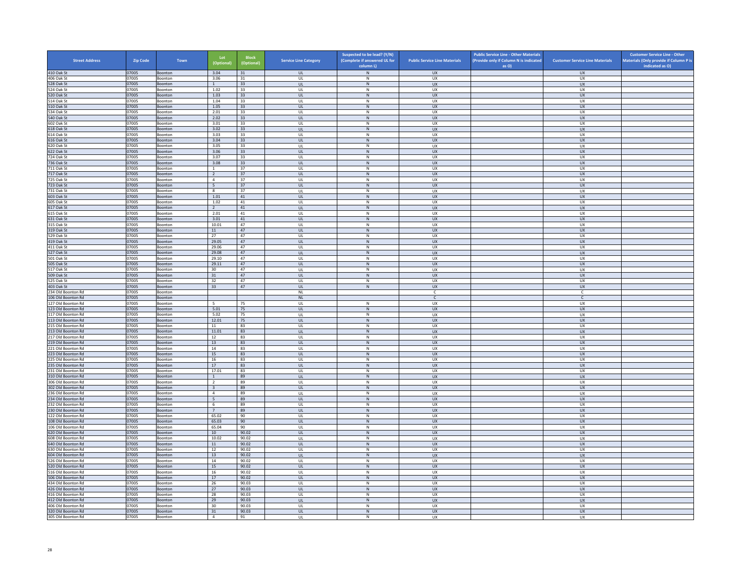| Street Address | Zip Code | Town | Lot (Optional) | Block (Optional) | Service Line Category | Suspected to be lead? (Y/N) (Complete if answered UL for column L) | Public Service Line Materials | Public Service Line - Other Materials (Provide only if Column N is indicated as O) | Customer Service Line Materials | Customer Service Line - Other Materials (Only provide if Column P is indicated as O) |
|---|---|---|---|---|---|---|---|---|---|---|
| 410 Oak St | 07005 | Boonton | 3.04 | 31 | UL | N | UX | | UX | |
| 406 Oak St | 07005 | Boonton | 3.06 | 31 | UL | N | UX | | UX | |
| 528 Oak St | 07005 | Boonton | 1 | 33 | UL | N | UX | | UX | |
| 524 Oak St | 07005 | Boonton | 1.02 | 33 | UL | N | UX | | UX | |
| 520 Oak St | 07005 | Boonton | 1.03 | 33 | UL | N | UX | | UX | |
| 514 Oak St | 07005 | Boonton | 1.04 | 33 | UL | N | UX | | UX | |
| 510 Oak St | 07005 | Boonton | 1.05 | 33 | UL | N | UX | | UX | |
| 534 Oak St | 07005 | Boonton | 2.01 | 33 | UL | N | UX | | UX | |
| 540 Oak St | 07005 | Boonton | 2.02 | 33 | UL | N | UX | | UX | |
| 602 Oak St | 07005 | Boonton | 3.01 | 33 | UL | N | UX | | UX | |
| 618 Oak St | 07005 | Boonton | 3.02 | 33 | UL | N | UX | | UX | |
| 614 Oak St | 07005 | Boonton | 3.03 | 33 | UL | N | UX | | UX | |
| 616 Oak St | 07005 | Boonton | 3.04 | 33 | UL | N | UX | | UX | |
| 620 Oak St | 07005 | Boonton | 3.05 | 33 | UL | N | UX | | UX | |
| 622 Oak St | 07005 | Boonton | 3.06 | 33 | UL | N | UX | | UX | |
| 724 Oak St | 07005 | Boonton | 3.07 | 33 | UL | N | UX | | UX | |
| 736 Oak St | 07005 | Boonton | 3.08 | 33 | UL | N | UX | | UX | |
| 711 Oak St | 07005 | Boonton | 1 | 37 | UL | N | UX | | UX | |
| 717 Oak St | 07005 | Boonton | 2 | 37 | UL | N | UX | | UX | |
| 725 Oak St | 07005 | Boonton | 4 | 37 | UL | N | UX | | UX | |
| 723 Oak St | 07005 | Boonton | 5 | 37 | UL | N | UX | | UX | |
| 731 Oak St | 07005 | Boonton | 8 | 37 | UL | N | UX | | UX | |
| 603 Oak St | 07005 | Boonton | 1.01 | 41 | UL | N | UX | | UX | |
| 605 Oak St | 07005 | Boonton | 1.02 | 41 | UL | N | UX | | UX | |
| 617 Oak St | 07005 | Boonton | 2 | 41 | UL | N | UX | | UX | |
| 615 Oak St | 07005 | Boonton | 2.01 | 41 | UL | N | UX | | UX | |
| 631 Oak St | 07005 | Boonton | 3.01 | 41 | UL | N | UX | | UX | |
| 315 Oak St | 07005 | Boonton | 10.01 | 47 | UL | N | UX | | UX | |
| 319 Oak St | 07005 | Boonton | 11 | 47 | UL | N | UX | | UX | |
| 529 Oak St | 07005 | Boonton | 27 | 47 | UL | N | UX | | UX | |
| 419 Oak St | 07005 | Boonton | 29.05 | 47 | UL | N | UX | | UX | |
| 411 Oak St | 07005 | Boonton | 29.06 | 47 | UL | N | UX | | UX | |
| 527 Oak St | 07005 | Boonton | 29.08 | 47 | UL | N | UX | | UX | |
| 501 Oak St | 07005 | Boonton | 29.10 | 47 | UL | N | UX | | UX | |
| 505 Oak St | 07005 | Boonton | 29.11 | 47 | UL | N | UX | | UX | |
| 517 Oak St | 07005 | Boonton | 30 | 47 | UL | N | UX | | UX | |
| 509 Oak St | 07005 | Boonton | 31 | 47 | UL | N | UX | | UX | |
| 525 Oak St | 07005 | Boonton | 32 | 47 | UL | N | UX | | UX | |
| 403 Oak St | 07005 | Boonton | 33 | 47 | UL | N | UX | | UX | |
| 234 Old Boonton Rd | 07005 | Boonton | | | NL | | C | | C | |
| 106 Old Boonton Rd | 07005 | Boonton | | | NL | | C | | C | |
| 127 Old Boonton Rd | 07005 | Boonton | 5 | 75 | UL | N | UX | | UX | |
| 123 Old Boonton Rd | 07005 | Boonton | 5.01 | 75 | UL | N | UX | | UX | |
| 117 Old Boonton Rd | 07005 | Boonton | 5.02 | 75 | UL | N | UX | | UX | |
| 113 Old Boonton Rd | 07005 | Boonton | 12.01 | 75 | UL | N | UX | | UX | |
| 215 Old Boonton Rd | 07005 | Boonton | 11 | 83 | UL | N | UX | | UX | |
| 213 Old Boonton Rd | 07005 | Boonton | 11.01 | 83 | UL | N | UX | | UX | |
| 217 Old Boonton Rd | 07005 | Boonton | 12 | 83 | UL | N | UX | | UX | |
| 219 Old Boonton Rd | 07005 | Boonton | 13 | 83 | UL | N | UX | | UX | |
| 221 Old Boonton Rd | 07005 | Boonton | 14 | 83 | UL | N | UX | | UX | |
| 223 Old Boonton Rd | 07005 | Boonton | 15 | 83 | UL | N | UX | | UX | |
| 225 Old Boonton Rd | 07005 | Boonton | 16 | 83 | UL | N | UX | | UX | |
| 235 Old Boonton Rd | 07005 | Boonton | 17 | 83 | UL | N | UX | | UX | |
| 231 Old Boonton Rd | 07005 | Boonton | 17.01 | 83 | UL | N | UX | | UX | |
| 310 Old Boonton Rd | 07005 | Boonton | 1 | 89 | UL | N | UX | | UX | |
| 306 Old Boonton Rd | 07005 | Boonton | 2 | 89 | UL | N | UX | | UX | |
| 302 Old Boonton Rd | 07005 | Boonton | 3 | 89 | UL | N | UX | | UX | |
| 236 Old Boonton Rd | 07005 | Boonton | 4 | 89 | UL | N | UX | | UX | |
| 234 Old Boonton Rd | 07005 | Boonton | 5 | 89 | UL | N | UX | | UX | |
| 232 Old Boonton Rd | 07005 | Boonton | 6 | 89 | UL | N | UX | | UX | |
| 230 Old Boonton Rd | 07005 | Boonton | 7 | 89 | UL | N | UX | | UX | |
| 122 Old Boonton Rd | 07005 | Boonton | 65.02 | 90 | UL | N | UX | | UX | |
| 108 Old Boonton Rd | 07005 | Boonton | 65.03 | 90 | UL | N | UX | | UX | |
| 106 Old Boonton Rd | 07005 | Boonton | 65.04 | 90 | UL | N | UX | | UX | |
| 620 Old Boonton Rd | 07005 | Boonton | 10 | 90.02 | UL | N | UX | | UX | |
| 608 Old Boonton Rd | 07005 | Boonton | 10.02 | 90.02 | UL | N | UX | | UX | |
| 640 Old Boonton Rd | 07005 | Boonton | 11 | 90.02 | UL | N | UX | | UX | |
| 630 Old Boonton Rd | 07005 | Boonton | 12 | 90.02 | UL | N | UX | | UX | |
| 604 Old Boonton Rd | 07005 | Boonton | 13 | 90.02 | UL | N | UX | | UX | |
| 526 Old Boonton Rd | 07005 | Boonton | 14 | 90.02 | UL | N | UX | | UX | |
| 520 Old Boonton Rd | 07005 | Boonton | 15 | 90.02 | UL | N | UX | | UX | |
| 516 Old Boonton Rd | 07005 | Boonton | 16 | 90.02 | UL | N | UX | | UX | |
| 506 Old Boonton Rd | 07005 | Boonton | 17 | 90.02 | UL | N | UX | | UX | |
| 434 Old Boonton Rd | 07005 | Boonton | 26 | 90.03 | UL | N | UX | | UX | |
| 426 Old Boonton Rd | 07005 | Boonton | 27 | 90.03 | UL | N | UX | | UX | |
| 416 Old Boonton Rd | 07005 | Boonton | 28 | 90.03 | UL | N | UX | | UX | |
| 412 Old Boonton Rd | 07005 | Boonton | 29 | 90.03 | UL | N | UX | | UX | |
| 406 Old Boonton Rd | 07005 | Boonton | 30 | 90.03 | UL | N | UX | | UX | |
| 320 Old Boonton Rd | 07005 | Boonton | 31 | 90.03 | UL | N | UX | | UX | |
| 305 Old Boonton Rd | 07005 | Boonton | 4 | 91 | UL | N | UX | | UX | |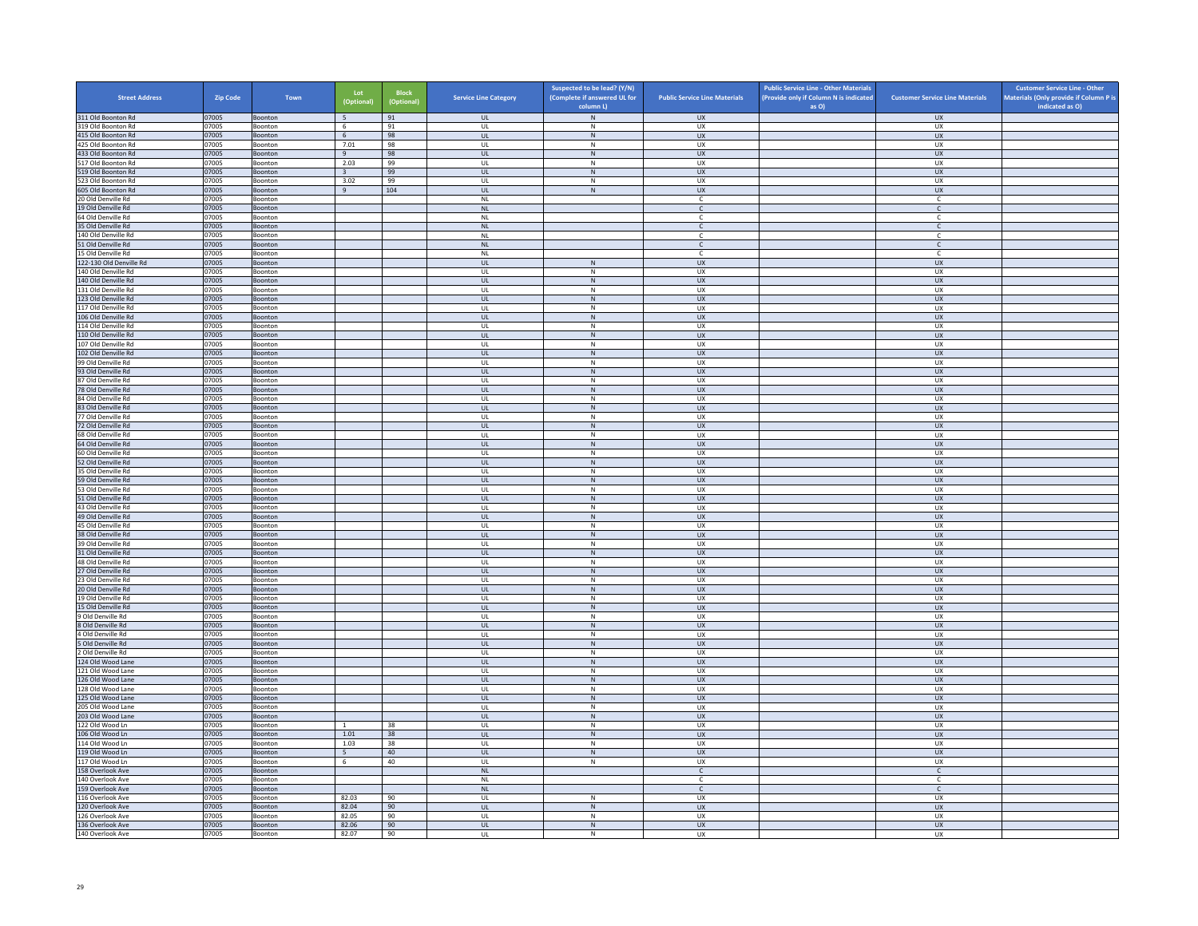| Street Address | Zip Code | Town | Lot (Optional) | Block (Optional) | Service Line Category | Suspected to be lead? (Y/N) (Complete if answered UL for column L) | Public Service Line Materials | Public Service Line - Other Materials (Provide only if Column N is indicated as O) | Customer Service Line Materials | Customer Service Line - Other Materials (Only provide if Column P is indicated as O) |
|---|---|---|---|---|---|---|---|---|---|---|
| 311 Old Boonton Rd | 07005 | Boonton | 5 | 91 | UL | N | UX | | UX | |
| 319 Old Boonton Rd | 07005 | Boonton | 6 | 91 | UL | N | UX | | UX | |
| 415 Old Boonton Rd | 07005 | Boonton | 6 | 98 | UL | N | UX | | UX | |
| 425 Old Boonton Rd | 07005 | Boonton | 7.01 | 98 | UL | N | UX | | UX | |
| 433 Old Boonton Rd | 07005 | Boonton | 9 | 98 | UL | N | UX | | UX | |
| 517 Old Boonton Rd | 07005 | Boonton | 2.03 | 99 | UL | N | UX | | UX | |
| 519 Old Boonton Rd | 07005 | Boonton | 3 | 99 | UL | N | UX | | UX | |
| 523 Old Boonton Rd | 07005 | Boonton | 3.02 | 99 | UL | N | UX | | UX | |
| 605 Old Boonton Rd | 07005 | Boonton | 9 | 104 | UL | N | UX | | UX | |
| 20 Old Denville Rd | 07005 | Boonton | | | NL | | C | | C | |
| 19 Old Denville Rd | 07005 | Boonton | | | NL | | C | | C | |
| 64 Old Denville Rd | 07005 | Boonton | | | NL | | C | | C | |
| 35 Old Denville Rd | 07005 | Boonton | | | NL | | C | | C | |
| 140 Old Denville Rd | 07005 | Boonton | | | NL | | C | | C | |
| 51 Old Denville Rd | 07005 | Boonton | | | NL | | C | | C | |
| 15 Old Denville Rd | 07005 | Boonton | | | NL | | C | | C | |
| 122-130 Old Denville Rd | 07005 | Boonton | | | UL | N | UX | | UX | |
| 140 Old Denville Rd | 07005 | Boonton | | | UL | N | UX | | UX | |
| 140 Old Denville Rd | 07005 | Boonton | | | UL | N | UX | | UX | |
| 131 Old Denville Rd | 07005 | Boonton | | | UL | N | UX | | UX | |
| 123 Old Denville Rd | 07005 | Boonton | | | UL | N | UX | | UX | |
| 117 Old Denville Rd | 07005 | Boonton | | | UL | N | UX | | UX | |
| 106 Old Denville Rd | 07005 | Boonton | | | UL | N | UX | | UX | |
| 114 Old Denville Rd | 07005 | Boonton | | | UL | N | UX | | UX | |
| 110 Old Denville Rd | 07005 | Boonton | | | UL | N | UX | | UX | |
| 107 Old Denville Rd | 07005 | Boonton | | | UL | N | UX | | UX | |
| 102 Old Denville Rd | 07005 | Boonton | | | UL | N | UX | | UX | |
| 99 Old Denville Rd | 07005 | Boonton | | | UL | N | UX | | UX | |
| 93 Old Denville Rd | 07005 | Boonton | | | UL | N | UX | | UX | |
| 87 Old Denville Rd | 07005 | Boonton | | | UL | N | UX | | UX | |
| 78 Old Denville Rd | 07005 | Boonton | | | UL | N | UX | | UX | |
| 84 Old Denville Rd | 07005 | Boonton | | | UL | N | UX | | UX | |
| 83 Old Denville Rd | 07005 | Boonton | | | UL | N | UX | | UX | |
| 77 Old Denville Rd | 07005 | Boonton | | | UL | N | UX | | UX | |
| 72 Old Denville Rd | 07005 | Boonton | | | UL | N | UX | | UX | |
| 68 Old Denville Rd | 07005 | Boonton | | | UL | N | UX | | UX | |
| 64 Old Denville Rd | 07005 | Boonton | | | UL | N | UX | | UX | |
| 60 Old Denville Rd | 07005 | Boonton | | | UL | N | UX | | UX | |
| 52 Old Denville Rd | 07005 | Boonton | | | UL | N | UX | | UX | |
| 35 Old Denville Rd | 07005 | Boonton | | | UL | N | UX | | UX | |
| 59 Old Denville Rd | 07005 | Boonton | | | UL | N | UX | | UX | |
| 53 Old Denville Rd | 07005 | Boonton | | | UL | N | UX | | UX | |
| 51 Old Denville Rd | 07005 | Boonton | | | UL | N | UX | | UX | |
| 43 Old Denville Rd | 07005 | Boonton | | | UL | N | UX | | UX | |
| 49 Old Denville Rd | 07005 | Boonton | | | UL | N | UX | | UX | |
| 45 Old Denville Rd | 07005 | Boonton | | | UL | N | UX | | UX | |
| 38 Old Denville Rd | 07005 | Boonton | | | UL | N | UX | | UX | |
| 39 Old Denville Rd | 07005 | Boonton | | | UL | N | UX | | UX | |
| 31 Old Denville Rd | 07005 | Boonton | | | UL | N | UX | | UX | |
| 48 Old Denville Rd | 07005 | Boonton | | | UL | N | UX | | UX | |
| 27 Old Denville Rd | 07005 | Boonton | | | UL | N | UX | | UX | |
| 23 Old Denville Rd | 07005 | Boonton | | | UL | N | UX | | UX | |
| 20 Old Denville Rd | 07005 | Boonton | | | UL | N | UX | | UX | |
| 19 Old Denville Rd | 07005 | Boonton | | | UL | N | UX | | UX | |
| 15 Old Denville Rd | 07005 | Boonton | | | UL | N | UX | | UX | |
| 9 Old Denville Rd | 07005 | Boonton | | | UL | N | UX | | UX | |
| 8 Old Denville Rd | 07005 | Boonton | | | UL | N | UX | | UX | |
| 4 Old Denville Rd | 07005 | Boonton | | | UL | N | UX | | UX | |
| 5 Old Denville Rd | 07005 | Boonton | | | UL | N | UX | | UX | |
| 2 Old Denville Rd | 07005 | Boonton | | | UL | N | UX | | UX | |
| 124 Old Wood Lane | 07005 | Boonton | | | UL | N | UX | | UX | |
| 121 Old Wood Lane | 07005 | Boonton | | | UL | N | UX | | UX | |
| 126 Old Wood Lane | 07005 | Boonton | | | UL | N | UX | | UX | |
| 128 Old Wood Lane | 07005 | Boonton | | | UL | N | UX | | UX | |
| 125 Old Wood Lane | 07005 | Boonton | | | UL | N | UX | | UX | |
| 205 Old Wood Lane | 07005 | Boonton | | | UL | N | UX | | UX | |
| 203 Old Wood Lane | 07005 | Boonton | | | UL | N | UX | | UX | |
| 122 Old Wood Ln | 07005 | Boonton | 1 | 38 | UL | N | UX | | UX | |
| 106 Old Wood Ln | 07005 | Boonton | 1.01 | 38 | UL | N | UX | | UX | |
| 114 Old Wood Ln | 07005 | Boonton | 1.03 | 38 | UL | N | UX | | UX | |
| 119 Old Wood Ln | 07005 | Boonton | 5 | 40 | UL | N | UX | | UX | |
| 117 Old Wood Ln | 07005 | Boonton | 6 | 40 | UL | N | UX | | UX | |
| 158 Overlook Ave | 07005 | Boonton | | | NL | | C | | C | |
| 140 Overlook Ave | 07005 | Boonton | | | NL | | C | | C | |
| 159 Overlook Ave | 07005 | Boonton | | | NL | | C | | C | |
| 116 Overlook Ave | 07005 | Boonton | 82.03 | 90 | UL | N | UX | | UX | |
| 120 Overlook Ave | 07005 | Boonton | 82.04 | 90 | UL | N | UX | | UX | |
| 126 Overlook Ave | 07005 | Boonton | 82.05 | 90 | UL | N | UX | | UX | |
| 136 Overlook Ave | 07005 | Boonton | 82.06 | 90 | UL | N | UX | | UX | |
| 140 Overlook Ave | 07005 | Boonton | 82.07 | 90 | UL | N | UX | | UX | |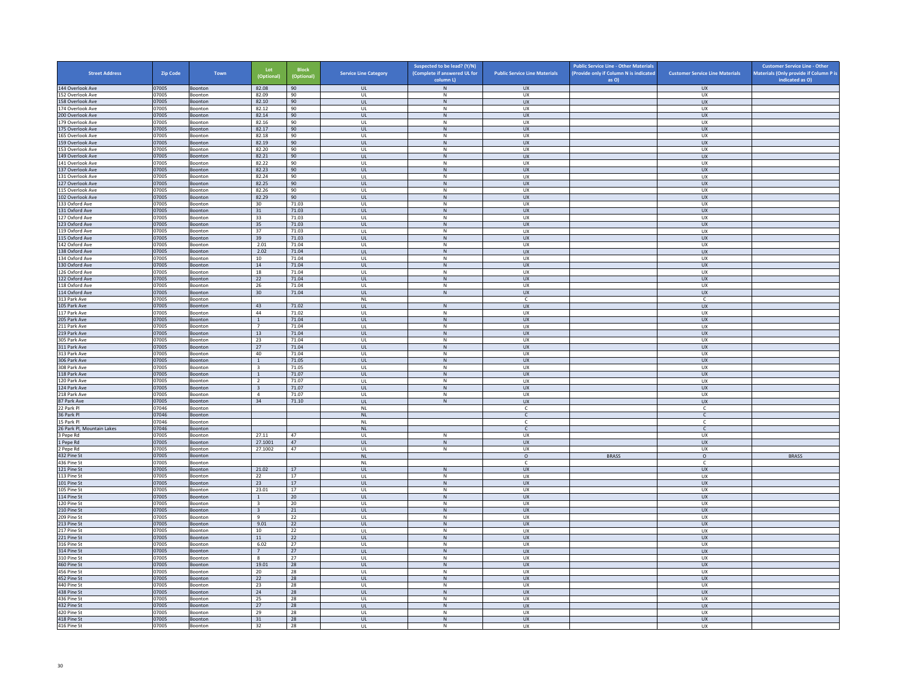| Street Address | Zip Code | Town | Lot (Optional) | Block (Optional) | Service Line Category | Suspected to be lead? (Y/N) (Complete if answered UL for column L) | Public Service Line Materials | Public Service Line - Other Materials (Provide only if Column N is indicated as O) | Customer Service Line Materials | Customer Service Line - Other Materials (Only provide if Column P is indicated as O) |
|---|---|---|---|---|---|---|---|---|---|---|
| 144 Overlook Ave | 07005 | Boonton | 82.08 | 90 | UL | N | UX | | UX | |
| 152 Overlook Ave | 07005 | Boonton | 82.09 | 90 | UL | N | UX | | UX | |
| 158 Overlook Ave | 07005 | Boonton | 82.10 | 90 | UL | N | UX | | UX | |
| 174 Overlook Ave | 07005 | Boonton | 82.12 | 90 | UL | N | UX | | UX | |
| 200 Overlook Ave | 07005 | Boonton | 82.14 | 90 | UL | N | UX | | UX | |
| 179 Overlook Ave | 07005 | Boonton | 82.16 | 90 | UL | N | UX | | UX | |
| 175 Overlook Ave | 07005 | Boonton | 82.17 | 90 | UL | N | UX | | UX | |
| 165 Overlook Ave | 07005 | Boonton | 82.18 | 90 | UL | N | UX | | UX | |
| 159 Overlook Ave | 07005 | Boonton | 82.19 | 90 | UL | N | UX | | UX | |
| 153 Overlook Ave | 07005 | Boonton | 82.20 | 90 | UL | N | UX | | UX | |
| 149 Overlook Ave | 07005 | Boonton | 82.21 | 90 | UL | N | UX | | UX | |
| 141 Overlook Ave | 07005 | Boonton | 82.22 | 90 | UL | N | UX | | UX | |
| 137 Overlook Ave | 07005 | Boonton | 82.23 | 90 | UL | N | UX | | UX | |
| 131 Overlook Ave | 07005 | Boonton | 82.24 | 90 | UL | N | UX | | UX | |
| 127 Overlook Ave | 07005 | Boonton | 82.25 | 90 | UL | N | UX | | UX | |
| 115 Overlook Ave | 07005 | Boonton | 82.26 | 90 | UL | N | UX | | UX | |
| 102 Overlook Ave | 07005 | Boonton | 82.29 | 90 | UL | N | UX | | UX | |
| 133 Oxford Ave | 07005 | Boonton | 30 | 71.03 | UL | N | UX | | UX | |
| 131 Oxford Ave | 07005 | Boonton | 31 | 71.03 | UL | N | UX | | UX | |
| 127 Oxford Ave | 07005 | Boonton | 33 | 71.03 | UL | N | UX | | UX | |
| 123 Oxford Ave | 07005 | Boonton | 35 | 71.03 | UL | N | UX | | UX | |
| 119 Oxford Ave | 07005 | Boonton | 37 | 71.03 | UL | N | UX | | UX | |
| 115 Oxford Ave | 07005 | Boonton | 39 | 71.03 | UL | N | UX | | UX | |
| 142 Oxford Ave | 07005 | Boonton | 2.01 | 71.04 | UL | N | UX | | UX | |
| 138 Oxford Ave | 07005 | Boonton | 2.02 | 71.04 | UL | N | UX | | UX | |
| 134 Oxford Ave | 07005 | Boonton | 10 | 71.04 | UL | N | UX | | UX | |
| 130 Oxford Ave | 07005 | Boonton | 14 | 71.04 | UL | N | UX | | UX | |
| 126 Oxford Ave | 07005 | Boonton | 18 | 71.04 | UL | N | UX | | UX | |
| 122 Oxford Ave | 07005 | Boonton | 22 | 71.04 | UL | N | UX | | UX | |
| 118 Oxford Ave | 07005 | Boonton | 26 | 71.04 | UL | N | UX | | UX | |
| 114 Oxford Ave | 07005 | Boonton | 30 | 71.04 | UL | N | UX | | UX | |
| 313 Park Ave | 07005 | Boonton | | | NL | | C | | C | |
| 105 Park Ave | 07005 | Boonton | 43 | 71.02 | UL | N | UX | | UX | |
| 117 Park Ave | 07005 | Boonton | 44 | 71.02 | UL | N | UX | | UX | |
| 205 Park Ave | 07005 | Boonton | 1 | 71.04 | UL | N | UX | | UX | |
| 211 Park Ave | 07005 | Boonton | 7 | 71.04 | UL | N | UX | | UX | |
| 219 Park Ave | 07005 | Boonton | 13 | 71.04 | UL | N | UX | | UX | |
| 305 Park Ave | 07005 | Boonton | 23 | 71.04 | UL | N | UX | | UX | |
| 311 Park Ave | 07005 | Boonton | 27 | 71.04 | UL | N | UX | | UX | |
| 313 Park Ave | 07005 | Boonton | 40 | 71.04 | UL | N | UX | | UX | |
| 306 Park Ave | 07005 | Boonton | 1 | 71.05 | UL | N | UX | | UX | |
| 308 Park Ave | 07005 | Boonton | 3 | 71.05 | UL | N | UX | | UX | |
| 118 Park Ave | 07005 | Boonton | 1 | 71.07 | UL | N | UX | | UX | |
| 120 Park Ave | 07005 | Boonton | 2 | 71.07 | UL | N | UX | | UX | |
| 124 Park Ave | 07005 | Boonton | 3 | 71.07 | UL | N | UX | | UX | |
| 218 Park Ave | 07005 | Boonton | 4 | 71.07 | UL | N | UX | | UX | |
| 87 Park Ave | 07005 | Boonton | 34 | 71.10 | UL | N | UX | | UX | |
| 22 Park Pl | 07046 | Boonton | | | NL | | C | | C | |
| 36 Park Pl | 07046 | Boonton | | | NL | | C | | C | |
| 15 Park Pl | 07046 | Boonton | | | NL | | C | | C | |
| 26 Park Pl, Mountain Lakes | 07046 | Boonton | | | NL | | C | | C | |
| 3 Pepe Rd | 07005 | Boonton | 27.11 | 47 | UL | N | UX | | UX | |
| 1 Pepe Rd | 07005 | Boonton | 27.1001 | 47 | UL | N | UX | | UX | |
| 2 Pepe Rd | 07005 | Boonton | 27.1002 | 47 | UL | N | UX | | UX | |
| 432 Pine St | 07005 | Boonton | | | NL | | O | BRASS | O | BRASS |
| 436 Pine St | 07005 | Boonton | | | NL | | C | | C | |
| 121 Pine St | 07005 | Boonton | 21.02 | 17 | UL | N | UX | | UX | |
| 113 Pine St | 07005 | Boonton | 22 | 17 | UL | N | UX | | UX | |
| 101 Pine St | 07005 | Boonton | 23 | 17 | UL | N | UX | | UX | |
| 105 Pine St | 07005 | Boonton | 23.01 | 17 | UL | N | UX | | UX | |
| 114 Pine St | 07005 | Boonton | 1 | 20 | UL | N | UX | | UX | |
| 120 Pine St | 07005 | Boonton | 3 | 20 | UL | N | UX | | UX | |
| 210 Pine St | 07005 | Boonton | 3 | 21 | UL | N | UX | | UX | |
| 209 Pine St | 07005 | Boonton | 9 | 22 | UL | N | UX | | UX | |
| 213 Pine St | 07005 | Boonton | 9.01 | 22 | UL | N | UX | | UX | |
| 217 Pine St | 07005 | Boonton | 10 | 22 | UL | N | UX | | UX | |
| 221 Pine St | 07005 | Boonton | 11 | 22 | UL | N | UX | | UX | |
| 316 Pine St | 07005 | Boonton | 6.02 | 27 | UL | N | UX | | UX | |
| 314 Pine St | 07005 | Boonton | 7 | 27 | UL | N | UX | | UX | |
| 310 Pine St | 07005 | Boonton | 8 | 27 | UL | N | UX | | UX | |
| 460 Pine St | 07005 | Boonton | 19.01 | 28 | UL | N | UX | | UX | |
| 456 Pine St | 07005 | Boonton | 20 | 28 | UL | N | UX | | UX | |
| 452 Pine St | 07005 | Boonton | 22 | 28 | UL | N | UX | | UX | |
| 440 Pine St | 07005 | Boonton | 23 | 28 | UL | N | UX | | UX | |
| 438 Pine St | 07005 | Boonton | 24 | 28 | UL | N | UX | | UX | |
| 436 Pine St | 07005 | Boonton | 25 | 28 | UL | N | UX | | UX | |
| 432 Pine St | 07005 | Boonton | 27 | 28 | UL | N | UX | | UX | |
| 420 Pine St | 07005 | Boonton | 29 | 28 | UL | N | UX | | UX | |
| 418 Pine St | 07005 | Boonton | 31 | 28 | UL | N | UX | | UX | |
| 416 Pine St | 07005 | Boonton | 32 | 28 | UL | N | UX | | UX | |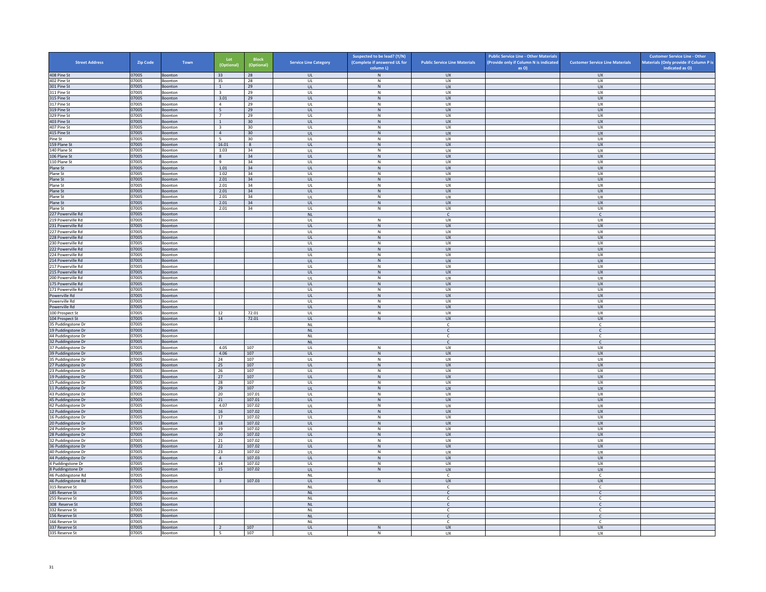| Street Address | Zip Code | Town | Lot (Optional) | Block (Optional) | Service Line Category | Suspected to be lead? (Y/N) (Complete if answered UL for column L) | Public Service Line Materials | Public Service Line - Other Materials (Provide only if Column N is indicated as O) | Customer Service Line Materials | Customer Service Line - Other Materials (Only provide if Column P is indicated as O) |
|---|---|---|---|---|---|---|---|---|---|---|
| 408 Pine St | 07005 | Boonton | 33 | 28 | UL | N | UX | | UX | |
| 402 Pine St | 07005 | Boonton | 35 | 28 | UL | N | UX | | UX | |
| 301 Pine St | 07005 | Boonton | 1 | 29 | UL | N | UX | | UX | |
| 311 Pine St | 07005 | Boonton | 3 | 29 | UL | N | UX | | UX | |
| 315 Pine St | 07005 | Boonton | 3.01 | 29 | UL | N | UX | | UX | |
| 317 Pine St | 07005 | Boonton | 4 | 29 | UL | N | UX | | UX | |
| 319 Pine St | 07005 | Boonton | 5 | 29 | UL | N | UX | | UX | |
| 329 Pine St | 07005 | Boonton | 7 | 29 | UL | N | UX | | UX | |
| 403 Pine St | 07005 | Boonton | 1 | 30 | UL | N | UX | | UX | |
| 407 Pine St | 07005 | Boonton | 3 | 30 | UL | N | UX | | UX | |
| 415 Pine St | 07005 | Boonton | 4 | 30 | UL | N | UX | | UX | |
| Pine St | 07005 | Boonton | 5 | 30 | UL | N | UX | | UX | |
| 159 Plane St | 07005 | Boonton | 16.01 | 8 | UL | N | UX | | UX | |
| 140 Plane St | 07005 | Boonton | 1.03 | 34 | UL | N | UX | | UX | |
| 106 Plane St | 07005 | Boonton | 8 | 34 | UL | N | UX | | UX | |
| 110 Plane St | 07005 | Boonton | 9 | 34 | UL | N | UX | | UX | |
| Plane St | 07005 | Boonton | 1.01 | 34 | UL | N | UX | | UX | |
| Plane St | 07005 | Boonton | 1.02 | 34 | UL | N | UX | | UX | |
| Plane St | 07005 | Boonton | 2.01 | 34 | UL | N | UX | | UX | |
| Plane St | 07005 | Boonton | 2.01 | 34 | UL | N | UX | | UX | |
| Plane St | 07005 | Boonton | 2.01 | 34 | UL | N | UX | | UX | |
| Plane St | 07005 | Boonton | 2.01 | 34 | UL | N | UX | | UX | |
| Plane St | 07005 | Boonton | 2.01 | 34 | UL | N | UX | | UX | |
| Plane St | 07005 | Boonton | 2.01 | 34 | UL | N | UX | | UX | |
| 227 Powerville Rd | 07005 | Boonton | | | NL | | C | | C | |
| 219 Powerville Rd | 07005 | Boonton | | | UL | N | UX | | UX | |
| 231 Powerville Rd | 07005 | Boonton | | | UL | N | UX | | UX | |
| 227 Powerville Rd | 07005 | Boonton | | | UL | N | UX | | UX | |
| 228 Powerville Rd | 07005 | Boonton | | | UL | N | UX | | UX | |
| 230 Powerville Rd | 07005 | Boonton | | | UL | N | UX | | UX | |
| 222 Powerville Rd | 07005 | Boonton | | | UL | N | UX | | UX | |
| 224 Powerville Rd | 07005 | Boonton | | | UL | N | UX | | UX | |
| 214 Powerville Rd | 07005 | Boonton | | | UL | N | UX | | UX | |
| 217 Powerville Rd | 07005 | Boonton | | | UL | N | UX | | UX | |
| 215 Powerville Rd | 07005 | Boonton | | | UL | N | UX | | UX | |
| 200 Powerville Rd | 07005 | Boonton | | | UL | N | UX | | UX | |
| 175 Powerville Rd | 07005 | Boonton | | | UL | N | UX | | UX | |
| 171 Powerville Rd | 07005 | Boonton | | | UL | N | UX | | UX | |
| Powerville Rd | 07005 | Boonton | | | UL | N | UX | | UX | |
| Powerville Rd | 07005 | Boonton | | | UL | N | UX | | UX | |
| Powerville Rd | 07005 | Boonton | | | UL | N | UX | | UX | |
| 100 Prospect St | 07005 | Boonton | 12 | 72.01 | UL | N | UX | | UX | |
| 104 Prospect St | 07005 | Boonton | 14 | 72.01 | UL | N | UX | | UX | |
| 35 Puddingstone Dr | 07005 | Boonton | | | NL | | C | | C | |
| 19 Puddingstone Dr | 07005 | Boonton | | | NL | | C | | C | |
| 44 Puddingstone Dr | 07005 | Boonton | | | NL | | C | | C | |
| 32 Puddingstone Dr | 07005 | Boonton | | | NL | | C | | C | |
| 37 Puddingstone Dr | 07005 | Boonton | 4.05 | 107 | UL | N | UX | | UX | |
| 39 Puddingstone Dr | 07005 | Boonton | 4.06 | 107 | UL | N | UX | | UX | |
| 35 Puddingstone Dr | 07005 | Boonton | 24 | 107 | UL | N | UX | | UX | |
| 27 Puddingstone Dr | 07005 | Boonton | 25 | 107 | UL | N | UX | | UX | |
| 23 Puddingstone Dr | 07005 | Boonton | 26 | 107 | UL | N | UX | | UX | |
| 19 Puddingstone Dr | 07005 | Boonton | 27 | 107 | UL | N | UX | | UX | |
| 15 Puddingstone Dr | 07005 | Boonton | 28 | 107 | UL | N | UX | | UX | |
| 11 Puddingstone Dr | 07005 | Boonton | 29 | 107 | UL | N | UX | | UX | |
| 43 Puddingstone Dr | 07005 | Boonton | 20 | 107.01 | UL | N | UX | | UX | |
| 45 Puddingstone Dr | 07005 | Boonton | 21 | 107.01 | UL | N | UX | | UX | |
| 42 Puddingstone Dr | 07005 | Boonton | 4.07 | 107.02 | UL | N | UX | | UX | |
| 12 Puddingstone Dr | 07005 | Boonton | 16 | 107.02 | UL | N | UX | | UX | |
| 16 Puddingstone Dr | 07005 | Boonton | 17 | 107.02 | UL | N | UX | | UX | |
| 20 Puddingstone Dr | 07005 | Boonton | 18 | 107.02 | UL | N | UX | | UX | |
| 24 Puddingstone Dr | 07005 | Boonton | 19 | 107.02 | UL | N | UX | | UX | |
| 28 Puddingstone Dr | 07005 | Boonton | 20 | 107.02 | UL | N | UX | | UX | |
| 32 Puddingstone Dr | 07005 | Boonton | 21 | 107.02 | UL | N | UX | | UX | |
| 36 Puddingstone Dr | 07005 | Boonton | 22 | 107.02 | UL | N | UX | | UX | |
| 40 Puddingstone Dr | 07005 | Boonton | 23 | 107.02 | UL | N | UX | | UX | |
| 44 Puddingstone Dr | 07005 | Boonton | 4 | 107.03 | UL | N | UX | | UX | |
| 4 Puddingstone Dr | 07005 | Boonton | 14 | 107.02 | UL | N | UX | | UX | |
| 8 Puddingstone Dr | 07005 | Boonton | 15 | 107.02 | UL | N | UX | | UX | |
| 46 Puddingstone Rd | 07005 | Boonton | | | NL | | C | | C | |
| 46 Puddingstone Rd | 07005 | Boonton | 3 | 107.03 | UL | N | UX | | UX | |
| 315 Reserve St | 07005 | Boonton | | | NL | | C | | C | |
| 185 Reserve St | 07005 | Boonton | | | NL | | C | | C | |
| 255 Reserve St | 07005 | Boonton | | | NL | | C | | C | |
| 308 Reserve St | 07005 | Boonton | | | NL | | C | | C | |
| 332 Reserve St | 07005 | Boonton | | | NL | | C | | C | |
| 156 Reserve St | 07005 | Boonton | | | NL | | C | | C | |
| 166 Reserve St | 07005 | Boonton | | | NL | | C | | C | |
| 337 Reserve St | 07005 | Boonton | 2 | 107 | UL | N | UX | | UX | |
| 335 Reserve St | 07005 | Boonton | 5 | 107 | UL | N | UX | | UX | |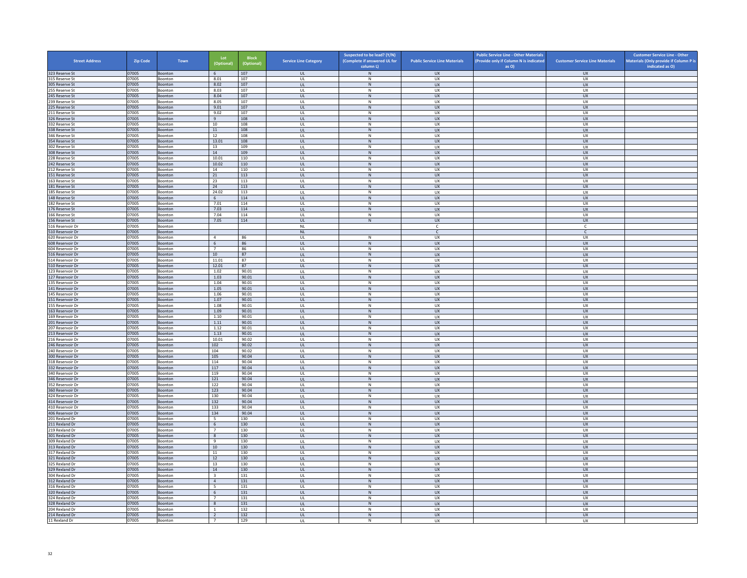| Street Address | Zip Code | Town | Lot (Optional) | Block (Optional) | Service Line Category | Suspected to be lead? (Y/N) (Complete if answered UL for column L) | Public Service Line Materials | Public Service Line - Other Materials (Provide only if Column N is indicated as O) | Customer Service Line Materials | Customer Service Line - Other Materials (Only provide if Column P is indicated as O) |
|---|---|---|---|---|---|---|---|---|---|---|
| 323 Reserve St | 07005 | Boonton | 6 | 107 | UL | N | UX | | UX | |
| 315 Reserve St | 07005 | Boonton | 8.01 | 107 | UL | N | UX | | UX | |
| 305 Reserve St | 07005 | Boonton | 8.02 | 107 | UL | N | UX | | UX | |
| 255 Reserve St | 07005 | Boonton | 8.03 | 107 | UL | N | UX | | UX | |
| 245 Reserve St | 07005 | Boonton | 8.04 | 107 | UL | N | UX | | UX | |
| 239 Reserve St | 07005 | Boonton | 8.05 | 107 | UL | N | UX | | UX | |
| 225 Reserve St | 07005 | Boonton | 9.01 | 107 | UL | N | UX | | UX | |
| 211 Reserve St | 07005 | Boonton | 9.02 | 107 | UL | N | UX | | UX | |
| 326 Reserve St | 07005 | Boonton | 9 | 108 | UL | N | UX | | UX | |
| 332 Reserve St | 07005 | Boonton | 10 | 108 | UL | N | UX | | UX | |
| 338 Reserve St | 07005 | Boonton | 11 | 108 | UL | N | UX | | UX | |
| 346 Reserve St | 07005 | Boonton | 12 | 108 | UL | N | UX | | UX | |
| 354 Reserve St | 07005 | Boonton | 13.01 | 108 | UL | N | UX | | UX | |
| 302 Reserve St | 07005 | Boonton | 13 | 109 | UL | N | UX | | UX | |
| 308 Reserve St | 07005 | Boonton | 14 | 109 | UL | N | UX | | UX | |
| 228 Reserve St | 07005 | Boonton | 10.01 | 110 | UL | N | UX | | UX | |
| 242 Reserve St | 07005 | Boonton | 10.02 | 110 | UL | N | UX | | UX | |
| 212 Reserve St | 07005 | Boonton | 14 | 110 | UL | N | UX | | UX | |
| 151 Reserve St | 07005 | Boonton | 21 | 113 | UL | N | UX | | UX | |
| 163 Reserve St | 07005 | Boonton | 23 | 113 | UL | N | UX | | UX | |
| 181 Reserve St | 07005 | Boonton | 24 | 113 | UL | N | UX | | UX | |
| 185 Reserve St | 07005 | Boonton | 24.02 | 113 | UL | N | UX | | UX | |
| 148 Reserve St | 07005 | Boonton | 6 | 114 | UL | N | UX | | UX | |
| 182 Reserve St | 07005 | Boonton | 7.01 | 114 | UL | N | UX | | UX | |
| 176 Reserve St | 07005 | Boonton | 7.03 | 114 | UL | N | UX | | UX | |
| 166 Reserve St | 07005 | Boonton | 7.04 | 114 | UL | N | UX | | UX | |
| 156 Reserve St | 07005 | Boonton | 7.05 | 114 | UL | N | UX | | UX | |
| 516 Reservoir Dr | 07005 | Boonton | | | NL | | C | | C | |
| 510 Reservoir Dr | 07005 | Boonton | | | NL | | C | | C | |
| 620 Reservoir Dr | 07005 | Boonton | 4 | 86 | UL | N | UX | | UX | |
| 608 Reservoir Dr | 07005 | Boonton | 6 | 86 | UL | N | UX | | UX | |
| 604 Reservoir Dr | 07005 | Boonton | 7 | 86 | UL | N | UX | | UX | |
| 516 Reservoir Dr | 07005 | Boonton | 10 | 87 | UL | N | UX | | UX | |
| 514 Reservoir Dr | 07005 | Boonton | 11.01 | 87 | UL | N | UX | | UX | |
| 510 Reservoir Dr | 07005 | Boonton | 12.01 | 87 | UL | N | UX | | UX | |
| 123 Reservoir Dr | 07005 | Boonton | 1.02 | 90.01 | UL | N | UX | | UX | |
| 127 Reservoir Dr | 07005 | Boonton | 1.03 | 90.01 | UL | N | UX | | UX | |
| 135 Reservoir Dr | 07005 | Boonton | 1.04 | 90.01 | UL | N | UX | | UX | |
| 141 Reservoir Dr | 07005 | Boonton | 1.05 | 90.01 | UL | N | UX | | UX | |
| 145 Reservoir Dr | 07005 | Boonton | 1.06 | 90.01 | UL | N | UX | | UX | |
| 151 Reservoir Dr | 07005 | Boonton | 1.07 | 90.01 | UL | N | UX | | UX | |
| 155 Reservoir Dr | 07005 | Boonton | 1.08 | 90.01 | UL | N | UX | | UX | |
| 163 Reservoir Dr | 07005 | Boonton | 1.09 | 90.01 | UL | N | UX | | UX | |
| 169 Reservoir Dr | 07005 | Boonton | 1.10 | 90.01 | UL | N | UX | | UX | |
| 201 Reservoir Dr | 07005 | Boonton | 1.11 | 90.01 | UL | N | UX | | UX | |
| 207 Reservoir Dr | 07005 | Boonton | 1.12 | 90.01 | UL | N | UX | | UX | |
| 213 Reservoir Dr | 07005 | Boonton | 1.13 | 90.01 | UL | N | UX | | UX | |
| 216 Reservoir Dr | 07005 | Boonton | 10.01 | 90.02 | UL | N | UX | | UX | |
| 246 Reservoir Dr | 07005 | Boonton | 102 | 90.02 | UL | N | UX | | UX | |
| 240 Reservoir Dr | 07005 | Boonton | 104 | 90.02 | UL | N | UX | | UX | |
| 300 Reservoir Dr | 07005 | Boonton | 105 | 90.04 | UL | N | UX | | UX | |
| 318 Reservoir Dr | 07005 | Boonton | 114 | 90.04 | UL | N | UX | | UX | |
| 332 Reservoir Dr | 07005 | Boonton | 117 | 90.04 | UL | N | UX | | UX | |
| 340 Reservoir Dr | 07005 | Boonton | 119 | 90.04 | UL | N | UX | | UX | |
| 346 Reservoir Dr | 07005 | Boonton | 121 | 90.04 | UL | N | UX | | UX | |
| 352 Reservoir Dr | 07005 | Boonton | 122 | 90.04 | UL | N | UX | | UX | |
| 360 Reservoir Dr | 07005 | Boonton | 123 | 90.04 | UL | N | UX | | UX | |
| 424 Reservoir Dr | 07005 | Boonton | 130 | 90.04 | UL | N | UX | | UX | |
| 414 Reservoir Dr | 07005 | Boonton | 132 | 90.04 | UL | N | UX | | UX | |
| 410 Reservoir Dr | 07005 | Boonton | 133 | 90.04 | UL | N | UX | | UX | |
| 406 Reservoir Dr | 07005 | Boonton | 134 | 90.04 | UL | N | UX | | UX | |
| 201 Rexland Dr | 07005 | Boonton | 5 | 130 | UL | N | UX | | UX | |
| 211 Rexland Dr | 07005 | Boonton | 6 | 130 | UL | N | UX | | UX | |
| 219 Rexland Dr | 07005 | Boonton | 7 | 130 | UL | N | UX | | UX | |
| 301 Rexland Dr | 07005 | Boonton | 8 | 130 | UL | N | UX | | UX | |
| 309 Rexland Dr | 07005 | Boonton | 9 | 130 | UL | N | UX | | UX | |
| 313 Rexland Dr | 07005 | Boonton | 10 | 130 | UL | N | UX | | UX | |
| 317 Rexland Dr | 07005 | Boonton | 11 | 130 | UL | N | UX | | UX | |
| 321 Rexland Dr | 07005 | Boonton | 12 | 130 | UL | N | UX | | UX | |
| 325 Rexland Dr | 07005 | Boonton | 13 | 130 | UL | N | UX | | UX | |
| 329 Rexland Dr | 07005 | Boonton | 14 | 130 | UL | N | UX | | UX | |
| 304 Rexland Dr | 07005 | Boonton | 3 | 131 | UL | N | UX | | UX | |
| 312 Rexland Dr | 07005 | Boonton | 4 | 131 | UL | N | UX | | UX | |
| 316 Rexland Dr | 07005 | Boonton | 5 | 131 | UL | N | UX | | UX | |
| 320 Rexland Dr | 07005 | Boonton | 6 | 131 | UL | N | UX | | UX | |
| 324 Rexland Dr | 07005 | Boonton | 7 | 131 | UL | N | UX | | UX | |
| 328 Rexland Dr | 07005 | Boonton | 8 | 131 | UL | N | UX | | UX | |
| 204 Rexland Dr | 07005 | Boonton | 1 | 132 | UL | N | UX | | UX | |
| 214 Rexland Dr | 07005 | Boonton | 2 | 132 | UL | N | UX | | UX | |
| 11 Rexland Dr | 07005 | Boonton | 7 | 129 | UL | N | UX | | UX | |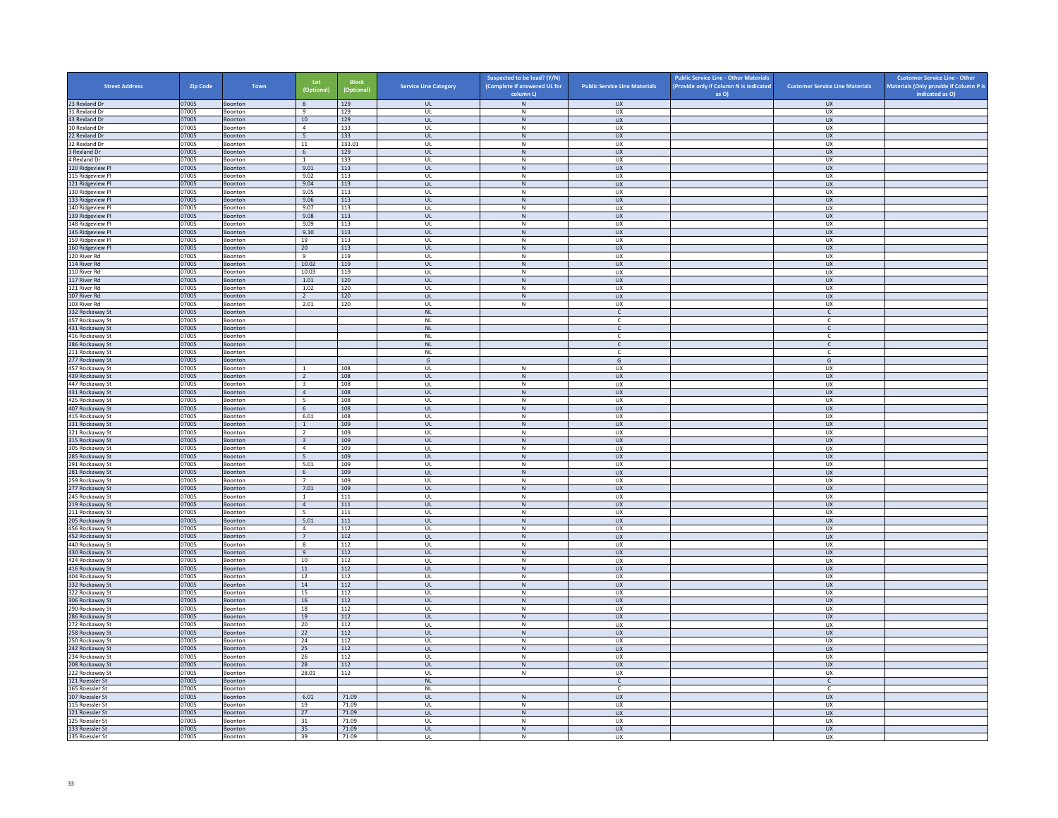| Street Address | Zip Code | Town | Lot (Optional) | Block (Optional) | Service Line Category | Suspected to be lead? (Y/N) (Complete if answered UL for column L) | Public Service Line Materials | Public Service Line - Other Materials (Provide only if Column N is indicated as O) | Customer Service Line Materials | Customer Service Line - Other Materials (Only provide if Column P is indicated as O) |
|---|---|---|---|---|---|---|---|---|---|---|
| 23 Rexland Dr | 07005 | Boonton | 8 | 129 | UL | N | UX | | UX | |
| 31 Rexland Dr | 07005 | Boonton | 9 | 129 | UL | N | UX | | UX | |
| 43 Rexland Dr | 07005 | Boonton | 10 | 129 | UL | N | UX | | UX | |
| 10 Rexland Dr | 07005 | Boonton | 4 | 133 | UL | N | UX | | UX | |
| 22 Rexland Dr | 07005 | Boonton | 5 | 133 | UL | N | UX | | UX | |
| 32 Rexland Dr | 07005 | Boonton | 11 | 133.01 | UL | N | UX | | UX | |
| 3 Rexland Dr | 07005 | Boonton | 6 | 129 | UL | N | UX | | UX | |
| 4 Rexland Dr | 07005 | Boonton | 1 | 133 | UL | N | UX | | UX | |
| 120 Ridgeview Pl | 07005 | Boonton | 9.01 | 113 | UL | N | UX | | UX | |
| 115 Ridgeview Pl | 07005 | Boonton | 9.02 | 113 | UL | N | UX | | UX | |
| 121 Ridgeview Pl | 07005 | Boonton | 9.04 | 113 | UL | N | UX | | UX | |
| 130 Ridgeview Pl | 07005 | Boonton | 9.05 | 113 | UL | N | UX | | UX | |
| 133 Ridgeview Pl | 07005 | Boonton | 9.06 | 113 | UL | N | UX | | UX | |
| 140 Ridgeview Pl | 07005 | Boonton | 9.07 | 113 | UL | N | UX | | UX | |
| 139 Ridgeview Pl | 07005 | Boonton | 9.08 | 113 | UL | N | UX | | UX | |
| 148 Ridgeview Pl | 07005 | Boonton | 9.09 | 113 | UL | N | UX | | UX | |
| 145 Ridgeview Pl | 07005 | Boonton | 9.10 | 113 | UL | N | UX | | UX | |
| 159 Ridgeview Pl | 07005 | Boonton | 19 | 113 | UL | N | UX | | UX | |
| 160 Ridgeview Pl | 07005 | Boonton | 20 | 113 | UL | N | UX | | UX | |
| 120 River Rd | 07005 | Boonton | 9 | 119 | UL | N | UX | | UX | |
| 114 River Rd | 07005 | Boonton | 10.02 | 119 | UL | N | UX | | UX | |
| 110 River Rd | 07005 | Boonton | 10.03 | 119 | UL | N | UX | | UX | |
| 117 River Rd | 07005 | Boonton | 1.01 | 120 | UL | N | UX | | UX | |
| 121 River Rd | 07005 | Boonton | 1.02 | 120 | UL | N | UX | | UX | |
| 107 River Rd | 07005 | Boonton | 2 | 120 | UL | N | UX | | UX | |
| 103 River Rd | 07005 | Boonton | 2.01 | 120 | UL | N | UX | | UX | |
| 332 Rockaway St | 07005 | Boonton | | | NL | | C | | C | |
| 457 Rockaway St | 07005 | Boonton | | | NL | | C | | C | |
| 431 Rockaway St | 07005 | Boonton | | | NL | | C | | C | |
| 416 Rockaway St | 07005 | Boonton | | | NL | | C | | C | |
| 286 Rockaway St | 07005 | Boonton | | | NL | | C | | C | |
| 211 Rockaway St | 07005 | Boonton | | | NL | | C | | C | |
| 277 Rockaway St | 07005 | Boonton | | | G | | G | | G | |
| 457 Rockaway St | 07005 | Boonton | 1 | 108 | UL | N | UX | | UX | |
| 439 Rockaway St | 07005 | Boonton | 2 | 108 | UL | N | UX | | UX | |
| 447 Rockaway St | 07005 | Boonton | 3 | 108 | UL | N | UX | | UX | |
| 431 Rockaway St | 07005 | Boonton | 4 | 108 | UL | N | UX | | UX | |
| 425 Rockaway St | 07005 | Boonton | 5 | 108 | UL | N | UX | | UX | |
| 407 Rockaway St | 07005 | Boonton | 6 | 108 | UL | N | UX | | UX | |
| 415 Rockaway St | 07005 | Boonton | 6.01 | 108 | UL | N | UX | | UX | |
| 331 Rockaway St | 07005 | Boonton | 1 | 109 | UL | N | UX | | UX | |
| 321 Rockaway St | 07005 | Boonton | 2 | 109 | UL | N | UX | | UX | |
| 315 Rockaway St | 07005 | Boonton | 3 | 109 | UL | N | UX | | UX | |
| 305 Rockaway St | 07005 | Boonton | 4 | 109 | UL | N | UX | | UX | |
| 285 Rockaway St | 07005 | Boonton | 5 | 109 | UL | N | UX | | UX | |
| 291 Rockaway St | 07005 | Boonton | 5.01 | 109 | UL | N | UX | | UX | |
| 281 Rockaway St | 07005 | Boonton | 6 | 109 | UL | N | UX | | UX | |
| 259 Rockaway St | 07005 | Boonton | 7 | 109 | UL | N | UX | | UX | |
| 277 Rockaway St | 07005 | Boonton | 7.01 | 109 | UL | N | UX | | UX | |
| 245 Rockaway St | 07005 | Boonton | 1 | 111 | UL | N | UX | | UX | |
| 219 Rockaway St | 07005 | Boonton | 4 | 111 | UL | N | UX | | UX | |
| 211 Rockaway St | 07005 | Boonton | 5 | 111 | UL | N | UX | | UX | |
| 205 Rockaway St | 07005 | Boonton | 5.01 | 111 | UL | N | UX | | UX | |
| 456 Rockaway St | 07005 | Boonton | 4 | 112 | UL | N | UX | | UX | |
| 452 Rockaway St | 07005 | Boonton | 7 | 112 | UL | N | UX | | UX | |
| 440 Rockaway St | 07005 | Boonton | 8 | 112 | UL | N | UX | | UX | |
| 430 Rockaway St | 07005 | Boonton | 9 | 112 | UL | N | UX | | UX | |
| 424 Rockaway St | 07005 | Boonton | 10 | 112 | UL | N | UX | | UX | |
| 416 Rockaway St | 07005 | Boonton | 11 | 112 | UL | N | UX | | UX | |
| 404 Rockaway St | 07005 | Boonton | 12 | 112 | UL | N | UX | | UX | |
| 332 Rockaway St | 07005 | Boonton | 14 | 112 | UL | N | UX | | UX | |
| 322 Rockaway St | 07005 | Boonton | 15 | 112 | UL | N | UX | | UX | |
| 306 Rockaway St | 07005 | Boonton | 16 | 112 | UL | N | UX | | UX | |
| 290 Rockaway St | 07005 | Boonton | 18 | 112 | UL | N | UX | | UX | |
| 286 Rockaway St | 07005 | Boonton | 19 | 112 | UL | N | UX | | UX | |
| 272 Rockaway St | 07005 | Boonton | 20 | 112 | UL | N | UX | | UX | |
| 258 Rockaway St | 07005 | Boonton | 22 | 112 | UL | N | UX | | UX | |
| 250 Rockaway St | 07005 | Boonton | 24 | 112 | UL | N | UX | | UX | |
| 242 Rockaway St | 07005 | Boonton | 25 | 112 | UL | N | UX | | UX | |
| 234 Rockaway St | 07005 | Boonton | 26 | 112 | UL | N | UX | | UX | |
| 208 Rockaway St | 07005 | Boonton | 28 | 112 | UL | N | UX | | UX | |
| 222 Rockaway St | 07005 | Boonton | 28.01 | 112 | UL | N | UX | | UX | |
| 121 Roessler St | 07005 | Boonton | | | NL | | C | | C | |
| 165 Roessler St | 07005 | Boonton | | | NL | | C | | C | |
| 107 Roessler St | 07005 | Boonton | 6.01 | 71.09 | UL | N | UX | | UX | |
| 115 Roessler St | 07005 | Boonton | 19 | 71.09 | UL | N | UX | | UX | |
| 121 Roessler St | 07005 | Boonton | 27 | 71.09 | UL | N | UX | | UX | |
| 125 Roessler St | 07005 | Boonton | 31 | 71.09 | UL | N | UX | | UX | |
| 133 Roessler St | 07005 | Boonton | 35 | 71.09 | UL | N | UX | | UX | |
| 135 Roessler St | 07005 | Boonton | 39 | 71.09 | UL | N | UX | | UX | |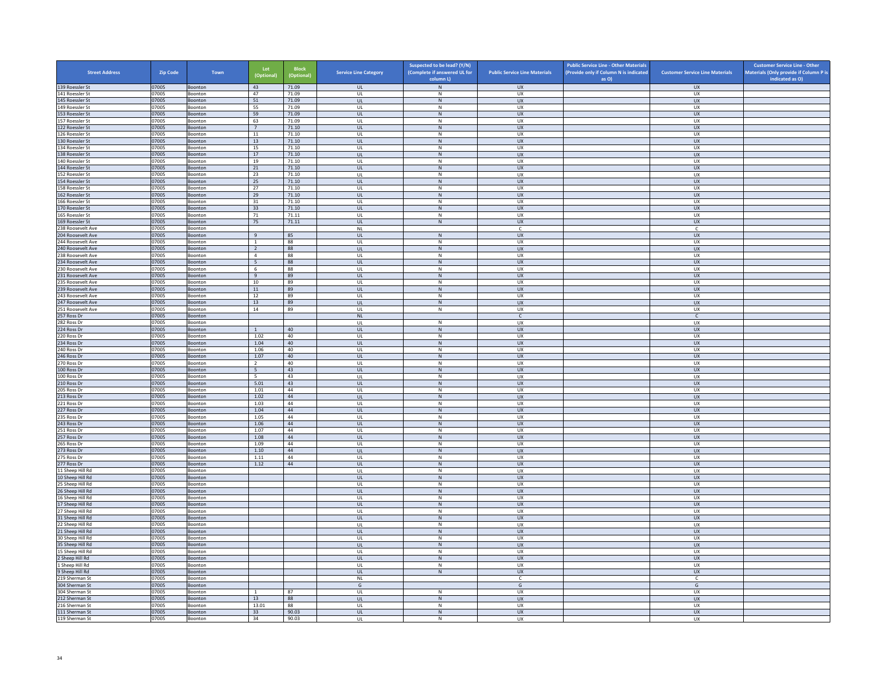| Street Address | Zip Code | Town | Lot (Optional) | Block (Optional) | Service Line Category | Suspected to be lead? (Y/N) (Complete if answered UL for column L) | Public Service Line Materials | Public Service Line - Other Materials (Provide only if Column N is indicated as O) | Customer Service Line Materials | Customer Service Line - Other Materials (Only provide if Column P is indicated as O) |
|---|---|---|---|---|---|---|---|---|---|---|
| 139 Roessler St | 07005 | Boonton | 43 | 71.09 | UL | N | UX | | UX | |
| 141 Roessler St | 07005 | Boonton | 47 | 71.09 | UL | N | UX | | UX | |
| 145 Roessler St | 07005 | Boonton | 51 | 71.09 | UL | N | UX | | UX | |
| 149 Roessler St | 07005 | Boonton | 55 | 71.09 | UL | N | UX | | UX | |
| 153 Roessler St | 07005 | Boonton | 59 | 71.09 | UL | N | UX | | UX | |
| 157 Roessler St | 07005 | Boonton | 63 | 71.09 | UL | N | UX | | UX | |
| 122 Roessler St | 07005 | Boonton | 7 | 71.10 | UL | N | UX | | UX | |
| 126 Roessler St | 07005 | Boonton | 11 | 71.10 | UL | N | UX | | UX | |
| 130 Roessler St | 07005 | Boonton | 13 | 71.10 | UL | N | UX | | UX | |
| 134 Roessler St | 07005 | Boonton | 15 | 71.10 | UL | N | UX | | UX | |
| 138 Roessler St | 07005 | Boonton | 17 | 71.10 | UL | N | UX | | UX | |
| 140 Roessler St | 07005 | Boonton | 19 | 71.10 | UL | N | UX | | UX | |
| 144 Roessler St | 07005 | Boonton | 21 | 71.10 | UL | N | UX | | UX | |
| 152 Roessler St | 07005 | Boonton | 23 | 71.10 | UL | N | UX | | UX | |
| 154 Roessler St | 07005 | Boonton | 25 | 71.10 | UL | N | UX | | UX | |
| 158 Roessler St | 07005 | Boonton | 27 | 71.10 | UL | N | UX | | UX | |
| 162 Roessler St | 07005 | Boonton | 29 | 71.10 | UL | N | UX | | UX | |
| 166 Roessler St | 07005 | Boonton | 31 | 71.10 | UL | N | UX | | UX | |
| 170 Roessler St | 07005 | Boonton | 33 | 71.10 | UL | N | UX | | UX | |
| 165 Roessler St | 07005 | Boonton | 71 | 71.11 | UL | N | UX | | UX | |
| 169 Roessler St | 07005 | Boonton | 75 | 71.11 | UL | N | UX | | UX | |
| 238 Roosevelt Ave | 07005 | Boonton | | | NL | | C | | C | |
| 204 Roosevelt Ave | 07005 | Boonton | 9 | 85 | UL | N | UX | | UX | |
| 244 Roosevelt Ave | 07005 | Boonton | 1 | 88 | UL | N | UX | | UX | |
| 240 Roosevelt Ave | 07005 | Boonton | 2 | 88 | UL | N | UX | | UX | |
| 238 Roosevelt Ave | 07005 | Boonton | 4 | 88 | UL | N | UX | | UX | |
| 234 Roosevelt Ave | 07005 | Boonton | 5 | 88 | UL | N | UX | | UX | |
| 230 Roosevelt Ave | 07005 | Boonton | 6 | 88 | UL | N | UX | | UX | |
| 231 Roosevelt Ave | 07005 | Boonton | 9 | 89 | UL | N | UX | | UX | |
| 235 Roosevelt Ave | 07005 | Boonton | 10 | 89 | UL | N | UX | | UX | |
| 239 Roosevelt Ave | 07005 | Boonton | 11 | 89 | UL | N | UX | | UX | |
| 243 Roosevelt Ave | 07005 | Boonton | 12 | 89 | UL | N | UX | | UX | |
| 247 Roosevelt Ave | 07005 | Boonton | 13 | 89 | UL | N | UX | | UX | |
| 251 Roosevelt Ave | 07005 | Boonton | 14 | 89 | UL | N | UX | | UX | |
| 257 Ross Dr | 07005 | Boonton | | | NL | | C | | C | |
| 282 Ross Dr | 07005 | Boonton | | | UL | N | UX | | UX | |
| 224 Ross Dr | 07005 | Boonton | 1 | 40 | UL | N | UX | | UX | |
| 220 Ross Dr | 07005 | Boonton | 1.02 | 40 | UL | N | UX | | UX | |
| 234 Ross Dr | 07005 | Boonton | 1.04 | 40 | UL | N | UX | | UX | |
| 240 Ross Dr | 07005 | Boonton | 1.06 | 40 | UL | N | UX | | UX | |
| 246 Ross Dr | 07005 | Boonton | 1.07 | 40 | UL | N | UX | | UX | |
| 270 Ross Dr | 07005 | Boonton | 2 | 40 | UL | N | UX | | UX | |
| 100 Ross Dr | 07005 | Boonton | 5 | 43 | UL | N | UX | | UX | |
| 100 Ross Dr | 07005 | Boonton | 5 | 43 | UL | N | UX | | UX | |
| 210 Ross Dr | 07005 | Boonton | 5.01 | 43 | UL | N | UX | | UX | |
| 205 Ross Dr | 07005 | Boonton | 1.01 | 44 | UL | N | UX | | UX | |
| 213 Ross Dr | 07005 | Boonton | 1.02 | 44 | UL | N | UX | | UX | |
| 221 Ross Dr | 07005 | Boonton | 1.03 | 44 | UL | N | UX | | UX | |
| 227 Ross Dr | 07005 | Boonton | 1.04 | 44 | UL | N | UX | | UX | |
| 235 Ross Dr | 07005 | Boonton | 1.05 | 44 | UL | N | UX | | UX | |
| 243 Ross Dr | 07005 | Boonton | 1.06 | 44 | UL | N | UX | | UX | |
| 251 Ross Dr | 07005 | Boonton | 1.07 | 44 | UL | N | UX | | UX | |
| 257 Ross Dr | 07005 | Boonton | 1.08 | 44 | UL | N | UX | | UX | |
| 265 Ross Dr | 07005 | Boonton | 1.09 | 44 | UL | N | UX | | UX | |
| 273 Ross Dr | 07005 | Boonton | 1.10 | 44 | UL | N | UX | | UX | |
| 275 Ross Dr | 07005 | Boonton | 1.11 | 44 | UL | N | UX | | UX | |
| 277 Ross Dr | 07005 | Boonton | 1.12 | 44 | UL | N | UX | | UX | |
| 11 Sheep Hill Rd | 07005 | Boonton | | | UL | N | UX | | UX | |
| 10 Sheep Hill Rd | 07005 | Boonton | | | UL | N | UX | | UX | |
| 25 Sheep Hill Rd | 07005 | Boonton | | | UL | N | UX | | UX | |
| 26 Sheep Hill Rd | 07005 | Boonton | | | UL | N | UX | | UX | |
| 16 Sheep Hill Rd | 07005 | Boonton | | | UL | N | UX | | UX | |
| 17 Sheep Hill Rd | 07005 | Boonton | | | UL | N | UX | | UX | |
| 27 Sheep Hill Rd | 07005 | Boonton | | | UL | N | UX | | UX | |
| 31 Sheep Hill Rd | 07005 | Boonton | | | UL | N | UX | | UX | |
| 22 Sheep Hill Rd | 07005 | Boonton | | | UL | N | UX | | UX | |
| 21 Sheep Hill Rd | 07005 | Boonton | | | UL | N | UX | | UX | |
| 30 Sheep Hill Rd | 07005 | Boonton | | | UL | N | UX | | UX | |
| 35 Sheep Hill Rd | 07005 | Boonton | | | UL | N | UX | | UX | |
| 15 Sheep Hill Rd | 07005 | Boonton | | | UL | N | UX | | UX | |
| 2 Sheep Hill Rd | 07005 | Boonton | | | UL | N | UX | | UX | |
| 1 Sheep Hill Rd | 07005 | Boonton | | | UL | N | UX | | UX | |
| 9 Sheep Hill Rd | 07005 | Boonton | | | UL | N | UX | | UX | |
| 219 Sherman St | 07005 | Boonton | | | NL | | C | | C | |
| 304 Sherman St | 07005 | Boonton | | | G | | G | | G | |
| 304 Sherman St | 07005 | Boonton | 1 | 87 | UL | N | UX | | UX | |
| 212 Sherman St | 07005 | Boonton | 13 | 88 | UL | N | UX | | UX | |
| 216 Sherman St | 07005 | Boonton | 13.01 | 88 | UL | N | UX | | UX | |
| 111 Sherman St | 07005 | Boonton | 33 | 90.03 | UL | N | UX | | UX | |
| 119 Sherman St | 07005 | Boonton | 34 | 90.03 | UL | N | UX | | UX | |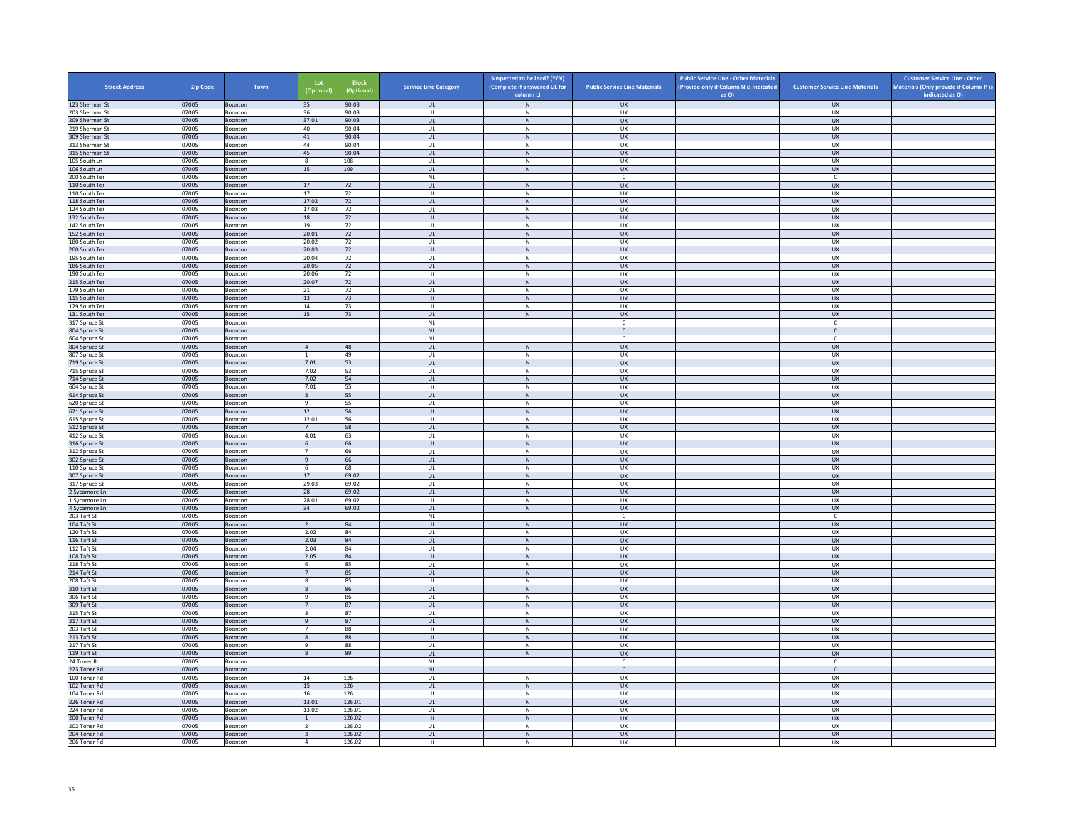| Street Address | Zip Code | Town | Lot (Optional) | Block (Optional) | Service Line Category | Suspected to be lead? (Y/N) (Complete if answered UL for column L) | Public Service Line Materials | Public Service Line - Other Materials (Provide only if Column N is indicated as O) | Customer Service Line Materials | Customer Service Line - Other Materials (Only provide if Column P is indicated as O) |
|---|---|---|---|---|---|---|---|---|---|---|
| 123 Sherman St | 07005 | Boonton | 35 | 90.03 | UL | N | UX | | UX | |
| 203 Sherman St | 07005 | Boonton | 36 | 90.03 | UL | N | UX | | UX | |
| 209 Sherman St | 07005 | Boonton | 37.01 | 90.03 | UL | N | UX | | UX | |
| 219 Sherman St | 07005 | Boonton | 40 | 90.04 | UL | N | UX | | UX | |
| 309 Sherman St | 07005 | Boonton | 41 | 90.04 | UL | N | UX | | UX | |
| 313 Sherman St | 07005 | Boonton | 44 | 90.04 | UL | N | UX | | UX | |
| 315 Sherman St | 07005 | Boonton | 45 | 90.04 | UL | N | UX | | UX | |
| 105 South Ln | 07005 | Boonton | 8 | 108 | UL | N | UX | | UX | |
| 106 South Ln | 07005 | Boonton | 15 | 109 | UL | N | UX | | UX | |
| 200 South Ter | 07005 | Boonton | | | NL | | C | | C | |
| 110 South Ter | 07005 | Boonton | 17 | 72 | UL | N | UX | | UX | |
| 110 South Ter | 07005 | Boonton | 17 | 72 | UL | N | UX | | UX | |
| 118 South Ter | 07005 | Boonton | 17.02 | 72 | UL | N | UX | | UX | |
| 124 South Ter | 07005 | Boonton | 17.03 | 72 | UL | N | UX | | UX | |
| 132 South Ter | 07005 | Boonton | 18 | 72 | UL | N | UX | | UX | |
| 142 South Ter | 07005 | Boonton | 19 | 72 | UL | N | UX | | UX | |
| 152 South Ter | 07005 | Boonton | 20.01 | 72 | UL | N | UX | | UX | |
| 180 South Ter | 07005 | Boonton | 20.02 | 72 | UL | N | UX | | UX | |
| 200 South Ter | 07005 | Boonton | 20.03 | 72 | UL | N | UX | | UX | |
| 195 South Ter | 07005 | Boonton | 20.04 | 72 | UL | N | UX | | UX | |
| 186 South Ter | 07005 | Boonton | 20.05 | 72 | UL | N | UX | | UX | |
| 190 South Ter | 07005 | Boonton | 20.06 | 72 | UL | N | UX | | UX | |
| 215 South Ter | 07005 | Boonton | 20.07 | 72 | UL | N | UX | | UX | |
| 179 South Ter | 07005 | Boonton | 21 | 72 | UL | N | UX | | UX | |
| 115 South Ter | 07005 | Boonton | 13 | 73 | UL | N | UX | | UX | |
| 129 South Ter | 07005 | Boonton | 14 | 73 | UL | N | UX | | UX | |
| 131 South Ter | 07005 | Boonton | 15 | 73 | UL | N | UX | | UX | |
| 317 Spruce St | 07005 | Boonton | | | NL | | C | | C | |
| 804 Spruce St | 07005 | Boonton | | | NL | | C | | C | |
| 604 Spruce St | 07005 | Boonton | | | NL | | C | | C | |
| 804 Spruce St | 07005 | Boonton | 4 | 48 | UL | N | UX | | UX | |
| 807 Spruce St | 07005 | Boonton | 1 | 49 | UL | N | UX | | UX | |
| 719 Spruce St | 07005 | Boonton | 7.01 | 53 | UL | N | UX | | UX | |
| 715 Spruce St | 07005 | Boonton | 7.02 | 53 | UL | N | UX | | UX | |
| 714 Spruce St | 07005 | Boonton | 7.02 | 54 | UL | N | UX | | UX | |
| 604 Spruce St | 07005 | Boonton | 7.01 | 55 | UL | N | UX | | UX | |
| 614 Spruce St | 07005 | Boonton | 8 | 55 | UL | N | UX | | UX | |
| 620 Spruce St | 07005 | Boonton | 9 | 55 | UL | N | UX | | UX | |
| 621 Spruce St | 07005 | Boonton | 12 | 56 | UL | N | UX | | UX | |
| 615 Spruce St | 07005 | Boonton | 12.01 | 56 | UL | N | UX | | UX | |
| 512 Spruce St | 07005 | Boonton | 7 | 58 | UL | N | UX | | UX | |
| 412 Spruce St | 07005 | Boonton | 4.01 | 63 | UL | N | UX | | UX | |
| 316 Spruce St | 07005 | Boonton | 6 | 66 | UL | N | UX | | UX | |
| 312 Spruce St | 07005 | Boonton | 7 | 66 | UL | N | UX | | UX | |
| 302 Spruce St | 07005 | Boonton | 9 | 66 | UL | N | UX | | UX | |
| 110 Spruce St | 07005 | Boonton | 6 | 68 | UL | N | UX | | UX | |
| 307 Spruce St | 07005 | Boonton | 17 | 69.02 | UL | N | UX | | UX | |
| 317 Spruce St | 07005 | Boonton | 29.03 | 69.02 | UL | N | UX | | UX | |
| 2 Sycamore Ln | 07005 | Boonton | 28 | 69.02 | UL | N | UX | | UX | |
| 1 Sycamore Ln | 07005 | Boonton | 28.01 | 69.02 | UL | N | UX | | UX | |
| 4 Sycamore Ln | 07005 | Boonton | 34 | 69.02 | UL | N | UX | | UX | |
| 203 Taft St | 07005 | Boonton | | | NL | | C | | C | |
| 104 Taft St | 07005 | Boonton | 2 | 84 | UL | N | UX | | UX | |
| 120 Taft St | 07005 | Boonton | 2.02 | 84 | UL | N | UX | | UX | |
| 116 Taft St | 07005 | Boonton | 2.03 | 84 | UL | N | UX | | UX | |
| 112 Taft St | 07005 | Boonton | 2.04 | 84 | UL | N | UX | | UX | |
| 108 Taft St | 07005 | Boonton | 2.05 | 84 | UL | N | UX | | UX | |
| 218 Taft St | 07005 | Boonton | 6 | 85 | UL | N | UX | | UX | |
| 214 Taft St | 07005 | Boonton | 7 | 85 | UL | N | UX | | UX | |
| 208 Taft St | 07005 | Boonton | 8 | 85 | UL | N | UX | | UX | |
| 310 Taft St | 07005 | Boonton | 8 | 86 | UL | N | UX | | UX | |
| 306 Taft St | 07005 | Boonton | 9 | 86 | UL | N | UX | | UX | |
| 309 Taft St | 07005 | Boonton | 7 | 87 | UL | N | UX | | UX | |
| 315 Taft St | 07005 | Boonton | 8 | 87 | UL | N | UX | | UX | |
| 317 Taft St | 07005 | Boonton | 9 | 87 | UL | N | UX | | UX | |
| 203 Taft St | 07005 | Boonton | 7 | 88 | UL | N | UX | | UX | |
| 213 Taft St | 07005 | Boonton | 8 | 88 | UL | N | UX | | UX | |
| 217 Taft St | 07005 | Boonton | 9 | 88 | UL | N | UX | | UX | |
| 119 Taft St | 07005 | Boonton | 8 | 89 | UL | N | UX | | UX | |
| 24 Toner Rd | 07005 | Boonton | | | NL | | C | | C | |
| 223 Toner Rd | 07005 | Boonton | | | NL | | C | | C | |
| 100 Toner Rd | 07005 | Boonton | 14 | 126 | UL | N | UX | | UX | |
| 102 Toner Rd | 07005 | Boonton | 15 | 126 | UL | N | UX | | UX | |
| 104 Toner Rd | 07005 | Boonton | 16 | 126 | UL | N | UX | | UX | |
| 226 Toner Rd | 07005 | Boonton | 13.01 | 126.01 | UL | N | UX | | UX | |
| 224 Toner Rd | 07005 | Boonton | 13.02 | 126.01 | UL | N | UX | | UX | |
| 200 Toner Rd | 07005 | Boonton | 1 | 126.02 | UL | N | UX | | UX | |
| 202 Toner Rd | 07005 | Boonton | 2 | 126.02 | UL | N | UX | | UX | |
| 204 Toner Rd | 07005 | Boonton | 3 | 126.02 | UL | N | UX | | UX | |
| 206 Toner Rd | 07005 | Boonton | 4 | 126.02 | UL | N | UX | | UX | |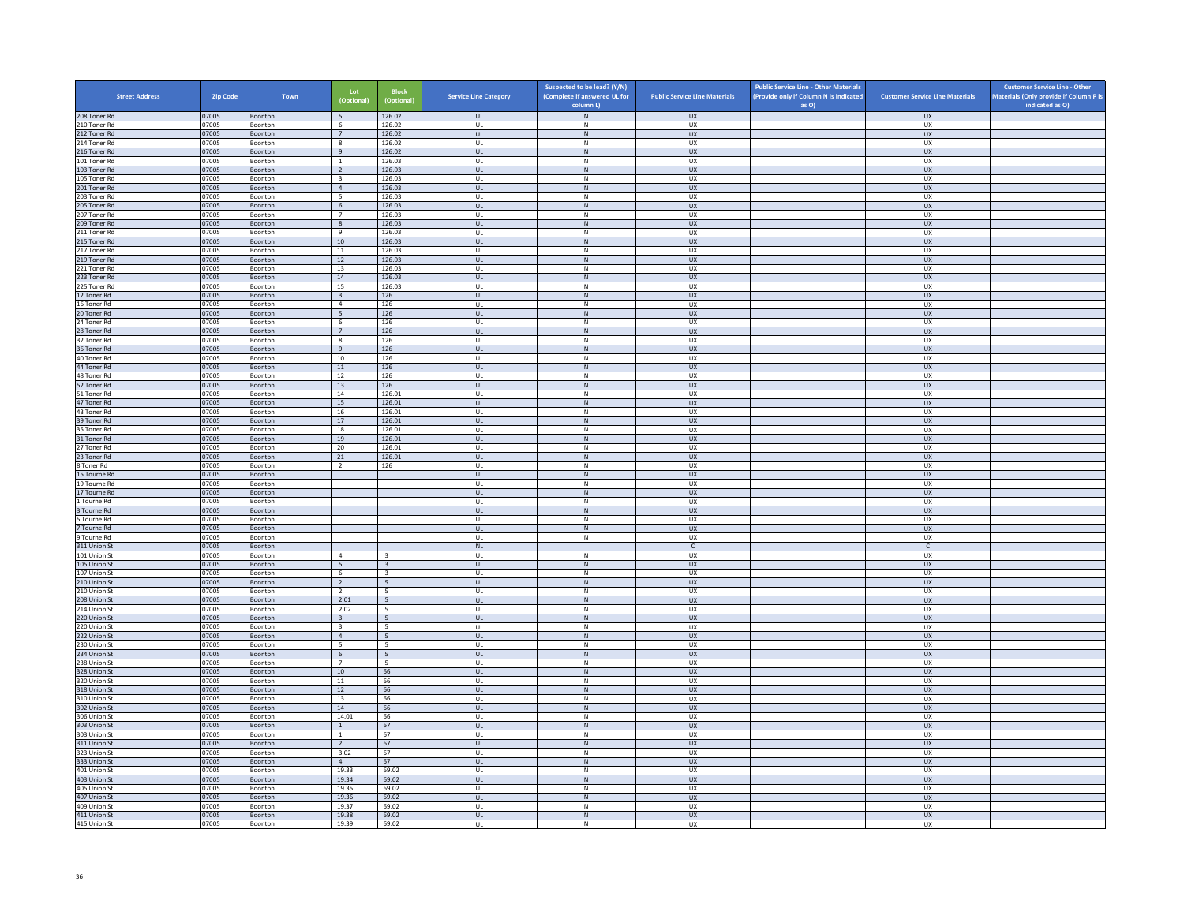| Street Address | Zip Code | Town | Lot (Optional) | Block (Optional) | Service Line Category | Suspected to be lead? (Y/N) (Complete if answered UL for column L) | Public Service Line Materials | Public Service Line - Other Materials (Provide only if Column N is indicated as O) | Customer Service Line Materials | Customer Service Line - Other Materials (Only provide if Column P is indicated as O) |
|---|---|---|---|---|---|---|---|---|---|---|
| 208 Toner Rd | 07005 | Boonton | 5 | 126.02 | UL | N | UX | | UX | |
| 210 Toner Rd | 07005 | Boonton | 6 | 126.02 | UL | N | UX | | UX | |
| 212 Toner Rd | 07005 | Boonton | 7 | 126.02 | UL | N | UX | | UX | |
| 214 Toner Rd | 07005 | Boonton | 8 | 126.02 | UL | N | UX | | UX | |
| 216 Toner Rd | 07005 | Boonton | 9 | 126.02 | UL | N | UX | | UX | |
| 101 Toner Rd | 07005 | Boonton | 1 | 126.03 | UL | N | UX | | UX | |
| 103 Toner Rd | 07005 | Boonton | 2 | 126.03 | UL | N | UX | | UX | |
| 105 Toner Rd | 07005 | Boonton | 3 | 126.03 | UL | N | UX | | UX | |
| 201 Toner Rd | 07005 | Boonton | 4 | 126.03 | UL | N | UX | | UX | |
| 203 Toner Rd | 07005 | Boonton | 5 | 126.03 | UL | N | UX | | UX | |
| 205 Toner Rd | 07005 | Boonton | 6 | 126.03 | UL | N | UX | | UX | |
| 207 Toner Rd | 07005 | Boonton | 7 | 126.03 | UL | N | UX | | UX | |
| 209 Toner Rd | 07005 | Boonton | 8 | 126.03 | UL | N | UX | | UX | |
| 211 Toner Rd | 07005 | Boonton | 9 | 126.03 | UL | N | UX | | UX | |
| 215 Toner Rd | 07005 | Boonton | 10 | 126.03 | UL | N | UX | | UX | |
| 217 Toner Rd | 07005 | Boonton | 11 | 126.03 | UL | N | UX | | UX | |
| 219 Toner Rd | 07005 | Boonton | 12 | 126.03 | UL | N | UX | | UX | |
| 221 Toner Rd | 07005 | Boonton | 13 | 126.03 | UL | N | UX | | UX | |
| 223 Toner Rd | 07005 | Boonton | 14 | 126.03 | UL | N | UX | | UX | |
| 225 Toner Rd | 07005 | Boonton | 15 | 126.03 | UL | N | UX | | UX | |
| 12 Toner Rd | 07005 | Boonton | 3 | 126 | UL | N | UX | | UX | |
| 16 Toner Rd | 07005 | Boonton | 4 | 126 | UL | N | UX | | UX | |
| 20 Toner Rd | 07005 | Boonton | 5 | 126 | UL | N | UX | | UX | |
| 24 Toner Rd | 07005 | Boonton | 6 | 126 | UL | N | UX | | UX | |
| 28 Toner Rd | 07005 | Boonton | 7 | 126 | UL | N | UX | | UX | |
| 32 Toner Rd | 07005 | Boonton | 8 | 126 | UL | N | UX | | UX | |
| 36 Toner Rd | 07005 | Boonton | 9 | 126 | UL | N | UX | | UX | |
| 40 Toner Rd | 07005 | Boonton | 10 | 126 | UL | N | UX | | UX | |
| 44 Toner Rd | 07005 | Boonton | 11 | 126 | UL | N | UX | | UX | |
| 48 Toner Rd | 07005 | Boonton | 12 | 126 | UL | N | UX | | UX | |
| 52 Toner Rd | 07005 | Boonton | 13 | 126 | UL | N | UX | | UX | |
| 51 Toner Rd | 07005 | Boonton | 14 | 126.01 | UL | N | UX | | UX | |
| 47 Toner Rd | 07005 | Boonton | 15 | 126.01 | UL | N | UX | | UX | |
| 43 Toner Rd | 07005 | Boonton | 16 | 126.01 | UL | N | UX | | UX | |
| 39 Toner Rd | 07005 | Boonton | 17 | 126.01 | UL | N | UX | | UX | |
| 35 Toner Rd | 07005 | Boonton | 18 | 126.01 | UL | N | UX | | UX | |
| 31 Toner Rd | 07005 | Boonton | 19 | 126.01 | UL | N | UX | | UX | |
| 27 Toner Rd | 07005 | Boonton | 20 | 126.01 | UL | N | UX | | UX | |
| 23 Toner Rd | 07005 | Boonton | 21 | 126.01 | UL | N | UX | | UX | |
| 8 Toner Rd | 07005 | Boonton | 2 | 126 | UL | N | UX | | UX | |
| 15 Tourne Rd | 07005 | Boonton | | | UL | N | UX | | UX | |
| 19 Tourne Rd | 07005 | Boonton | | | UL | N | UX | | UX | |
| 17 Tourne Rd | 07005 | Boonton | | | UL | N | UX | | UX | |
| 1 Tourne Rd | 07005 | Boonton | | | UL | N | UX | | UX | |
| 3 Tourne Rd | 07005 | Boonton | | | UL | N | UX | | UX | |
| 5 Tourne Rd | 07005 | Boonton | | | UL | N | UX | | UX | |
| 7 Tourne Rd | 07005 | Boonton | | | UL | N | UX | | UX | |
| 9 Tourne Rd | 07005 | Boonton | | | UL | N | UX | | UX | |
| 311 Union St | 07005 | Boonton | | | NL | | C | | C | |
| 101 Union St | 07005 | Boonton | 4 | 3 | UL | N | UX | | UX | |
| 105 Union St | 07005 | Boonton | 5 | 3 | UL | N | UX | | UX | |
| 107 Union St | 07005 | Boonton | 6 | 3 | UL | N | UX | | UX | |
| 210 Union St | 07005 | Boonton | 2 | 5 | UL | N | UX | | UX | |
| 210 Union St | 07005 | Boonton | 2 | 5 | UL | N | UX | | UX | |
| 208 Union St | 07005 | Boonton | 2.01 | 5 | UL | N | UX | | UX | |
| 214 Union St | 07005 | Boonton | 2.02 | 5 | UL | N | UX | | UX | |
| 220 Union St | 07005 | Boonton | 3 | 5 | UL | N | UX | | UX | |
| 220 Union St | 07005 | Boonton | 3 | 5 | UL | N | UX | | UX | |
| 222 Union St | 07005 | Boonton | 4 | 5 | UL | N | UX | | UX | |
| 230 Union St | 07005 | Boonton | 5 | 5 | UL | N | UX | | UX | |
| 234 Union St | 07005 | Boonton | 6 | 5 | UL | N | UX | | UX | |
| 238 Union St | 07005 | Boonton | 7 | 5 | UL | N | UX | | UX | |
| 328 Union St | 07005 | Boonton | 10 | 66 | UL | N | UX | | UX | |
| 320 Union St | 07005 | Boonton | 11 | 66 | UL | N | UX | | UX | |
| 318 Union St | 07005 | Boonton | 12 | 66 | UL | N | UX | | UX | |
| 310 Union St | 07005 | Boonton | 13 | 66 | UL | N | UX | | UX | |
| 302 Union St | 07005 | Boonton | 14 | 66 | UL | N | UX | | UX | |
| 306 Union St | 07005 | Boonton | 14.01 | 66 | UL | N | UX | | UX | |
| 303 Union St | 07005 | Boonton | 1 | 67 | UL | N | UX | | UX | |
| 303 Union St | 07005 | Boonton | 1 | 67 | UL | N | UX | | UX | |
| 311 Union St | 07005 | Boonton | 2 | 67 | UL | N | UX | | UX | |
| 323 Union St | 07005 | Boonton | 3.02 | 67 | UL | N | UX | | UX | |
| 333 Union St | 07005 | Boonton | 4 | 67 | UL | N | UX | | UX | |
| 401 Union St | 07005 | Boonton | 19.33 | 69.02 | UL | N | UX | | UX | |
| 403 Union St | 07005 | Boonton | 19.34 | 69.02 | UL | N | UX | | UX | |
| 405 Union St | 07005 | Boonton | 19.35 | 69.02 | UL | N | UX | | UX | |
| 407 Union St | 07005 | Boonton | 19.36 | 69.02 | UL | N | UX | | UX | |
| 409 Union St | 07005 | Boonton | 19.37 | 69.02 | UL | N | UX | | UX | |
| 411 Union St | 07005 | Boonton | 19.38 | 69.02 | UL | N | UX | | UX | |
| 415 Union St | 07005 | Boonton | 19.39 | 69.02 | UL | N | UX | | UX | |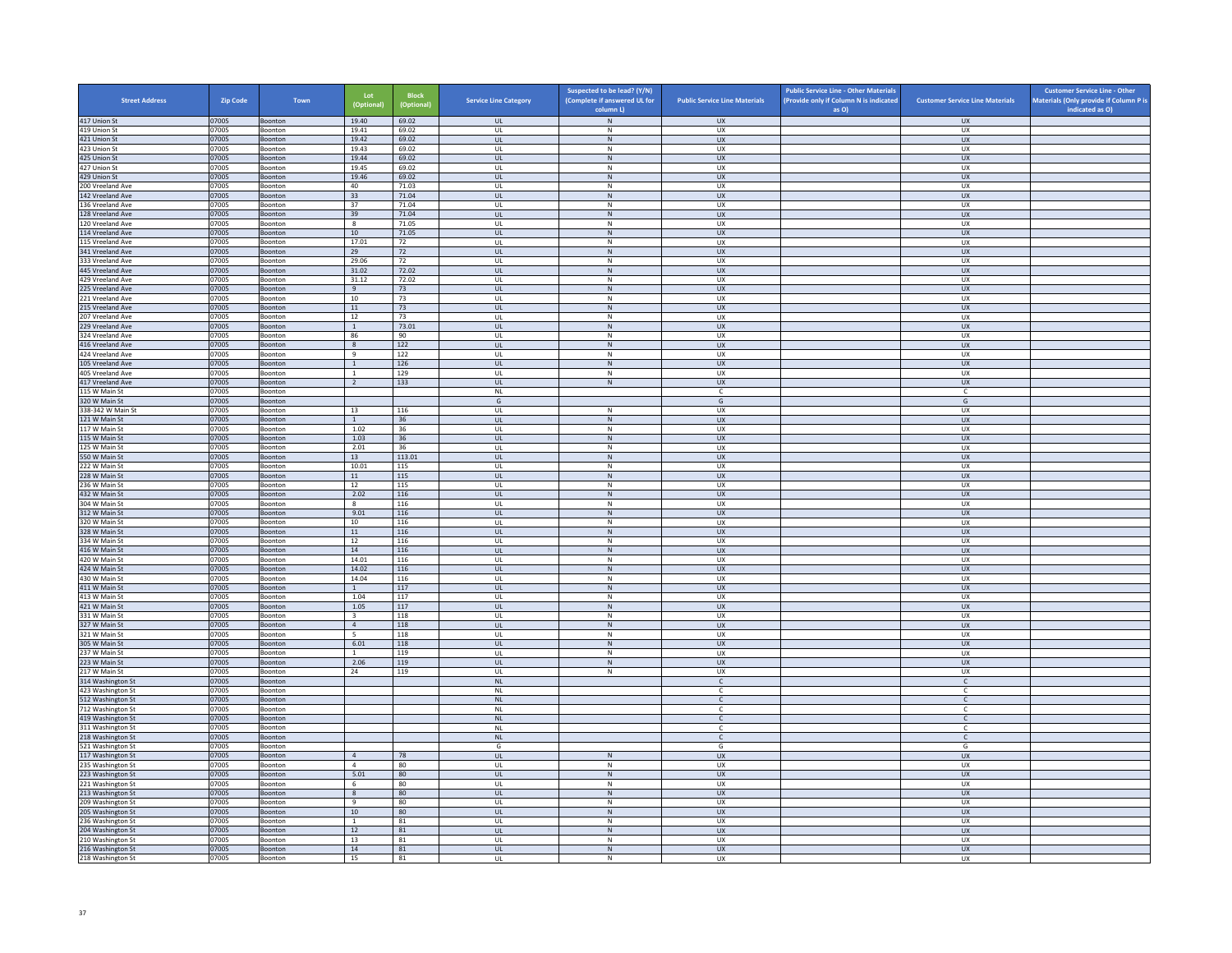| Street Address | Zip Code | Town | Lot (Optional) | Block (Optional) | Service Line Category | Suspected to be lead? (Y/N) (Complete if answered UL for column L) | Public Service Line Materials | Public Service Line - Other Materials (Provide only if Column N is indicated as O) | Customer Service Line Materials | Customer Service Line - Other Materials (Only provide if Column P is indicated as O) |
|---|---|---|---|---|---|---|---|---|---|---|
| 417 Union St | 07005 | Boonton | 19.40 | 69.02 | UL | N | UX | | UX | |
| 419 Union St | 07005 | Boonton | 19.41 | 69.02 | UL | N | UX | | UX | |
| 421 Union St | 07005 | Boonton | 19.42 | 69.02 | UL | N | UX | | UX | |
| 423 Union St | 07005 | Boonton | 19.43 | 69.02 | UL | N | UX | | UX | |
| 425 Union St | 07005 | Boonton | 19.44 | 69.02 | UL | N | UX | | UX | |
| 427 Union St | 07005 | Boonton | 19.45 | 69.02 | UL | N | UX | | UX | |
| 429 Union St | 07005 | Boonton | 19.46 | 69.02 | UL | N | UX | | UX | |
| 200 Vreeland Ave | 07005 | Boonton | 40 | 71.03 | UL | N | UX | | UX | |
| 142 Vreeland Ave | 07005 | Boonton | 33 | 71.04 | UL | N | UX | | UX | |
| 136 Vreeland Ave | 07005 | Boonton | 37 | 71.04 | UL | N | UX | | UX | |
| 128 Vreeland Ave | 07005 | Boonton | 39 | 71.04 | UL | N | UX | | UX | |
| 120 Vreeland Ave | 07005 | Boonton | 8 | 71.05 | UL | N | UX | | UX | |
| 114 Vreeland Ave | 07005 | Boonton | 10 | 71.05 | UL | N | UX | | UX | |
| 115 Vreeland Ave | 07005 | Boonton | 17.01 | 72 | UL | N | UX | | UX | |
| 341 Vreeland Ave | 07005 | Boonton | 29 | 72 | UL | N | UX | | UX | |
| 333 Vreeland Ave | 07005 | Boonton | 29.06 | 72 | UL | N | UX | | UX | |
| 445 Vreeland Ave | 07005 | Boonton | 31.02 | 72.02 | UL | N | UX | | UX | |
| 429 Vreeland Ave | 07005 | Boonton | 31.12 | 72.02 | UL | N | UX | | UX | |
| 225 Vreeland Ave | 07005 | Boonton | 9 | 73 | UL | N | UX | | UX | |
| 221 Vreeland Ave | 07005 | Boonton | 10 | 73 | UL | N | UX | | UX | |
| 215 Vreeland Ave | 07005 | Boonton | 11 | 73 | UL | N | UX | | UX | |
| 207 Vreeland Ave | 07005 | Boonton | 12 | 73 | UL | N | UX | | UX | |
| 229 Vreeland Ave | 07005 | Boonton | 1 | 73.01 | UL | N | UX | | UX | |
| 324 Vreeland Ave | 07005 | Boonton | 86 | 90 | UL | N | UX | | UX | |
| 416 Vreeland Ave | 07005 | Boonton | 8 | 122 | UL | N | UX | | UX | |
| 424 Vreeland Ave | 07005 | Boonton | 9 | 122 | UL | N | UX | | UX | |
| 105 Vreeland Ave | 07005 | Boonton | 1 | 126 | UL | N | UX | | UX | |
| 405 Vreeland Ave | 07005 | Boonton | 1 | 129 | UL | N | UX | | UX | |
| 417 Vreeland Ave | 07005 | Boonton | 2 | 133 | UL | N | UX | | UX | |
| 115 W Main St | 07005 | Boonton | | | NL | | C | | C | |
| 320 W Main St | 07005 | Boonton | | | G | | G | | G | |
| 338-342 W Main St | 07005 | Boonton | 13 | 116 | UL | N | UX | | UX | |
| 121 W Main St | 07005 | Boonton | 1 | 36 | UL | N | UX | | UX | |
| 117 W Main St | 07005 | Boonton | 1.02 | 36 | UL | N | UX | | UX | |
| 115 W Main St | 07005 | Boonton | 1.03 | 36 | UL | N | UX | | UX | |
| 125 W Main St | 07005 | Boonton | 2.01 | 36 | UL | N | UX | | UX | |
| 550 W Main St | 07005 | Boonton | 13 | 113.01 | UL | N | UX | | UX | |
| 222 W Main St | 07005 | Boonton | 10.01 | 115 | UL | N | UX | | UX | |
| 228 W Main St | 07005 | Boonton | 11 | 115 | UL | N | UX | | UX | |
| 236 W Main St | 07005 | Boonton | 12 | 115 | UL | N | UX | | UX | |
| 432 W Main St | 07005 | Boonton | 2.02 | 116 | UL | N | UX | | UX | |
| 304 W Main St | 07005 | Boonton | 8 | 116 | UL | N | UX | | UX | |
| 312 W Main St | 07005 | Boonton | 9.01 | 116 | UL | N | UX | | UX | |
| 320 W Main St | 07005 | Boonton | 10 | 116 | UL | N | UX | | UX | |
| 328 W Main St | 07005 | Boonton | 11 | 116 | UL | N | UX | | UX | |
| 334 W Main St | 07005 | Boonton | 12 | 116 | UL | N | UX | | UX | |
| 416 W Main St | 07005 | Boonton | 14 | 116 | UL | N | UX | | UX | |
| 420 W Main St | 07005 | Boonton | 14.01 | 116 | UL | N | UX | | UX | |
| 424 W Main St | 07005 | Boonton | 14.02 | 116 | UL | N | UX | | UX | |
| 430 W Main St | 07005 | Boonton | 14.04 | 116 | UL | N | UX | | UX | |
| 411 W Main St | 07005 | Boonton | 1 | 117 | UL | N | UX | | UX | |
| 413 W Main St | 07005 | Boonton | 1.04 | 117 | UL | N | UX | | UX | |
| 421 W Main St | 07005 | Boonton | 1.05 | 117 | UL | N | UX | | UX | |
| 331 W Main St | 07005 | Boonton | 3 | 118 | UL | N | UX | | UX | |
| 327 W Main St | 07005 | Boonton | 4 | 118 | UL | N | UX | | UX | |
| 321 W Main St | 07005 | Boonton | 5 | 118 | UL | N | UX | | UX | |
| 305 W Main St | 07005 | Boonton | 6.01 | 118 | UL | N | UX | | UX | |
| 237 W Main St | 07005 | Boonton | 1 | 119 | UL | N | UX | | UX | |
| 223 W Main St | 07005 | Boonton | 2.06 | 119 | UL | N | UX | | UX | |
| 217 W Main St | 07005 | Boonton | 24 | 119 | UL | N | UX | | UX | |
| 314 Washington St | 07005 | Boonton | | | NL | | C | | C | |
| 423 Washington St | 07005 | Boonton | | | NL | | C | | C | |
| 512 Washington St | 07005 | Boonton | | | NL | | C | | C | |
| 712 Washington St | 07005 | Boonton | | | NL | | C | | C | |
| 419 Washington St | 07005 | Boonton | | | NL | | C | | C | |
| 311 Washington St | 07005 | Boonton | | | NL | | C | | C | |
| 218 Washington St | 07005 | Boonton | | | NL | | C | | C | |
| 521 Washington St | 07005 | Boonton | | | G | | G | | G | |
| 117 Washington St | 07005 | Boonton | 4 | 78 | UL | N | UX | | UX | |
| 235 Washington St | 07005 | Boonton | 4 | 80 | UL | N | UX | | UX | |
| 223 Washington St | 07005 | Boonton | 5.01 | 80 | UL | N | UX | | UX | |
| 221 Washington St | 07005 | Boonton | 6 | 80 | UL | N | UX | | UX | |
| 213 Washington St | 07005 | Boonton | 8 | 80 | UL | N | UX | | UX | |
| 209 Washington St | 07005 | Boonton | 9 | 80 | UL | N | UX | | UX | |
| 205 Washington St | 07005 | Boonton | 10 | 80 | UL | N | UX | | UX | |
| 236 Washington St | 07005 | Boonton | 1 | 81 | UL | N | UX | | UX | |
| 204 Washington St | 07005 | Boonton | 12 | 81 | UL | N | UX | | UX | |
| 210 Washington St | 07005 | Boonton | 13 | 81 | UL | N | UX | | UX | |
| 216 Washington St | 07005 | Boonton | 14 | 81 | UL | N | UX | | UX | |
| 218 Washington St | 07005 | Boonton | 15 | 81 | UL | N | UX | | UX | |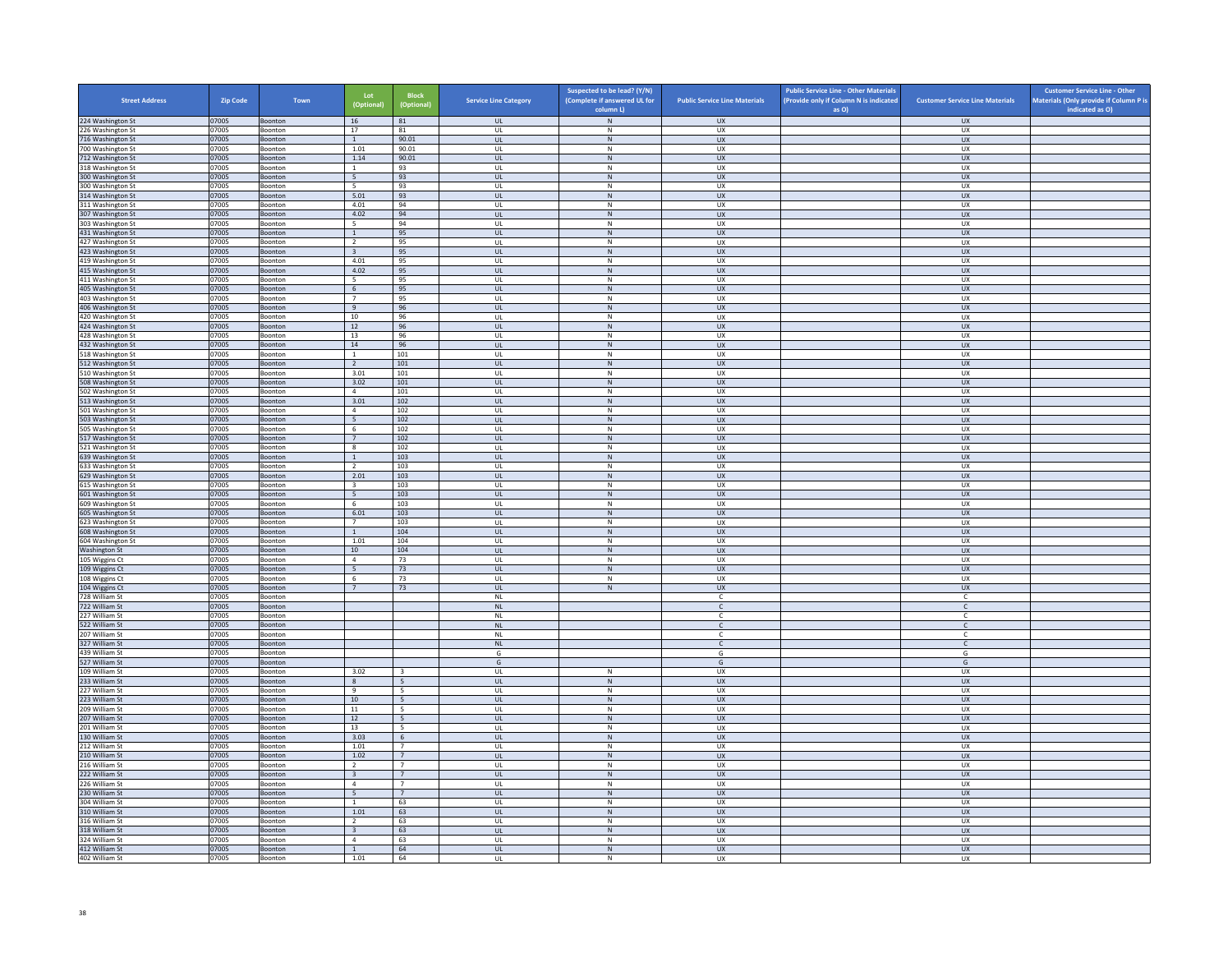| Street Address | Zip Code | Town | Lot (Optional) | Block (Optional) | Service Line Category | Suspected to be lead? (Y/N) (Complete if answered UL for column L) | Public Service Line Materials | Public Service Line - Other Materials (Provide only if Column N is indicated as O) | Customer Service Line Materials | Customer Service Line - Other Materials (Only provide if Column P is indicated as O) |
|---|---|---|---|---|---|---|---|---|---|---|
| 224 Washington St | 07005 | Boonton | 16 | 81 | UL | N | UX | | UX | |
| 226 Washington St | 07005 | Boonton | 17 | 81 | UL | N | UX | | UX | |
| 716 Washington St | 07005 | Boonton | 1 | 90.01 | UL | N | UX | | UX | |
| 700 Washington St | 07005 | Boonton | 1.01 | 90.01 | UL | N | UX | | UX | |
| 712 Washington St | 07005 | Boonton | 1.14 | 90.01 | UL | N | UX | | UX | |
| 318 Washington St | 07005 | Boonton | 1 | 93 | UL | N | UX | | UX | |
| 300 Washington St | 07005 | Boonton | 5 | 93 | UL | N | UX | | UX | |
| 300 Washington St | 07005 | Boonton | 5 | 93 | UL | N | UX | | UX | |
| 314 Washington St | 07005 | Boonton | 5.01 | 93 | UL | N | UX | | UX | |
| 311 Washington St | 07005 | Boonton | 4.01 | 94 | UL | N | UX | | UX | |
| 307 Washington St | 07005 | Boonton | 4.02 | 94 | UL | N | UX | | UX | |
| 303 Washington St | 07005 | Boonton | 5 | 94 | UL | N | UX | | UX | |
| 431 Washington St | 07005 | Boonton | 1 | 95 | UL | N | UX | | UX | |
| 427 Washington St | 07005 | Boonton | 2 | 95 | UL | N | UX | | UX | |
| 423 Washington St | 07005 | Boonton | 3 | 95 | UL | N | UX | | UX | |
| 419 Washington St | 07005 | Boonton | 4.01 | 95 | UL | N | UX | | UX | |
| 415 Washington St | 07005 | Boonton | 4.02 | 95 | UL | N | UX | | UX | |
| 411 Washington St | 07005 | Boonton | 5 | 95 | UL | N | UX | | UX | |
| 405 Washington St | 07005 | Boonton | 6 | 95 | UL | N | UX | | UX | |
| 403 Washington St | 07005 | Boonton | 7 | 95 | UL | N | UX | | UX | |
| 406 Washington St | 07005 | Boonton | 9 | 96 | UL | N | UX | | UX | |
| 420 Washington St | 07005 | Boonton | 10 | 96 | UL | N | UX | | UX | |
| 424 Washington St | 07005 | Boonton | 12 | 96 | UL | N | UX | | UX | |
| 428 Washington St | 07005 | Boonton | 13 | 96 | UL | N | UX | | UX | |
| 432 Washington St | 07005 | Boonton | 14 | 96 | UL | N | UX | | UX | |
| 518 Washington St | 07005 | Boonton | 1 | 101 | UL | N | UX | | UX | |
| 512 Washington St | 07005 | Boonton | 2 | 101 | UL | N | UX | | UX | |
| 510 Washington St | 07005 | Boonton | 3.01 | 101 | UL | N | UX | | UX | |
| 508 Washington St | 07005 | Boonton | 3.02 | 101 | UL | N | UX | | UX | |
| 502 Washington St | 07005 | Boonton | 4 | 101 | UL | N | UX | | UX | |
| 513 Washington St | 07005 | Boonton | 3.01 | 102 | UL | N | UX | | UX | |
| 501 Washington St | 07005 | Boonton | 4 | 102 | UL | N | UX | | UX | |
| 503 Washington St | 07005 | Boonton | 5 | 102 | UL | N | UX | | UX | |
| 505 Washington St | 07005 | Boonton | 6 | 102 | UL | N | UX | | UX | |
| 517 Washington St | 07005 | Boonton | 7 | 102 | UL | N | UX | | UX | |
| 521 Washington St | 07005 | Boonton | 8 | 102 | UL | N | UX | | UX | |
| 639 Washington St | 07005 | Boonton | 1 | 103 | UL | N | UX | | UX | |
| 633 Washington St | 07005 | Boonton | 2 | 103 | UL | N | UX | | UX | |
| 629 Washington St | 07005 | Boonton | 2.01 | 103 | UL | N | UX | | UX | |
| 615 Washington St | 07005 | Boonton | 3 | 103 | UL | N | UX | | UX | |
| 601 Washington St | 07005 | Boonton | 5 | 103 | UL | N | UX | | UX | |
| 609 Washington St | 07005 | Boonton | 6 | 103 | UL | N | UX | | UX | |
| 605 Washington St | 07005 | Boonton | 6.01 | 103 | UL | N | UX | | UX | |
| 623 Washington St | 07005 | Boonton | 7 | 103 | UL | N | UX | | UX | |
| 608 Washington St | 07005 | Boonton | 1 | 104 | UL | N | UX | | UX | |
| 604 Washington St | 07005 | Boonton | 1.01 | 104 | UL | N | UX | | UX | |
| Washington St | 07005 | Boonton | 10 | 104 | UL | N | UX | | UX | |
| 105 Wiggins Ct | 07005 | Boonton | 4 | 73 | UL | N | UX | | UX | |
| 109 Wiggins Ct | 07005 | Boonton | 5 | 73 | UL | N | UX | | UX | |
| 108 Wiggins Ct | 07005 | Boonton | 6 | 73 | UL | N | UX | | UX | |
| 104 Wiggins Ct | 07005 | Boonton | 7 | 73 | UL | N | UX | | UX | |
| 728 William St | 07005 | Boonton | | | NL | | C | | C | |
| 722 William St | 07005 | Boonton | | | NL | | C | | C | |
| 227 William St | 07005 | Boonton | | | NL | | C | | C | |
| 522 William St | 07005 | Boonton | | | NL | | C | | C | |
| 207 William St | 07005 | Boonton | | | NL | | C | | C | |
| 327 William St | 07005 | Boonton | | | NL | | C | | C | |
| 439 William St | 07005 | Boonton | | | G | | G | | G | |
| 527 William St | 07005 | Boonton | | | G | | G | | G | |
| 109 William St | 07005 | Boonton | 3.02 | 3 | UL | N | UX | | UX | |
| 233 William St | 07005 | Boonton | 8 | 5 | UL | N | UX | | UX | |
| 227 William St | 07005 | Boonton | 9 | 5 | UL | N | UX | | UX | |
| 223 William St | 07005 | Boonton | 10 | 5 | UL | N | UX | | UX | |
| 209 William St | 07005 | Boonton | 11 | 5 | UL | N | UX | | UX | |
| 207 William St | 07005 | Boonton | 12 | 5 | UL | N | UX | | UX | |
| 201 William St | 07005 | Boonton | 13 | 5 | UL | N | UX | | UX | |
| 130 William St | 07005 | Boonton | 3.03 | 6 | UL | N | UX | | UX | |
| 212 William St | 07005 | Boonton | 1.01 | 7 | UL | N | UX | | UX | |
| 210 William St | 07005 | Boonton | 1.02 | 7 | UL | N | UX | | UX | |
| 216 William St | 07005 | Boonton | 2 | 7 | UL | N | UX | | UX | |
| 222 William St | 07005 | Boonton | 3 | 7 | UL | N | UX | | UX | |
| 226 William St | 07005 | Boonton | 4 | 7 | UL | N | UX | | UX | |
| 230 William St | 07005 | Boonton | 5 | 7 | UL | N | UX | | UX | |
| 304 William St | 07005 | Boonton | 1 | 63 | UL | N | UX | | UX | |
| 310 William St | 07005 | Boonton | 1.01 | 63 | UL | N | UX | | UX | |
| 316 William St | 07005 | Boonton | 2 | 63 | UL | N | UX | | UX | |
| 318 William St | 07005 | Boonton | 3 | 63 | UL | N | UX | | UX | |
| 324 William St | 07005 | Boonton | 4 | 63 | UL | N | UX | | UX | |
| 412 William St | 07005 | Boonton | 1 | 64 | UL | N | UX | | UX | |
| 402 William St | 07005 | Boonton | 1.01 | 64 | UL | N | UX | | UX | |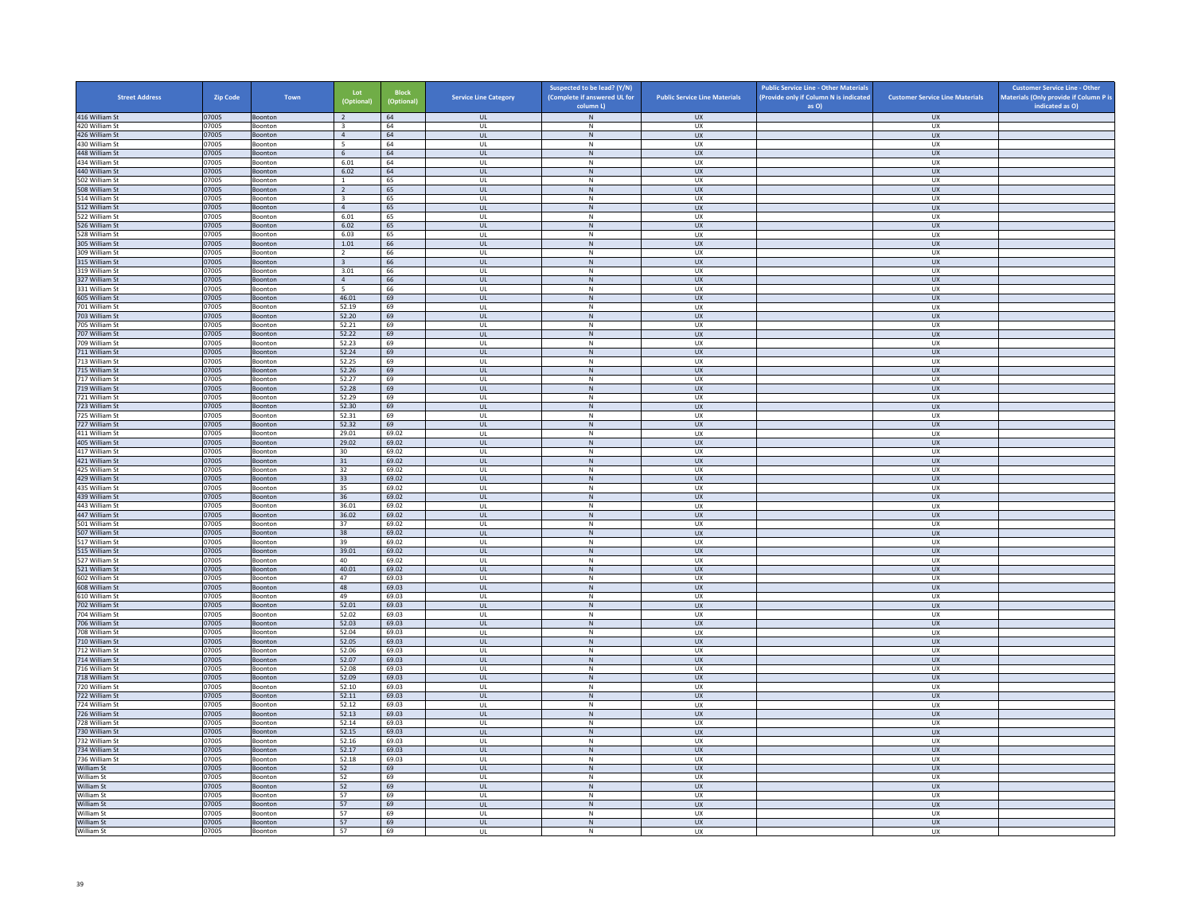| Street Address | Zip Code | Town | Lot (Optional) | Block (Optional) | Service Line Category | Suspected to be lead? (Y/N) (Complete if answered UL for column L) | Public Service Line Materials | Public Service Line - Other Materials (Provide only if Column N is indicated as O) | Customer Service Line Materials | Customer Service Line - Other Materials (Only provide if Column P is indicated as O) |
|---|---|---|---|---|---|---|---|---|---|---|
| 416 William St | 07005 | Boonton | 2 | 64 | UL | N | UX | | UX | |
| 420 William St | 07005 | Boonton | 3 | 64 | UL | N | UX | | UX | |
| 426 William St | 07005 | Boonton | 4 | 64 | UL | N | UX | | UX | |
| 430 William St | 07005 | Boonton | 5 | 64 | UL | N | UX | | UX | |
| 448 William St | 07005 | Boonton | 6 | 64 | UL | N | UX | | UX | |
| 434 William St | 07005 | Boonton | 6.01 | 64 | UL | N | UX | | UX | |
| 440 William St | 07005 | Boonton | 6.02 | 64 | UL | N | UX | | UX | |
| 502 William St | 07005 | Boonton | 1 | 65 | UL | N | UX | | UX | |
| 508 William St | 07005 | Boonton | 2 | 65 | UL | N | UX | | UX | |
| 514 William St | 07005 | Boonton | 3 | 65 | UL | N | UX | | UX | |
| 512 William St | 07005 | Boonton | 4 | 65 | UL | N | UX | | UX | |
| 522 William St | 07005 | Boonton | 6.01 | 65 | UL | N | UX | | UX | |
| 526 William St | 07005 | Boonton | 6.02 | 65 | UL | N | UX | | UX | |
| 528 William St | 07005 | Boonton | 6.03 | 65 | UL | N | UX | | UX | |
| 305 William St | 07005 | Boonton | 1.01 | 66 | UL | N | UX | | UX | |
| 309 William St | 07005 | Boonton | 2 | 66 | UL | N | UX | | UX | |
| 315 William St | 07005 | Boonton | 3 | 66 | UL | N | UX | | UX | |
| 319 William St | 07005 | Boonton | 3.01 | 66 | UL | N | UX | | UX | |
| 327 William St | 07005 | Boonton | 4 | 66 | UL | N | UX | | UX | |
| 331 William St | 07005 | Boonton | 5 | 66 | UL | N | UX | | UX | |
| 605 William St | 07005 | Boonton | 46.01 | 69 | UL | N | UX | | UX | |
| 701 William St | 07005 | Boonton | 52.19 | 69 | UL | N | UX | | UX | |
| 703 William St | 07005 | Boonton | 52.20 | 69 | UL | N | UX | | UX | |
| 705 William St | 07005 | Boonton | 52.21 | 69 | UL | N | UX | | UX | |
| 707 William St | 07005 | Boonton | 52.22 | 69 | UL | N | UX | | UX | |
| 709 William St | 07005 | Boonton | 52.23 | 69 | UL | N | UX | | UX | |
| 711 William St | 07005 | Boonton | 52.24 | 69 | UL | N | UX | | UX | |
| 713 William St | 07005 | Boonton | 52.25 | 69 | UL | N | UX | | UX | |
| 715 William St | 07005 | Boonton | 52.26 | 69 | UL | N | UX | | UX | |
| 717 William St | 07005 | Boonton | 52.27 | 69 | UL | N | UX | | UX | |
| 719 William St | 07005 | Boonton | 52.28 | 69 | UL | N | UX | | UX | |
| 721 William St | 07005 | Boonton | 52.29 | 69 | UL | N | UX | | UX | |
| 723 William St | 07005 | Boonton | 52.30 | 69 | UL | N | UX | | UX | |
| 725 William St | 07005 | Boonton | 52.31 | 69 | UL | N | UX | | UX | |
| 727 William St | 07005 | Boonton | 52.32 | 69 | UL | N | UX | | UX | |
| 411 William St | 07005 | Boonton | 29.01 | 69.02 | UL | N | UX | | UX | |
| 405 William St | 07005 | Boonton | 29.02 | 69.02 | UL | N | UX | | UX | |
| 417 William St | 07005 | Boonton | 30 | 69.02 | UL | N | UX | | UX | |
| 421 William St | 07005 | Boonton | 31 | 69.02 | UL | N | UX | | UX | |
| 425 William St | 07005 | Boonton | 32 | 69.02 | UL | N | UX | | UX | |
| 429 William St | 07005 | Boonton | 33 | 69.02 | UL | N | UX | | UX | |
| 435 William St | 07005 | Boonton | 35 | 69.02 | UL | N | UX | | UX | |
| 439 William St | 07005 | Boonton | 36 | 69.02 | UL | N | UX | | UX | |
| 443 William St | 07005 | Boonton | 36.01 | 69.02 | UL | N | UX | | UX | |
| 447 William St | 07005 | Boonton | 36.02 | 69.02 | UL | N | UX | | UX | |
| 501 William St | 07005 | Boonton | 37 | 69.02 | UL | N | UX | | UX | |
| 507 William St | 07005 | Boonton | 38 | 69.02 | UL | N | UX | | UX | |
| 517 William St | 07005 | Boonton | 39 | 69.02 | UL | N | UX | | UX | |
| 515 William St | 07005 | Boonton | 39.01 | 69.02 | UL | N | UX | | UX | |
| 527 William St | 07005 | Boonton | 40 | 69.02 | UL | N | UX | | UX | |
| 521 William St | 07005 | Boonton | 40.01 | 69.02 | UL | N | UX | | UX | |
| 602 William St | 07005 | Boonton | 47 | 69.03 | UL | N | UX | | UX | |
| 608 William St | 07005 | Boonton | 48 | 69.03 | UL | N | UX | | UX | |
| 610 William St | 07005 | Boonton | 49 | 69.03 | UL | N | UX | | UX | |
| 702 William St | 07005 | Boonton | 52.01 | 69.03 | UL | N | UX | | UX | |
| 704 William St | 07005 | Boonton | 52.02 | 69.03 | UL | N | UX | | UX | |
| 706 William St | 07005 | Boonton | 52.03 | 69.03 | UL | N | UX | | UX | |
| 708 William St | 07005 | Boonton | 52.04 | 69.03 | UL | N | UX | | UX | |
| 710 William St | 07005 | Boonton | 52.05 | 69.03 | UL | N | UX | | UX | |
| 712 William St | 07005 | Boonton | 52.06 | 69.03 | UL | N | UX | | UX | |
| 714 William St | 07005 | Boonton | 52.07 | 69.03 | UL | N | UX | | UX | |
| 716 William St | 07005 | Boonton | 52.08 | 69.03 | UL | N | UX | | UX | |
| 718 William St | 07005 | Boonton | 52.09 | 69.03 | UL | N | UX | | UX | |
| 720 William St | 07005 | Boonton | 52.10 | 69.03 | UL | N | UX | | UX | |
| 722 William St | 07005 | Boonton | 52.11 | 69.03 | UL | N | UX | | UX | |
| 724 William St | 07005 | Boonton | 52.12 | 69.03 | UL | N | UX | | UX | |
| 726 William St | 07005 | Boonton | 52.13 | 69.03 | UL | N | UX | | UX | |
| 728 William St | 07005 | Boonton | 52.14 | 69.03 | UL | N | UX | | UX | |
| 730 William St | 07005 | Boonton | 52.15 | 69.03 | UL | N | UX | | UX | |
| 732 William St | 07005 | Boonton | 52.16 | 69.03 | UL | N | UX | | UX | |
| 734 William St | 07005 | Boonton | 52.17 | 69.03 | UL | N | UX | | UX | |
| 736 William St | 07005 | Boonton | 52.18 | 69.03 | UL | N | UX | | UX | |
| William St | 07005 | Boonton | 52 | 69 | UL | N | UX | | UX | |
| William St | 07005 | Boonton | 52 | 69 | UL | N | UX | | UX | |
| William St | 07005 | Boonton | 52 | 69 | UL | N | UX | | UX | |
| William St | 07005 | Boonton | 57 | 69 | UL | N | UX | | UX | |
| William St | 07005 | Boonton | 57 | 69 | UL | N | UX | | UX | |
| William St | 07005 | Boonton | 57 | 69 | UL | N | UX | | UX | |
| William St | 07005 | Boonton | 57 | 69 | UL | N | UX | | UX | |
| William St | 07005 | Boonton | 57 | 69 | UL | N | UX | | UX | |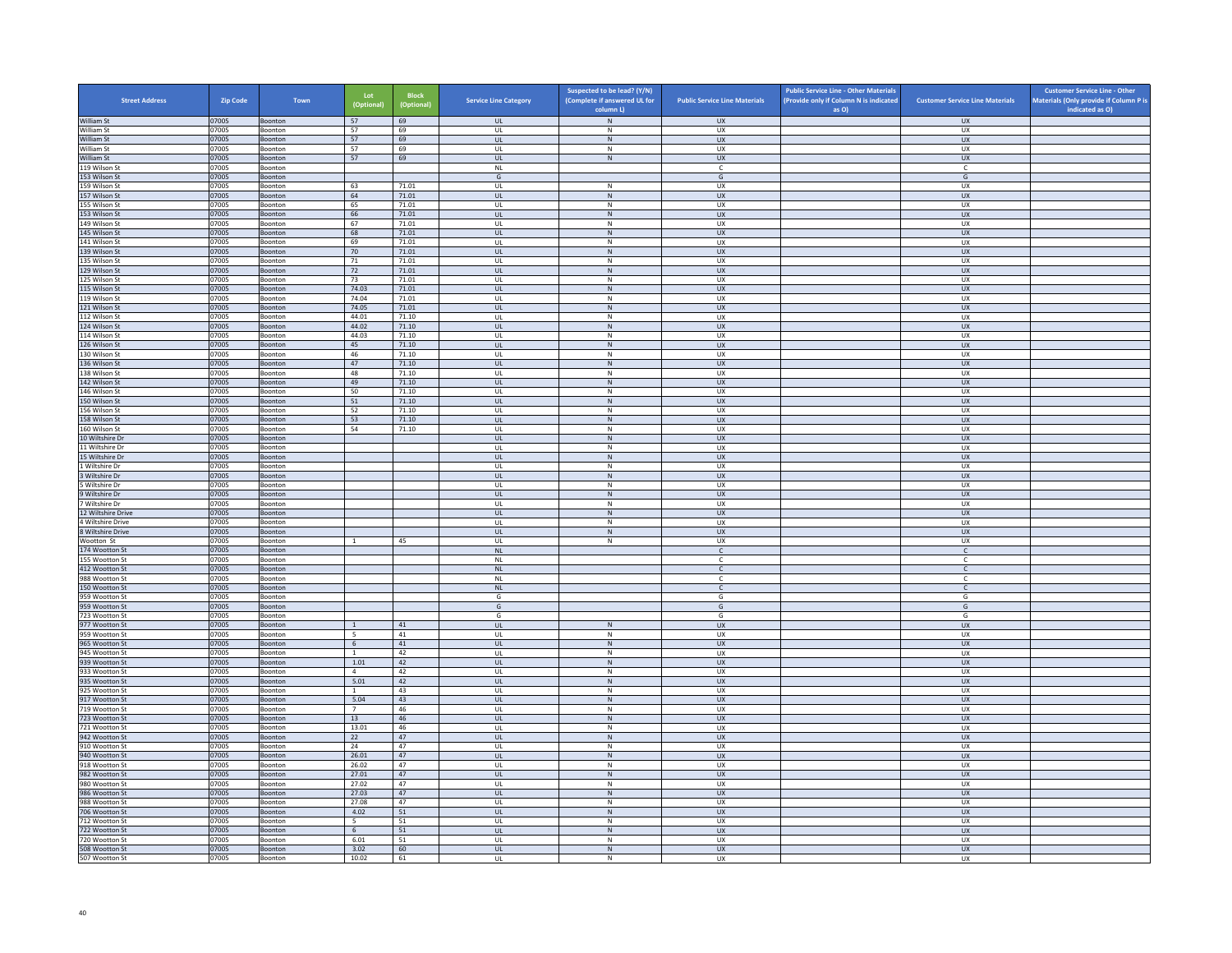| Street Address | Zip Code | Town | Lot (Optional) | Block (Optional) | Service Line Category | Suspected to be lead? (Y/N) (Complete if answered UL for column L) | Public Service Line Materials | Public Service Line - Other Materials (Provide only if Column N is indicated as O) | Customer Service Line Materials | Customer Service Line - Other Materials (Only provide if Column P is indicated as O) |
|---|---|---|---|---|---|---|---|---|---|---|
| William St | 07005 | Boonton | 57 | 69 | UL | N | UX | | UX | |
| William St | 07005 | Boonton | 57 | 69 | UL | N | UX | | UX | |
| William St | 07005 | Boonton | 57 | 69 | UL | N | UX | | UX | |
| William St | 07005 | Boonton | 57 | 69 | UL | N | UX | | UX | |
| William St | 07005 | Boonton | 57 | 69 | UL | N | UX | | UX | |
| 119 Wilson St | 07005 | Boonton | | | NL | | C | | C | |
| 153 Wilson St | 07005 | Boonton | | | G | | G | | G | |
| 159 Wilson St | 07005 | Boonton | 63 | 71.01 | UL | N | UX | | UX | |
| 157 Wilson St | 07005 | Boonton | 64 | 71.01 | UL | N | UX | | UX | |
| 155 Wilson St | 07005 | Boonton | 65 | 71.01 | UL | N | UX | | UX | |
| 153 Wilson St | 07005 | Boonton | 66 | 71.01 | UL | N | UX | | UX | |
| 149 Wilson St | 07005 | Boonton | 67 | 71.01 | UL | N | UX | | UX | |
| 145 Wilson St | 07005 | Boonton | 68 | 71.01 | UL | N | UX | | UX | |
| 141 Wilson St | 07005 | Boonton | 69 | 71.01 | UL | N | UX | | UX | |
| 139 Wilson St | 07005 | Boonton | 70 | 71.01 | UL | N | UX | | UX | |
| 135 Wilson St | 07005 | Boonton | 71 | 71.01 | UL | N | UX | | UX | |
| 129 Wilson St | 07005 | Boonton | 72 | 71.01 | UL | N | UX | | UX | |
| 125 Wilson St | 07005 | Boonton | 73 | 71.01 | UL | N | UX | | UX | |
| 115 Wilson St | 07005 | Boonton | 74.03 | 71.01 | UL | N | UX | | UX | |
| 119 Wilson St | 07005 | Boonton | 74.04 | 71.01 | UL | N | UX | | UX | |
| 121 Wilson St | 07005 | Boonton | 74.05 | 71.01 | UL | N | UX | | UX | |
| 112 Wilson St | 07005 | Boonton | 44.01 | 71.10 | UL | N | UX | | UX | |
| 124 Wilson St | 07005 | Boonton | 44.02 | 71.10 | UL | N | UX | | UX | |
| 114 Wilson St | 07005 | Boonton | 44.03 | 71.10 | UL | N | UX | | UX | |
| 126 Wilson St | 07005 | Boonton | 45 | 71.10 | UL | N | UX | | UX | |
| 130 Wilson St | 07005 | Boonton | 46 | 71.10 | UL | N | UX | | UX | |
| 136 Wilson St | 07005 | Boonton | 47 | 71.10 | UL | N | UX | | UX | |
| 138 Wilson St | 07005 | Boonton | 48 | 71.10 | UL | N | UX | | UX | |
| 142 Wilson St | 07005 | Boonton | 49 | 71.10 | UL | N | UX | | UX | |
| 146 Wilson St | 07005 | Boonton | 50 | 71.10 | UL | N | UX | | UX | |
| 150 Wilson St | 07005 | Boonton | 51 | 71.10 | UL | N | UX | | UX | |
| 156 Wilson St | 07005 | Boonton | 52 | 71.10 | UL | N | UX | | UX | |
| 158 Wilson St | 07005 | Boonton | 53 | 71.10 | UL | N | UX | | UX | |
| 160 Wilson St | 07005 | Boonton | 54 | 71.10 | UL | N | UX | | UX | |
| 10 Wiltshire Dr | 07005 | Boonton | | | UL | N | UX | | UX | |
| 11 Wiltshire Dr | 07005 | Boonton | | | UL | N | UX | | UX | |
| 15 Wiltshire Dr | 07005 | Boonton | | | UL | N | UX | | UX | |
| 1 Wiltshire Dr | 07005 | Boonton | | | UL | N | UX | | UX | |
| 3 Wiltshire Dr | 07005 | Boonton | | | UL | N | UX | | UX | |
| 5 Wiltshire Dr | 07005 | Boonton | | | UL | N | UX | | UX | |
| 9 Wiltshire Dr | 07005 | Boonton | | | UL | N | UX | | UX | |
| 7 Wiltshire Dr | 07005 | Boonton | | | UL | N | UX | | UX | |
| 12 Wiltshire Drive | 07005 | Boonton | | | UL | N | UX | | UX | |
| 4 Wiltshire Drive | 07005 | Boonton | | | UL | N | UX | | UX | |
| 8 Wiltshire Drive | 07005 | Boonton | | | UL | N | UX | | UX | |
| Wootton St | 07005 | Boonton | 1 | 45 | UL | N | UX | | UX | |
| 174 Wootton St | 07005 | Boonton | | | NL | | C | | C | |
| 155 Wootton St | 07005 | Boonton | | | NL | | C | | C | |
| 412 Wootton St | 07005 | Boonton | | | NL | | C | | C | |
| 988 Wootton St | 07005 | Boonton | | | NL | | C | | C | |
| 150 Wootton St | 07005 | Boonton | | | NL | | C | | C | |
| 959 Wootton St | 07005 | Boonton | | | G | | G | | G | |
| 959 Wootton St | 07005 | Boonton | | | G | | G | | G | |
| 723 Wootton St | 07005 | Boonton | | | G | | G | | G | |
| 977 Wootton St | 07005 | Boonton | 1 | 41 | UL | N | UX | | UX | |
| 959 Wootton St | 07005 | Boonton | 5 | 41 | UL | N | UX | | UX | |
| 965 Wootton St | 07005 | Boonton | 6 | 41 | UL | N | UX | | UX | |
| 945 Wootton St | 07005 | Boonton | 1 | 42 | UL | N | UX | | UX | |
| 939 Wootton St | 07005 | Boonton | 1.01 | 42 | UL | N | UX | | UX | |
| 933 Wootton St | 07005 | Boonton | 4 | 42 | UL | N | UX | | UX | |
| 935 Wootton St | 07005 | Boonton | 5.01 | 42 | UL | N | UX | | UX | |
| 925 Wootton St | 07005 | Boonton | 1 | 43 | UL | N | UX | | UX | |
| 917 Wootton St | 07005 | Boonton | 5.04 | 43 | UL | N | UX | | UX | |
| 719 Wootton St | 07005 | Boonton | 7 | 46 | UL | N | UX | | UX | |
| 723 Wootton St | 07005 | Boonton | 13 | 46 | UL | N | UX | | UX | |
| 721 Wootton St | 07005 | Boonton | 13.01 | 46 | UL | N | UX | | UX | |
| 942 Wootton St | 07005 | Boonton | 22 | 47 | UL | N | UX | | UX | |
| 910 Wootton St | 07005 | Boonton | 24 | 47 | UL | N | UX | | UX | |
| 940 Wootton St | 07005 | Boonton | 26.01 | 47 | UL | N | UX | | UX | |
| 918 Wootton St | 07005 | Boonton | 26.02 | 47 | UL | N | UX | | UX | |
| 982 Wootton St | 07005 | Boonton | 27.01 | 47 | UL | N | UX | | UX | |
| 980 Wootton St | 07005 | Boonton | 27.02 | 47 | UL | N | UX | | UX | |
| 986 Wootton St | 07005 | Boonton | 27.03 | 47 | UL | N | UX | | UX | |
| 988 Wootton St | 07005 | Boonton | 27.08 | 47 | UL | N | UX | | UX | |
| 706 Wootton St | 07005 | Boonton | 4.02 | 51 | UL | N | UX | | UX | |
| 712 Wootton St | 07005 | Boonton | 5 | 51 | UL | N | UX | | UX | |
| 722 Wootton St | 07005 | Boonton | 6 | 51 | UL | N | UX | | UX | |
| 720 Wootton St | 07005 | Boonton | 6.01 | 51 | UL | N | UX | | UX | |
| 508 Wootton St | 07005 | Boonton | 3.02 | 60 | UL | N | UX | | UX | |
| 507 Wootton St | 07005 | Boonton | 10.02 | 61 | UL | N | UX | | UX | |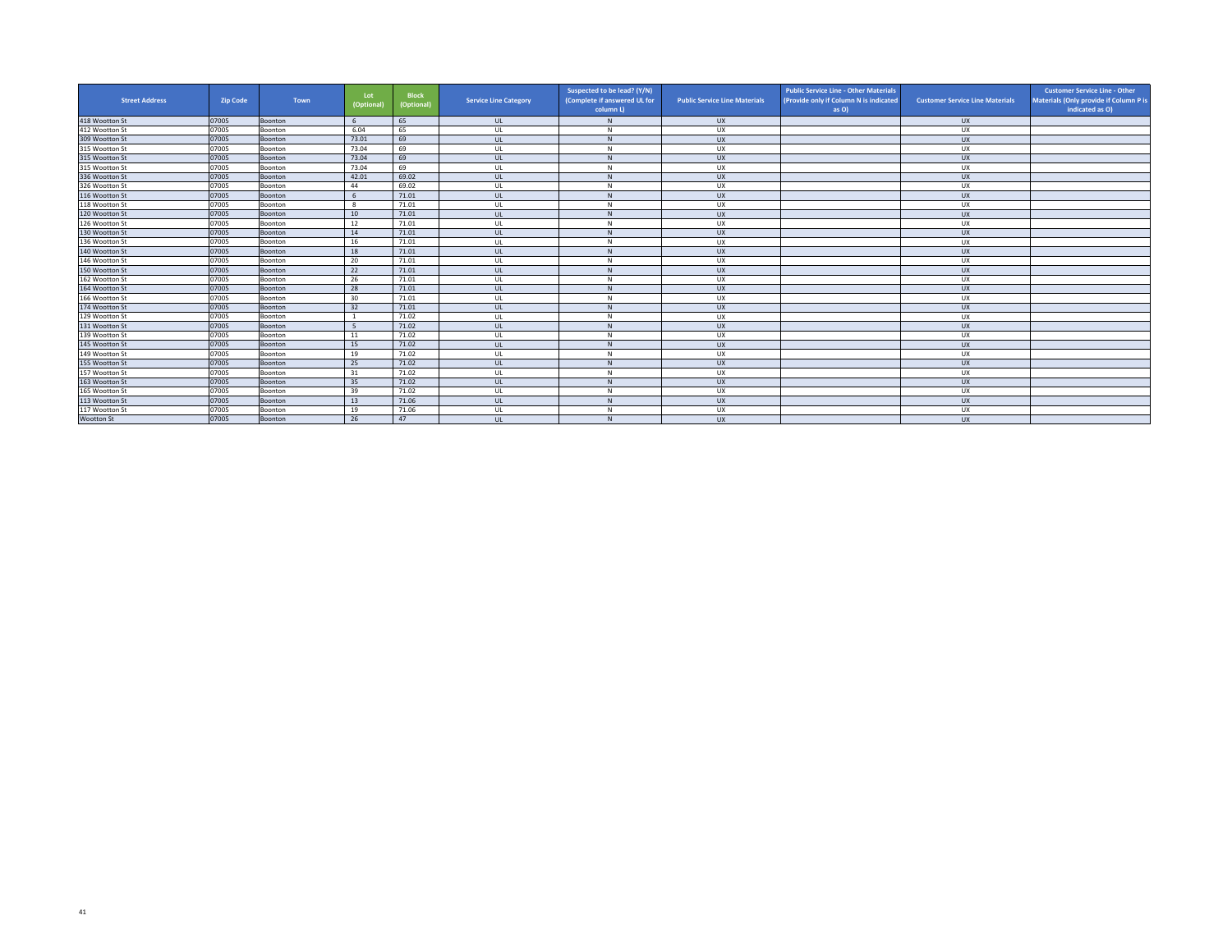| Street Address | Zip Code | Town | Lot (Optional) | Block (Optional) | Service Line Category | Suspected to be lead? (Y/N) (Complete if answered UL for column L) | Public Service Line Materials | Public Service Line - Other Materials (Provide only if Column N is indicated as O) | Customer Service Line Materials | Customer Service Line - Other Materials (Only provide if Column P is indicated as O) |
|---|---|---|---|---|---|---|---|---|---|---|
| 418 Wootton St | 07005 | Boonton | 6 | 65 | UL | N | UX | | UX | |
| 412 Wootton St | 07005 | Boonton | 6.04 | 65 | UL | N | UX | | UX | |
| 309 Wootton St | 07005 | Boonton | 73.01 | 69 | UL | N | UX | | UX | |
| 315 Wootton St | 07005 | Boonton | 73.04 | 69 | UL | N | UX | | UX | |
| 315 Wootton St | 07005 | Boonton | 73.04 | 69 | UL | N | UX | | UX | |
| 315 Wootton St | 07005 | Boonton | 73.04 | 69 | UL | N | UX | | UX | |
| 336 Wootton St | 07005 | Boonton | 42.01 | 69.02 | UL | N | UX | | UX | |
| 326 Wootton St | 07005 | Boonton | 44 | 69.02 | UL | N | UX | | UX | |
| 116 Wootton St | 07005 | Boonton | 6 | 71.01 | UL | N | UX | | UX | |
| 118 Wootton St | 07005 | Boonton | 8 | 71.01 | UL | N | UX | | UX | |
| 120 Wootton St | 07005 | Boonton | 10 | 71.01 | UL | N | UX | | UX | |
| 126 Wootton St | 07005 | Boonton | 12 | 71.01 | UL | N | UX | | UX | |
| 130 Wootton St | 07005 | Boonton | 14 | 71.01 | UL | N | UX | | UX | |
| 136 Wootton St | 07005 | Boonton | 16 | 71.01 | UL | N | UX | | UX | |
| 140 Wootton St | 07005 | Boonton | 18 | 71.01 | UL | N | UX | | UX | |
| 146 Wootton St | 07005 | Boonton | 20 | 71.01 | UL | N | UX | | UX | |
| 150 Wootton St | 07005 | Boonton | 22 | 71.01 | UL | N | UX | | UX | |
| 162 Wootton St | 07005 | Boonton | 26 | 71.01 | UL | N | UX | | UX | |
| 164 Wootton St | 07005 | Boonton | 28 | 71.01 | UL | N | UX | | UX | |
| 166 Wootton St | 07005 | Boonton | 30 | 71.01 | UL | N | UX | | UX | |
| 174 Wootton St | 07005 | Boonton | 32 | 71.01 | UL | N | UX | | UX | |
| 129 Wootton St | 07005 | Boonton | 1 | 71.02 | UL | N | UX | | UX | |
| 131 Wootton St | 07005 | Boonton | 5 | 71.02 | UL | N | UX | | UX | |
| 139 Wootton St | 07005 | Boonton | 11 | 71.02 | UL | N | UX | | UX | |
| 145 Wootton St | 07005 | Boonton | 15 | 71.02 | UL | N | UX | | UX | |
| 149 Wootton St | 07005 | Boonton | 19 | 71.02 | UL | N | UX | | UX | |
| 155 Wootton St | 07005 | Boonton | 25 | 71.02 | UL | N | UX | | UX | |
| 157 Wootton St | 07005 | Boonton | 31 | 71.02 | UL | N | UX | | UX | |
| 163 Wootton St | 07005 | Boonton | 35 | 71.02 | UL | N | UX | | UX | |
| 165 Wootton St | 07005 | Boonton | 39 | 71.02 | UL | N | UX | | UX | |
| 113 Wootton St | 07005 | Boonton | 13 | 71.06 | UL | N | UX | | UX | |
| 117 Wootton St | 07005 | Boonton | 19 | 71.06 | UL | N | UX | | UX | |
| Wootton St | 07005 | Boonton | 26 | 47 | UL | N | UX | | UX | |